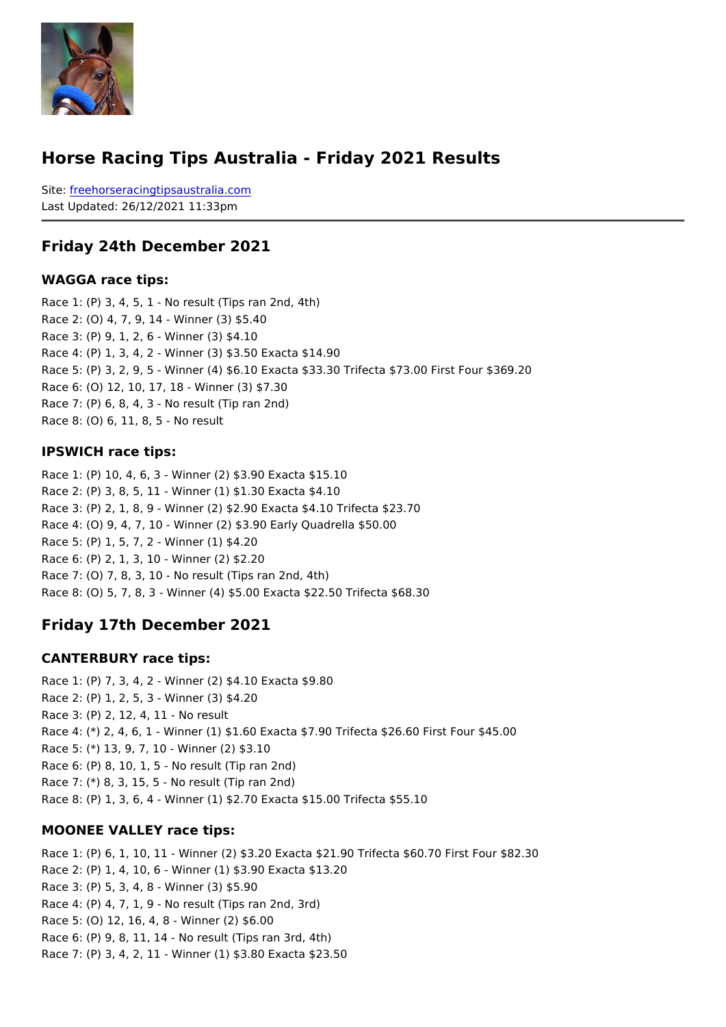# Horse Racing Tips Australia - Friday 2021 Results

Site: [freehorseracingtipsaustralia.com](freehorseracingtipsaustralia.com)
Last Updated: 26/12/2021 11:33pm

## Friday 24th December 2021

### WAGGA race tips:

Race 1: (P) 3, 4, 5, 1 - No result (Tips ran 2nd, 4th)
Race 2: (O) 4, 7, 9, 14 - Winner (3) $5.40
Race 3: (P) 9, 1, 2, 6 - Winner (3) $4.10
Race 4: (P) 1, 3, 4, 2 - Winner (3) $3.50 Exacta $14.90
Race 5: (P) 3, 2, 9, 5 - Winner (4) $6.10 Exacta $33.30 Trifecta $73.00 First Four $369.20
Race 6: (O) 12, 10, 17, 18 - Winner (3) $7.30
Race 7: (P) 6, 8, 4, 3 - No result (Tip ran 2nd)
Race 8: (O) 6, 11, 8, 5 - No result

### IPSWICH race tips:

Race 1: (P) 10, 4, 6, 3 - Winner (2) $3.90 Exacta $15.10
Race 2: (P) 3, 8, 5, 11 - Winner (1) $1.30 Exacta $4.10
Race 3: (P) 2, 1, 8, 9 - Winner (2) $2.90 Exacta $4.10 Trifecta $23.70
Race 4: (O) 9, 4, 7, 10 - Winner (2) $3.90 Early Quadrella $50.00
Race 5: (P) 1, 5, 7, 2 - Winner (1) $4.20
Race 6: (P) 2, 1, 3, 10 - Winner (2) $2.20
Race 7: (O) 7, 8, 3, 10 - No result (Tips ran 2nd, 4th)
Race 8: (O) 5, 7, 8, 3 - Winner (4) $5.00 Exacta $22.50 Trifecta $68.30

## Friday 17th December 2021

### CANTERBURY race tips:

Race 1: (P) 7, 3, 4, 2 - Winner (2) $4.10 Exacta $9.80
Race 2: (P) 1, 2, 5, 3 - Winner (3) $4.20
Race 3: (P) 2, 12, 4, 11 - No result
Race 4: (*) 2, 4, 6, 1 - Winner (1) $1.60 Exacta $7.90 Trifecta $26.60 First Four $45.00
Race 5: (*) 13, 9, 7, 10 - Winner (2) $3.10
Race 6: (P) 8, 10, 1, 5 - No result (Tip ran 2nd)
Race 7: (*) 8, 3, 15, 5 - No result (Tip ran 2nd)
Race 8: (P) 1, 3, 6, 4 - Winner (1) $2.70 Exacta $15.00 Trifecta $55.10

### MOONEE VALLEY race tips:

Race 1: (P) 6, 1, 10, 11 - Winner (2) $3.20 Exacta $21.90 Trifecta $60.70 First Four $82.30
Race 2: (P) 1, 4, 10, 6 - Winner (1) $3.90 Exacta $13.20
Race 3: (P) 5, 3, 4, 8 - Winner (3) $5.90
Race 4: (P) 4, 7, 1, 9 - No result (Tips ran 2nd, 3rd)
Race 5: (O) 12, 16, 4, 8 - Winner (2) $6.00
Race 6: (P) 9, 8, 11, 14 - No result (Tips ran 3rd, 4th)
Race 7: (P) 3, 4, 2, 11 - Winner (1) $3.80 Exacta $23.50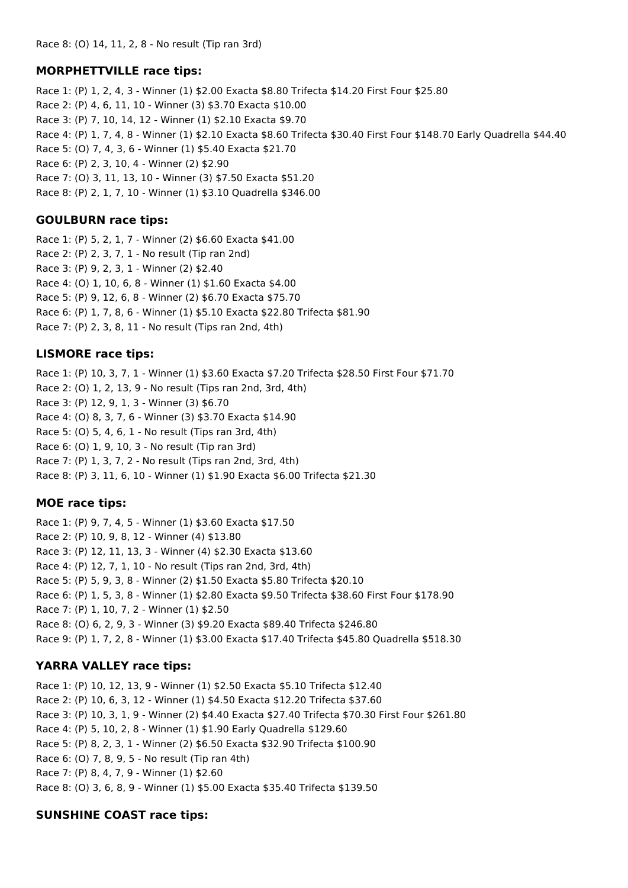Race 8: (O) 14, 11, 2, 8 - No result (Tip ran 3rd)

### MORPHETTVILLE race tips:

Race 1: (P) 1, 2, 4, 3 - Winner (1) $2.00 Exacta $8.80 Trifecta $14.20 First Four $25.80
Race 2: (P) 4, 6, 11, 10 - Winner (3) $3.70 Exacta $10.00
Race 3: (P) 7, 10, 14, 12 - Winner (1) $2.10 Exacta $9.70
Race 4: (P) 1, 7, 4, 8 - Winner (1) $2.10 Exacta $8.60 Trifecta $30.40 First Four $148.70 Early Quadrella $44.40
Race 5: (O) 7, 4, 3, 6 - Winner (1) $5.40 Exacta $21.70
Race 6: (P) 2, 3, 10, 4 - Winner (2) $2.90
Race 7: (O) 3, 11, 13, 10 - Winner (3) $7.50 Exacta $51.20
Race 8: (P) 2, 1, 7, 10 - Winner (1) $3.10 Quadrella $346.00

### GOULBURN race tips:

Race 1: (P) 5, 2, 1, 7 - Winner (2) $6.60 Exacta $41.00
Race 2: (P) 2, 3, 7, 1 - No result (Tip ran 2nd)
Race 3: (P) 9, 2, 3, 1 - Winner (2) $2.40
Race 4: (O) 1, 10, 6, 8 - Winner (1) $1.60 Exacta $4.00
Race 5: (P) 9, 12, 6, 8 - Winner (2) $6.70 Exacta $75.70
Race 6: (P) 1, 7, 8, 6 - Winner (1) $5.10 Exacta $22.80 Trifecta $81.90
Race 7: (P) 2, 3, 8, 11 - No result (Tips ran 2nd, 4th)

### LISMORE race tips:

Race 1: (P) 10, 3, 7, 1 - Winner (1) $3.60 Exacta $7.20 Trifecta $28.50 First Four $71.70
Race 2: (O) 1, 2, 13, 9 - No result (Tips ran 2nd, 3rd, 4th)
Race 3: (P) 12, 9, 1, 3 - Winner (3) $6.70
Race 4: (O) 8, 3, 7, 6 - Winner (3) $3.70 Exacta $14.90
Race 5: (O) 5, 4, 6, 1 - No result (Tips ran 3rd, 4th)
Race 6: (O) 1, 9, 10, 3 - No result (Tip ran 3rd)
Race 7: (P) 1, 3, 7, 2 - No result (Tips ran 2nd, 3rd, 4th)
Race 8: (P) 3, 11, 6, 10 - Winner (1) $1.90 Exacta $6.00 Trifecta $21.30

### MOE race tips:

Race 1: (P) 9, 7, 4, 5 - Winner (1) $3.60 Exacta $17.50
Race 2: (P) 10, 9, 8, 12 - Winner (4) $13.80
Race 3: (P) 12, 11, 13, 3 - Winner (4) $2.30 Exacta $13.60
Race 4: (P) 12, 7, 1, 10 - No result (Tips ran 2nd, 3rd, 4th)
Race 5: (P) 5, 9, 3, 8 - Winner (2) $1.50 Exacta $5.80 Trifecta $20.10
Race 6: (P) 1, 5, 3, 8 - Winner (1) $2.80 Exacta $9.50 Trifecta $38.60 First Four $178.90
Race 7: (P) 1, 10, 7, 2 - Winner (1) $2.50
Race 8: (O) 6, 2, 9, 3 - Winner (3) $9.20 Exacta $89.40 Trifecta $246.80
Race 9: (P) 1, 7, 2, 8 - Winner (1) $3.00 Exacta $17.40 Trifecta $45.80 Quadrella $518.30

### YARRA VALLEY race tips:

Race 1: (P) 10, 12, 13, 9 - Winner (1) $2.50 Exacta $5.10 Trifecta $12.40
Race 2: (P) 10, 6, 3, 12 - Winner (1) $4.50 Exacta $12.20 Trifecta $37.60
Race 3: (P) 10, 3, 1, 9 - Winner (2) $4.40 Exacta $27.40 Trifecta $70.30 First Four $261.80
Race 4: (P) 5, 10, 2, 8 - Winner (1) $1.90 Early Quadrella $129.60
Race 5: (P) 8, 2, 3, 1 - Winner (2) $6.50 Exacta $32.90 Trifecta $100.90
Race 6: (O) 7, 8, 9, 5 - No result (Tip ran 4th)
Race 7: (P) 8, 4, 7, 9 - Winner (1) $2.60
Race 8: (O) 3, 6, 8, 9 - Winner (1) $5.00 Exacta $35.40 Trifecta $139.50

### SUNSHINE COAST race tips: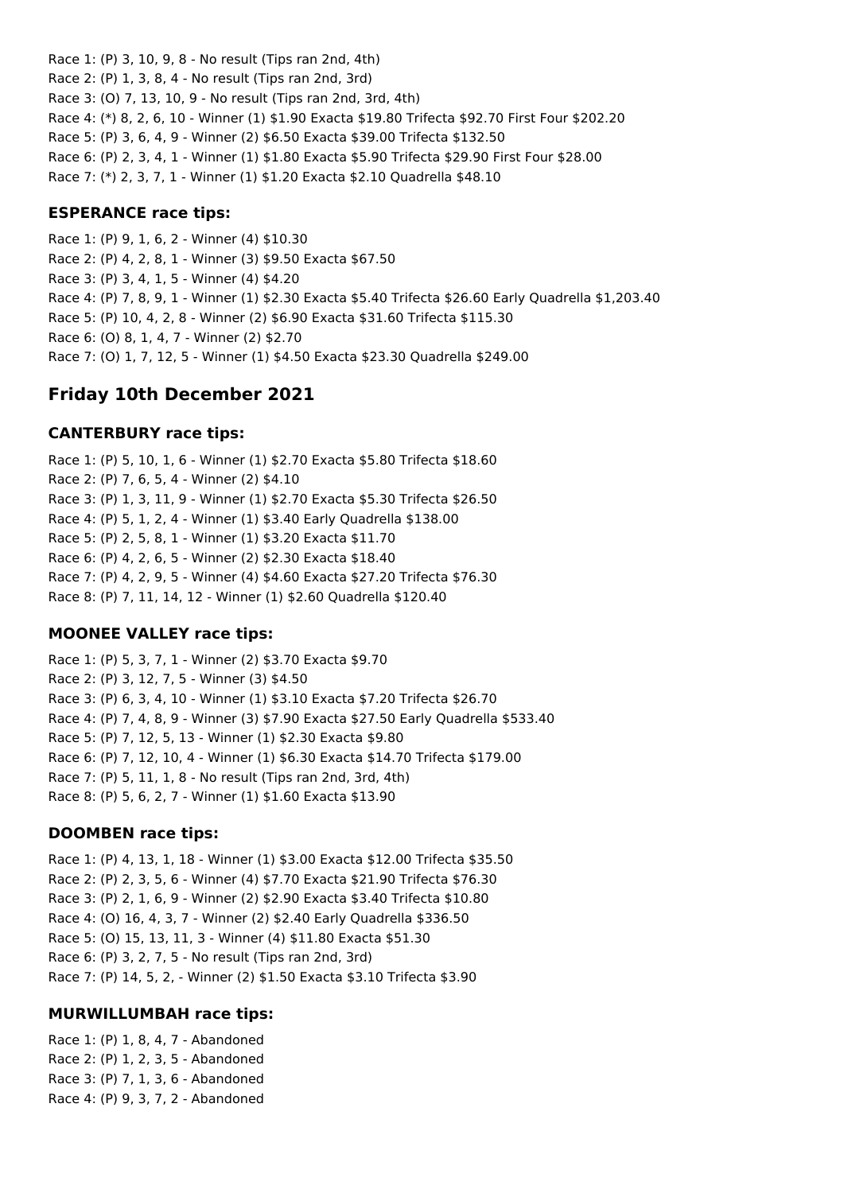Race 1: (P) 3, 10, 9, 8 - No result (Tips ran 2nd, 4th)
Race 2: (P) 1, 3, 8, 4 - No result (Tips ran 2nd, 3rd)
Race 3: (O) 7, 13, 10, 9 - No result (Tips ran 2nd, 3rd, 4th)
Race 4: (*) 8, 2, 6, 10 - Winner (1) $1.90 Exacta $19.80 Trifecta $92.70 First Four $202.20
Race 5: (P) 3, 6, 4, 9 - Winner (2) $6.50 Exacta $39.00 Trifecta $132.50
Race 6: (P) 2, 3, 4, 1 - Winner (1) $1.80 Exacta $5.90 Trifecta $29.90 First Four $28.00
Race 7: (*) 2, 3, 7, 1 - Winner (1) $1.20 Exacta $2.10 Quadrella $48.10

### ESPERANCE race tips:

Race 1: (P) 9, 1, 6, 2 - Winner (4) $10.30
Race 2: (P) 4, 2, 8, 1 - Winner (3) $9.50 Exacta $67.50
Race 3: (P) 3, 4, 1, 5 - Winner (4) $4.20
Race 4: (P) 7, 8, 9, 1 - Winner (1) $2.30 Exacta $5.40 Trifecta $26.60 Early Quadrella $1,203.40
Race 5: (P) 10, 4, 2, 8 - Winner (2) $6.90 Exacta $31.60 Trifecta $115.30
Race 6: (O) 8, 1, 4, 7 - Winner (2) $2.70
Race 7: (O) 1, 7, 12, 5 - Winner (1) $4.50 Exacta $23.30 Quadrella $249.00

## Friday 10th December 2021

### CANTERBURY race tips:

Race 1: (P) 5, 10, 1, 6 - Winner (1) $2.70 Exacta $5.80 Trifecta $18.60
Race 2: (P) 7, 6, 5, 4 - Winner (2) $4.10
Race 3: (P) 1, 3, 11, 9 - Winner (1) $2.70 Exacta $5.30 Trifecta $26.50
Race 4: (P) 5, 1, 2, 4 - Winner (1) $3.40 Early Quadrella $138.00
Race 5: (P) 2, 5, 8, 1 - Winner (1) $3.20 Exacta $11.70
Race 6: (P) 4, 2, 6, 5 - Winner (2) $2.30 Exacta $18.40
Race 7: (P) 4, 2, 9, 5 - Winner (4) $4.60 Exacta $27.20 Trifecta $76.30
Race 8: (P) 7, 11, 14, 12 - Winner (1) $2.60 Quadrella $120.40

### MOONEE VALLEY race tips:

Race 1: (P) 5, 3, 7, 1 - Winner (2) $3.70 Exacta $9.70
Race 2: (P) 3, 12, 7, 5 - Winner (3) $4.50
Race 3: (P) 6, 3, 4, 10 - Winner (1) $3.10 Exacta $7.20 Trifecta $26.70
Race 4: (P) 7, 4, 8, 9 - Winner (3) $7.90 Exacta $27.50 Early Quadrella $533.40
Race 5: (P) 7, 12, 5, 13 - Winner (1) $2.30 Exacta $9.80
Race 6: (P) 7, 12, 10, 4 - Winner (1) $6.30 Exacta $14.70 Trifecta $179.00
Race 7: (P) 5, 11, 1, 8 - No result (Tips ran 2nd, 3rd, 4th)
Race 8: (P) 5, 6, 2, 7 - Winner (1) $1.60 Exacta $13.90

### DOOMBEN race tips:

Race 1: (P) 4, 13, 1, 18 - Winner (1) $3.00 Exacta $12.00 Trifecta $35.50
Race 2: (P) 2, 3, 5, 6 - Winner (4) $7.70 Exacta $21.90 Trifecta $76.30
Race 3: (P) 2, 1, 6, 9 - Winner (2) $2.90 Exacta $3.40 Trifecta $10.80
Race 4: (O) 16, 4, 3, 7 - Winner (2) $2.40 Early Quadrella $336.50
Race 5: (O) 15, 13, 11, 3 - Winner (4) $11.80 Exacta $51.30
Race 6: (P) 3, 2, 7, 5 - No result (Tips ran 2nd, 3rd)
Race 7: (P) 14, 5, 2, - Winner (2) $1.50 Exacta $3.10 Trifecta $3.90

### MURWILLUMBAH race tips:

Race 1: (P) 1, 8, 4, 7 - Abandoned
Race 2: (P) 1, 2, 3, 5 - Abandoned
Race 3: (P) 7, 1, 3, 6 - Abandoned
Race 4: (P) 9, 3, 7, 2 - Abandoned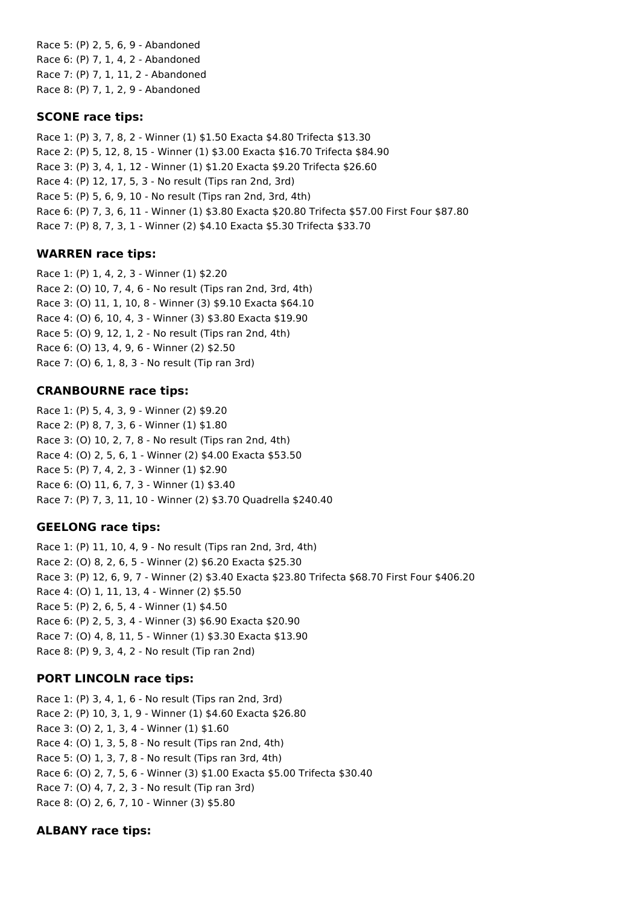Race 5: (P) 2, 5, 6, 9 - Abandoned
Race 6: (P) 7, 1, 4, 2 - Abandoned
Race 7: (P) 7, 1, 11, 2 - Abandoned
Race 8: (P) 7, 1, 2, 9 - Abandoned

### SCONE race tips:

Race 1: (P) 3, 7, 8, 2 - Winner (1) $1.50 Exacta $4.80 Trifecta $13.30
Race 2: (P) 5, 12, 8, 15 - Winner (1) $3.00 Exacta $16.70 Trifecta $84.90
Race 3: (P) 3, 4, 1, 12 - Winner (1) $1.20 Exacta $9.20 Trifecta $26.60
Race 4: (P) 12, 17, 5, 3 - No result (Tips ran 2nd, 3rd)
Race 5: (P) 5, 6, 9, 10 - No result (Tips ran 2nd, 3rd, 4th)
Race 6: (P) 7, 3, 6, 11 - Winner (1) $3.80 Exacta $20.80 Trifecta $57.00 First Four $87.80
Race 7: (P) 8, 7, 3, 1 - Winner (2) $4.10 Exacta $5.30 Trifecta $33.70

### WARREN race tips:

Race 1: (P) 1, 4, 2, 3 - Winner (1) $2.20
Race 2: (O) 10, 7, 4, 6 - No result (Tips ran 2nd, 3rd, 4th)
Race 3: (O) 11, 1, 10, 8 - Winner (3) $9.10 Exacta $64.10
Race 4: (O) 6, 10, 4, 3 - Winner (3) $3.80 Exacta $19.90
Race 5: (O) 9, 12, 1, 2 - No result (Tips ran 2nd, 4th)
Race 6: (O) 13, 4, 9, 6 - Winner (2) $2.50
Race 7: (O) 6, 1, 8, 3 - No result (Tip ran 3rd)

### CRANBOURNE race tips:

Race 1: (P) 5, 4, 3, 9 - Winner (2) $9.20
Race 2: (P) 8, 7, 3, 6 - Winner (1) $1.80
Race 3: (O) 10, 2, 7, 8 - No result (Tips ran 2nd, 4th)
Race 4: (O) 2, 5, 6, 1 - Winner (2) $4.00 Exacta $53.50
Race 5: (P) 7, 4, 2, 3 - Winner (1) $2.90
Race 6: (O) 11, 6, 7, 3 - Winner (1) $3.40
Race 7: (P) 7, 3, 11, 10 - Winner (2) $3.70 Quadrella $240.40

### GEELONG race tips:

Race 1: (P) 11, 10, 4, 9 - No result (Tips ran 2nd, 3rd, 4th)
Race 2: (O) 8, 2, 6, 5 - Winner (2) $6.20 Exacta $25.30
Race 3: (P) 12, 6, 9, 7 - Winner (2) $3.40 Exacta $23.80 Trifecta $68.70 First Four $406.20
Race 4: (O) 1, 11, 13, 4 - Winner (2) $5.50
Race 5: (P) 2, 6, 5, 4 - Winner (1) $4.50
Race 6: (P) 2, 5, 3, 4 - Winner (3) $6.90 Exacta $20.90
Race 7: (O) 4, 8, 11, 5 - Winner (1) $3.30 Exacta $13.90
Race 8: (P) 9, 3, 4, 2 - No result (Tip ran 2nd)

### PORT LINCOLN race tips:

Race 1: (P) 3, 4, 1, 6 - No result (Tips ran 2nd, 3rd)
Race 2: (P) 10, 3, 1, 9 - Winner (1) $4.60 Exacta $26.80
Race 3: (O) 2, 1, 3, 4 - Winner (1) $1.60
Race 4: (O) 1, 3, 5, 8 - No result (Tips ran 2nd, 4th)
Race 5: (O) 1, 3, 7, 8 - No result (Tips ran 3rd, 4th)
Race 6: (O) 2, 7, 5, 6 - Winner (3) $1.00 Exacta $5.00 Trifecta $30.40
Race 7: (O) 4, 7, 2, 3 - No result (Tip ran 3rd)
Race 8: (O) 2, 6, 7, 10 - Winner (3) $5.80

### ALBANY race tips: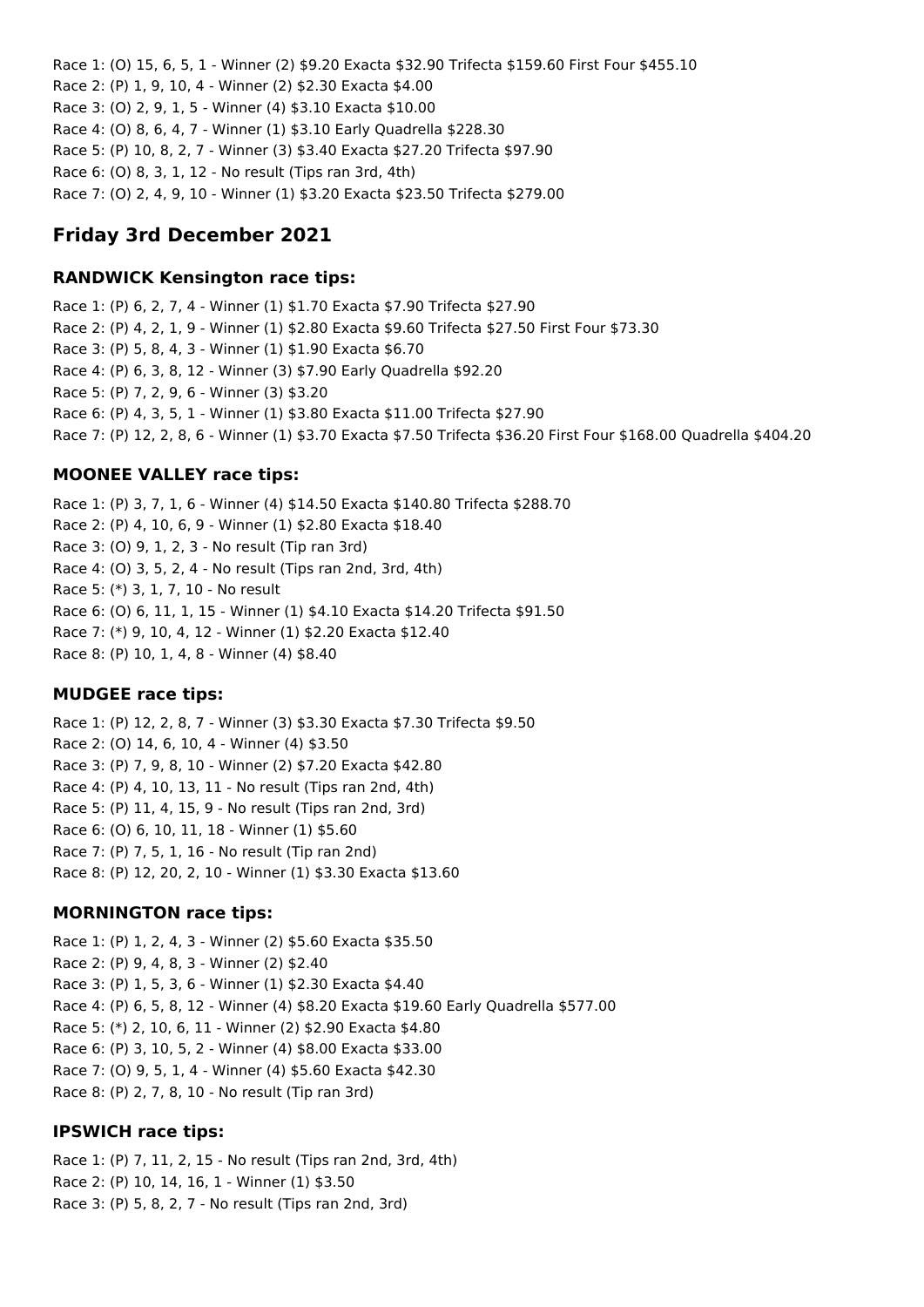Race 1: (O) 15, 6, 5, 1 - Winner (2) $9.20 Exacta $32.90 Trifecta $159.60 First Four $455.10
Race 2: (P) 1, 9, 10, 4 - Winner (2) $2.30 Exacta $4.00
Race 3: (O) 2, 9, 1, 5 - Winner (4) $3.10 Exacta $10.00
Race 4: (O) 8, 6, 4, 7 - Winner (1) $3.10 Early Quadrella $228.30
Race 5: (P) 10, 8, 2, 7 - Winner (3) $3.40 Exacta $27.20 Trifecta $97.90
Race 6: (O) 8, 3, 1, 12 - No result (Tips ran 3rd, 4th)
Race 7: (O) 2, 4, 9, 10 - Winner (1) $3.20 Exacta $23.50 Trifecta $279.00

## Friday 3rd December 2021

### RANDWICK Kensington race tips:

Race 1: (P) 6, 2, 7, 4 - Winner (1) $1.70 Exacta $7.90 Trifecta $27.90
Race 2: (P) 4, 2, 1, 9 - Winner (1) $2.80 Exacta $9.60 Trifecta $27.50 First Four $73.30
Race 3: (P) 5, 8, 4, 3 - Winner (1) $1.90 Exacta $6.70
Race 4: (P) 6, 3, 8, 12 - Winner (3) $7.90 Early Quadrella $92.20
Race 5: (P) 7, 2, 9, 6 - Winner (3) $3.20
Race 6: (P) 4, 3, 5, 1 - Winner (1) $3.80 Exacta $11.00 Trifecta $27.90
Race 7: (P) 12, 2, 8, 6 - Winner (1) $3.70 Exacta $7.50 Trifecta $36.20 First Four $168.00 Quadrella $404.20

### MOONEE VALLEY race tips:

Race 1: (P) 3, 7, 1, 6 - Winner (4) $14.50 Exacta $140.80 Trifecta $288.70
Race 2: (P) 4, 10, 6, 9 - Winner (1) $2.80 Exacta $18.40
Race 3: (O) 9, 1, 2, 3 - No result (Tip ran 3rd)
Race 4: (O) 3, 5, 2, 4 - No result (Tips ran 2nd, 3rd, 4th)
Race 5: (*) 3, 1, 7, 10 - No result
Race 6: (O) 6, 11, 1, 15 - Winner (1) $4.10 Exacta $14.20 Trifecta $91.50
Race 7: (*) 9, 10, 4, 12 - Winner (1) $2.20 Exacta $12.40
Race 8: (P) 10, 1, 4, 8 - Winner (4) $8.40

### MUDGEE race tips:

Race 1: (P) 12, 2, 8, 7 - Winner (3) $3.30 Exacta $7.30 Trifecta $9.50
Race 2: (O) 14, 6, 10, 4 - Winner (4) $3.50
Race 3: (P) 7, 9, 8, 10 - Winner (2) $7.20 Exacta $42.80
Race 4: (P) 4, 10, 13, 11 - No result (Tips ran 2nd, 4th)
Race 5: (P) 11, 4, 15, 9 - No result (Tips ran 2nd, 3rd)
Race 6: (O) 6, 10, 11, 18 - Winner (1) $5.60
Race 7: (P) 7, 5, 1, 16 - No result (Tip ran 2nd)
Race 8: (P) 12, 20, 2, 10 - Winner (1) $3.30 Exacta $13.60

### MORNINGTON race tips:

Race 1: (P) 1, 2, 4, 3 - Winner (2) $5.60 Exacta $35.50
Race 2: (P) 9, 4, 8, 3 - Winner (2) $2.40
Race 3: (P) 1, 5, 3, 6 - Winner (1) $2.30 Exacta $4.40
Race 4: (P) 6, 5, 8, 12 - Winner (4) $8.20 Exacta $19.60 Early Quadrella $577.00
Race 5: (*) 2, 10, 6, 11 - Winner (2) $2.90 Exacta $4.80
Race 6: (P) 3, 10, 5, 2 - Winner (4) $8.00 Exacta $33.00
Race 7: (O) 9, 5, 1, 4 - Winner (4) $5.60 Exacta $42.30
Race 8: (P) 2, 7, 8, 10 - No result (Tip ran 3rd)

### IPSWICH race tips:

Race 1: (P) 7, 11, 2, 15 - No result (Tips ran 2nd, 3rd, 4th)
Race 2: (P) 10, 14, 16, 1 - Winner (1) $3.50
Race 3: (P) 5, 8, 2, 7 - No result (Tips ran 2nd, 3rd)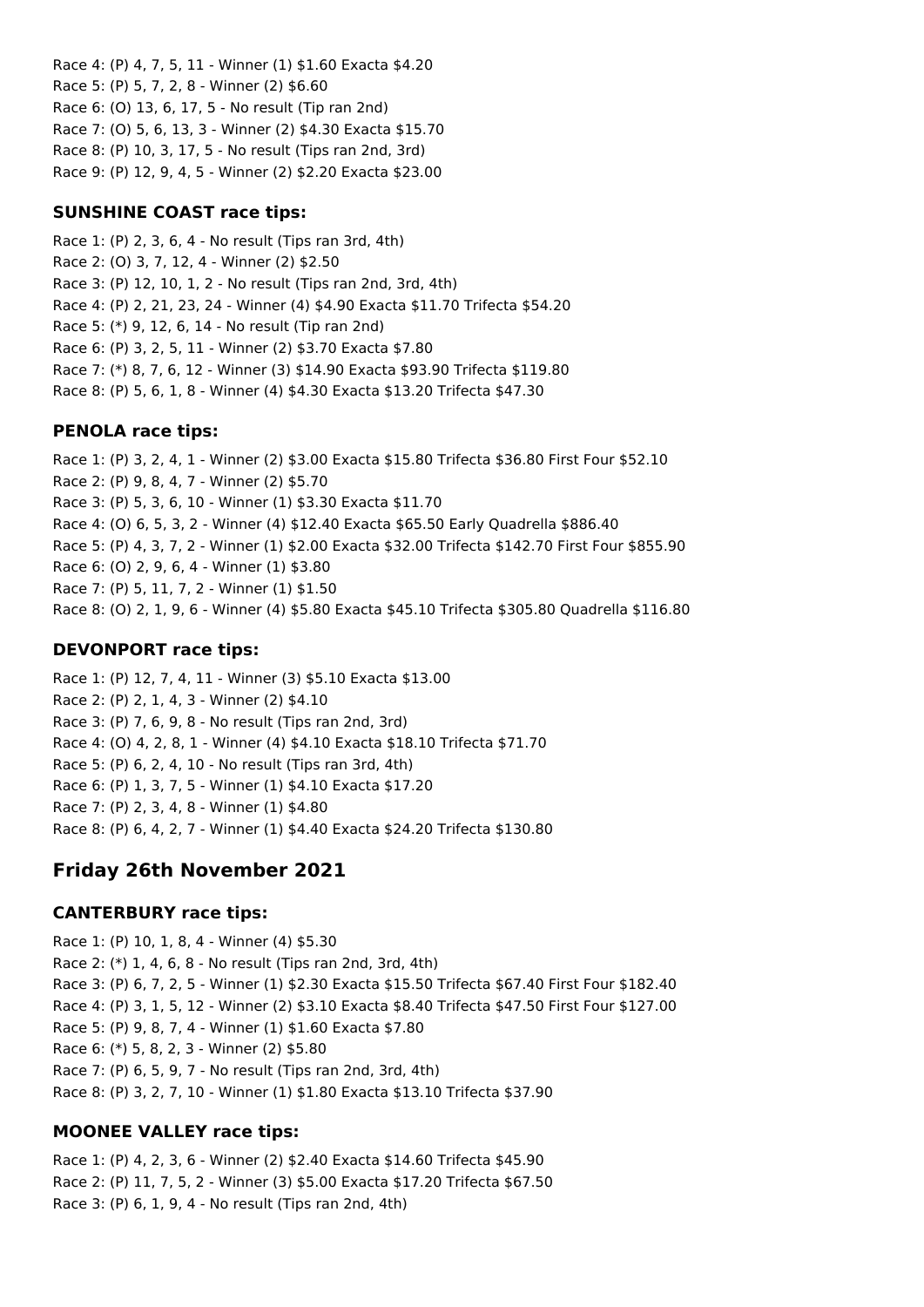Race 4: (P) 4, 7, 5, 11 - Winner (1) $1.60 Exacta $4.20
Race 5: (P) 5, 7, 2, 8 - Winner (2) $6.60
Race 6: (O) 13, 6, 17, 5 - No result (Tip ran 2nd)
Race 7: (O) 5, 6, 13, 3 - Winner (2) $4.30 Exacta $15.70
Race 8: (P) 10, 3, 17, 5 - No result (Tips ran 2nd, 3rd)
Race 9: (P) 12, 9, 4, 5 - Winner (2) $2.20 Exacta $23.00

### SUNSHINE COAST race tips:

Race 1: (P) 2, 3, 6, 4 - No result (Tips ran 3rd, 4th)
Race 2: (O) 3, 7, 12, 4 - Winner (2) $2.50
Race 3: (P) 12, 10, 1, 2 - No result (Tips ran 2nd, 3rd, 4th)
Race 4: (P) 2, 21, 23, 24 - Winner (4) $4.90 Exacta $11.70 Trifecta $54.20
Race 5: (*) 9, 12, 6, 14 - No result (Tip ran 2nd)
Race 6: (P) 3, 2, 5, 11 - Winner (2) $3.70 Exacta $7.80
Race 7: (*) 8, 7, 6, 12 - Winner (3) $14.90 Exacta $93.90 Trifecta $119.80
Race 8: (P) 5, 6, 1, 8 - Winner (4) $4.30 Exacta $13.20 Trifecta $47.30

### PENOLA race tips:

Race 1: (P) 3, 2, 4, 1 - Winner (2) $3.00 Exacta $15.80 Trifecta $36.80 First Four $52.10
Race 2: (P) 9, 8, 4, 7 - Winner (2) $5.70
Race 3: (P) 5, 3, 6, 10 - Winner (1) $3.30 Exacta $11.70
Race 4: (O) 6, 5, 3, 2 - Winner (4) $12.40 Exacta $65.50 Early Quadrella $886.40
Race 5: (P) 4, 3, 7, 2 - Winner (1) $2.00 Exacta $32.00 Trifecta $142.70 First Four $855.90
Race 6: (O) 2, 9, 6, 4 - Winner (1) $3.80
Race 7: (P) 5, 11, 7, 2 - Winner (1) $1.50
Race 8: (O) 2, 1, 9, 6 - Winner (4) $5.80 Exacta $45.10 Trifecta $305.80 Quadrella $116.80

### DEVONPORT race tips:

Race 1: (P) 12, 7, 4, 11 - Winner (3) $5.10 Exacta $13.00
Race 2: (P) 2, 1, 4, 3 - Winner (2) $4.10
Race 3: (P) 7, 6, 9, 8 - No result (Tips ran 2nd, 3rd)
Race 4: (O) 4, 2, 8, 1 - Winner (4) $4.10 Exacta $18.10 Trifecta $71.70
Race 5: (P) 6, 2, 4, 10 - No result (Tips ran 3rd, 4th)
Race 6: (P) 1, 3, 7, 5 - Winner (1) $4.10 Exacta $17.20
Race 7: (P) 2, 3, 4, 8 - Winner (1) $4.80
Race 8: (P) 6, 4, 2, 7 - Winner (1) $4.40 Exacta $24.20 Trifecta $130.80

## Friday 26th November 2021

### CANTERBURY race tips:

Race 1: (P) 10, 1, 8, 4 - Winner (4) $5.30
Race 2: (*) 1, 4, 6, 8 - No result (Tips ran 2nd, 3rd, 4th)
Race 3: (P) 6, 7, 2, 5 - Winner (1) $2.30 Exacta $15.50 Trifecta $67.40 First Four $182.40
Race 4: (P) 3, 1, 5, 12 - Winner (2) $3.10 Exacta $8.40 Trifecta $47.50 First Four $127.00
Race 5: (P) 9, 8, 7, 4 - Winner (1) $1.60 Exacta $7.80
Race 6: (*) 5, 8, 2, 3 - Winner (2) $5.80
Race 7: (P) 6, 5, 9, 7 - No result (Tips ran 2nd, 3rd, 4th)
Race 8: (P) 3, 2, 7, 10 - Winner (1) $1.80 Exacta $13.10 Trifecta $37.90

### MOONEE VALLEY race tips:

Race 1: (P) 4, 2, 3, 6 - Winner (2) $2.40 Exacta $14.60 Trifecta $45.90
Race 2: (P) 11, 7, 5, 2 - Winner (3) $5.00 Exacta $17.20 Trifecta $67.50
Race 3: (P) 6, 1, 9, 4 - No result (Tips ran 2nd, 4th)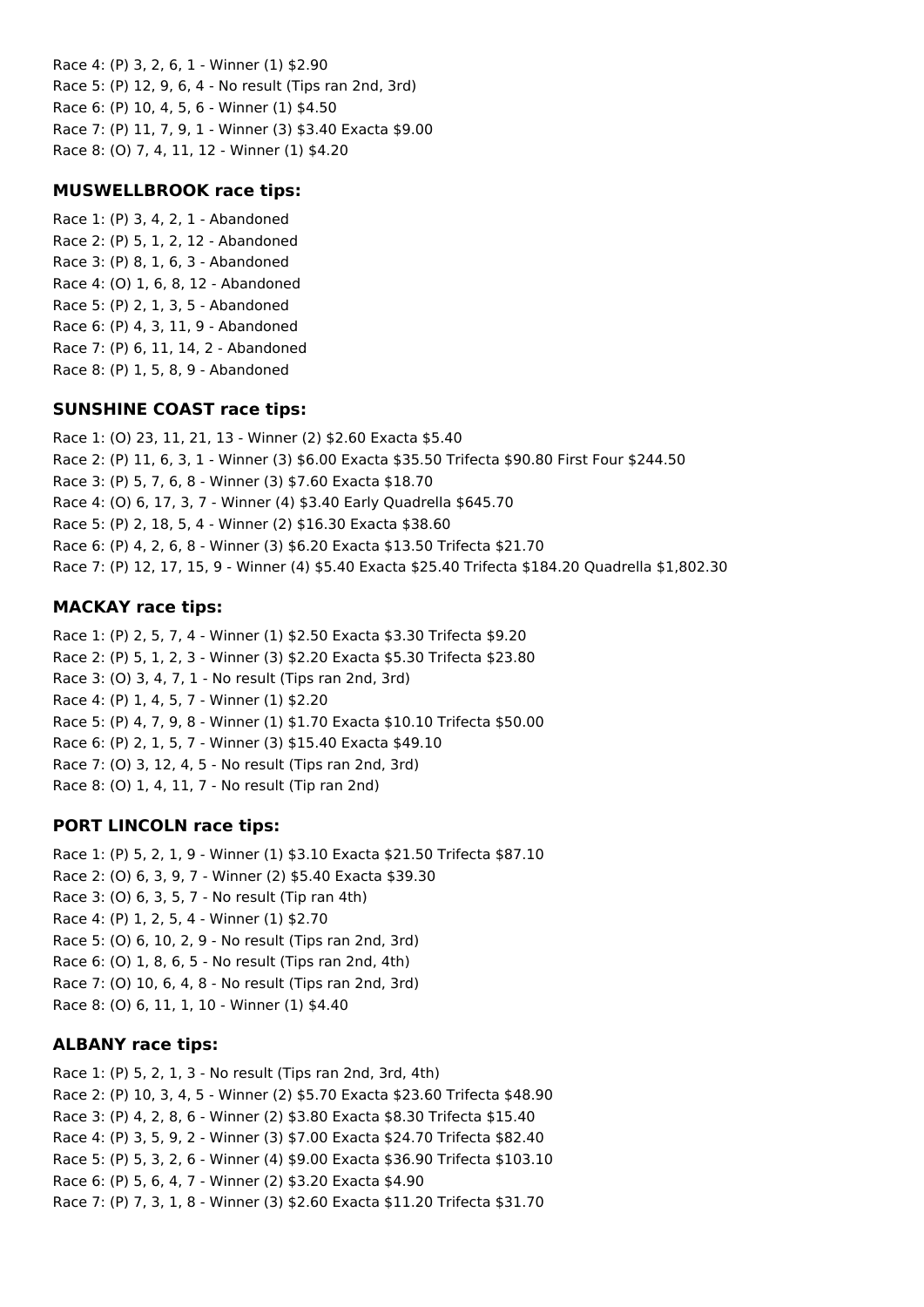Race 4: (P) 3, 2, 6, 1 - Winner (1) $2.90
Race 5: (P) 12, 9, 6, 4 - No result (Tips ran 2nd, 3rd)
Race 6: (P) 10, 4, 5, 6 - Winner (1) $4.50
Race 7: (P) 11, 7, 9, 1 - Winner (3) $3.40 Exacta $9.00
Race 8: (O) 7, 4, 11, 12 - Winner (1) $4.20

### MUSWELLBROOK race tips:

Race 1: (P) 3, 4, 2, 1 - Abandoned
Race 2: (P) 5, 1, 2, 12 - Abandoned
Race 3: (P) 8, 1, 6, 3 - Abandoned
Race 4: (O) 1, 6, 8, 12 - Abandoned
Race 5: (P) 2, 1, 3, 5 - Abandoned
Race 6: (P) 4, 3, 11, 9 - Abandoned
Race 7: (P) 6, 11, 14, 2 - Abandoned
Race 8: (P) 1, 5, 8, 9 - Abandoned

### SUNSHINE COAST race tips:

Race 1: (O) 23, 11, 21, 13 - Winner (2) $2.60 Exacta $5.40
Race 2: (P) 11, 6, 3, 1 - Winner (3) $6.00 Exacta $35.50 Trifecta $90.80 First Four $244.50
Race 3: (P) 5, 7, 6, 8 - Winner (3) $7.60 Exacta $18.70
Race 4: (O) 6, 17, 3, 7 - Winner (4) $3.40 Early Quadrella $645.70
Race 5: (P) 2, 18, 5, 4 - Winner (2) $16.30 Exacta $38.60
Race 6: (P) 4, 2, 6, 8 - Winner (3) $6.20 Exacta $13.50 Trifecta $21.70
Race 7: (P) 12, 17, 15, 9 - Winner (4) $5.40 Exacta $25.40 Trifecta $184.20 Quadrella $1,802.30

### MACKAY race tips:

Race 1: (P) 2, 5, 7, 4 - Winner (1) $2.50 Exacta $3.30 Trifecta $9.20
Race 2: (P) 5, 1, 2, 3 - Winner (3) $2.20 Exacta $5.30 Trifecta $23.80
Race 3: (O) 3, 4, 7, 1 - No result (Tips ran 2nd, 3rd)
Race 4: (P) 1, 4, 5, 7 - Winner (1) $2.20
Race 5: (P) 4, 7, 9, 8 - Winner (1) $1.70 Exacta $10.10 Trifecta $50.00
Race 6: (P) 2, 1, 5, 7 - Winner (3) $15.40 Exacta $49.10
Race 7: (O) 3, 12, 4, 5 - No result (Tips ran 2nd, 3rd)
Race 8: (O) 1, 4, 11, 7 - No result (Tip ran 2nd)

### PORT LINCOLN race tips:

Race 1: (P) 5, 2, 1, 9 - Winner (1) $3.10 Exacta $21.50 Trifecta $87.10
Race 2: (O) 6, 3, 9, 7 - Winner (2) $5.40 Exacta $39.30
Race 3: (O) 6, 3, 5, 7 - No result (Tip ran 4th)
Race 4: (P) 1, 2, 5, 4 - Winner (1) $2.70
Race 5: (O) 6, 10, 2, 9 - No result (Tips ran 2nd, 3rd)
Race 6: (O) 1, 8, 6, 5 - No result (Tips ran 2nd, 4th)
Race 7: (O) 10, 6, 4, 8 - No result (Tips ran 2nd, 3rd)
Race 8: (O) 6, 11, 1, 10 - Winner (1) $4.40

### ALBANY race tips:

Race 1: (P) 5, 2, 1, 3 - No result (Tips ran 2nd, 3rd, 4th)
Race 2: (P) 10, 3, 4, 5 - Winner (2) $5.70 Exacta $23.60 Trifecta $48.90
Race 3: (P) 4, 2, 8, 6 - Winner (2) $3.80 Exacta $8.30 Trifecta $15.40
Race 4: (P) 3, 5, 9, 2 - Winner (3) $7.00 Exacta $24.70 Trifecta $82.40
Race 5: (P) 5, 3, 2, 6 - Winner (4) $9.00 Exacta $36.90 Trifecta $103.10
Race 6: (P) 5, 6, 4, 7 - Winner (2) $3.20 Exacta $4.90
Race 7: (P) 7, 3, 1, 8 - Winner (3) $2.60 Exacta $11.20 Trifecta $31.70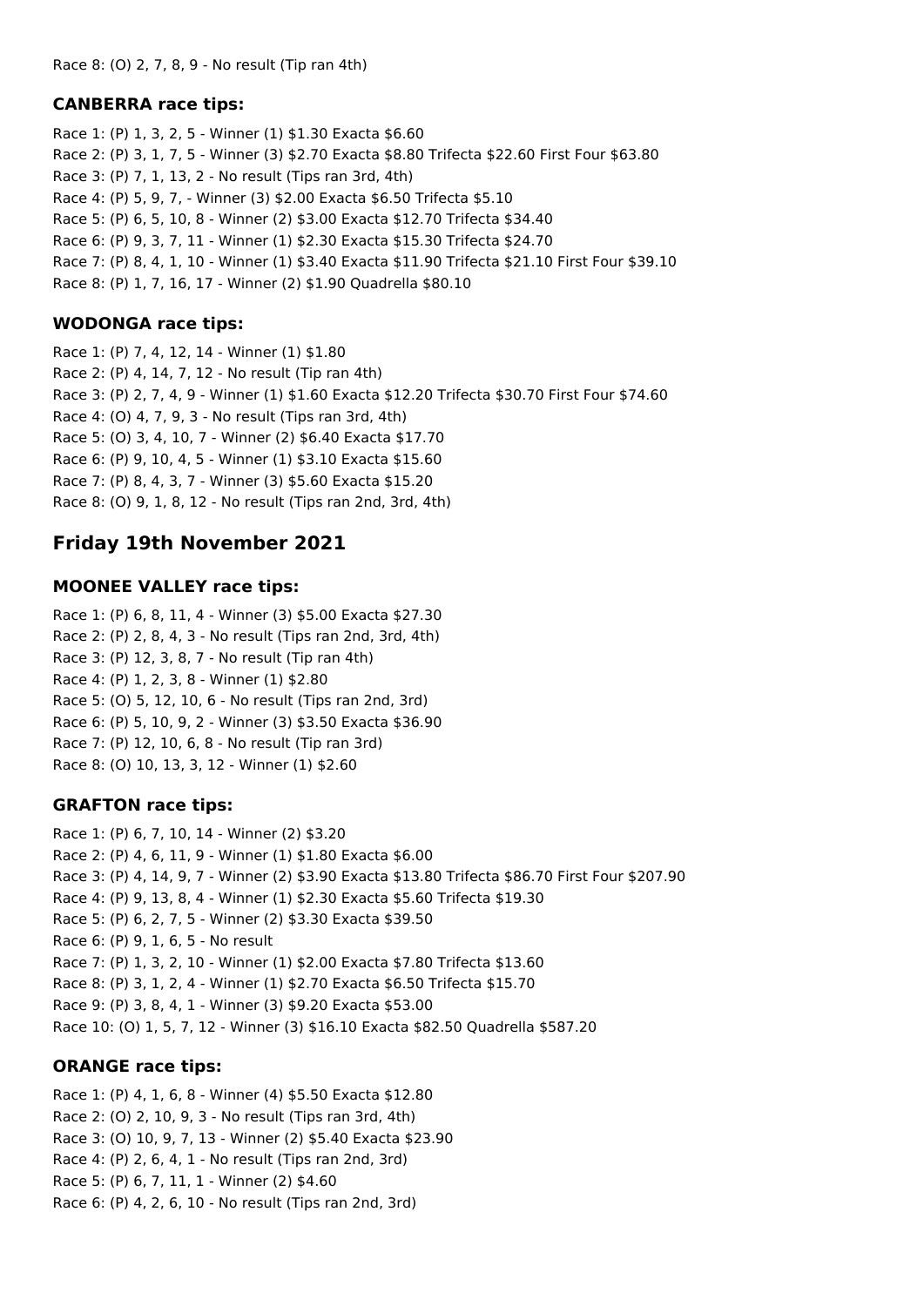Race 8: (O) 2, 7, 8, 9 - No result (Tip ran 4th)

### CANBERRA race tips:

Race 1: (P) 1, 3, 2, 5 - Winner (1) $1.30 Exacta $6.60
Race 2: (P) 3, 1, 7, 5 - Winner (3) $2.70 Exacta $8.80 Trifecta $22.60 First Four $63.80
Race 3: (P) 7, 1, 13, 2 - No result (Tips ran 3rd, 4th)
Race 4: (P) 5, 9, 7, - Winner (3) $2.00 Exacta $6.50 Trifecta $5.10
Race 5: (P) 6, 5, 10, 8 - Winner (2) $3.00 Exacta $12.70 Trifecta $34.40
Race 6: (P) 9, 3, 7, 11 - Winner (1) $2.30 Exacta $15.30 Trifecta $24.70
Race 7: (P) 8, 4, 1, 10 - Winner (1) $3.40 Exacta $11.90 Trifecta $21.10 First Four $39.10
Race 8: (P) 1, 7, 16, 17 - Winner (2) $1.90 Quadrella $80.10

### WODONGA race tips:

Race 1: (P) 7, 4, 12, 14 - Winner (1) $1.80
Race 2: (P) 4, 14, 7, 12 - No result (Tip ran 4th)
Race 3: (P) 2, 7, 4, 9 - Winner (1) $1.60 Exacta $12.20 Trifecta $30.70 First Four $74.60
Race 4: (O) 4, 7, 9, 3 - No result (Tips ran 3rd, 4th)
Race 5: (O) 3, 4, 10, 7 - Winner (2) $6.40 Exacta $17.70
Race 6: (P) 9, 10, 4, 5 - Winner (1) $3.10 Exacta $15.60
Race 7: (P) 8, 4, 3, 7 - Winner (3) $5.60 Exacta $15.20
Race 8: (O) 9, 1, 8, 12 - No result (Tips ran 2nd, 3rd, 4th)

## Friday 19th November 2021

### MOONEE VALLEY race tips:

Race 1: (P) 6, 8, 11, 4 - Winner (3) $5.00 Exacta $27.30
Race 2: (P) 2, 8, 4, 3 - No result (Tips ran 2nd, 3rd, 4th)
Race 3: (P) 12, 3, 8, 7 - No result (Tip ran 4th)
Race 4: (P) 1, 2, 3, 8 - Winner (1) $2.80
Race 5: (O) 5, 12, 10, 6 - No result (Tips ran 2nd, 3rd)
Race 6: (P) 5, 10, 9, 2 - Winner (3) $3.50 Exacta $36.90
Race 7: (P) 12, 10, 6, 8 - No result (Tip ran 3rd)
Race 8: (O) 10, 13, 3, 12 - Winner (1) $2.60

### GRAFTON race tips:

Race 1: (P) 6, 7, 10, 14 - Winner (2) $3.20
Race 2: (P) 4, 6, 11, 9 - Winner (1) $1.80 Exacta $6.00
Race 3: (P) 4, 14, 9, 7 - Winner (2) $3.90 Exacta $13.80 Trifecta $86.70 First Four $207.90
Race 4: (P) 9, 13, 8, 4 - Winner (1) $2.30 Exacta $5.60 Trifecta $19.30
Race 5: (P) 6, 2, 7, 5 - Winner (2) $3.30 Exacta $39.50
Race 6: (P) 9, 1, 6, 5 - No result
Race 7: (P) 1, 3, 2, 10 - Winner (1) $2.00 Exacta $7.80 Trifecta $13.60
Race 8: (P) 3, 1, 2, 4 - Winner (1) $2.70 Exacta $6.50 Trifecta $15.70
Race 9: (P) 3, 8, 4, 1 - Winner (3) $9.20 Exacta $53.00
Race 10: (O) 1, 5, 7, 12 - Winner (3) $16.10 Exacta $82.50 Quadrella $587.20

### ORANGE race tips:

Race 1: (P) 4, 1, 6, 8 - Winner (4) $5.50 Exacta $12.80
Race 2: (O) 2, 10, 9, 3 - No result (Tips ran 3rd, 4th)
Race 3: (O) 10, 9, 7, 13 - Winner (2) $5.40 Exacta $23.90
Race 4: (P) 2, 6, 4, 1 - No result (Tips ran 2nd, 3rd)
Race 5: (P) 6, 7, 11, 1 - Winner (2) $4.60
Race 6: (P) 4, 2, 6, 10 - No result (Tips ran 2nd, 3rd)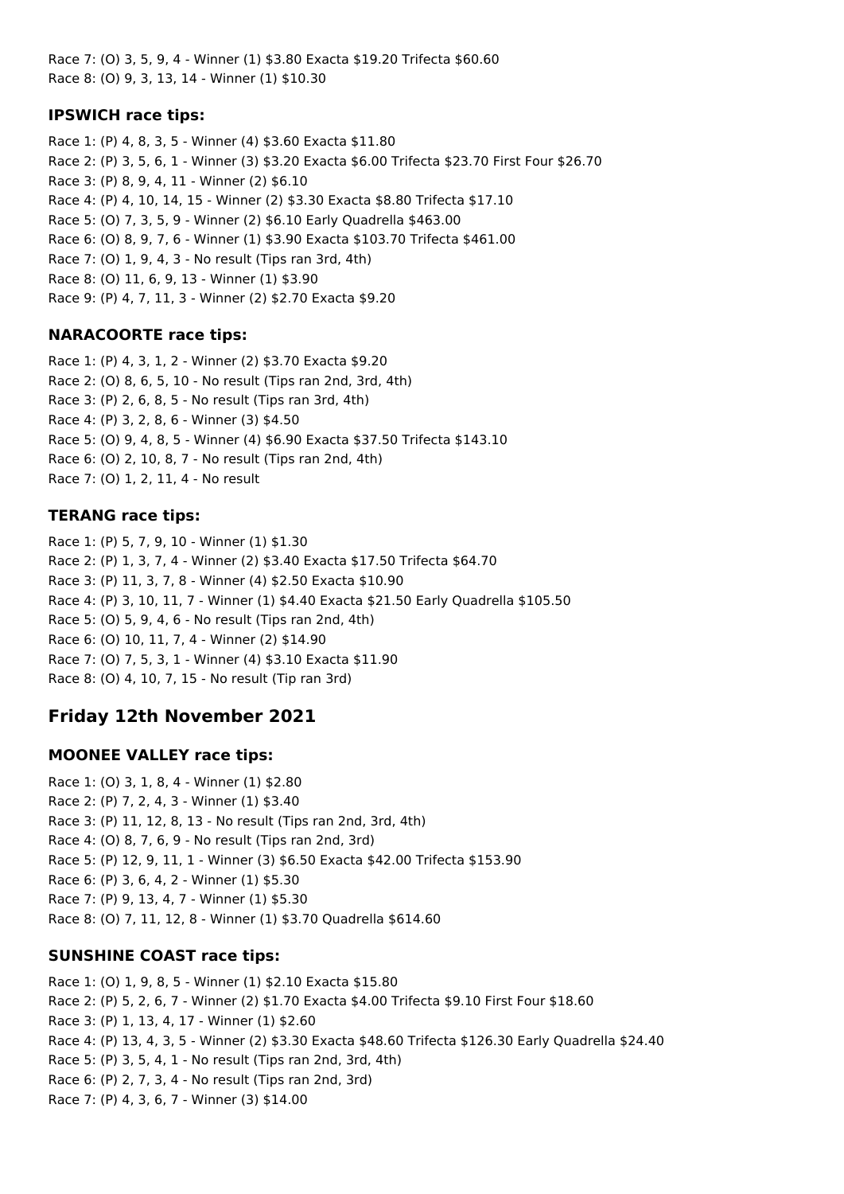Race 7: (O) 3, 5, 9, 4 - Winner (1) $3.80 Exacta $19.20 Trifecta $60.60
Race 8: (O) 9, 3, 13, 14 - Winner (1) $10.30

### IPSWICH race tips:

Race 1: (P) 4, 8, 3, 5 - Winner (4) $3.60 Exacta $11.80
Race 2: (P) 3, 5, 6, 1 - Winner (3) $3.20 Exacta $6.00 Trifecta $23.70 First Four $26.70
Race 3: (P) 8, 9, 4, 11 - Winner (2) $6.10
Race 4: (P) 4, 10, 14, 15 - Winner (2) $3.30 Exacta $8.80 Trifecta $17.10
Race 5: (O) 7, 3, 5, 9 - Winner (2) $6.10 Early Quadrella $463.00
Race 6: (O) 8, 9, 7, 6 - Winner (1) $3.90 Exacta $103.70 Trifecta $461.00
Race 7: (O) 1, 9, 4, 3 - No result (Tips ran 3rd, 4th)
Race 8: (O) 11, 6, 9, 13 - Winner (1) $3.90
Race 9: (P) 4, 7, 11, 3 - Winner (2) $2.70 Exacta $9.20

### NARACOORTE race tips:

Race 1: (P) 4, 3, 1, 2 - Winner (2) $3.70 Exacta $9.20
Race 2: (O) 8, 6, 5, 10 - No result (Tips ran 2nd, 3rd, 4th)
Race 3: (P) 2, 6, 8, 5 - No result (Tips ran 3rd, 4th)
Race 4: (P) 3, 2, 8, 6 - Winner (3) $4.50
Race 5: (O) 9, 4, 8, 5 - Winner (4) $6.90 Exacta $37.50 Trifecta $143.10
Race 6: (O) 2, 10, 8, 7 - No result (Tips ran 2nd, 4th)
Race 7: (O) 1, 2, 11, 4 - No result

### TERANG race tips:

Race 1: (P) 5, 7, 9, 10 - Winner (1) $1.30
Race 2: (P) 1, 3, 7, 4 - Winner (2) $3.40 Exacta $17.50 Trifecta $64.70
Race 3: (P) 11, 3, 7, 8 - Winner (4) $2.50 Exacta $10.90
Race 4: (P) 3, 10, 11, 7 - Winner (1) $4.40 Exacta $21.50 Early Quadrella $105.50
Race 5: (O) 5, 9, 4, 6 - No result (Tips ran 2nd, 4th)
Race 6: (O) 10, 11, 7, 4 - Winner (2) $14.90
Race 7: (O) 7, 5, 3, 1 - Winner (4) $3.10 Exacta $11.90
Race 8: (O) 4, 10, 7, 15 - No result (Tip ran 3rd)

## Friday 12th November 2021

### MOONEE VALLEY race tips:

Race 1: (O) 3, 1, 8, 4 - Winner (1) $2.80
Race 2: (P) 7, 2, 4, 3 - Winner (1) $3.40
Race 3: (P) 11, 12, 8, 13 - No result (Tips ran 2nd, 3rd, 4th)
Race 4: (O) 8, 7, 6, 9 - No result (Tips ran 2nd, 3rd)
Race 5: (P) 12, 9, 11, 1 - Winner (3) $6.50 Exacta $42.00 Trifecta $153.90
Race 6: (P) 3, 6, 4, 2 - Winner (1) $5.30
Race 7: (P) 9, 13, 4, 7 - Winner (1) $5.30
Race 8: (O) 7, 11, 12, 8 - Winner (1) $3.70 Quadrella $614.60

### SUNSHINE COAST race tips:

Race 1: (O) 1, 9, 8, 5 - Winner (1) $2.10 Exacta $15.80
Race 2: (P) 5, 2, 6, 7 - Winner (2) $1.70 Exacta $4.00 Trifecta $9.10 First Four $18.60
Race 3: (P) 1, 13, 4, 17 - Winner (1) $2.60
Race 4: (P) 13, 4, 3, 5 - Winner (2) $3.30 Exacta $48.60 Trifecta $126.30 Early Quadrella $24.40
Race 5: (P) 3, 5, 4, 1 - No result (Tips ran 2nd, 3rd, 4th)
Race 6: (P) 2, 7, 3, 4 - No result (Tips ran 2nd, 3rd)
Race 7: (P) 4, 3, 6, 7 - Winner (3) $14.00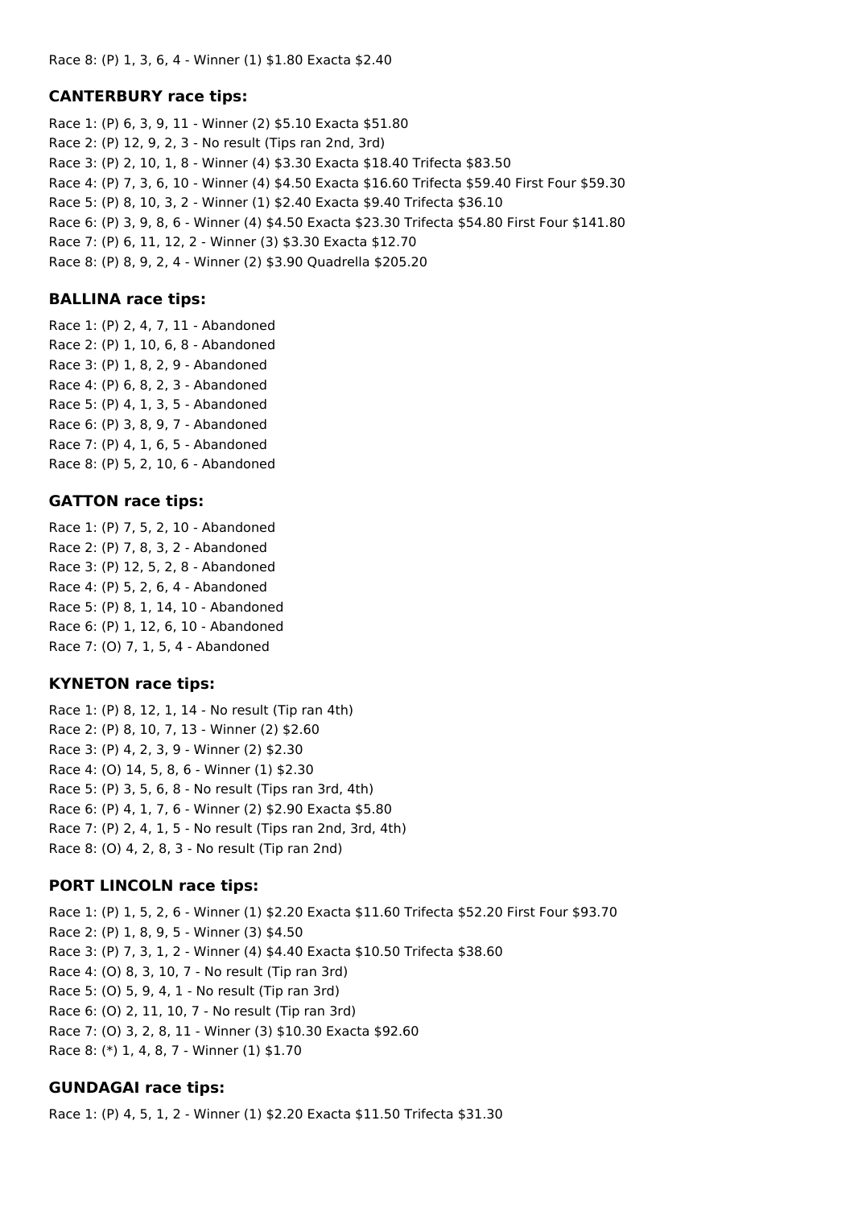Race 8: (P) 1, 3, 6, 4 - Winner (1) $1.80 Exacta $2.40

### CANTERBURY race tips:

Race 1: (P) 6, 3, 9, 11 - Winner (2) $5.10 Exacta $51.80
Race 2: (P) 12, 9, 2, 3 - No result (Tips ran 2nd, 3rd)
Race 3: (P) 2, 10, 1, 8 - Winner (4) $3.30 Exacta $18.40 Trifecta $83.50
Race 4: (P) 7, 3, 6, 10 - Winner (4) $4.50 Exacta $16.60 Trifecta $59.40 First Four $59.30
Race 5: (P) 8, 10, 3, 2 - Winner (1) $2.40 Exacta $9.40 Trifecta $36.10
Race 6: (P) 3, 9, 8, 6 - Winner (4) $4.50 Exacta $23.30 Trifecta $54.80 First Four $141.80
Race 7: (P) 6, 11, 12, 2 - Winner (3) $3.30 Exacta $12.70
Race 8: (P) 8, 9, 2, 4 - Winner (2) $3.90 Quadrella $205.20

### BALLINA race tips:

Race 1: (P) 2, 4, 7, 11 - Abandoned
Race 2: (P) 1, 10, 6, 8 - Abandoned
Race 3: (P) 1, 8, 2, 9 - Abandoned
Race 4: (P) 6, 8, 2, 3 - Abandoned
Race 5: (P) 4, 1, 3, 5 - Abandoned
Race 6: (P) 3, 8, 9, 7 - Abandoned
Race 7: (P) 4, 1, 6, 5 - Abandoned
Race 8: (P) 5, 2, 10, 6 - Abandoned

### GATTON race tips:

Race 1: (P) 7, 5, 2, 10 - Abandoned
Race 2: (P) 7, 8, 3, 2 - Abandoned
Race 3: (P) 12, 5, 2, 8 - Abandoned
Race 4: (P) 5, 2, 6, 4 - Abandoned
Race 5: (P) 8, 1, 14, 10 - Abandoned
Race 6: (P) 1, 12, 6, 10 - Abandoned
Race 7: (O) 7, 1, 5, 4 - Abandoned

### KYNETON race tips:

Race 1: (P) 8, 12, 1, 14 - No result (Tip ran 4th)
Race 2: (P) 8, 10, 7, 13 - Winner (2) $2.60
Race 3: (P) 4, 2, 3, 9 - Winner (2) $2.30
Race 4: (O) 14, 5, 8, 6 - Winner (1) $2.30
Race 5: (P) 3, 5, 6, 8 - No result (Tips ran 3rd, 4th)
Race 6: (P) 4, 1, 7, 6 - Winner (2) $2.90 Exacta $5.80
Race 7: (P) 2, 4, 1, 5 - No result (Tips ran 2nd, 3rd, 4th)
Race 8: (O) 4, 2, 8, 3 - No result (Tip ran 2nd)

### PORT LINCOLN race tips:

Race 1: (P) 1, 5, 2, 6 - Winner (1) $2.20 Exacta $11.60 Trifecta $52.20 First Four $93.70
Race 2: (P) 1, 8, 9, 5 - Winner (3) $4.50
Race 3: (P) 7, 3, 1, 2 - Winner (4) $4.40 Exacta $10.50 Trifecta $38.60
Race 4: (O) 8, 3, 10, 7 - No result (Tip ran 3rd)
Race 5: (O) 5, 9, 4, 1 - No result (Tip ran 3rd)
Race 6: (O) 2, 11, 10, 7 - No result (Tip ran 3rd)
Race 7: (O) 3, 2, 8, 11 - Winner (3) $10.30 Exacta $92.60
Race 8: (*) 1, 4, 8, 7 - Winner (1) $1.70

### GUNDAGAI race tips:

Race 1: (P) 4, 5, 1, 2 - Winner (1) $2.20 Exacta $11.50 Trifecta $31.30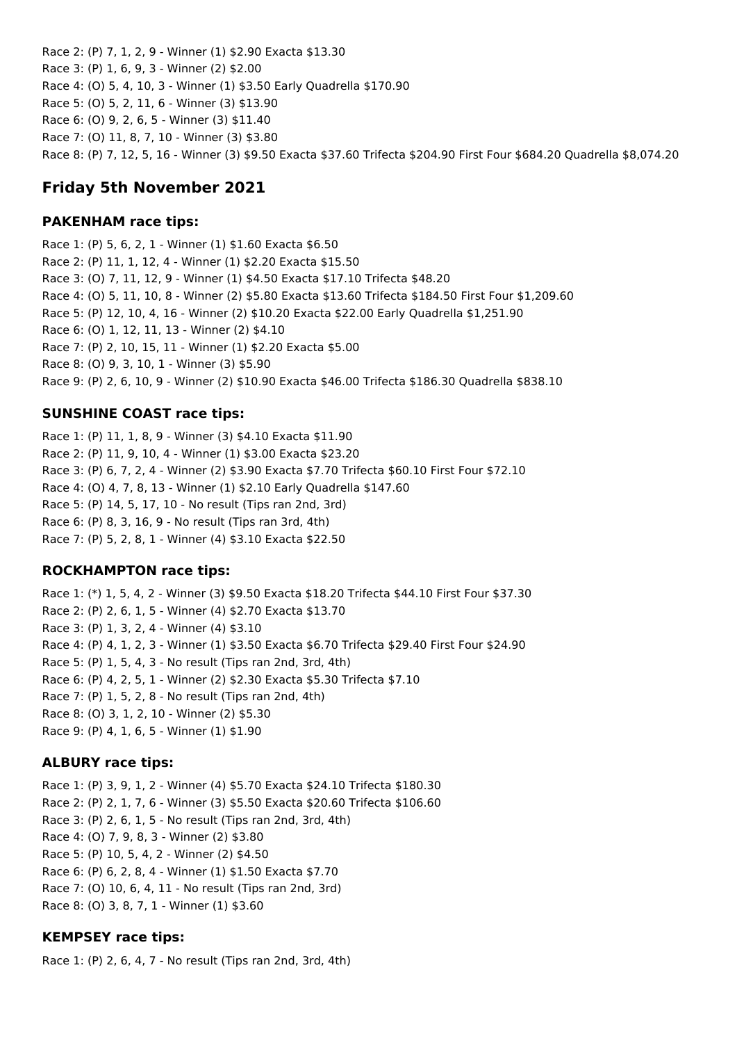Race 2: (P) 7, 1, 2, 9 - Winner (1) $2.90 Exacta $13.30
Race 3: (P) 1, 6, 9, 3 - Winner (2) $2.00
Race 4: (O) 5, 4, 10, 3 - Winner (1) $3.50 Early Quadrella $170.90
Race 5: (O) 5, 2, 11, 6 - Winner (3) $13.90
Race 6: (O) 9, 2, 6, 5 - Winner (3) $11.40
Race 7: (O) 11, 8, 7, 10 - Winner (3) $3.80
Race 8: (P) 7, 12, 5, 16 - Winner (3) $9.50 Exacta $37.60 Trifecta $204.90 First Four $684.20 Quadrella $8,074.20

## Friday 5th November 2021

### PAKENHAM race tips:

Race 1: (P) 5, 6, 2, 1 - Winner (1) $1.60 Exacta $6.50
Race 2: (P) 11, 1, 12, 4 - Winner (1) $2.20 Exacta $15.50
Race 3: (O) 7, 11, 12, 9 - Winner (1) $4.50 Exacta $17.10 Trifecta $48.20
Race 4: (O) 5, 11, 10, 8 - Winner (2) $5.80 Exacta $13.60 Trifecta $184.50 First Four $1,209.60
Race 5: (P) 12, 10, 4, 16 - Winner (2) $10.20 Exacta $22.00 Early Quadrella $1,251.90
Race 6: (O) 1, 12, 11, 13 - Winner (2) $4.10
Race 7: (P) 2, 10, 15, 11 - Winner (1) $2.20 Exacta $5.00
Race 8: (O) 9, 3, 10, 1 - Winner (3) $5.90
Race 9: (P) 2, 6, 10, 9 - Winner (2) $10.90 Exacta $46.00 Trifecta $186.30 Quadrella $838.10

### SUNSHINE COAST race tips:

Race 1: (P) 11, 1, 8, 9 - Winner (3) $4.10 Exacta $11.90
Race 2: (P) 11, 9, 10, 4 - Winner (1) $3.00 Exacta $23.20
Race 3: (P) 6, 7, 2, 4 - Winner (2) $3.90 Exacta $7.70 Trifecta $60.10 First Four $72.10
Race 4: (O) 4, 7, 8, 13 - Winner (1) $2.10 Early Quadrella $147.60
Race 5: (P) 14, 5, 17, 10 - No result (Tips ran 2nd, 3rd)
Race 6: (P) 8, 3, 16, 9 - No result (Tips ran 3rd, 4th)
Race 7: (P) 5, 2, 8, 1 - Winner (4) $3.10 Exacta $22.50

### ROCKHAMPTON race tips:

Race 1: (*) 1, 5, 4, 2 - Winner (3) $9.50 Exacta $18.20 Trifecta $44.10 First Four $37.30
Race 2: (P) 2, 6, 1, 5 - Winner (4) $2.70 Exacta $13.70
Race 3: (P) 1, 3, 2, 4 - Winner (4) $3.10
Race 4: (P) 4, 1, 2, 3 - Winner (1) $3.50 Exacta $6.70 Trifecta $29.40 First Four $24.90
Race 5: (P) 1, 5, 4, 3 - No result (Tips ran 2nd, 3rd, 4th)
Race 6: (P) 4, 2, 5, 1 - Winner (2) $2.30 Exacta $5.30 Trifecta $7.10
Race 7: (P) 1, 5, 2, 8 - No result (Tips ran 2nd, 4th)
Race 8: (O) 3, 1, 2, 10 - Winner (2) $5.30
Race 9: (P) 4, 1, 6, 5 - Winner (1) $1.90

### ALBURY race tips:

Race 1: (P) 3, 9, 1, 2 - Winner (4) $5.70 Exacta $24.10 Trifecta $180.30
Race 2: (P) 2, 1, 7, 6 - Winner (3) $5.50 Exacta $20.60 Trifecta $106.60
Race 3: (P) 2, 6, 1, 5 - No result (Tips ran 2nd, 3rd, 4th)
Race 4: (O) 7, 9, 8, 3 - Winner (2) $3.80
Race 5: (P) 10, 5, 4, 2 - Winner (2) $4.50
Race 6: (P) 6, 2, 8, 4 - Winner (1) $1.50 Exacta $7.70
Race 7: (O) 10, 6, 4, 11 - No result (Tips ran 2nd, 3rd)
Race 8: (O) 3, 8, 7, 1 - Winner (1) $3.60

### KEMPSEY race tips:

Race 1: (P) 2, 6, 4, 7 - No result (Tips ran 2nd, 3rd, 4th)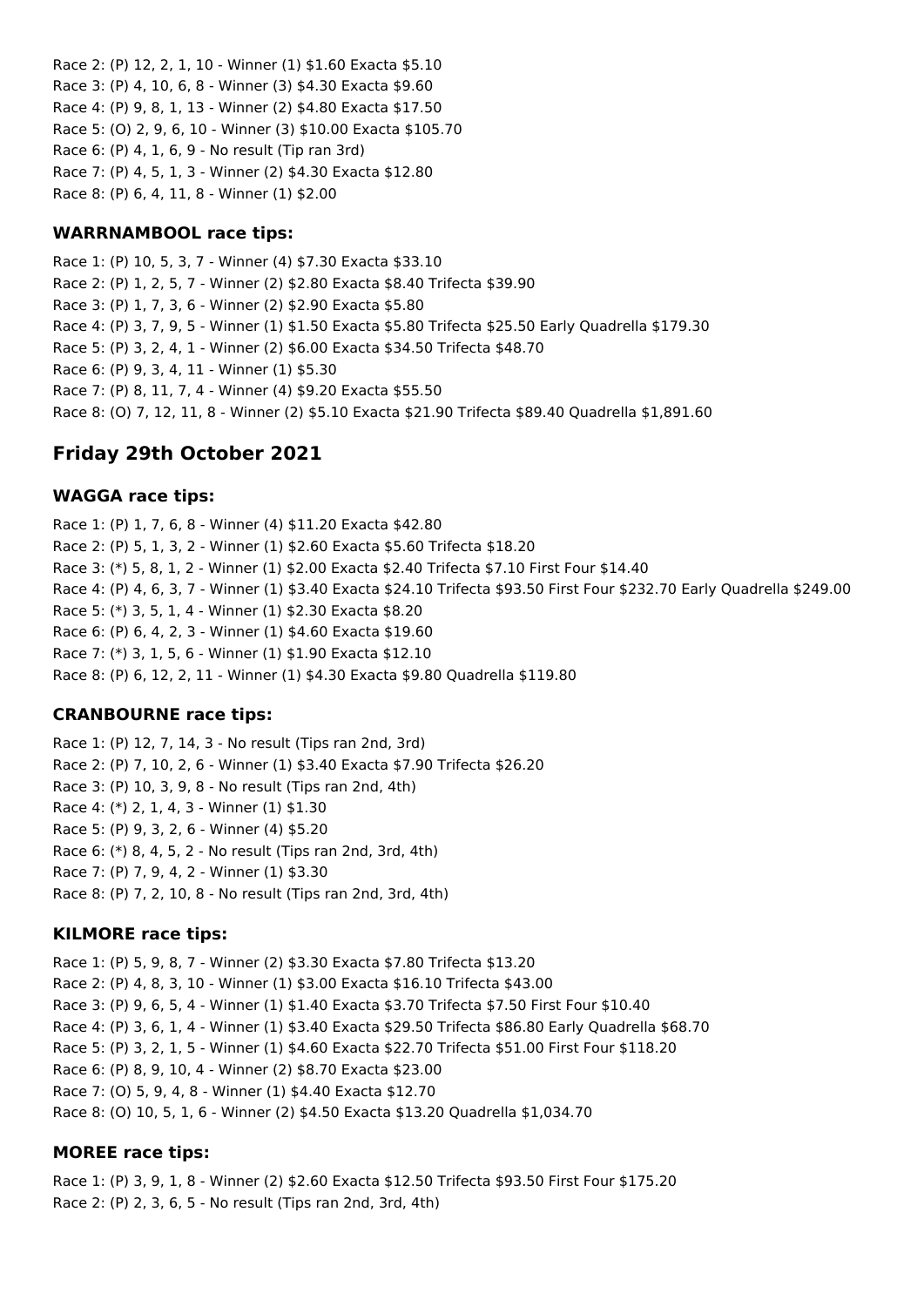Race 2: (P) 12, 2, 1, 10 - Winner (1) $1.60 Exacta $5.10
Race 3: (P) 4, 10, 6, 8 - Winner (3) $4.30 Exacta $9.60
Race 4: (P) 9, 8, 1, 13 - Winner (2) $4.80 Exacta $17.50
Race 5: (O) 2, 9, 6, 10 - Winner (3) $10.00 Exacta $105.70
Race 6: (P) 4, 1, 6, 9 - No result (Tip ran 3rd)
Race 7: (P) 4, 5, 1, 3 - Winner (2) $4.30 Exacta $12.80
Race 8: (P) 6, 4, 11, 8 - Winner (1) $2.00

### WARRNAMBOOL race tips:

Race 1: (P) 10, 5, 3, 7 - Winner (4) $7.30 Exacta $33.10
Race 2: (P) 1, 2, 5, 7 - Winner (2) $2.80 Exacta $8.40 Trifecta $39.90
Race 3: (P) 1, 7, 3, 6 - Winner (2) $2.90 Exacta $5.80
Race 4: (P) 3, 7, 9, 5 - Winner (1) $1.50 Exacta $5.80 Trifecta $25.50 Early Quadrella $179.30
Race 5: (P) 3, 2, 4, 1 - Winner (2) $6.00 Exacta $34.50 Trifecta $48.70
Race 6: (P) 9, 3, 4, 11 - Winner (1) $5.30
Race 7: (P) 8, 11, 7, 4 - Winner (4) $9.20 Exacta $55.50
Race 8: (O) 7, 12, 11, 8 - Winner (2) $5.10 Exacta $21.90 Trifecta $89.40 Quadrella $1,891.60

## Friday 29th October 2021

### WAGGA race tips:

Race 1: (P) 1, 7, 6, 8 - Winner (4) $11.20 Exacta $42.80
Race 2: (P) 5, 1, 3, 2 - Winner (1) $2.60 Exacta $5.60 Trifecta $18.20
Race 3: (*) 5, 8, 1, 2 - Winner (1) $2.00 Exacta $2.40 Trifecta $7.10 First Four $14.40
Race 4: (P) 4, 6, 3, 7 - Winner (1) $3.40 Exacta $24.10 Trifecta $93.50 First Four $232.70 Early Quadrella $249.00
Race 5: (*) 3, 5, 1, 4 - Winner (1) $2.30 Exacta $8.20
Race 6: (P) 6, 4, 2, 3 - Winner (1) $4.60 Exacta $19.60
Race 7: (*) 3, 1, 5, 6 - Winner (1) $1.90 Exacta $12.10
Race 8: (P) 6, 12, 2, 11 - Winner (1) $4.30 Exacta $9.80 Quadrella $119.80

### CRANBOURNE race tips:

Race 1: (P) 12, 7, 14, 3 - No result (Tips ran 2nd, 3rd)
Race 2: (P) 7, 10, 2, 6 - Winner (1) $3.40 Exacta $7.90 Trifecta $26.20
Race 3: (P) 10, 3, 9, 8 - No result (Tips ran 2nd, 4th)
Race 4: (*) 2, 1, 4, 3 - Winner (1) $1.30
Race 5: (P) 9, 3, 2, 6 - Winner (4) $5.20
Race 6: (*) 8, 4, 5, 2 - No result (Tips ran 2nd, 3rd, 4th)
Race 7: (P) 7, 9, 4, 2 - Winner (1) $3.30
Race 8: (P) 7, 2, 10, 8 - No result (Tips ran 2nd, 3rd, 4th)

### KILMORE race tips:

Race 1: (P) 5, 9, 8, 7 - Winner (2) $3.30 Exacta $7.80 Trifecta $13.20
Race 2: (P) 4, 8, 3, 10 - Winner (1) $3.00 Exacta $16.10 Trifecta $43.00
Race 3: (P) 9, 6, 5, 4 - Winner (1) $1.40 Exacta $3.70 Trifecta $7.50 First Four $10.40
Race 4: (P) 3, 6, 1, 4 - Winner (1) $3.40 Exacta $29.50 Trifecta $86.80 Early Quadrella $68.70
Race 5: (P) 3, 2, 1, 5 - Winner (1) $4.60 Exacta $22.70 Trifecta $51.00 First Four $118.20
Race 6: (P) 8, 9, 10, 4 - Winner (2) $8.70 Exacta $23.00
Race 7: (O) 5, 9, 4, 8 - Winner (1) $4.40 Exacta $12.70
Race 8: (O) 10, 5, 1, 6 - Winner (2) $4.50 Exacta $13.20 Quadrella $1,034.70

### MOREE race tips:

Race 1: (P) 3, 9, 1, 8 - Winner (2) $2.60 Exacta $12.50 Trifecta $93.50 First Four $175.20
Race 2: (P) 2, 3, 6, 5 - No result (Tips ran 2nd, 3rd, 4th)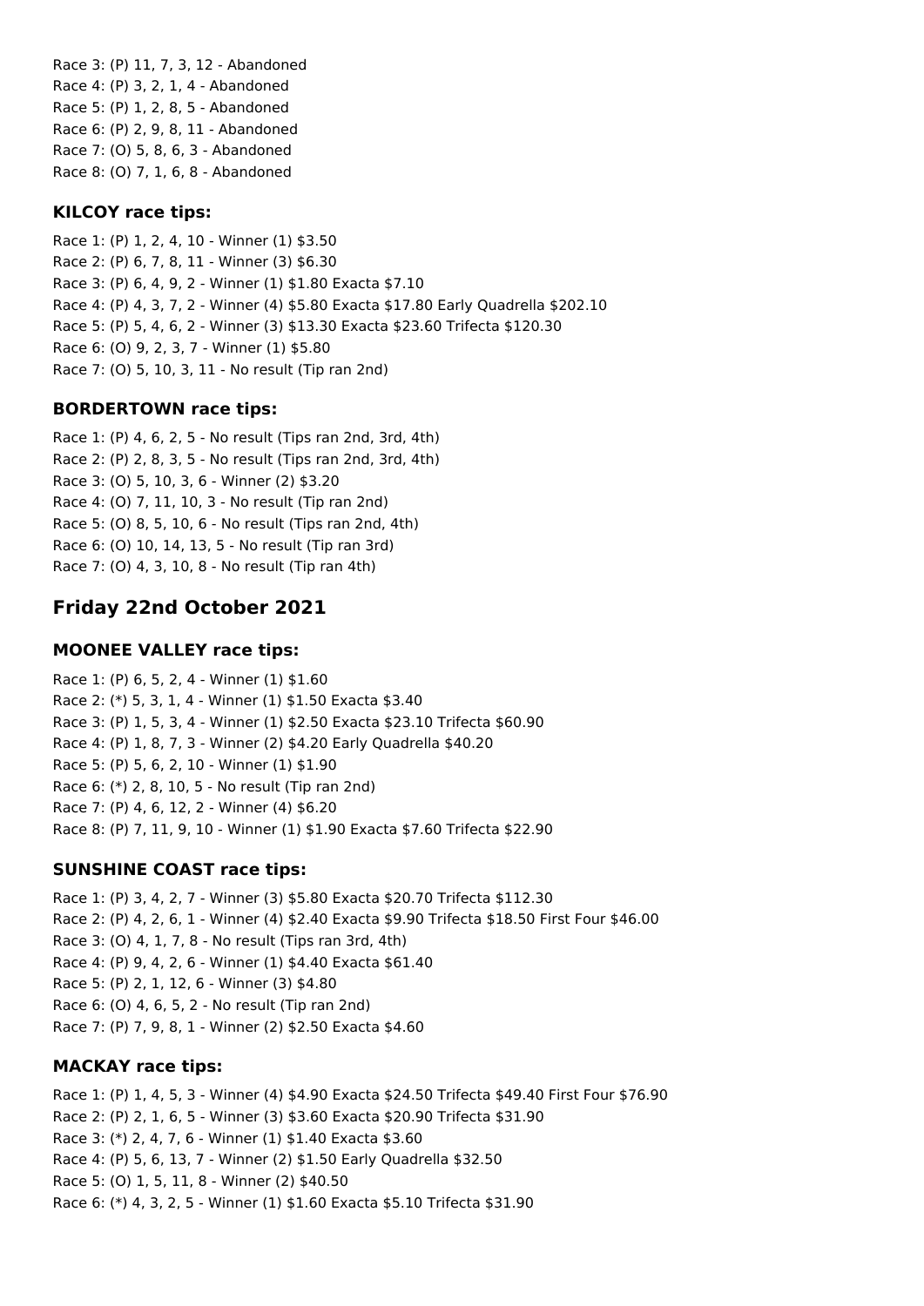Race 3: (P) 11, 7, 3, 12 - Abandoned
Race 4: (P) 3, 2, 1, 4 - Abandoned
Race 5: (P) 1, 2, 8, 5 - Abandoned
Race 6: (P) 2, 9, 8, 11 - Abandoned
Race 7: (O) 5, 8, 6, 3 - Abandoned
Race 8: (O) 7, 1, 6, 8 - Abandoned

### KILCOY race tips:

Race 1: (P) 1, 2, 4, 10 - Winner (1) $3.50
Race 2: (P) 6, 7, 8, 11 - Winner (3) $6.30
Race 3: (P) 6, 4, 9, 2 - Winner (1) $1.80 Exacta $7.10
Race 4: (P) 4, 3, 7, 2 - Winner (4) $5.80 Exacta $17.80 Early Quadrella $202.10
Race 5: (P) 5, 4, 6, 2 - Winner (3) $13.30 Exacta $23.60 Trifecta $120.30
Race 6: (O) 9, 2, 3, 7 - Winner (1) $5.80
Race 7: (O) 5, 10, 3, 11 - No result (Tip ran 2nd)

### BORDERTOWN race tips:

Race 1: (P) 4, 6, 2, 5 - No result (Tips ran 2nd, 3rd, 4th)
Race 2: (P) 2, 8, 3, 5 - No result (Tips ran 2nd, 3rd, 4th)
Race 3: (O) 5, 10, 3, 6 - Winner (2) $3.20
Race 4: (O) 7, 11, 10, 3 - No result (Tip ran 2nd)
Race 5: (O) 8, 5, 10, 6 - No result (Tips ran 2nd, 4th)
Race 6: (O) 10, 14, 13, 5 - No result (Tip ran 3rd)
Race 7: (O) 4, 3, 10, 8 - No result (Tip ran 4th)

## Friday 22nd October 2021

### MOONEE VALLEY race tips:

Race 1: (P) 6, 5, 2, 4 - Winner (1) $1.60
Race 2: (*) 5, 3, 1, 4 - Winner (1) $1.50 Exacta $3.40
Race 3: (P) 1, 5, 3, 4 - Winner (1) $2.50 Exacta $23.10 Trifecta $60.90
Race 4: (P) 1, 8, 7, 3 - Winner (2) $4.20 Early Quadrella $40.20
Race 5: (P) 5, 6, 2, 10 - Winner (1) $1.90
Race 6: (*) 2, 8, 10, 5 - No result (Tip ran 2nd)
Race 7: (P) 4, 6, 12, 2 - Winner (4) $6.20
Race 8: (P) 7, 11, 9, 10 - Winner (1) $1.90 Exacta $7.60 Trifecta $22.90

### SUNSHINE COAST race tips:

Race 1: (P) 3, 4, 2, 7 - Winner (3) $5.80 Exacta $20.70 Trifecta $112.30
Race 2: (P) 4, 2, 6, 1 - Winner (4) $2.40 Exacta $9.90 Trifecta $18.50 First Four $46.00
Race 3: (O) 4, 1, 7, 8 - No result (Tips ran 3rd, 4th)
Race 4: (P) 9, 4, 2, 6 - Winner (1) $4.40 Exacta $61.40
Race 5: (P) 2, 1, 12, 6 - Winner (3) $4.80
Race 6: (O) 4, 6, 5, 2 - No result (Tip ran 2nd)
Race 7: (P) 7, 9, 8, 1 - Winner (2) $2.50 Exacta $4.60

### MACKAY race tips:

Race 1: (P) 1, 4, 5, 3 - Winner (4) $4.90 Exacta $24.50 Trifecta $49.40 First Four $76.90
Race 2: (P) 2, 1, 6, 5 - Winner (3) $3.60 Exacta $20.90 Trifecta $31.90
Race 3: (*) 2, 4, 7, 6 - Winner (1) $1.40 Exacta $3.60
Race 4: (P) 5, 6, 13, 7 - Winner (2) $1.50 Early Quadrella $32.50
Race 5: (O) 1, 5, 11, 8 - Winner (2) $40.50
Race 6: (*) 4, 3, 2, 5 - Winner (1) $1.60 Exacta $5.10 Trifecta $31.90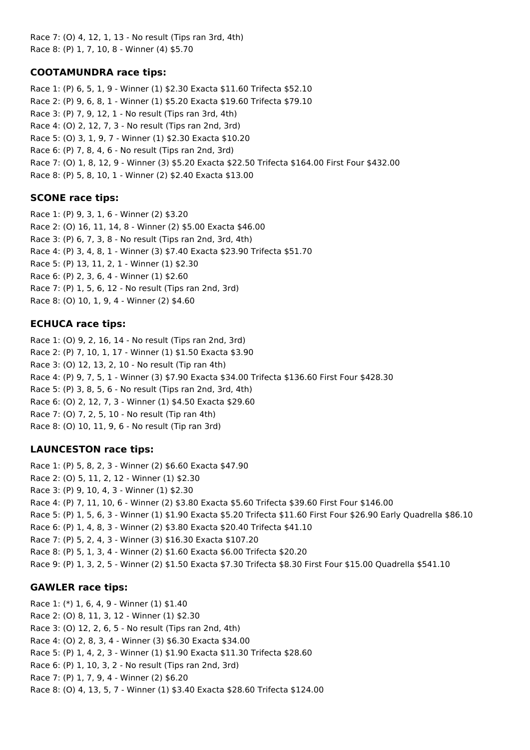Race 7: (O) 4, 12, 1, 13 - No result (Tips ran 3rd, 4th)
Race 8: (P) 1, 7, 10, 8 - Winner (4) $5.70

### COOTAMUNDRA race tips:

Race 1: (P) 6, 5, 1, 9 - Winner (1) $2.30 Exacta $11.60 Trifecta $52.10
Race 2: (P) 9, 6, 8, 1 - Winner (1) $5.20 Exacta $19.60 Trifecta $79.10
Race 3: (P) 7, 9, 12, 1 - No result (Tips ran 3rd, 4th)
Race 4: (O) 2, 12, 7, 3 - No result (Tips ran 2nd, 3rd)
Race 5: (O) 3, 1, 9, 7 - Winner (1) $2.30 Exacta $10.20
Race 6: (P) 7, 8, 4, 6 - No result (Tips ran 2nd, 3rd)
Race 7: (O) 1, 8, 12, 9 - Winner (3) $5.20 Exacta $22.50 Trifecta $164.00 First Four $432.00
Race 8: (P) 5, 8, 10, 1 - Winner (2) $2.40 Exacta $13.00

### SCONE race tips:

Race 1: (P) 9, 3, 1, 6 - Winner (2) $3.20
Race 2: (O) 16, 11, 14, 8 - Winner (2) $5.00 Exacta $46.00
Race 3: (P) 6, 7, 3, 8 - No result (Tips ran 2nd, 3rd, 4th)
Race 4: (P) 3, 4, 8, 1 - Winner (3) $7.40 Exacta $23.90 Trifecta $51.70
Race 5: (P) 13, 11, 2, 1 - Winner (1) $2.30
Race 6: (P) 2, 3, 6, 4 - Winner (1) $2.60
Race 7: (P) 1, 5, 6, 12 - No result (Tips ran 2nd, 3rd)
Race 8: (O) 10, 1, 9, 4 - Winner (2) $4.60

### ECHUCA race tips:

Race 1: (O) 9, 2, 16, 14 - No result (Tips ran 2nd, 3rd)
Race 2: (P) 7, 10, 1, 17 - Winner (1) $1.50 Exacta $3.90
Race 3: (O) 12, 13, 2, 10 - No result (Tip ran 4th)
Race 4: (P) 9, 7, 5, 1 - Winner (3) $7.90 Exacta $34.00 Trifecta $136.60 First Four $428.30
Race 5: (P) 3, 8, 5, 6 - No result (Tips ran 2nd, 3rd, 4th)
Race 6: (O) 2, 12, 7, 3 - Winner (1) $4.50 Exacta $29.60
Race 7: (O) 7, 2, 5, 10 - No result (Tip ran 4th)
Race 8: (O) 10, 11, 9, 6 - No result (Tip ran 3rd)

### LAUNCESTON race tips:

Race 1: (P) 5, 8, 2, 3 - Winner (2) $6.60 Exacta $47.90
Race 2: (O) 5, 11, 2, 12 - Winner (1) $2.30
Race 3: (P) 9, 10, 4, 3 - Winner (1) $2.30
Race 4: (P) 7, 11, 10, 6 - Winner (2) $3.80 Exacta $5.60 Trifecta $39.60 First Four $146.00
Race 5: (P) 1, 5, 6, 3 - Winner (1) $1.90 Exacta $5.20 Trifecta $11.60 First Four $26.90 Early Quadrella $86.10
Race 6: (P) 1, 4, 8, 3 - Winner (2) $3.80 Exacta $20.40 Trifecta $41.10
Race 7: (P) 5, 2, 4, 3 - Winner (3) $16.30 Exacta $107.20
Race 8: (P) 5, 1, 3, 4 - Winner (2) $1.60 Exacta $6.00 Trifecta $20.20
Race 9: (P) 1, 3, 2, 5 - Winner (2) $1.50 Exacta $7.30 Trifecta $8.30 First Four $15.00 Quadrella $541.10

### GAWLER race tips:

Race 1: (*) 1, 6, 4, 9 - Winner (1) $1.40
Race 2: (O) 8, 11, 3, 12 - Winner (1) $2.30
Race 3: (O) 12, 2, 6, 5 - No result (Tips ran 2nd, 4th)
Race 4: (O) 2, 8, 3, 4 - Winner (3) $6.30 Exacta $34.00
Race 5: (P) 1, 4, 2, 3 - Winner (1) $1.90 Exacta $11.30 Trifecta $28.60
Race 6: (P) 1, 10, 3, 2 - No result (Tips ran 2nd, 3rd)
Race 7: (P) 1, 7, 9, 4 - Winner (2) $6.20
Race 8: (O) 4, 13, 5, 7 - Winner (1) $3.40 Exacta $28.60 Trifecta $124.00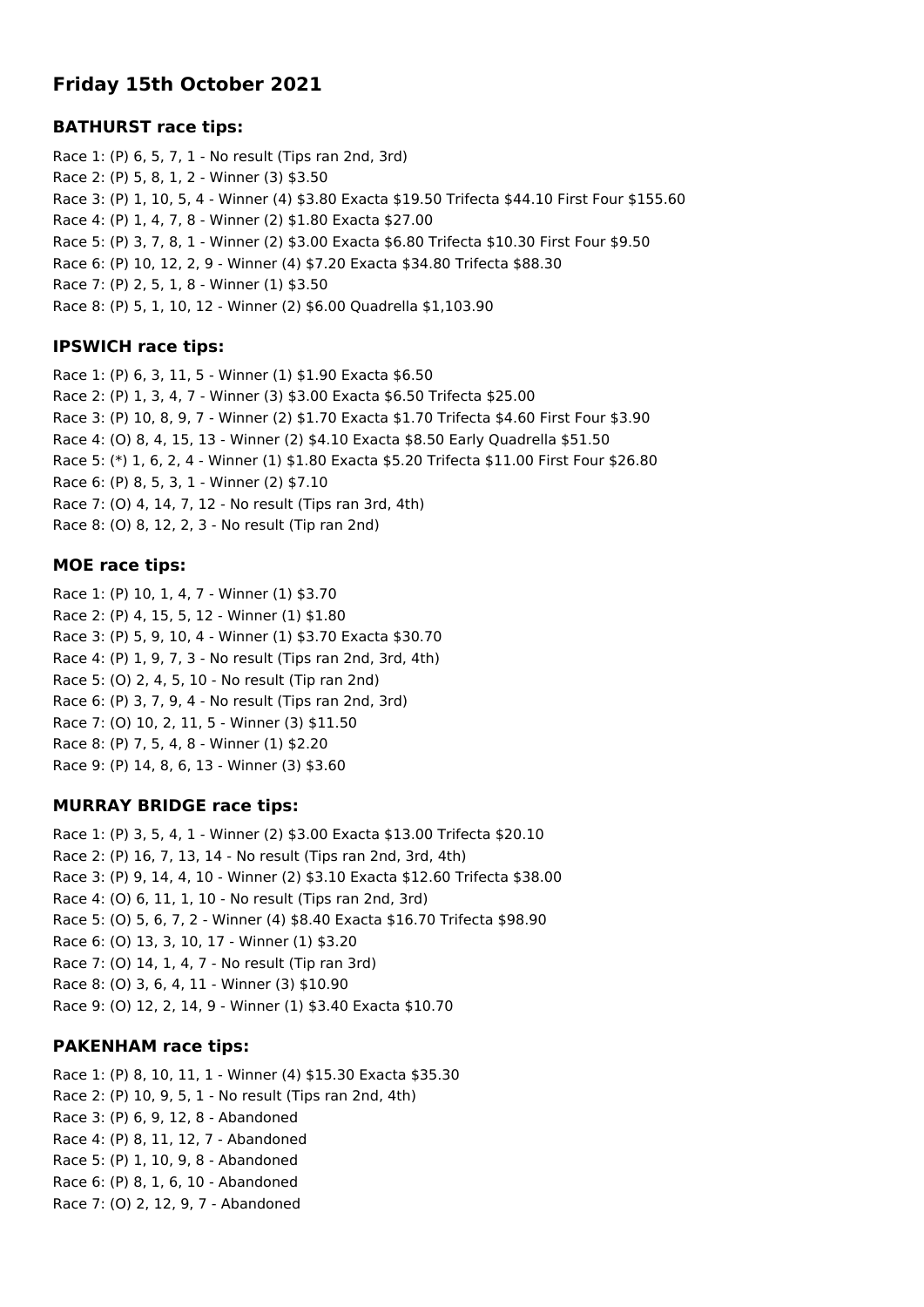## Friday 15th October 2021

### BATHURST race tips:

Race 1: (P) 6, 5, 7, 1 - No result (Tips ran 2nd, 3rd)
Race 2: (P) 5, 8, 1, 2 - Winner (3) $3.50
Race 3: (P) 1, 10, 5, 4 - Winner (4) $3.80 Exacta $19.50 Trifecta $44.10 First Four $155.60
Race 4: (P) 1, 4, 7, 8 - Winner (2) $1.80 Exacta $27.00
Race 5: (P) 3, 7, 8, 1 - Winner (2) $3.00 Exacta $6.80 Trifecta $10.30 First Four $9.50
Race 6: (P) 10, 12, 2, 9 - Winner (4) $7.20 Exacta $34.80 Trifecta $88.30
Race 7: (P) 2, 5, 1, 8 - Winner (1) $3.50
Race 8: (P) 5, 1, 10, 12 - Winner (2) $6.00 Quadrella $1,103.90

### IPSWICH race tips:

Race 1: (P) 6, 3, 11, 5 - Winner (1) $1.90 Exacta $6.50
Race 2: (P) 1, 3, 4, 7 - Winner (3) $3.00 Exacta $6.50 Trifecta $25.00
Race 3: (P) 10, 8, 9, 7 - Winner (2) $1.70 Exacta $1.70 Trifecta $4.60 First Four $3.90
Race 4: (O) 8, 4, 15, 13 - Winner (2) $4.10 Exacta $8.50 Early Quadrella $51.50
Race 5: (*) 1, 6, 2, 4 - Winner (1) $1.80 Exacta $5.20 Trifecta $11.00 First Four $26.80
Race 6: (P) 8, 5, 3, 1 - Winner (2) $7.10
Race 7: (O) 4, 14, 7, 12 - No result (Tips ran 3rd, 4th)
Race 8: (O) 8, 12, 2, 3 - No result (Tip ran 2nd)

### MOE race tips:

Race 1: (P) 10, 1, 4, 7 - Winner (1) $3.70
Race 2: (P) 4, 15, 5, 12 - Winner (1) $1.80
Race 3: (P) 5, 9, 10, 4 - Winner (1) $3.70 Exacta $30.70
Race 4: (P) 1, 9, 7, 3 - No result (Tips ran 2nd, 3rd, 4th)
Race 5: (O) 2, 4, 5, 10 - No result (Tip ran 2nd)
Race 6: (P) 3, 7, 9, 4 - No result (Tips ran 2nd, 3rd)
Race 7: (O) 10, 2, 11, 5 - Winner (3) $11.50
Race 8: (P) 7, 5, 4, 8 - Winner (1) $2.20
Race 9: (P) 14, 8, 6, 13 - Winner (3) $3.60

### MURRAY BRIDGE race tips:

Race 1: (P) 3, 5, 4, 1 - Winner (2) $3.00 Exacta $13.00 Trifecta $20.10
Race 2: (P) 16, 7, 13, 14 - No result (Tips ran 2nd, 3rd, 4th)
Race 3: (P) 9, 14, 4, 10 - Winner (2) $3.10 Exacta $12.60 Trifecta $38.00
Race 4: (O) 6, 11, 1, 10 - No result (Tips ran 2nd, 3rd)
Race 5: (O) 5, 6, 7, 2 - Winner (4) $8.40 Exacta $16.70 Trifecta $98.90
Race 6: (O) 13, 3, 10, 17 - Winner (1) $3.20
Race 7: (O) 14, 1, 4, 7 - No result (Tip ran 3rd)
Race 8: (O) 3, 6, 4, 11 - Winner (3) $10.90
Race 9: (O) 12, 2, 14, 9 - Winner (1) $3.40 Exacta $10.70

### PAKENHAM race tips:

Race 1: (P) 8, 10, 11, 1 - Winner (4) $15.30 Exacta $35.30
Race 2: (P) 10, 9, 5, 1 - No result (Tips ran 2nd, 4th)
Race 3: (P) 6, 9, 12, 8 - Abandoned
Race 4: (P) 8, 11, 12, 7 - Abandoned
Race 5: (P) 1, 10, 9, 8 - Abandoned
Race 6: (P) 8, 1, 6, 10 - Abandoned
Race 7: (O) 2, 12, 9, 7 - Abandoned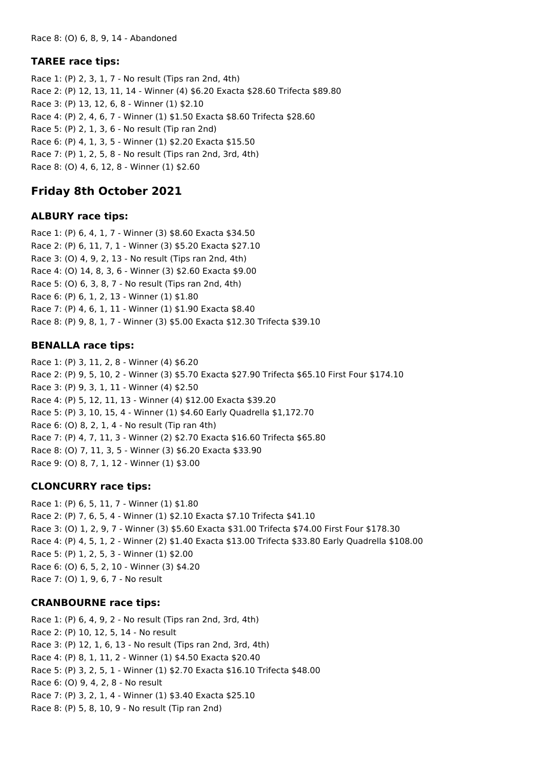Race 8: (O) 6, 8, 9, 14 - Abandoned

### TAREE race tips:

Race 1: (P) 2, 3, 1, 7 - No result (Tips ran 2nd, 4th)
Race 2: (P) 12, 13, 11, 14 - Winner (4) $6.20 Exacta $28.60 Trifecta $89.80
Race 3: (P) 13, 12, 6, 8 - Winner (1) $2.10
Race 4: (P) 2, 4, 6, 7 - Winner (1) $1.50 Exacta $8.60 Trifecta $28.60
Race 5: (P) 2, 1, 3, 6 - No result (Tip ran 2nd)
Race 6: (P) 4, 1, 3, 5 - Winner (1) $2.20 Exacta $15.50
Race 7: (P) 1, 2, 5, 8 - No result (Tips ran 2nd, 3rd, 4th)
Race 8: (O) 4, 6, 12, 8 - Winner (1) $2.60

## Friday 8th October 2021

### ALBURY race tips:

Race 1: (P) 6, 4, 1, 7 - Winner (3) $8.60 Exacta $34.50
Race 2: (P) 6, 11, 7, 1 - Winner (3) $5.20 Exacta $27.10
Race 3: (O) 4, 9, 2, 13 - No result (Tips ran 2nd, 4th)
Race 4: (O) 14, 8, 3, 6 - Winner (3) $2.60 Exacta $9.00
Race 5: (O) 6, 3, 8, 7 - No result (Tips ran 2nd, 4th)
Race 6: (P) 6, 1, 2, 13 - Winner (1) $1.80
Race 7: (P) 4, 6, 1, 11 - Winner (1) $1.90 Exacta $8.40
Race 8: (P) 9, 8, 1, 7 - Winner (3) $5.00 Exacta $12.30 Trifecta $39.10

### BENALLA race tips:

Race 1: (P) 3, 11, 2, 8 - Winner (4) $6.20
Race 2: (P) 9, 5, 10, 2 - Winner (3) $5.70 Exacta $27.90 Trifecta $65.10 First Four $174.10
Race 3: (P) 9, 3, 1, 11 - Winner (4) $2.50
Race 4: (P) 5, 12, 11, 13 - Winner (4) $12.00 Exacta $39.20
Race 5: (P) 3, 10, 15, 4 - Winner (1) $4.60 Early Quadrella $1,172.70
Race 6: (O) 8, 2, 1, 4 - No result (Tip ran 4th)
Race 7: (P) 4, 7, 11, 3 - Winner (2) $2.70 Exacta $16.60 Trifecta $65.80
Race 8: (O) 7, 11, 3, 5 - Winner (3) $6.20 Exacta $33.90
Race 9: (O) 8, 7, 1, 12 - Winner (1) $3.00

### CLONCURRY race tips:

Race 1: (P) 6, 5, 11, 7 - Winner (1) $1.80
Race 2: (P) 7, 6, 5, 4 - Winner (1) $2.10 Exacta $7.10 Trifecta $41.10
Race 3: (O) 1, 2, 9, 7 - Winner (3) $5.60 Exacta $31.00 Trifecta $74.00 First Four $178.30
Race 4: (P) 4, 5, 1, 2 - Winner (2) $1.40 Exacta $13.00 Trifecta $33.80 Early Quadrella $108.00
Race 5: (P) 1, 2, 5, 3 - Winner (1) $2.00
Race 6: (O) 6, 5, 2, 10 - Winner (3) $4.20
Race 7: (O) 1, 9, 6, 7 - No result

### CRANBOURNE race tips:

Race 1: (P) 6, 4, 9, 2 - No result (Tips ran 2nd, 3rd, 4th)
Race 2: (P) 10, 12, 5, 14 - No result
Race 3: (P) 12, 1, 6, 13 - No result (Tips ran 2nd, 3rd, 4th)
Race 4: (P) 8, 1, 11, 2 - Winner (1) $4.50 Exacta $20.40
Race 5: (P) 3, 2, 5, 1 - Winner (1) $2.70 Exacta $16.10 Trifecta $48.00
Race 6: (O) 9, 4, 2, 8 - No result
Race 7: (P) 3, 2, 1, 4 - Winner (1) $3.40 Exacta $25.10
Race 8: (P) 5, 8, 10, 9 - No result (Tip ran 2nd)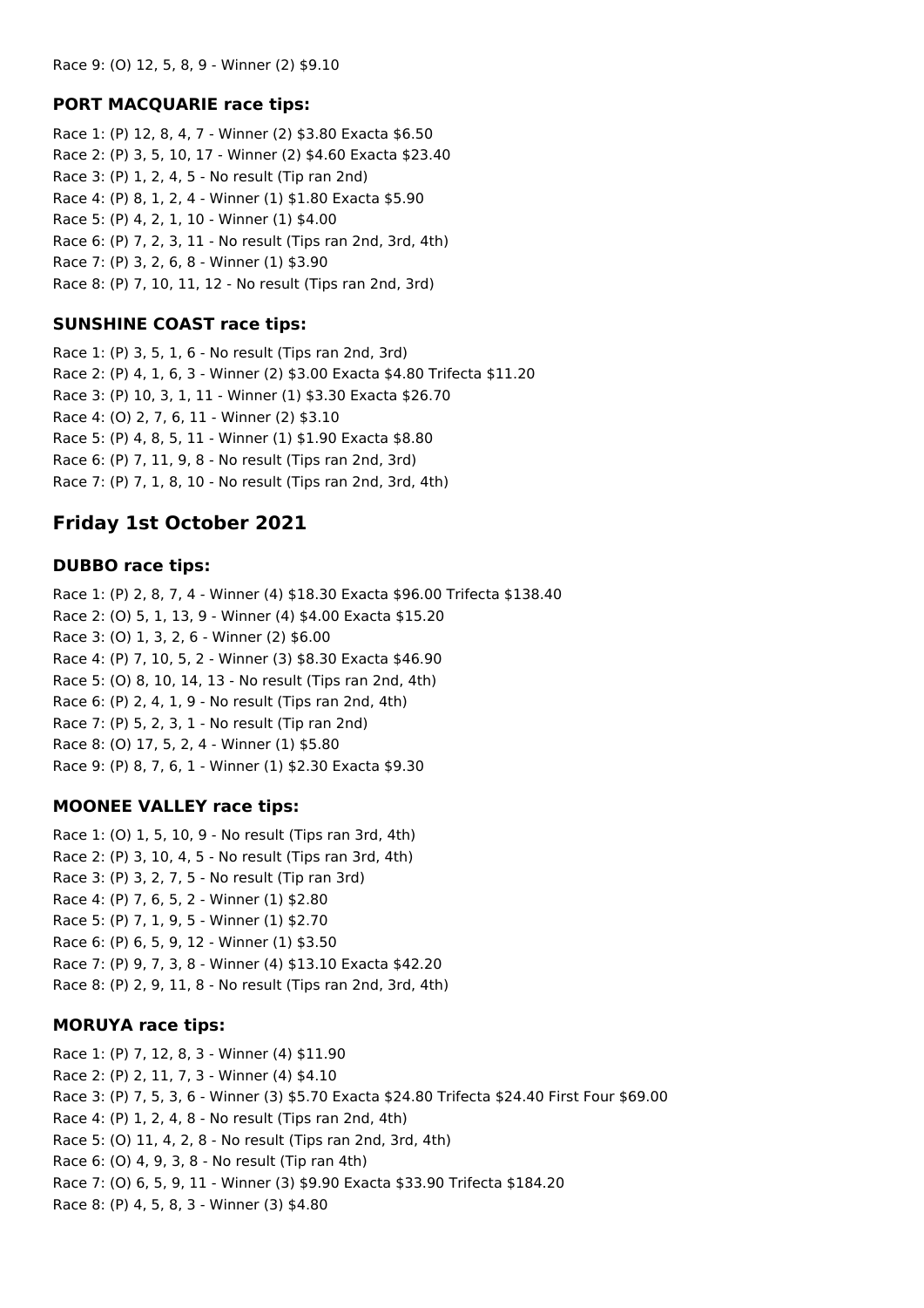Race 9: (O) 12, 5, 8, 9 - Winner (2) $9.10

### PORT MACQUARIE race tips:

Race 1: (P) 12, 8, 4, 7 - Winner (2) $3.80 Exacta $6.50
Race 2: (P) 3, 5, 10, 17 - Winner (2) $4.60 Exacta $23.40
Race 3: (P) 1, 2, 4, 5 - No result (Tip ran 2nd)
Race 4: (P) 8, 1, 2, 4 - Winner (1) $1.80 Exacta $5.90
Race 5: (P) 4, 2, 1, 10 - Winner (1) $4.00
Race 6: (P) 7, 2, 3, 11 - No result (Tips ran 2nd, 3rd, 4th)
Race 7: (P) 3, 2, 6, 8 - Winner (1) $3.90
Race 8: (P) 7, 10, 11, 12 - No result (Tips ran 2nd, 3rd)

### SUNSHINE COAST race tips:

Race 1: (P) 3, 5, 1, 6 - No result (Tips ran 2nd, 3rd)
Race 2: (P) 4, 1, 6, 3 - Winner (2) $3.00 Exacta $4.80 Trifecta $11.20
Race 3: (P) 10, 3, 1, 11 - Winner (1) $3.30 Exacta $26.70
Race 4: (O) 2, 7, 6, 11 - Winner (2) $3.10
Race 5: (P) 4, 8, 5, 11 - Winner (1) $1.90 Exacta $8.80
Race 6: (P) 7, 11, 9, 8 - No result (Tips ran 2nd, 3rd)
Race 7: (P) 7, 1, 8, 10 - No result (Tips ran 2nd, 3rd, 4th)

## Friday 1st October 2021

### DUBBO race tips:

Race 1: (P) 2, 8, 7, 4 - Winner (4) $18.30 Exacta $96.00 Trifecta $138.40
Race 2: (O) 5, 1, 13, 9 - Winner (4) $4.00 Exacta $15.20
Race 3: (O) 1, 3, 2, 6 - Winner (2) $6.00
Race 4: (P) 7, 10, 5, 2 - Winner (3) $8.30 Exacta $46.90
Race 5: (O) 8, 10, 14, 13 - No result (Tips ran 2nd, 4th)
Race 6: (P) 2, 4, 1, 9 - No result (Tips ran 2nd, 4th)
Race 7: (P) 5, 2, 3, 1 - No result (Tip ran 2nd)
Race 8: (O) 17, 5, 2, 4 - Winner (1) $5.80
Race 9: (P) 8, 7, 6, 1 - Winner (1) $2.30 Exacta $9.30

### MOONEE VALLEY race tips:

Race 1: (O) 1, 5, 10, 9 - No result (Tips ran 3rd, 4th)
Race 2: (P) 3, 10, 4, 5 - No result (Tips ran 3rd, 4th)
Race 3: (P) 3, 2, 7, 5 - No result (Tip ran 3rd)
Race 4: (P) 7, 6, 5, 2 - Winner (1) $2.80
Race 5: (P) 7, 1, 9, 5 - Winner (1) $2.70
Race 6: (P) 6, 5, 9, 12 - Winner (1) $3.50
Race 7: (P) 9, 7, 3, 8 - Winner (4) $13.10 Exacta $42.20
Race 8: (P) 2, 9, 11, 8 - No result (Tips ran 2nd, 3rd, 4th)

### MORUYA race tips:

Race 1: (P) 7, 12, 8, 3 - Winner (4) $11.90
Race 2: (P) 2, 11, 7, 3 - Winner (4) $4.10
Race 3: (P) 7, 5, 3, 6 - Winner (3) $5.70 Exacta $24.80 Trifecta $24.40 First Four $69.00
Race 4: (P) 1, 2, 4, 8 - No result (Tips ran 2nd, 4th)
Race 5: (O) 11, 4, 2, 8 - No result (Tips ran 2nd, 3rd, 4th)
Race 6: (O) 4, 9, 3, 8 - No result (Tip ran 4th)
Race 7: (O) 6, 5, 9, 11 - Winner (3) $9.90 Exacta $33.90 Trifecta $184.20
Race 8: (P) 4, 5, 8, 3 - Winner (3) $4.80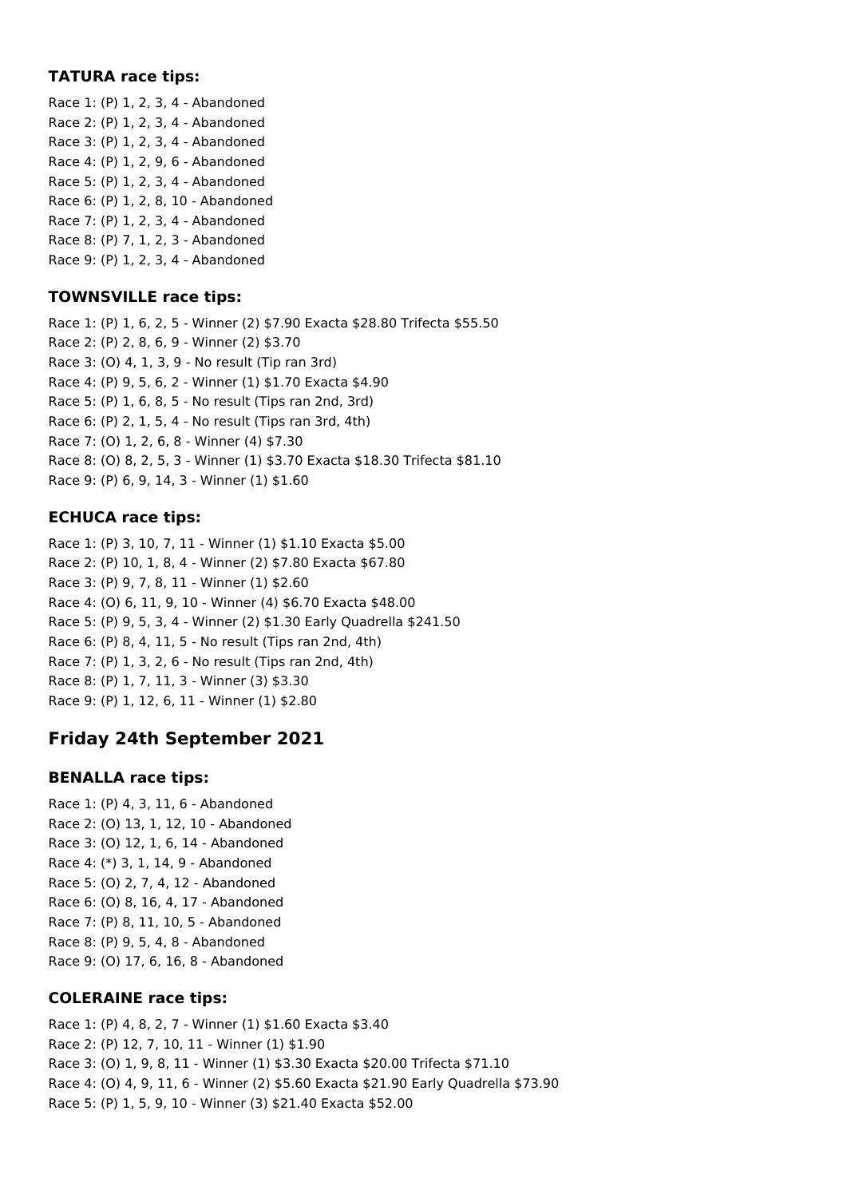### TATURA race tips:

Race 1: (P) 1, 2, 3, 4 - Abandoned
Race 2: (P) 1, 2, 3, 4 - Abandoned
Race 3: (P) 1, 2, 3, 4 - Abandoned
Race 4: (P) 1, 2, 9, 6 - Abandoned
Race 5: (P) 1, 2, 3, 4 - Abandoned
Race 6: (P) 1, 2, 8, 10 - Abandoned
Race 7: (P) 1, 2, 3, 4 - Abandoned
Race 8: (P) 7, 1, 2, 3 - Abandoned
Race 9: (P) 1, 2, 3, 4 - Abandoned

### TOWNSVILLE race tips:

Race 1: (P) 1, 6, 2, 5 - Winner (2) $7.90 Exacta $28.80 Trifecta $55.50
Race 2: (P) 2, 8, 6, 9 - Winner (2) $3.70
Race 3: (O) 4, 1, 3, 9 - No result (Tip ran 3rd)
Race 4: (P) 9, 5, 6, 2 - Winner (1) $1.70 Exacta $4.90
Race 5: (P) 1, 6, 8, 5 - No result (Tips ran 2nd, 3rd)
Race 6: (P) 2, 1, 5, 4 - No result (Tips ran 3rd, 4th)
Race 7: (O) 1, 2, 6, 8 - Winner (4) $7.30
Race 8: (O) 8, 2, 5, 3 - Winner (1) $3.70 Exacta $18.30 Trifecta $81.10
Race 9: (P) 6, 9, 14, 3 - Winner (1) $1.60

### ECHUCA race tips:

Race 1: (P) 3, 10, 7, 11 - Winner (1) $1.10 Exacta $5.00
Race 2: (P) 10, 1, 8, 4 - Winner (2) $7.80 Exacta $67.80
Race 3: (P) 9, 7, 8, 11 - Winner (1) $2.60
Race 4: (O) 6, 11, 9, 10 - Winner (4) $6.70 Exacta $48.00
Race 5: (P) 9, 5, 3, 4 - Winner (2) $1.30 Early Quadrella $241.50
Race 6: (P) 8, 4, 11, 5 - No result (Tips ran 2nd, 4th)
Race 7: (P) 1, 3, 2, 6 - No result (Tips ran 2nd, 4th)
Race 8: (P) 1, 7, 11, 3 - Winner (3) $3.30
Race 9: (P) 1, 12, 6, 11 - Winner (1) $2.80

## Friday 24th September 2021

### BENALLA race tips:

Race 1: (P) 4, 3, 11, 6 - Abandoned
Race 2: (O) 13, 1, 12, 10 - Abandoned
Race 3: (O) 12, 1, 6, 14 - Abandoned
Race 4: (*) 3, 1, 14, 9 - Abandoned
Race 5: (O) 2, 7, 4, 12 - Abandoned
Race 6: (O) 8, 16, 4, 17 - Abandoned
Race 7: (P) 8, 11, 10, 5 - Abandoned
Race 8: (P) 9, 5, 4, 8 - Abandoned
Race 9: (O) 17, 6, 16, 8 - Abandoned

### COLERAINE race tips:

Race 1: (P) 4, 8, 2, 7 - Winner (1) $1.60 Exacta $3.40
Race 2: (P) 12, 7, 10, 11 - Winner (1) $1.90
Race 3: (O) 1, 9, 8, 11 - Winner (1) $3.30 Exacta $20.00 Trifecta $71.10
Race 4: (O) 4, 9, 11, 6 - Winner (2) $5.60 Exacta $21.90 Early Quadrella $73.90
Race 5: (P) 1, 5, 9, 10 - Winner (3) $21.40 Exacta $52.00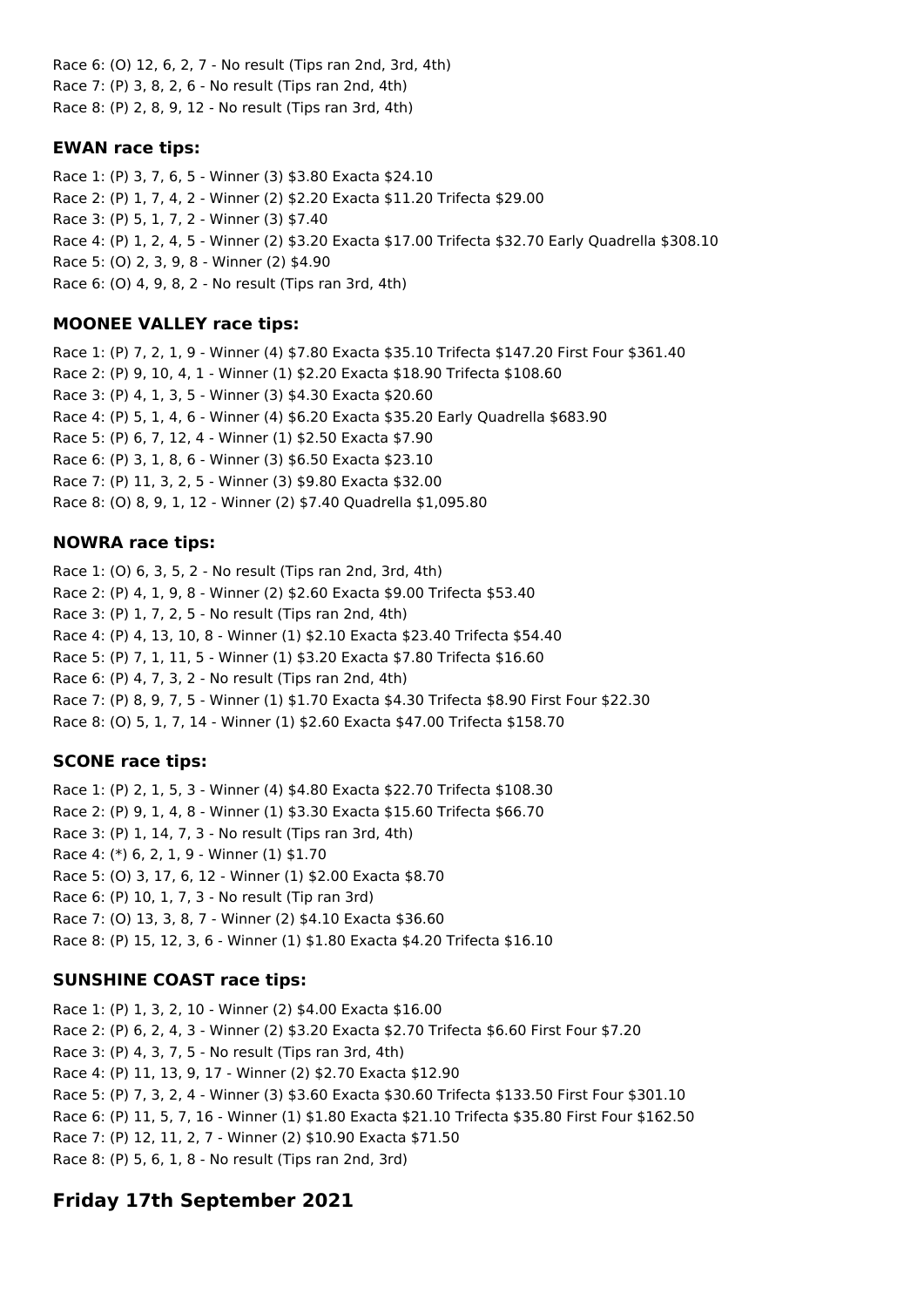Race 6: (O) 12, 6, 2, 7 - No result (Tips ran 2nd, 3rd, 4th)
Race 7: (P) 3, 8, 2, 6 - No result (Tips ran 2nd, 4th)
Race 8: (P) 2, 8, 9, 12 - No result (Tips ran 3rd, 4th)

### EWAN race tips:

Race 1: (P) 3, 7, 6, 5 - Winner (3) $3.80 Exacta $24.10
Race 2: (P) 1, 7, 4, 2 - Winner (2) $2.20 Exacta $11.20 Trifecta $29.00
Race 3: (P) 5, 1, 7, 2 - Winner (3) $7.40
Race 4: (P) 1, 2, 4, 5 - Winner (2) $3.20 Exacta $17.00 Trifecta $32.70 Early Quadrella $308.10
Race 5: (O) 2, 3, 9, 8 - Winner (2) $4.90
Race 6: (O) 4, 9, 8, 2 - No result (Tips ran 3rd, 4th)

### MOONEE VALLEY race tips:

Race 1: (P) 7, 2, 1, 9 - Winner (4) $7.80 Exacta $35.10 Trifecta $147.20 First Four $361.40
Race 2: (P) 9, 10, 4, 1 - Winner (1) $2.20 Exacta $18.90 Trifecta $108.60
Race 3: (P) 4, 1, 3, 5 - Winner (3) $4.30 Exacta $20.60
Race 4: (P) 5, 1, 4, 6 - Winner (4) $6.20 Exacta $35.20 Early Quadrella $683.90
Race 5: (P) 6, 7, 12, 4 - Winner (1) $2.50 Exacta $7.90
Race 6: (P) 3, 1, 8, 6 - Winner (3) $6.50 Exacta $23.10
Race 7: (P) 11, 3, 2, 5 - Winner (3) $9.80 Exacta $32.00
Race 8: (O) 8, 9, 1, 12 - Winner (2) $7.40 Quadrella $1,095.80

### NOWRA race tips:

Race 1: (O) 6, 3, 5, 2 - No result (Tips ran 2nd, 3rd, 4th)
Race 2: (P) 4, 1, 9, 8 - Winner (2) $2.60 Exacta $9.00 Trifecta $53.40
Race 3: (P) 1, 7, 2, 5 - No result (Tips ran 2nd, 4th)
Race 4: (P) 4, 13, 10, 8 - Winner (1) $2.10 Exacta $23.40 Trifecta $54.40
Race 5: (P) 7, 1, 11, 5 - Winner (1) $3.20 Exacta $7.80 Trifecta $16.60
Race 6: (P) 4, 7, 3, 2 - No result (Tips ran 2nd, 4th)
Race 7: (P) 8, 9, 7, 5 - Winner (1) $1.70 Exacta $4.30 Trifecta $8.90 First Four $22.30
Race 8: (O) 5, 1, 7, 14 - Winner (1) $2.60 Exacta $47.00 Trifecta $158.70

### SCONE race tips:

Race 1: (P) 2, 1, 5, 3 - Winner (4) $4.80 Exacta $22.70 Trifecta $108.30
Race 2: (P) 9, 1, 4, 8 - Winner (1) $3.30 Exacta $15.60 Trifecta $66.70
Race 3: (P) 1, 14, 7, 3 - No result (Tips ran 3rd, 4th)
Race 4: (*) 6, 2, 1, 9 - Winner (1) $1.70
Race 5: (O) 3, 17, 6, 12 - Winner (1) $2.00 Exacta $8.70
Race 6: (P) 10, 1, 7, 3 - No result (Tip ran 3rd)
Race 7: (O) 13, 3, 8, 7 - Winner (2) $4.10 Exacta $36.60
Race 8: (P) 15, 12, 3, 6 - Winner (1) $1.80 Exacta $4.20 Trifecta $16.10

### SUNSHINE COAST race tips:

Race 1: (P) 1, 3, 2, 10 - Winner (2) $4.00 Exacta $16.00
Race 2: (P) 6, 2, 4, 3 - Winner (2) $3.20 Exacta $2.70 Trifecta $6.60 First Four $7.20
Race 3: (P) 4, 3, 7, 5 - No result (Tips ran 3rd, 4th)
Race 4: (P) 11, 13, 9, 17 - Winner (2) $2.70 Exacta $12.90
Race 5: (P) 7, 3, 2, 4 - Winner (3) $3.60 Exacta $30.60 Trifecta $133.50 First Four $301.10
Race 6: (P) 11, 5, 7, 16 - Winner (1) $1.80 Exacta $21.10 Trifecta $35.80 First Four $162.50
Race 7: (P) 12, 11, 2, 7 - Winner (2) $10.90 Exacta $71.50
Race 8: (P) 5, 6, 1, 8 - No result (Tips ran 2nd, 3rd)

## Friday 17th September 2021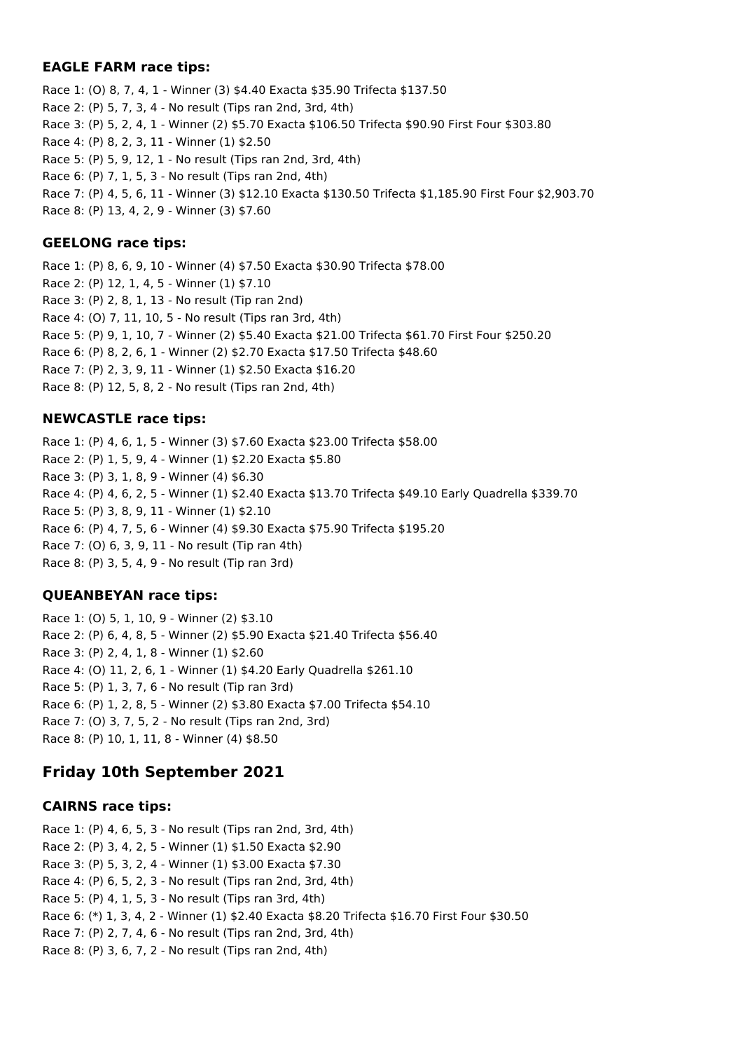### EAGLE FARM race tips:

Race 1: (O) 8, 7, 4, 1 - Winner (3) $4.40 Exacta $35.90 Trifecta $137.50
Race 2: (P) 5, 7, 3, 4 - No result (Tips ran 2nd, 3rd, 4th)
Race 3: (P) 5, 2, 4, 1 - Winner (2) $5.70 Exacta $106.50 Trifecta $90.90 First Four $303.80
Race 4: (P) 8, 2, 3, 11 - Winner (1) $2.50
Race 5: (P) 5, 9, 12, 1 - No result (Tips ran 2nd, 3rd, 4th)
Race 6: (P) 7, 1, 5, 3 - No result (Tips ran 2nd, 4th)
Race 7: (P) 4, 5, 6, 11 - Winner (3) $12.10 Exacta $130.50 Trifecta $1,185.90 First Four $2,903.70
Race 8: (P) 13, 4, 2, 9 - Winner (3) $7.60

### GEELONG race tips:

Race 1: (P) 8, 6, 9, 10 - Winner (4) $7.50 Exacta $30.90 Trifecta $78.00
Race 2: (P) 12, 1, 4, 5 - Winner (1) $7.10
Race 3: (P) 2, 8, 1, 13 - No result (Tip ran 2nd)
Race 4: (O) 7, 11, 10, 5 - No result (Tips ran 3rd, 4th)
Race 5: (P) 9, 1, 10, 7 - Winner (2) $5.40 Exacta $21.00 Trifecta $61.70 First Four $250.20
Race 6: (P) 8, 2, 6, 1 - Winner (2) $2.70 Exacta $17.50 Trifecta $48.60
Race 7: (P) 2, 3, 9, 11 - Winner (1) $2.50 Exacta $16.20
Race 8: (P) 12, 5, 8, 2 - No result (Tips ran 2nd, 4th)

### NEWCASTLE race tips:

Race 1: (P) 4, 6, 1, 5 - Winner (3) $7.60 Exacta $23.00 Trifecta $58.00
Race 2: (P) 1, 5, 9, 4 - Winner (1) $2.20 Exacta $5.80
Race 3: (P) 3, 1, 8, 9 - Winner (4) $6.30
Race 4: (P) 4, 6, 2, 5 - Winner (1) $2.40 Exacta $13.70 Trifecta $49.10 Early Quadrella $339.70
Race 5: (P) 3, 8, 9, 11 - Winner (1) $2.10
Race 6: (P) 4, 7, 5, 6 - Winner (4) $9.30 Exacta $75.90 Trifecta $195.20
Race 7: (O) 6, 3, 9, 11 - No result (Tip ran 4th)
Race 8: (P) 3, 5, 4, 9 - No result (Tip ran 3rd)

### QUEANBEYAN race tips:

Race 1: (O) 5, 1, 10, 9 - Winner (2) $3.10
Race 2: (P) 6, 4, 8, 5 - Winner (2) $5.90 Exacta $21.40 Trifecta $56.40
Race 3: (P) 2, 4, 1, 8 - Winner (1) $2.60
Race 4: (O) 11, 2, 6, 1 - Winner (1) $4.20 Early Quadrella $261.10
Race 5: (P) 1, 3, 7, 6 - No result (Tip ran 3rd)
Race 6: (P) 1, 2, 8, 5 - Winner (2) $3.80 Exacta $7.00 Trifecta $54.10
Race 7: (O) 3, 7, 5, 2 - No result (Tips ran 2nd, 3rd)
Race 8: (P) 10, 1, 11, 8 - Winner (4) $8.50

## Friday 10th September 2021

### CAIRNS race tips:

Race 1: (P) 4, 6, 5, 3 - No result (Tips ran 2nd, 3rd, 4th)
Race 2: (P) 3, 4, 2, 5 - Winner (1) $1.50 Exacta $2.90
Race 3: (P) 5, 3, 2, 4 - Winner (1) $3.00 Exacta $7.30
Race 4: (P) 6, 5, 2, 3 - No result (Tips ran 2nd, 3rd, 4th)
Race 5: (P) 4, 1, 5, 3 - No result (Tips ran 3rd, 4th)
Race 6: (*) 1, 3, 4, 2 - Winner (1) $2.40 Exacta $8.20 Trifecta $16.70 First Four $30.50
Race 7: (P) 2, 7, 4, 6 - No result (Tips ran 2nd, 3rd, 4th)
Race 8: (P) 3, 6, 7, 2 - No result (Tips ran 2nd, 4th)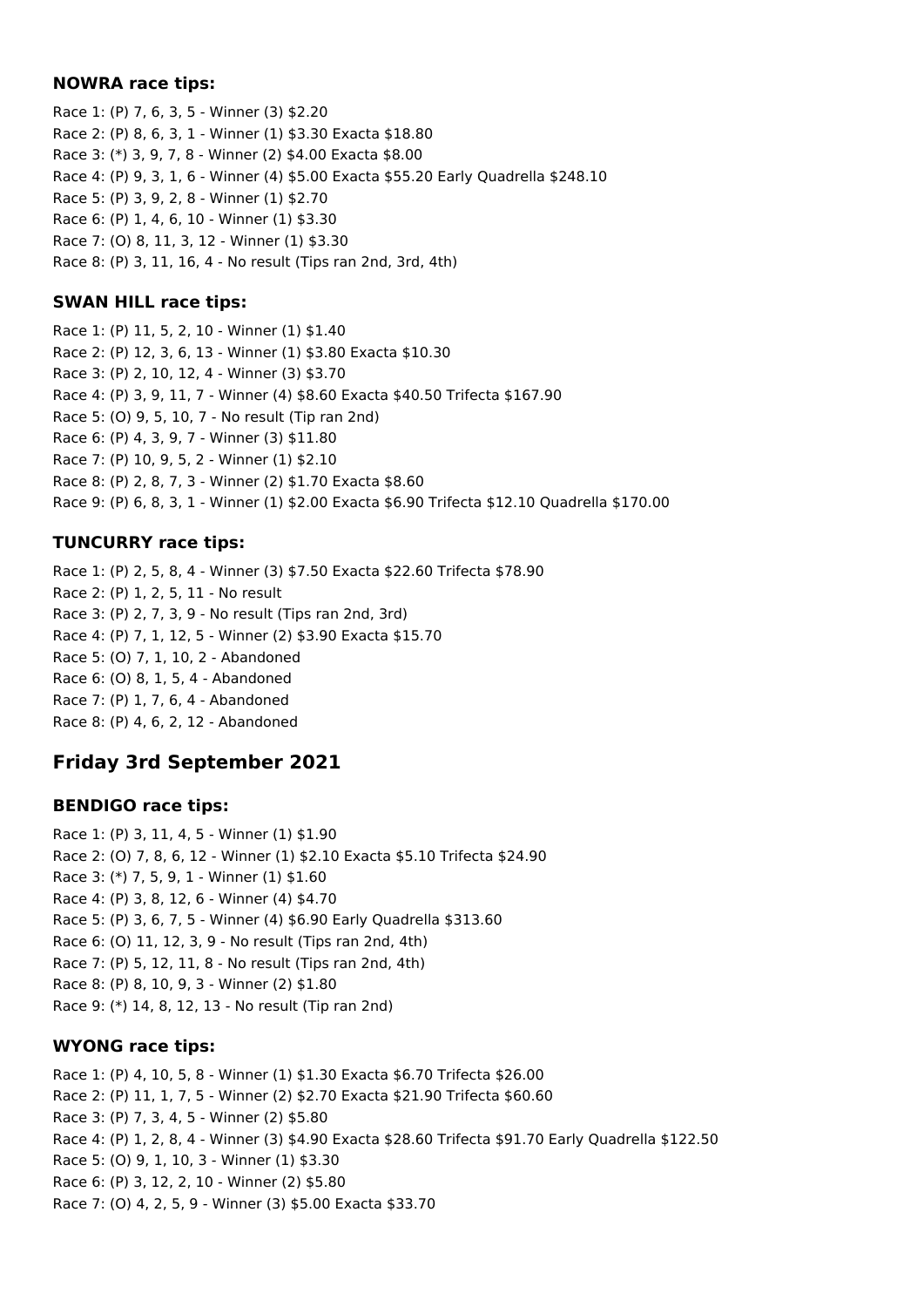### NOWRA race tips:

Race 1: (P) 7, 6, 3, 5 - Winner (3) $2.20
Race 2: (P) 8, 6, 3, 1 - Winner (1) $3.30 Exacta $18.80
Race 3: (*) 3, 9, 7, 8 - Winner (2) $4.00 Exacta $8.00
Race 4: (P) 9, 3, 1, 6 - Winner (4) $5.00 Exacta $55.20 Early Quadrella $248.10
Race 5: (P) 3, 9, 2, 8 - Winner (1) $2.70
Race 6: (P) 1, 4, 6, 10 - Winner (1) $3.30
Race 7: (O) 8, 11, 3, 12 - Winner (1) $3.30
Race 8: (P) 3, 11, 16, 4 - No result (Tips ran 2nd, 3rd, 4th)

### SWAN HILL race tips:

Race 1: (P) 11, 5, 2, 10 - Winner (1) $1.40
Race 2: (P) 12, 3, 6, 13 - Winner (1) $3.80 Exacta $10.30
Race 3: (P) 2, 10, 12, 4 - Winner (3) $3.70
Race 4: (P) 3, 9, 11, 7 - Winner (4) $8.60 Exacta $40.50 Trifecta $167.90
Race 5: (O) 9, 5, 10, 7 - No result (Tip ran 2nd)
Race 6: (P) 4, 3, 9, 7 - Winner (3) $11.80
Race 7: (P) 10, 9, 5, 2 - Winner (1) $2.10
Race 8: (P) 2, 8, 7, 3 - Winner (2) $1.70 Exacta $8.60
Race 9: (P) 6, 8, 3, 1 - Winner (1) $2.00 Exacta $6.90 Trifecta $12.10 Quadrella $170.00

### TUNCURRY race tips:

Race 1: (P) 2, 5, 8, 4 - Winner (3) $7.50 Exacta $22.60 Trifecta $78.90
Race 2: (P) 1, 2, 5, 11 - No result
Race 3: (P) 2, 7, 3, 9 - No result (Tips ran 2nd, 3rd)
Race 4: (P) 7, 1, 12, 5 - Winner (2) $3.90 Exacta $15.70
Race 5: (O) 7, 1, 10, 2 - Abandoned
Race 6: (O) 8, 1, 5, 4 - Abandoned
Race 7: (P) 1, 7, 6, 4 - Abandoned
Race 8: (P) 4, 6, 2, 12 - Abandoned

## Friday 3rd September 2021

### BENDIGO race tips:

Race 1: (P) 3, 11, 4, 5 - Winner (1) $1.90
Race 2: (O) 7, 8, 6, 12 - Winner (1) $2.10 Exacta $5.10 Trifecta $24.90
Race 3: (*) 7, 5, 9, 1 - Winner (1) $1.60
Race 4: (P) 3, 8, 12, 6 - Winner (4) $4.70
Race 5: (P) 3, 6, 7, 5 - Winner (4) $6.90 Early Quadrella $313.60
Race 6: (O) 11, 12, 3, 9 - No result (Tips ran 2nd, 4th)
Race 7: (P) 5, 12, 11, 8 - No result (Tips ran 2nd, 4th)
Race 8: (P) 8, 10, 9, 3 - Winner (2) $1.80
Race 9: (*) 14, 8, 12, 13 - No result (Tip ran 2nd)

### WYONG race tips:

Race 1: (P) 4, 10, 5, 8 - Winner (1) $1.30 Exacta $6.70 Trifecta $26.00
Race 2: (P) 11, 1, 7, 5 - Winner (2) $2.70 Exacta $21.90 Trifecta $60.60
Race 3: (P) 7, 3, 4, 5 - Winner (2) $5.80
Race 4: (P) 1, 2, 8, 4 - Winner (3) $4.90 Exacta $28.60 Trifecta $91.70 Early Quadrella $122.50
Race 5: (O) 9, 1, 10, 3 - Winner (1) $3.30
Race 6: (P) 3, 12, 2, 10 - Winner (2) $5.80
Race 7: (O) 4, 2, 5, 9 - Winner (3) $5.00 Exacta $33.70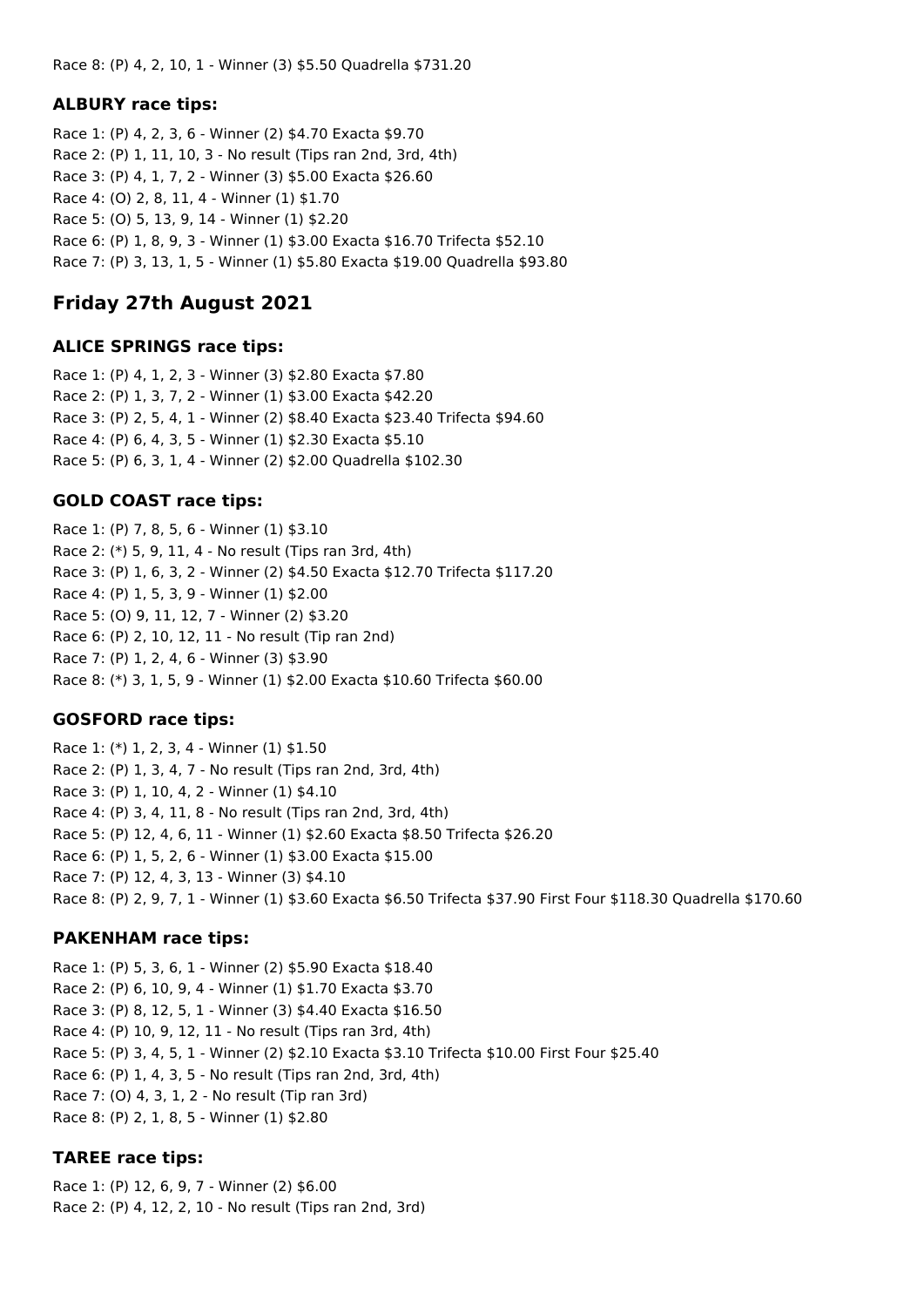Race 8: (P) 4, 2, 10, 1 - Winner (3) $5.50 Quadrella $731.20

### ALBURY race tips:

Race 1: (P) 4, 2, 3, 6 - Winner (2) $4.70 Exacta $9.70
Race 2: (P) 1, 11, 10, 3 - No result (Tips ran 2nd, 3rd, 4th)
Race 3: (P) 4, 1, 7, 2 - Winner (3) $5.00 Exacta $26.60
Race 4: (O) 2, 8, 11, 4 - Winner (1) $1.70
Race 5: (O) 5, 13, 9, 14 - Winner (1) $2.20
Race 6: (P) 1, 8, 9, 3 - Winner (1) $3.00 Exacta $16.70 Trifecta $52.10
Race 7: (P) 3, 13, 1, 5 - Winner (1) $5.80 Exacta $19.00 Quadrella $93.80

## Friday 27th August 2021

### ALICE SPRINGS race tips:

Race 1: (P) 4, 1, 2, 3 - Winner (3) $2.80 Exacta $7.80
Race 2: (P) 1, 3, 7, 2 - Winner (1) $3.00 Exacta $42.20
Race 3: (P) 2, 5, 4, 1 - Winner (2) $8.40 Exacta $23.40 Trifecta $94.60
Race 4: (P) 6, 4, 3, 5 - Winner (1) $2.30 Exacta $5.10
Race 5: (P) 6, 3, 1, 4 - Winner (2) $2.00 Quadrella $102.30

### GOLD COAST race tips:

Race 1: (P) 7, 8, 5, 6 - Winner (1) $3.10
Race 2: (*) 5, 9, 11, 4 - No result (Tips ran 3rd, 4th)
Race 3: (P) 1, 6, 3, 2 - Winner (2) $4.50 Exacta $12.70 Trifecta $117.20
Race 4: (P) 1, 5, 3, 9 - Winner (1) $2.00
Race 5: (O) 9, 11, 12, 7 - Winner (2) $3.20
Race 6: (P) 2, 10, 12, 11 - No result (Tip ran 2nd)
Race 7: (P) 1, 2, 4, 6 - Winner (3) $3.90
Race 8: (*) 3, 1, 5, 9 - Winner (1) $2.00 Exacta $10.60 Trifecta $60.00

### GOSFORD race tips:

Race 1: (*) 1, 2, 3, 4 - Winner (1) $1.50
Race 2: (P) 1, 3, 4, 7 - No result (Tips ran 2nd, 3rd, 4th)
Race 3: (P) 1, 10, 4, 2 - Winner (1) $4.10
Race 4: (P) 3, 4, 11, 8 - No result (Tips ran 2nd, 3rd, 4th)
Race 5: (P) 12, 4, 6, 11 - Winner (1) $2.60 Exacta $8.50 Trifecta $26.20
Race 6: (P) 1, 5, 2, 6 - Winner (1) $3.00 Exacta $15.00
Race 7: (P) 12, 4, 3, 13 - Winner (3) $4.10
Race 8: (P) 2, 9, 7, 1 - Winner (1) $3.60 Exacta $6.50 Trifecta $37.90 First Four $118.30 Quadrella $170.60

### PAKENHAM race tips:

Race 1: (P) 5, 3, 6, 1 - Winner (2) $5.90 Exacta $18.40
Race 2: (P) 6, 10, 9, 4 - Winner (1) $1.70 Exacta $3.70
Race 3: (P) 8, 12, 5, 1 - Winner (3) $4.40 Exacta $16.50
Race 4: (P) 10, 9, 12, 11 - No result (Tips ran 3rd, 4th)
Race 5: (P) 3, 4, 5, 1 - Winner (2) $2.10 Exacta $3.10 Trifecta $10.00 First Four $25.40
Race 6: (P) 1, 4, 3, 5 - No result (Tips ran 2nd, 3rd, 4th)
Race 7: (O) 4, 3, 1, 2 - No result (Tip ran 3rd)
Race 8: (P) 2, 1, 8, 5 - Winner (1) $2.80

### TAREE race tips:

Race 1: (P) 12, 6, 9, 7 - Winner (2) $6.00
Race 2: (P) 4, 12, 2, 10 - No result (Tips ran 2nd, 3rd)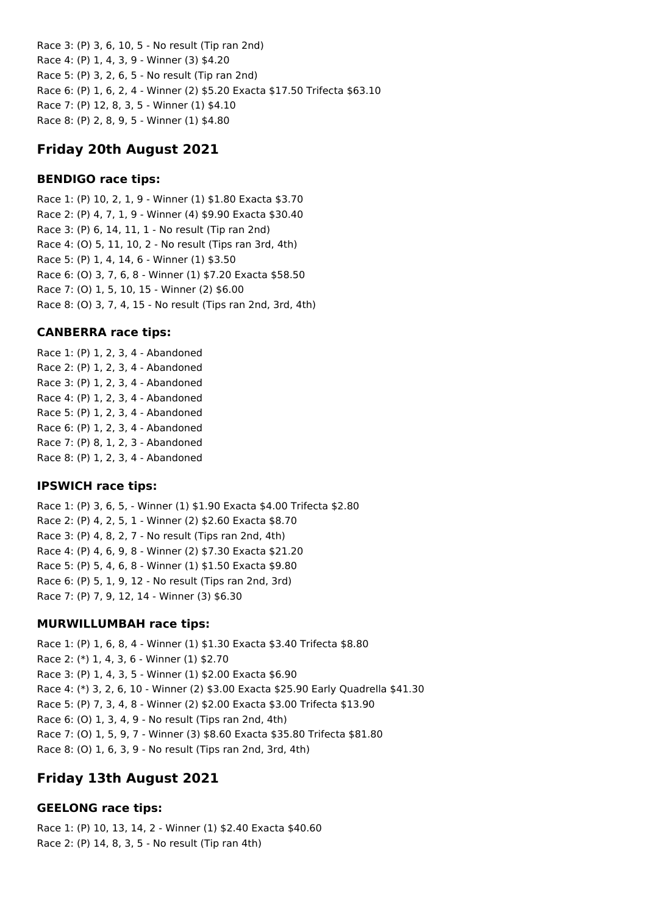Race 3: (P) 3, 6, 10, 5 - No result (Tip ran 2nd)
Race 4: (P) 1, 4, 3, 9 - Winner (3) $4.20
Race 5: (P) 3, 2, 6, 5 - No result (Tip ran 2nd)
Race 6: (P) 1, 6, 2, 4 - Winner (2) $5.20 Exacta $17.50 Trifecta $63.10
Race 7: (P) 12, 8, 3, 5 - Winner (1) $4.10
Race 8: (P) 2, 8, 9, 5 - Winner (1) $4.80

## Friday 20th August 2021

### BENDIGO race tips:

Race 1: (P) 10, 2, 1, 9 - Winner (1) $1.80 Exacta $3.70
Race 2: (P) 4, 7, 1, 9 - Winner (4) $9.90 Exacta $30.40
Race 3: (P) 6, 14, 11, 1 - No result (Tip ran 2nd)
Race 4: (O) 5, 11, 10, 2 - No result (Tips ran 3rd, 4th)
Race 5: (P) 1, 4, 14, 6 - Winner (1) $3.50
Race 6: (O) 3, 7, 6, 8 - Winner (1) $7.20 Exacta $58.50
Race 7: (O) 1, 5, 10, 15 - Winner (2) $6.00
Race 8: (O) 3, 7, 4, 15 - No result (Tips ran 2nd, 3rd, 4th)

### CANBERRA race tips:

Race 1: (P) 1, 2, 3, 4 - Abandoned
Race 2: (P) 1, 2, 3, 4 - Abandoned
Race 3: (P) 1, 2, 3, 4 - Abandoned
Race 4: (P) 1, 2, 3, 4 - Abandoned
Race 5: (P) 1, 2, 3, 4 - Abandoned
Race 6: (P) 1, 2, 3, 4 - Abandoned
Race 7: (P) 8, 1, 2, 3 - Abandoned
Race 8: (P) 1, 2, 3, 4 - Abandoned

### IPSWICH race tips:

Race 1: (P) 3, 6, 5, - Winner (1) $1.90 Exacta $4.00 Trifecta $2.80
Race 2: (P) 4, 2, 5, 1 - Winner (2) $2.60 Exacta $8.70
Race 3: (P) 4, 8, 2, 7 - No result (Tips ran 2nd, 4th)
Race 4: (P) 4, 6, 9, 8 - Winner (2) $7.30 Exacta $21.20
Race 5: (P) 5, 4, 6, 8 - Winner (1) $1.50 Exacta $9.80
Race 6: (P) 5, 1, 9, 12 - No result (Tips ran 2nd, 3rd)
Race 7: (P) 7, 9, 12, 14 - Winner (3) $6.30

### MURWILLUMBAH race tips:

Race 1: (P) 1, 6, 8, 4 - Winner (1) $1.30 Exacta $3.40 Trifecta $8.80
Race 2: (*) 1, 4, 3, 6 - Winner (1) $2.70
Race 3: (P) 1, 4, 3, 5 - Winner (1) $2.00 Exacta $6.90
Race 4: (*) 3, 2, 6, 10 - Winner (2) $3.00 Exacta $25.90 Early Quadrella $41.30
Race 5: (P) 7, 3, 4, 8 - Winner (2) $2.00 Exacta $3.00 Trifecta $13.90
Race 6: (O) 1, 3, 4, 9 - No result (Tips ran 2nd, 4th)
Race 7: (O) 1, 5, 9, 7 - Winner (3) $8.60 Exacta $35.80 Trifecta $81.80
Race 8: (O) 1, 6, 3, 9 - No result (Tips ran 2nd, 3rd, 4th)

## Friday 13th August 2021

### GEELONG race tips:

Race 1: (P) 10, 13, 14, 2 - Winner (1) $2.40 Exacta $40.60
Race 2: (P) 14, 8, 3, 5 - No result (Tip ran 4th)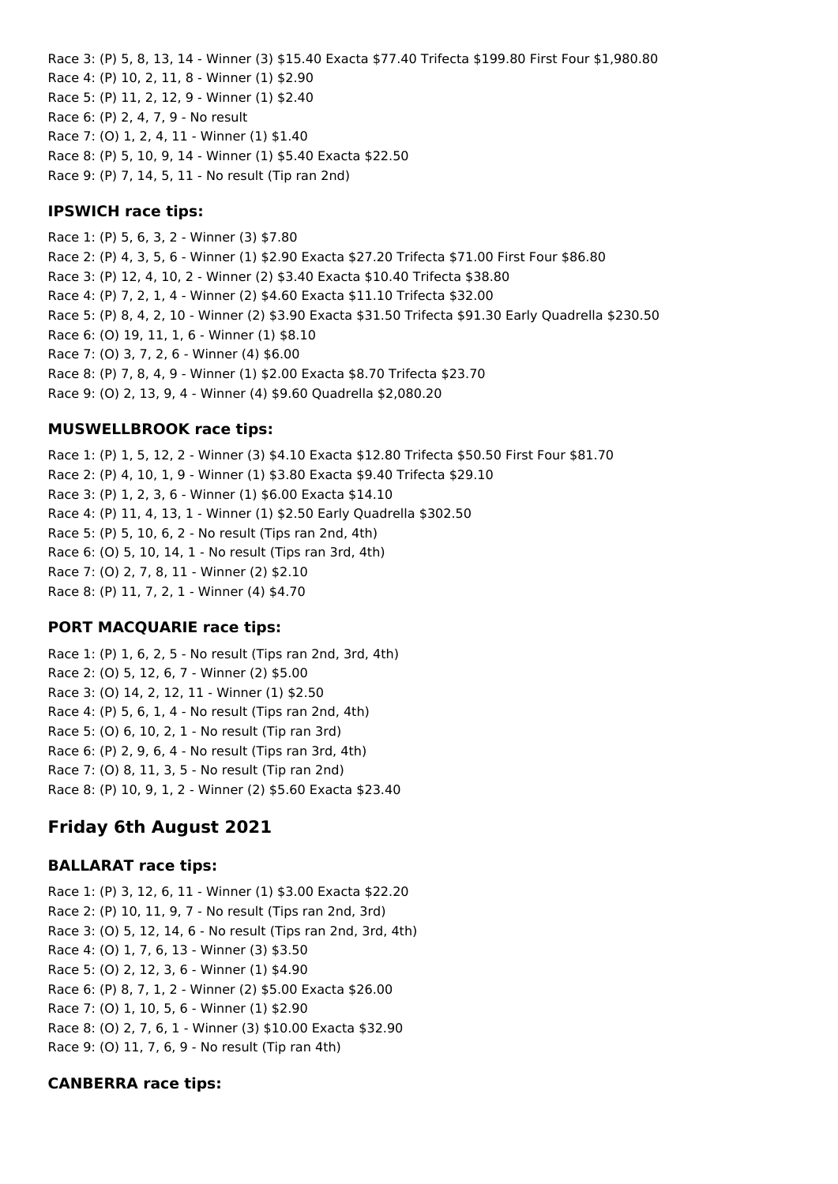Race 3: (P) 5, 8, 13, 14 - Winner (3) $15.40 Exacta $77.40 Trifecta $199.80 First Four $1,980.80
Race 4: (P) 10, 2, 11, 8 - Winner (1) $2.90
Race 5: (P) 11, 2, 12, 9 - Winner (1) $2.40
Race 6: (P) 2, 4, 7, 9 - No result
Race 7: (O) 1, 2, 4, 11 - Winner (1) $1.40
Race 8: (P) 5, 10, 9, 14 - Winner (1) $5.40 Exacta $22.50
Race 9: (P) 7, 14, 5, 11 - No result (Tip ran 2nd)

### IPSWICH race tips:

Race 1: (P) 5, 6, 3, 2 - Winner (3) $7.80
Race 2: (P) 4, 3, 5, 6 - Winner (1) $2.90 Exacta $27.20 Trifecta $71.00 First Four $86.80
Race 3: (P) 12, 4, 10, 2 - Winner (2) $3.40 Exacta $10.40 Trifecta $38.80
Race 4: (P) 7, 2, 1, 4 - Winner (2) $4.60 Exacta $11.10 Trifecta $32.00
Race 5: (P) 8, 4, 2, 10 - Winner (2) $3.90 Exacta $31.50 Trifecta $91.30 Early Quadrella $230.50
Race 6: (O) 19, 11, 1, 6 - Winner (1) $8.10
Race 7: (O) 3, 7, 2, 6 - Winner (4) $6.00
Race 8: (P) 7, 8, 4, 9 - Winner (1) $2.00 Exacta $8.70 Trifecta $23.70
Race 9: (O) 2, 13, 9, 4 - Winner (4) $9.60 Quadrella $2,080.20

### MUSWELLBROOK race tips:

Race 1: (P) 1, 5, 12, 2 - Winner (3) $4.10 Exacta $12.80 Trifecta $50.50 First Four $81.70
Race 2: (P) 4, 10, 1, 9 - Winner (1) $3.80 Exacta $9.40 Trifecta $29.10
Race 3: (P) 1, 2, 3, 6 - Winner (1) $6.00 Exacta $14.10
Race 4: (P) 11, 4, 13, 1 - Winner (1) $2.50 Early Quadrella $302.50
Race 5: (P) 5, 10, 6, 2 - No result (Tips ran 2nd, 4th)
Race 6: (O) 5, 10, 14, 1 - No result (Tips ran 3rd, 4th)
Race 7: (O) 2, 7, 8, 11 - Winner (2) $2.10
Race 8: (P) 11, 7, 2, 1 - Winner (4) $4.70

### PORT MACQUARIE race tips:

Race 1: (P) 1, 6, 2, 5 - No result (Tips ran 2nd, 3rd, 4th)
Race 2: (O) 5, 12, 6, 7 - Winner (2) $5.00
Race 3: (O) 14, 2, 12, 11 - Winner (1) $2.50
Race 4: (P) 5, 6, 1, 4 - No result (Tips ran 2nd, 4th)
Race 5: (O) 6, 10, 2, 1 - No result (Tip ran 3rd)
Race 6: (P) 2, 9, 6, 4 - No result (Tips ran 3rd, 4th)
Race 7: (O) 8, 11, 3, 5 - No result (Tip ran 2nd)
Race 8: (P) 10, 9, 1, 2 - Winner (2) $5.60 Exacta $23.40

## Friday 6th August 2021

### BALLARAT race tips:

Race 1: (P) 3, 12, 6, 11 - Winner (1) $3.00 Exacta $22.20
Race 2: (P) 10, 11, 9, 7 - No result (Tips ran 2nd, 3rd)
Race 3: (O) 5, 12, 14, 6 - No result (Tips ran 2nd, 3rd, 4th)
Race 4: (O) 1, 7, 6, 13 - Winner (3) $3.50
Race 5: (O) 2, 12, 3, 6 - Winner (1) $4.90
Race 6: (P) 8, 7, 1, 2 - Winner (2) $5.00 Exacta $26.00
Race 7: (O) 1, 10, 5, 6 - Winner (1) $2.90
Race 8: (O) 2, 7, 6, 1 - Winner (3) $10.00 Exacta $32.90
Race 9: (O) 11, 7, 6, 9 - No result (Tip ran 4th)

### CANBERRA race tips: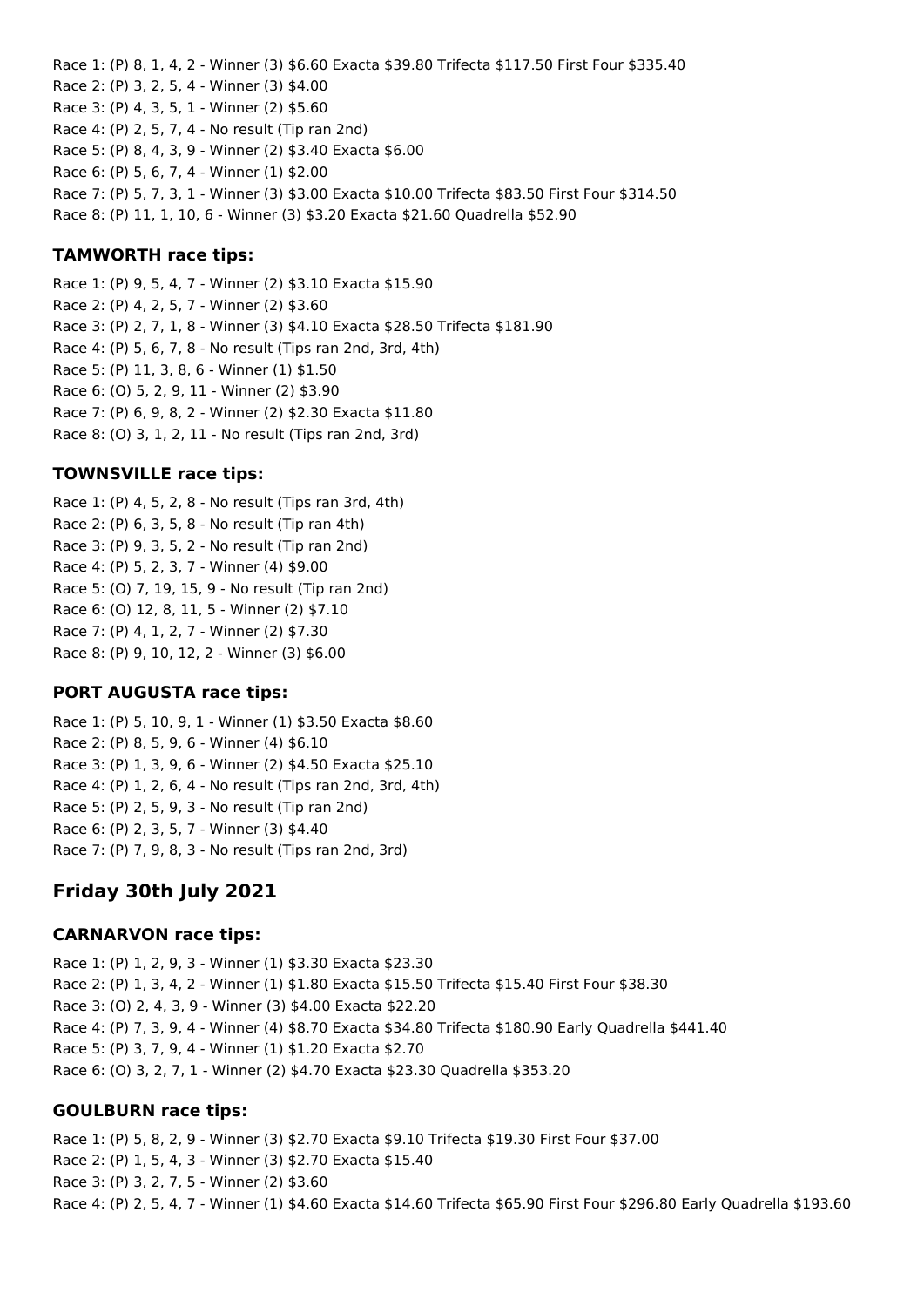Race 1: (P) 8, 1, 4, 2 - Winner (3) $6.60 Exacta $39.80 Trifecta $117.50 First Four $335.40
Race 2: (P) 3, 2, 5, 4 - Winner (3) $4.00
Race 3: (P) 4, 3, 5, 1 - Winner (2) $5.60
Race 4: (P) 2, 5, 7, 4 - No result (Tip ran 2nd)
Race 5: (P) 8, 4, 3, 9 - Winner (2) $3.40 Exacta $6.00
Race 6: (P) 5, 6, 7, 4 - Winner (1) $2.00
Race 7: (P) 5, 7, 3, 1 - Winner (3) $3.00 Exacta $10.00 Trifecta $83.50 First Four $314.50
Race 8: (P) 11, 1, 10, 6 - Winner (3) $3.20 Exacta $21.60 Quadrella $52.90

### TAMWORTH race tips:

Race 1: (P) 9, 5, 4, 7 - Winner (2) $3.10 Exacta $15.90
Race 2: (P) 4, 2, 5, 7 - Winner (2) $3.60
Race 3: (P) 2, 7, 1, 8 - Winner (3) $4.10 Exacta $28.50 Trifecta $181.90
Race 4: (P) 5, 6, 7, 8 - No result (Tips ran 2nd, 3rd, 4th)
Race 5: (P) 11, 3, 8, 6 - Winner (1) $1.50
Race 6: (O) 5, 2, 9, 11 - Winner (2) $3.90
Race 7: (P) 6, 9, 8, 2 - Winner (2) $2.30 Exacta $11.80
Race 8: (O) 3, 1, 2, 11 - No result (Tips ran 2nd, 3rd)

### TOWNSVILLE race tips:

Race 1: (P) 4, 5, 2, 8 - No result (Tips ran 3rd, 4th)
Race 2: (P) 6, 3, 5, 8 - No result (Tip ran 4th)
Race 3: (P) 9, 3, 5, 2 - No result (Tip ran 2nd)
Race 4: (P) 5, 2, 3, 7 - Winner (4) $9.00
Race 5: (O) 7, 19, 15, 9 - No result (Tip ran 2nd)
Race 6: (O) 12, 8, 11, 5 - Winner (2) $7.10
Race 7: (P) 4, 1, 2, 7 - Winner (2) $7.30
Race 8: (P) 9, 10, 12, 2 - Winner (3) $6.00

### PORT AUGUSTA race tips:

Race 1: (P) 5, 10, 9, 1 - Winner (1) $3.50 Exacta $8.60
Race 2: (P) 8, 5, 9, 6 - Winner (4) $6.10
Race 3: (P) 1, 3, 9, 6 - Winner (2) $4.50 Exacta $25.10
Race 4: (P) 1, 2, 6, 4 - No result (Tips ran 2nd, 3rd, 4th)
Race 5: (P) 2, 5, 9, 3 - No result (Tip ran 2nd)
Race 6: (P) 2, 3, 5, 7 - Winner (3) $4.40
Race 7: (P) 7, 9, 8, 3 - No result (Tips ran 2nd, 3rd)

## Friday 30th July 2021

### CARNARVON race tips:

Race 1: (P) 1, 2, 9, 3 - Winner (1) $3.30 Exacta $23.30
Race 2: (P) 1, 3, 4, 2 - Winner (1) $1.80 Exacta $15.50 Trifecta $15.40 First Four $38.30
Race 3: (O) 2, 4, 3, 9 - Winner (3) $4.00 Exacta $22.20
Race 4: (P) 7, 3, 9, 4 - Winner (4) $8.70 Exacta $34.80 Trifecta $180.90 Early Quadrella $441.40
Race 5: (P) 3, 7, 9, 4 - Winner (1) $1.20 Exacta $2.70
Race 6: (O) 3, 2, 7, 1 - Winner (2) $4.70 Exacta $23.30 Quadrella $353.20

### GOULBURN race tips:

Race 1: (P) 5, 8, 2, 9 - Winner (3) $2.70 Exacta $9.10 Trifecta $19.30 First Four $37.00
Race 2: (P) 1, 5, 4, 3 - Winner (3) $2.70 Exacta $15.40
Race 3: (P) 3, 2, 7, 5 - Winner (2) $3.60
Race 4: (P) 2, 5, 4, 7 - Winner (1) $4.60 Exacta $14.60 Trifecta $65.90 First Four $296.80 Early Quadrella $193.60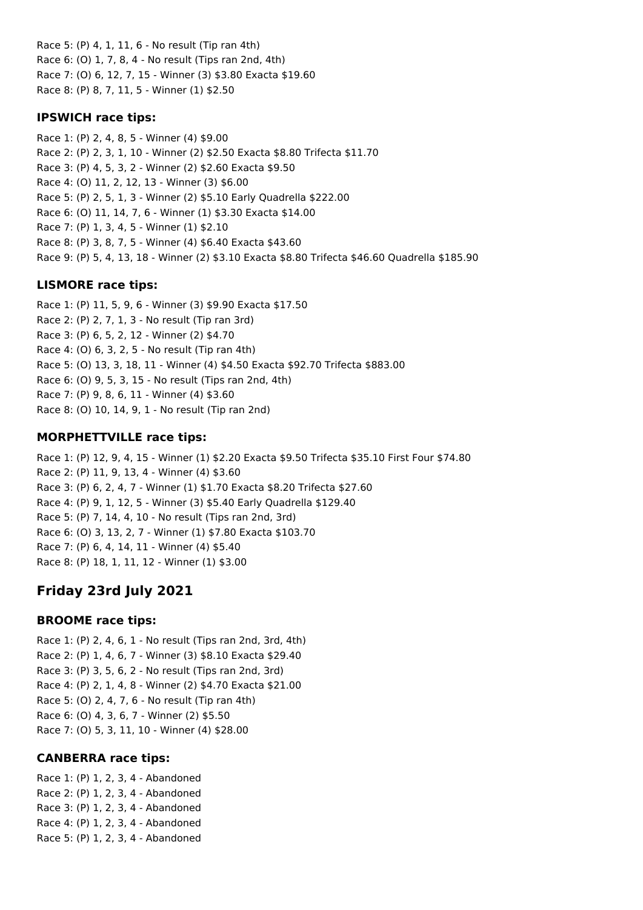Race 5: (P) 4, 1, 11, 6 - No result (Tip ran 4th)
Race 6: (O) 1, 7, 8, 4 - No result (Tips ran 2nd, 4th)
Race 7: (O) 6, 12, 7, 15 - Winner (3) $3.80 Exacta $19.60
Race 8: (P) 8, 7, 11, 5 - Winner (1) $2.50

### IPSWICH race tips:

Race 1: (P) 2, 4, 8, 5 - Winner (4) $9.00
Race 2: (P) 2, 3, 1, 10 - Winner (2) $2.50 Exacta $8.80 Trifecta $11.70
Race 3: (P) 4, 5, 3, 2 - Winner (2) $2.60 Exacta $9.50
Race 4: (O) 11, 2, 12, 13 - Winner (3) $6.00
Race 5: (P) 2, 5, 1, 3 - Winner (2) $5.10 Early Quadrella $222.00
Race 6: (O) 11, 14, 7, 6 - Winner (1) $3.30 Exacta $14.00
Race 7: (P) 1, 3, 4, 5 - Winner (1) $2.10
Race 8: (P) 3, 8, 7, 5 - Winner (4) $6.40 Exacta $43.60
Race 9: (P) 5, 4, 13, 18 - Winner (2) $3.10 Exacta $8.80 Trifecta $46.60 Quadrella $185.90

### LISMORE race tips:

Race 1: (P) 11, 5, 9, 6 - Winner (3) $9.90 Exacta $17.50
Race 2: (P) 2, 7, 1, 3 - No result (Tip ran 3rd)
Race 3: (P) 6, 5, 2, 12 - Winner (2) $4.70
Race 4: (O) 6, 3, 2, 5 - No result (Tip ran 4th)
Race 5: (O) 13, 3, 18, 11 - Winner (4) $4.50 Exacta $92.70 Trifecta $883.00
Race 6: (O) 9, 5, 3, 15 - No result (Tips ran 2nd, 4th)
Race 7: (P) 9, 8, 6, 11 - Winner (4) $3.60
Race 8: (O) 10, 14, 9, 1 - No result (Tip ran 2nd)

### MORPHETTVILLE race tips:

Race 1: (P) 12, 9, 4, 15 - Winner (1) $2.20 Exacta $9.50 Trifecta $35.10 First Four $74.80
Race 2: (P) 11, 9, 13, 4 - Winner (4) $3.60
Race 3: (P) 6, 2, 4, 7 - Winner (1) $1.70 Exacta $8.20 Trifecta $27.60
Race 4: (P) 9, 1, 12, 5 - Winner (3) $5.40 Early Quadrella $129.40
Race 5: (P) 7, 14, 4, 10 - No result (Tips ran 2nd, 3rd)
Race 6: (O) 3, 13, 2, 7 - Winner (1) $7.80 Exacta $103.70
Race 7: (P) 6, 4, 14, 11 - Winner (4) $5.40
Race 8: (P) 18, 1, 11, 12 - Winner (1) $3.00

## Friday 23rd July 2021

### BROOME race tips:

Race 1: (P) 2, 4, 6, 1 - No result (Tips ran 2nd, 3rd, 4th)
Race 2: (P) 1, 4, 6, 7 - Winner (3) $8.10 Exacta $29.40
Race 3: (P) 3, 5, 6, 2 - No result (Tips ran 2nd, 3rd)
Race 4: (P) 2, 1, 4, 8 - Winner (2) $4.70 Exacta $21.00
Race 5: (O) 2, 4, 7, 6 - No result (Tip ran 4th)
Race 6: (O) 4, 3, 6, 7 - Winner (2) $5.50
Race 7: (O) 5, 3, 11, 10 - Winner (4) $28.00

### CANBERRA race tips:

Race 1: (P) 1, 2, 3, 4 - Abandoned
Race 2: (P) 1, 2, 3, 4 - Abandoned
Race 3: (P) 1, 2, 3, 4 - Abandoned
Race 4: (P) 1, 2, 3, 4 - Abandoned
Race 5: (P) 1, 2, 3, 4 - Abandoned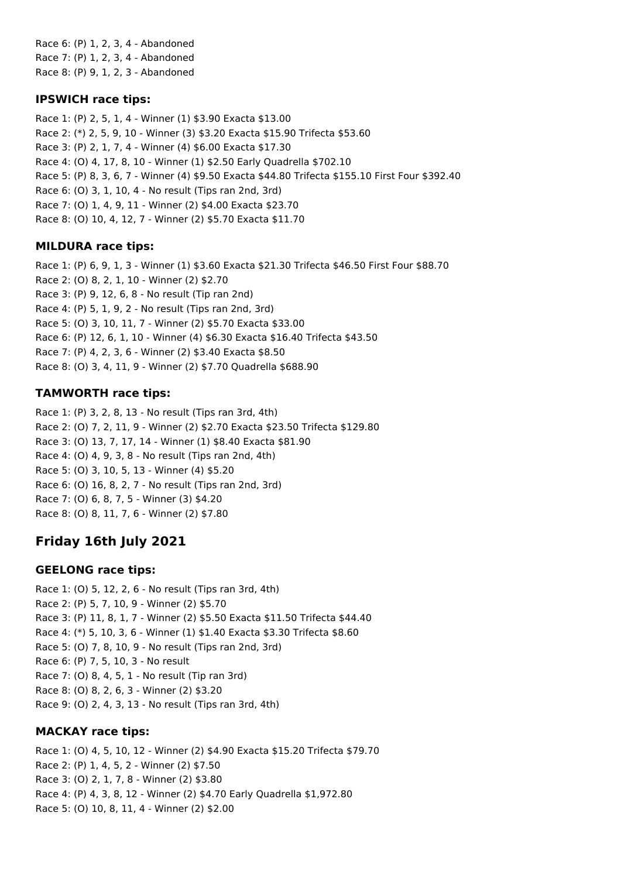Race 6: (P) 1, 2, 3, 4 - Abandoned
Race 7: (P) 1, 2, 3, 4 - Abandoned
Race 8: (P) 9, 1, 2, 3 - Abandoned

### IPSWICH race tips:

Race 1: (P) 2, 5, 1, 4 - Winner (1) $3.90 Exacta $13.00
Race 2: (*) 2, 5, 9, 10 - Winner (3) $3.20 Exacta $15.90 Trifecta $53.60
Race 3: (P) 2, 1, 7, 4 - Winner (4) $6.00 Exacta $17.30
Race 4: (O) 4, 17, 8, 10 - Winner (1) $2.50 Early Quadrella $702.10
Race 5: (P) 8, 3, 6, 7 - Winner (4) $9.50 Exacta $44.80 Trifecta $155.10 First Four $392.40
Race 6: (O) 3, 1, 10, 4 - No result (Tips ran 2nd, 3rd)
Race 7: (O) 1, 4, 9, 11 - Winner (2) $4.00 Exacta $23.70
Race 8: (O) 10, 4, 12, 7 - Winner (2) $5.70 Exacta $11.70

### MILDURA race tips:

Race 1: (P) 6, 9, 1, 3 - Winner (1) $3.60 Exacta $21.30 Trifecta $46.50 First Four $88.70
Race 2: (O) 8, 2, 1, 10 - Winner (2) $2.70
Race 3: (P) 9, 12, 6, 8 - No result (Tip ran 2nd)
Race 4: (P) 5, 1, 9, 2 - No result (Tips ran 2nd, 3rd)
Race 5: (O) 3, 10, 11, 7 - Winner (2) $5.70 Exacta $33.00
Race 6: (P) 12, 6, 1, 10 - Winner (4) $6.30 Exacta $16.40 Trifecta $43.50
Race 7: (P) 4, 2, 3, 6 - Winner (2) $3.40 Exacta $8.50
Race 8: (O) 3, 4, 11, 9 - Winner (2) $7.70 Quadrella $688.90

### TAMWORTH race tips:

Race 1: (P) 3, 2, 8, 13 - No result (Tips ran 3rd, 4th)
Race 2: (O) 7, 2, 11, 9 - Winner (2) $2.70 Exacta $23.50 Trifecta $129.80
Race 3: (O) 13, 7, 17, 14 - Winner (1) $8.40 Exacta $81.90
Race 4: (O) 4, 9, 3, 8 - No result (Tips ran 2nd, 4th)
Race 5: (O) 3, 10, 5, 13 - Winner (4) $5.20
Race 6: (O) 16, 8, 2, 7 - No result (Tips ran 2nd, 3rd)
Race 7: (O) 6, 8, 7, 5 - Winner (3) $4.20
Race 8: (O) 8, 11, 7, 6 - Winner (2) $7.80

## Friday 16th July 2021

### GEELONG race tips:

Race 1: (O) 5, 12, 2, 6 - No result (Tips ran 3rd, 4th)
Race 2: (P) 5, 7, 10, 9 - Winner (2) $5.70
Race 3: (P) 11, 8, 1, 7 - Winner (2) $5.50 Exacta $11.50 Trifecta $44.40
Race 4: (*) 5, 10, 3, 6 - Winner (1) $1.40 Exacta $3.30 Trifecta $8.60
Race 5: (O) 7, 8, 10, 9 - No result (Tips ran 2nd, 3rd)
Race 6: (P) 7, 5, 10, 3 - No result
Race 7: (O) 8, 4, 5, 1 - No result (Tip ran 3rd)
Race 8: (O) 8, 2, 6, 3 - Winner (2) $3.20
Race 9: (O) 2, 4, 3, 13 - No result (Tips ran 3rd, 4th)

### MACKAY race tips:

Race 1: (O) 4, 5, 10, 12 - Winner (2) $4.90 Exacta $15.20 Trifecta $79.70
Race 2: (P) 1, 4, 5, 2 - Winner (2) $7.50
Race 3: (O) 2, 1, 7, 8 - Winner (2) $3.80
Race 4: (P) 4, 3, 8, 12 - Winner (2) $4.70 Early Quadrella $1,972.80
Race 5: (O) 10, 8, 11, 4 - Winner (2) $2.00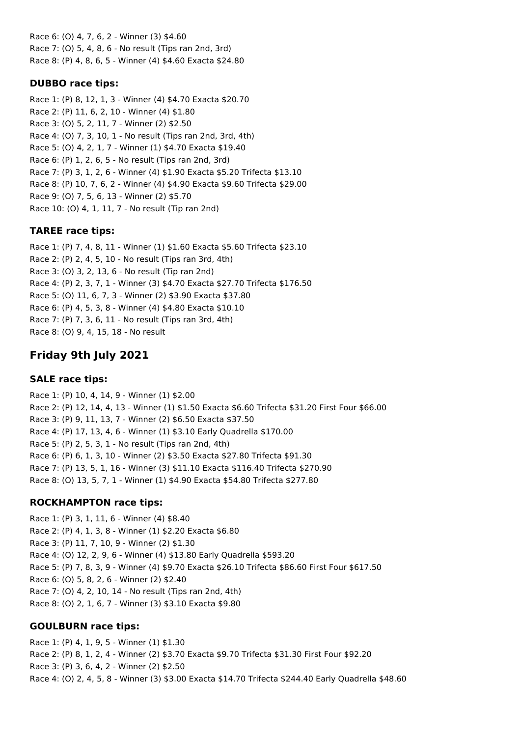Race 6: (O) 4, 7, 6, 2 - Winner (3) $4.60
Race 7: (O) 5, 4, 8, 6 - No result (Tips ran 2nd, 3rd)
Race 8: (P) 4, 8, 6, 5 - Winner (4) $4.60 Exacta $24.80

### DUBBO race tips:

Race 1: (P) 8, 12, 1, 3 - Winner (4) $4.70 Exacta $20.70
Race 2: (P) 11, 6, 2, 10 - Winner (4) $1.80
Race 3: (O) 5, 2, 11, 7 - Winner (2) $2.50
Race 4: (O) 7, 3, 10, 1 - No result (Tips ran 2nd, 3rd, 4th)
Race 5: (O) 4, 2, 1, 7 - Winner (1) $4.70 Exacta $19.40
Race 6: (P) 1, 2, 6, 5 - No result (Tips ran 2nd, 3rd)
Race 7: (P) 3, 1, 2, 6 - Winner (4) $1.90 Exacta $5.20 Trifecta $13.10
Race 8: (P) 10, 7, 6, 2 - Winner (4) $4.90 Exacta $9.60 Trifecta $29.00
Race 9: (O) 7, 5, 6, 13 - Winner (2) $5.70
Race 10: (O) 4, 1, 11, 7 - No result (Tip ran 2nd)

### TAREE race tips:

Race 1: (P) 7, 4, 8, 11 - Winner (1) $1.60 Exacta $5.60 Trifecta $23.10
Race 2: (P) 2, 4, 5, 10 - No result (Tips ran 3rd, 4th)
Race 3: (O) 3, 2, 13, 6 - No result (Tip ran 2nd)
Race 4: (P) 2, 3, 7, 1 - Winner (3) $4.70 Exacta $27.70 Trifecta $176.50
Race 5: (O) 11, 6, 7, 3 - Winner (2) $3.90 Exacta $37.80
Race 6: (P) 4, 5, 3, 8 - Winner (4) $4.80 Exacta $10.10
Race 7: (P) 7, 3, 6, 11 - No result (Tips ran 3rd, 4th)
Race 8: (O) 9, 4, 15, 18 - No result

## Friday 9th July 2021

### SALE race tips:

Race 1: (P) 10, 4, 14, 9 - Winner (1) $2.00
Race 2: (P) 12, 14, 4, 13 - Winner (1) $1.50 Exacta $6.60 Trifecta $31.20 First Four $66.00
Race 3: (P) 9, 11, 13, 7 - Winner (2) $6.50 Exacta $37.50
Race 4: (P) 17, 13, 4, 6 - Winner (1) $3.10 Early Quadrella $170.00
Race 5: (P) 2, 5, 3, 1 - No result (Tips ran 2nd, 4th)
Race 6: (P) 6, 1, 3, 10 - Winner (2) $3.50 Exacta $27.80 Trifecta $91.30
Race 7: (P) 13, 5, 1, 16 - Winner (3) $11.10 Exacta $116.40 Trifecta $270.90
Race 8: (O) 13, 5, 7, 1 - Winner (1) $4.90 Exacta $54.80 Trifecta $277.80

### ROCKHAMPTON race tips:

Race 1: (P) 3, 1, 11, 6 - Winner (4) $8.40
Race 2: (P) 4, 1, 3, 8 - Winner (1) $2.20 Exacta $6.80
Race 3: (P) 11, 7, 10, 9 - Winner (2) $1.30
Race 4: (O) 12, 2, 9, 6 - Winner (4) $13.80 Early Quadrella $593.20
Race 5: (P) 7, 8, 3, 9 - Winner (4) $9.70 Exacta $26.10 Trifecta $86.60 First Four $617.50
Race 6: (O) 5, 8, 2, 6 - Winner (2) $2.40
Race 7: (O) 4, 2, 10, 14 - No result (Tips ran 2nd, 4th)
Race 8: (O) 2, 1, 6, 7 - Winner (3) $3.10 Exacta $9.80

### GOULBURN race tips:

Race 1: (P) 4, 1, 9, 5 - Winner (1) $1.30
Race 2: (P) 8, 1, 2, 4 - Winner (2) $3.70 Exacta $9.70 Trifecta $31.30 First Four $92.20
Race 3: (P) 3, 6, 4, 2 - Winner (2) $2.50
Race 4: (O) 2, 4, 5, 8 - Winner (3) $3.00 Exacta $14.70 Trifecta $244.40 Early Quadrella $48.60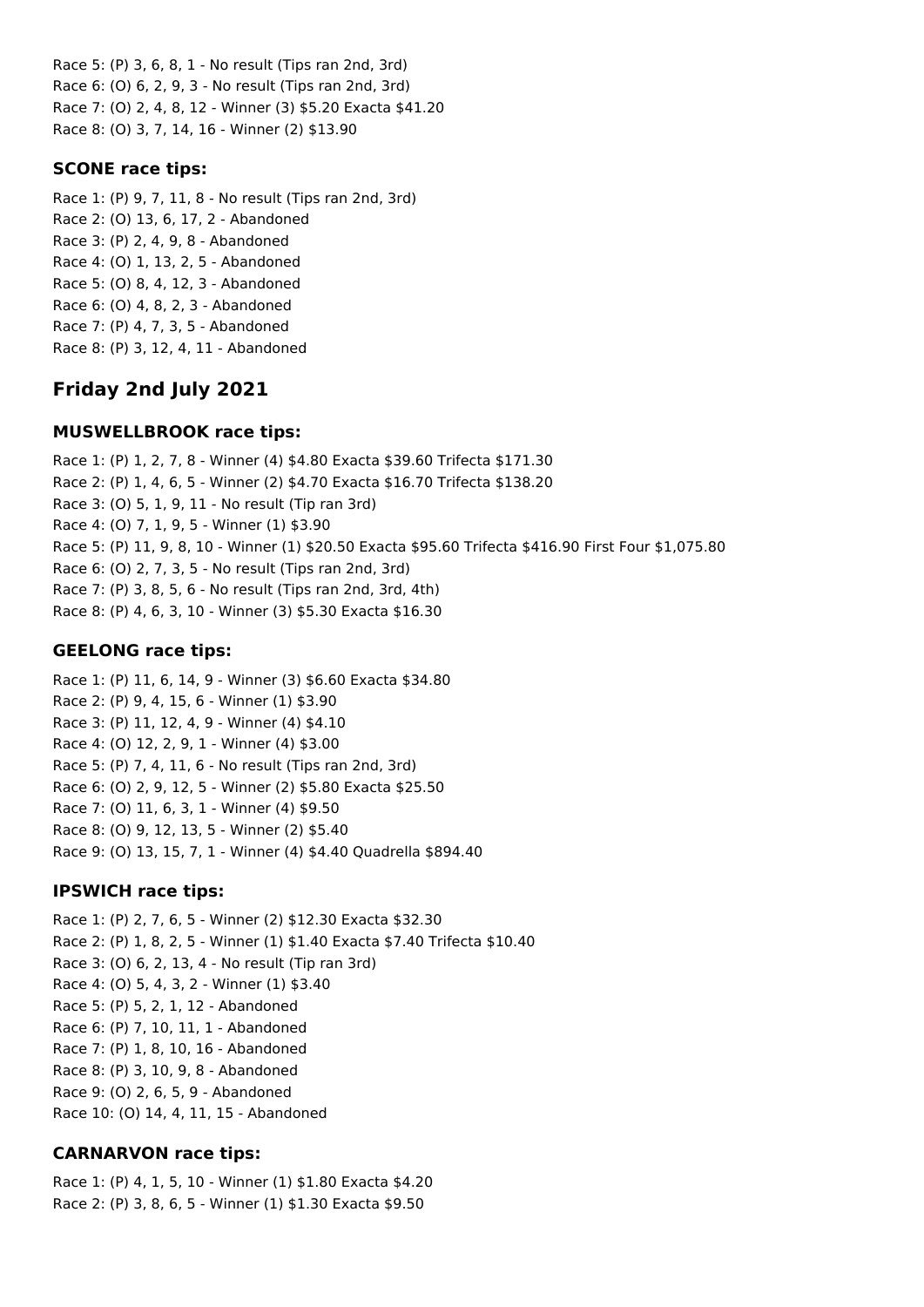Race 5: (P) 3, 6, 8, 1 - No result (Tips ran 2nd, 3rd)
Race 6: (O) 6, 2, 9, 3 - No result (Tips ran 2nd, 3rd)
Race 7: (O) 2, 4, 8, 12 - Winner (3) $5.20 Exacta $41.20
Race 8: (O) 3, 7, 14, 16 - Winner (2) $13.90

### SCONE race tips:

Race 1: (P) 9, 7, 11, 8 - No result (Tips ran 2nd, 3rd)
Race 2: (O) 13, 6, 17, 2 - Abandoned
Race 3: (P) 2, 4, 9, 8 - Abandoned
Race 4: (O) 1, 13, 2, 5 - Abandoned
Race 5: (O) 8, 4, 12, 3 - Abandoned
Race 6: (O) 4, 8, 2, 3 - Abandoned
Race 7: (P) 4, 7, 3, 5 - Abandoned
Race 8: (P) 3, 12, 4, 11 - Abandoned

## Friday 2nd July 2021

### MUSWELLBROOK race tips:

Race 1: (P) 1, 2, 7, 8 - Winner (4) $4.80 Exacta $39.60 Trifecta $171.30
Race 2: (P) 1, 4, 6, 5 - Winner (2) $4.70 Exacta $16.70 Trifecta $138.20
Race 3: (O) 5, 1, 9, 11 - No result (Tip ran 3rd)
Race 4: (O) 7, 1, 9, 5 - Winner (1) $3.90
Race 5: (P) 11, 9, 8, 10 - Winner (1) $20.50 Exacta $95.60 Trifecta $416.90 First Four $1,075.80
Race 6: (O) 2, 7, 3, 5 - No result (Tips ran 2nd, 3rd)
Race 7: (P) 3, 8, 5, 6 - No result (Tips ran 2nd, 3rd, 4th)
Race 8: (P) 4, 6, 3, 10 - Winner (3) $5.30 Exacta $16.30

### GEELONG race tips:

Race 1: (P) 11, 6, 14, 9 - Winner (3) $6.60 Exacta $34.80
Race 2: (P) 9, 4, 15, 6 - Winner (1) $3.90
Race 3: (P) 11, 12, 4, 9 - Winner (4) $4.10
Race 4: (O) 12, 2, 9, 1 - Winner (4) $3.00
Race 5: (P) 7, 4, 11, 6 - No result (Tips ran 2nd, 3rd)
Race 6: (O) 2, 9, 12, 5 - Winner (2) $5.80 Exacta $25.50
Race 7: (O) 11, 6, 3, 1 - Winner (4) $9.50
Race 8: (O) 9, 12, 13, 5 - Winner (2) $5.40
Race 9: (O) 13, 15, 7, 1 - Winner (4) $4.40 Quadrella $894.40

### IPSWICH race tips:

Race 1: (P) 2, 7, 6, 5 - Winner (2) $12.30 Exacta $32.30
Race 2: (P) 1, 8, 2, 5 - Winner (1) $1.40 Exacta $7.40 Trifecta $10.40
Race 3: (O) 6, 2, 13, 4 - No result (Tip ran 3rd)
Race 4: (O) 5, 4, 3, 2 - Winner (1) $3.40
Race 5: (P) 5, 2, 1, 12 - Abandoned
Race 6: (P) 7, 10, 11, 1 - Abandoned
Race 7: (P) 1, 8, 10, 16 - Abandoned
Race 8: (P) 3, 10, 9, 8 - Abandoned
Race 9: (O) 2, 6, 5, 9 - Abandoned
Race 10: (O) 14, 4, 11, 15 - Abandoned

### CARNARVON race tips:

Race 1: (P) 4, 1, 5, 10 - Winner (1) $1.80 Exacta $4.20
Race 2: (P) 3, 8, 6, 5 - Winner (1) $1.30 Exacta $9.50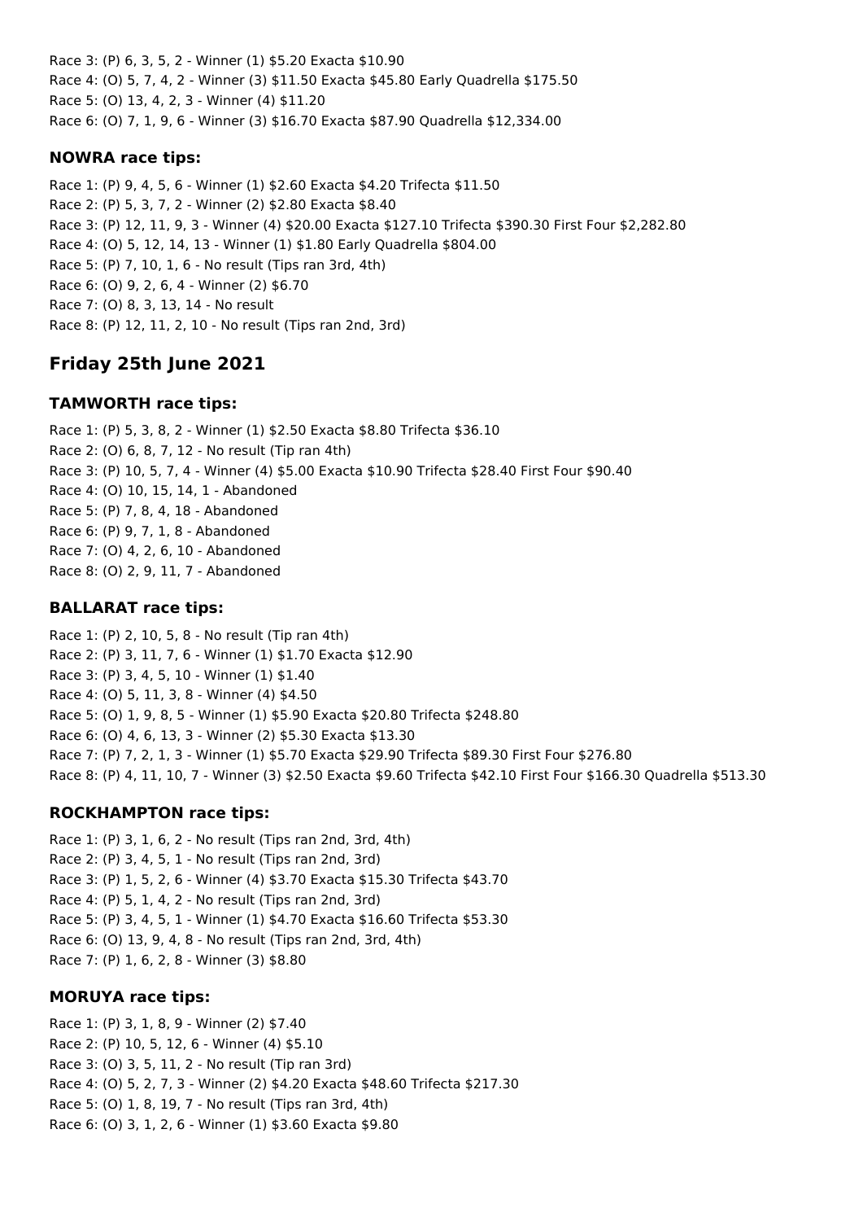Race 3: (P) 6, 3, 5, 2 - Winner (1) $5.20 Exacta $10.90
Race 4: (O) 5, 7, 4, 2 - Winner (3) $11.50 Exacta $45.80 Early Quadrella $175.50
Race 5: (O) 13, 4, 2, 3 - Winner (4) $11.20
Race 6: (O) 7, 1, 9, 6 - Winner (3) $16.70 Exacta $87.90 Quadrella $12,334.00

### NOWRA race tips:

Race 1: (P) 9, 4, 5, 6 - Winner (1) $2.60 Exacta $4.20 Trifecta $11.50
Race 2: (P) 5, 3, 7, 2 - Winner (2) $2.80 Exacta $8.40
Race 3: (P) 12, 11, 9, 3 - Winner (4) $20.00 Exacta $127.10 Trifecta $390.30 First Four $2,282.80
Race 4: (O) 5, 12, 14, 13 - Winner (1) $1.80 Early Quadrella $804.00
Race 5: (P) 7, 10, 1, 6 - No result (Tips ran 3rd, 4th)
Race 6: (O) 9, 2, 6, 4 - Winner (2) $6.70
Race 7: (O) 8, 3, 13, 14 - No result
Race 8: (P) 12, 11, 2, 10 - No result (Tips ran 2nd, 3rd)

## Friday 25th June 2021

### TAMWORTH race tips:

Race 1: (P) 5, 3, 8, 2 - Winner (1) $2.50 Exacta $8.80 Trifecta $36.10
Race 2: (O) 6, 8, 7, 12 - No result (Tip ran 4th)
Race 3: (P) 10, 5, 7, 4 - Winner (4) $5.00 Exacta $10.90 Trifecta $28.40 First Four $90.40
Race 4: (O) 10, 15, 14, 1 - Abandoned
Race 5: (P) 7, 8, 4, 18 - Abandoned
Race 6: (P) 9, 7, 1, 8 - Abandoned
Race 7: (O) 4, 2, 6, 10 - Abandoned
Race 8: (O) 2, 9, 11, 7 - Abandoned

### BALLARAT race tips:

Race 1: (P) 2, 10, 5, 8 - No result (Tip ran 4th)
Race 2: (P) 3, 11, 7, 6 - Winner (1) $1.70 Exacta $12.90
Race 3: (P) 3, 4, 5, 10 - Winner (1) $1.40
Race 4: (O) 5, 11, 3, 8 - Winner (4) $4.50
Race 5: (O) 1, 9, 8, 5 - Winner (1) $5.90 Exacta $20.80 Trifecta $248.80
Race 6: (O) 4, 6, 13, 3 - Winner (2) $5.30 Exacta $13.30
Race 7: (P) 7, 2, 1, 3 - Winner (1) $5.70 Exacta $29.90 Trifecta $89.30 First Four $276.80
Race 8: (P) 4, 11, 10, 7 - Winner (3) $2.50 Exacta $9.60 Trifecta $42.10 First Four $166.30 Quadrella $513.30

### ROCKHAMPTON race tips:

Race 1: (P) 3, 1, 6, 2 - No result (Tips ran 2nd, 3rd, 4th)
Race 2: (P) 3, 4, 5, 1 - No result (Tips ran 2nd, 3rd)
Race 3: (P) 1, 5, 2, 6 - Winner (4) $3.70 Exacta $15.30 Trifecta $43.70
Race 4: (P) 5, 1, 4, 2 - No result (Tips ran 2nd, 3rd)
Race 5: (P) 3, 4, 5, 1 - Winner (1) $4.70 Exacta $16.60 Trifecta $53.30
Race 6: (O) 13, 9, 4, 8 - No result (Tips ran 2nd, 3rd, 4th)
Race 7: (P) 1, 6, 2, 8 - Winner (3) $8.80

### MORUYA race tips:

Race 1: (P) 3, 1, 8, 9 - Winner (2) $7.40
Race 2: (P) 10, 5, 12, 6 - Winner (4) $5.10
Race 3: (O) 3, 5, 11, 2 - No result (Tip ran 3rd)
Race 4: (O) 5, 2, 7, 3 - Winner (2) $4.20 Exacta $48.60 Trifecta $217.30
Race 5: (O) 1, 8, 19, 7 - No result (Tips ran 3rd, 4th)
Race 6: (O) 3, 1, 2, 6 - Winner (1) $3.60 Exacta $9.80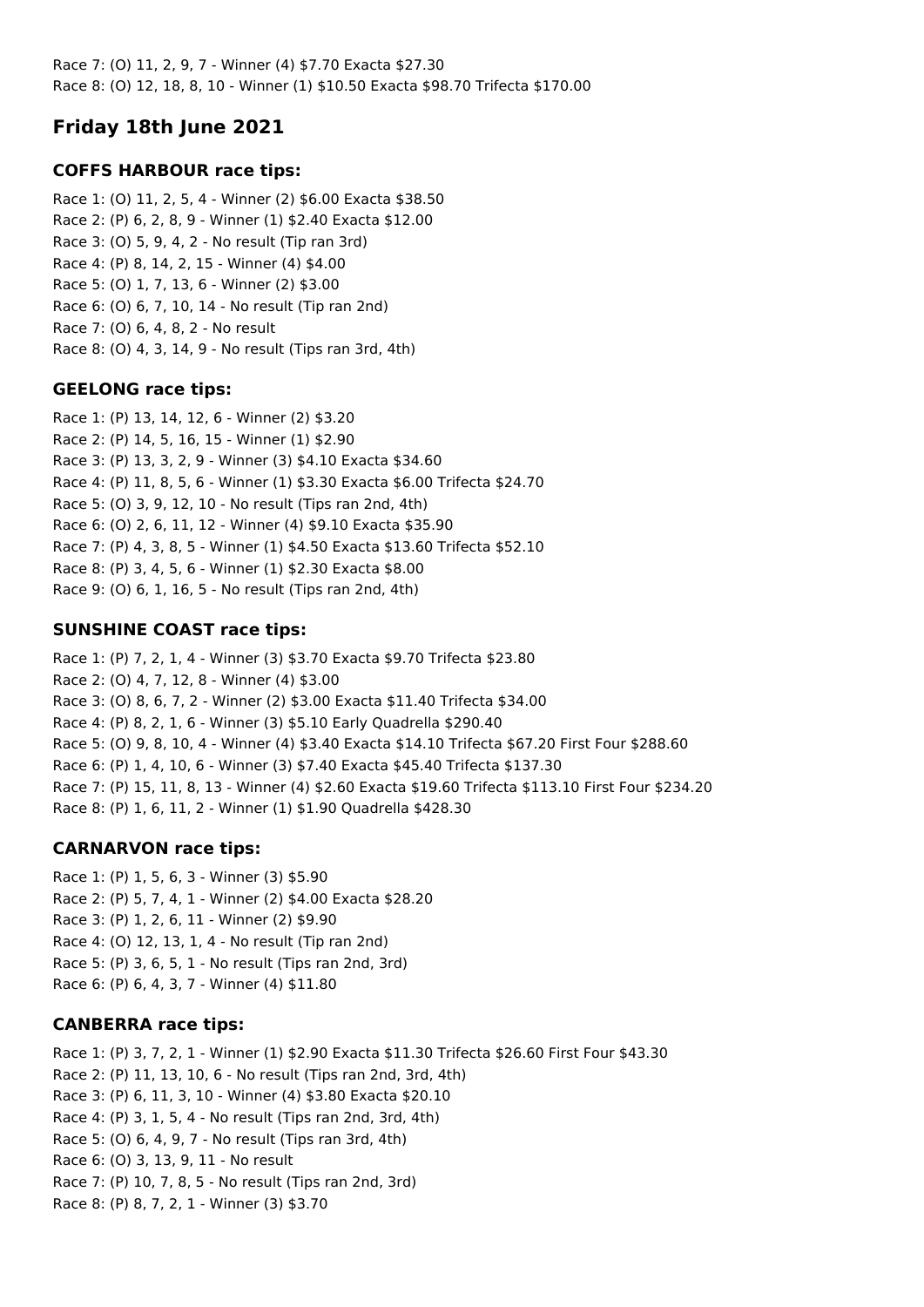Race 7: (O) 11, 2, 9, 7 - Winner (4) $7.70 Exacta $27.30
Race 8: (O) 12, 18, 8, 10 - Winner (1) $10.50 Exacta $98.70 Trifecta $170.00

## Friday 18th June 2021

### COFFS HARBOUR race tips:

Race 1: (O) 11, 2, 5, 4 - Winner (2) $6.00 Exacta $38.50
Race 2: (P) 6, 2, 8, 9 - Winner (1) $2.40 Exacta $12.00
Race 3: (O) 5, 9, 4, 2 - No result (Tip ran 3rd)
Race 4: (P) 8, 14, 2, 15 - Winner (4) $4.00
Race 5: (O) 1, 7, 13, 6 - Winner (2) $3.00
Race 6: (O) 6, 7, 10, 14 - No result (Tip ran 2nd)
Race 7: (O) 6, 4, 8, 2 - No result
Race 8: (O) 4, 3, 14, 9 - No result (Tips ran 3rd, 4th)

### GEELONG race tips:

Race 1: (P) 13, 14, 12, 6 - Winner (2) $3.20
Race 2: (P) 14, 5, 16, 15 - Winner (1) $2.90
Race 3: (P) 13, 3, 2, 9 - Winner (3) $4.10 Exacta $34.60
Race 4: (P) 11, 8, 5, 6 - Winner (1) $3.30 Exacta $6.00 Trifecta $24.70
Race 5: (O) 3, 9, 12, 10 - No result (Tips ran 2nd, 4th)
Race 6: (O) 2, 6, 11, 12 - Winner (4) $9.10 Exacta $35.90
Race 7: (P) 4, 3, 8, 5 - Winner (1) $4.50 Exacta $13.60 Trifecta $52.10
Race 8: (P) 3, 4, 5, 6 - Winner (1) $2.30 Exacta $8.00
Race 9: (O) 6, 1, 16, 5 - No result (Tips ran 2nd, 4th)

### SUNSHINE COAST race tips:

Race 1: (P) 7, 2, 1, 4 - Winner (3) $3.70 Exacta $9.70 Trifecta $23.80
Race 2: (O) 4, 7, 12, 8 - Winner (4) $3.00
Race 3: (O) 8, 6, 7, 2 - Winner (2) $3.00 Exacta $11.40 Trifecta $34.00
Race 4: (P) 8, 2, 1, 6 - Winner (3) $5.10 Early Quadrella $290.40
Race 5: (O) 9, 8, 10, 4 - Winner (4) $3.40 Exacta $14.10 Trifecta $67.20 First Four $288.60
Race 6: (P) 1, 4, 10, 6 - Winner (3) $7.40 Exacta $45.40 Trifecta $137.30
Race 7: (P) 15, 11, 8, 13 - Winner (4) $2.60 Exacta $19.60 Trifecta $113.10 First Four $234.20
Race 8: (P) 1, 6, 11, 2 - Winner (1) $1.90 Quadrella $428.30

### CARNARVON race tips:

Race 1: (P) 1, 5, 6, 3 - Winner (3) $5.90
Race 2: (P) 5, 7, 4, 1 - Winner (2) $4.00 Exacta $28.20
Race 3: (P) 1, 2, 6, 11 - Winner (2) $9.90
Race 4: (O) 12, 13, 1, 4 - No result (Tip ran 2nd)
Race 5: (P) 3, 6, 5, 1 - No result (Tips ran 2nd, 3rd)
Race 6: (P) 6, 4, 3, 7 - Winner (4) $11.80

### CANBERRA race tips:

Race 1: (P) 3, 7, 2, 1 - Winner (1) $2.90 Exacta $11.30 Trifecta $26.60 First Four $43.30
Race 2: (P) 11, 13, 10, 6 - No result (Tips ran 2nd, 3rd, 4th)
Race 3: (P) 6, 11, 3, 10 - Winner (4) $3.80 Exacta $20.10
Race 4: (P) 3, 1, 5, 4 - No result (Tips ran 2nd, 3rd, 4th)
Race 5: (O) 6, 4, 9, 7 - No result (Tips ran 3rd, 4th)
Race 6: (O) 3, 13, 9, 11 - No result
Race 7: (P) 10, 7, 8, 5 - No result (Tips ran 2nd, 3rd)
Race 8: (P) 8, 7, 2, 1 - Winner (3) $3.70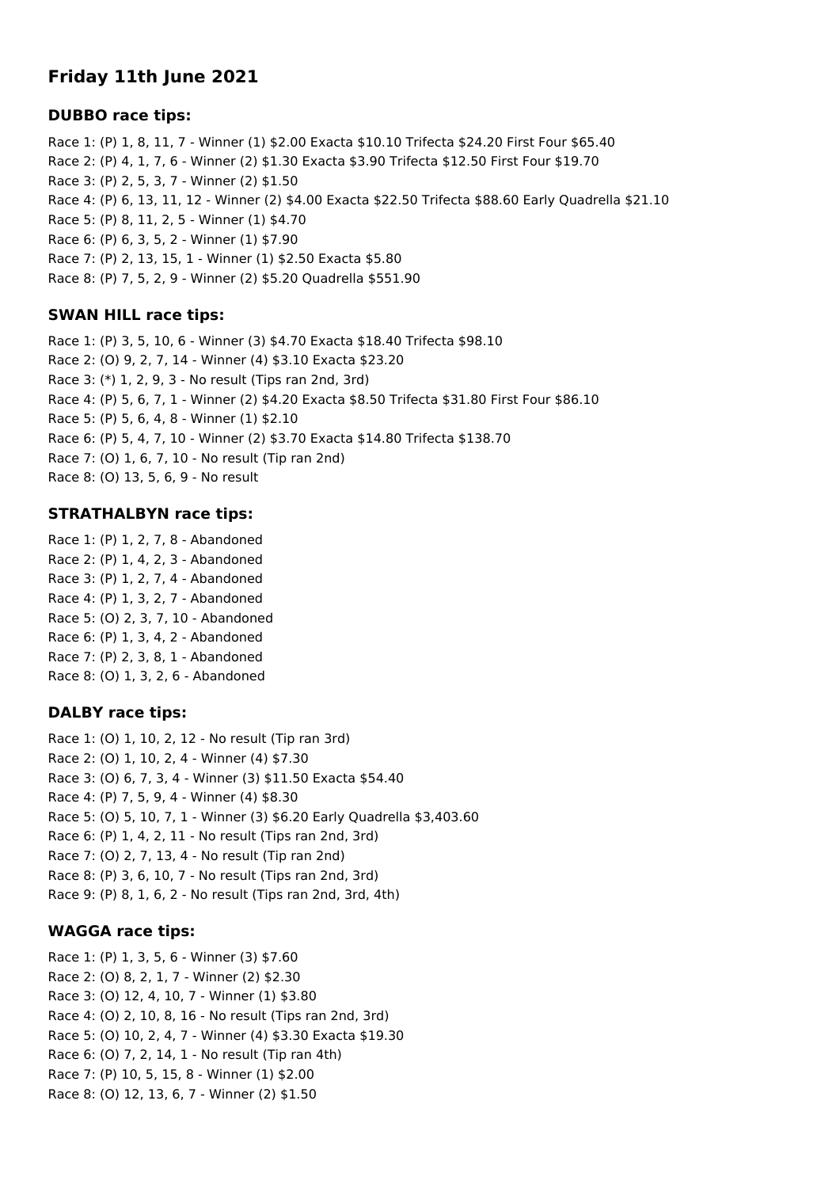## Friday 11th June 2021

### DUBBO race tips:

Race 1: (P) 1, 8, 11, 7 - Winner (1) $2.00 Exacta $10.10 Trifecta $24.20 First Four $65.40
Race 2: (P) 4, 1, 7, 6 - Winner (2) $1.30 Exacta $3.90 Trifecta $12.50 First Four $19.70
Race 3: (P) 2, 5, 3, 7 - Winner (2) $1.50
Race 4: (P) 6, 13, 11, 12 - Winner (2) $4.00 Exacta $22.50 Trifecta $88.60 Early Quadrella $21.10
Race 5: (P) 8, 11, 2, 5 - Winner (1) $4.70
Race 6: (P) 6, 3, 5, 2 - Winner (1) $7.90
Race 7: (P) 2, 13, 15, 1 - Winner (1) $2.50 Exacta $5.80
Race 8: (P) 7, 5, 2, 9 - Winner (2) $5.20 Quadrella $551.90

### SWAN HILL race tips:

Race 1: (P) 3, 5, 10, 6 - Winner (3) $4.70 Exacta $18.40 Trifecta $98.10
Race 2: (O) 9, 2, 7, 14 - Winner (4) $3.10 Exacta $23.20
Race 3: (*) 1, 2, 9, 3 - No result (Tips ran 2nd, 3rd)
Race 4: (P) 5, 6, 7, 1 - Winner (2) $4.20 Exacta $8.50 Trifecta $31.80 First Four $86.10
Race 5: (P) 5, 6, 4, 8 - Winner (1) $2.10
Race 6: (P) 5, 4, 7, 10 - Winner (2) $3.70 Exacta $14.80 Trifecta $138.70
Race 7: (O) 1, 6, 7, 10 - No result (Tip ran 2nd)
Race 8: (O) 13, 5, 6, 9 - No result

### STRATHALBYN race tips:

Race 1: (P) 1, 2, 7, 8 - Abandoned
Race 2: (P) 1, 4, 2, 3 - Abandoned
Race 3: (P) 1, 2, 7, 4 - Abandoned
Race 4: (P) 1, 3, 2, 7 - Abandoned
Race 5: (O) 2, 3, 7, 10 - Abandoned
Race 6: (P) 1, 3, 4, 2 - Abandoned
Race 7: (P) 2, 3, 8, 1 - Abandoned
Race 8: (O) 1, 3, 2, 6 - Abandoned

### DALBY race tips:

Race 1: (O) 1, 10, 2, 12 - No result (Tip ran 3rd)
Race 2: (O) 1, 10, 2, 4 - Winner (4) $7.30
Race 3: (O) 6, 7, 3, 4 - Winner (3) $11.50 Exacta $54.40
Race 4: (P) 7, 5, 9, 4 - Winner (4) $8.30
Race 5: (O) 5, 10, 7, 1 - Winner (3) $6.20 Early Quadrella $3,403.60
Race 6: (P) 1, 4, 2, 11 - No result (Tips ran 2nd, 3rd)
Race 7: (O) 2, 7, 13, 4 - No result (Tip ran 2nd)
Race 8: (P) 3, 6, 10, 7 - No result (Tips ran 2nd, 3rd)
Race 9: (P) 8, 1, 6, 2 - No result (Tips ran 2nd, 3rd, 4th)

### WAGGA race tips:

Race 1: (P) 1, 3, 5, 6 - Winner (3) $7.60
Race 2: (O) 8, 2, 1, 7 - Winner (2) $2.30
Race 3: (O) 12, 4, 10, 7 - Winner (1) $3.80
Race 4: (O) 2, 10, 8, 16 - No result (Tips ran 2nd, 3rd)
Race 5: (O) 10, 2, 4, 7 - Winner (4) $3.30 Exacta $19.30
Race 6: (O) 7, 2, 14, 1 - No result (Tip ran 4th)
Race 7: (P) 10, 5, 15, 8 - Winner (1) $2.00
Race 8: (O) 12, 13, 6, 7 - Winner (2) $1.50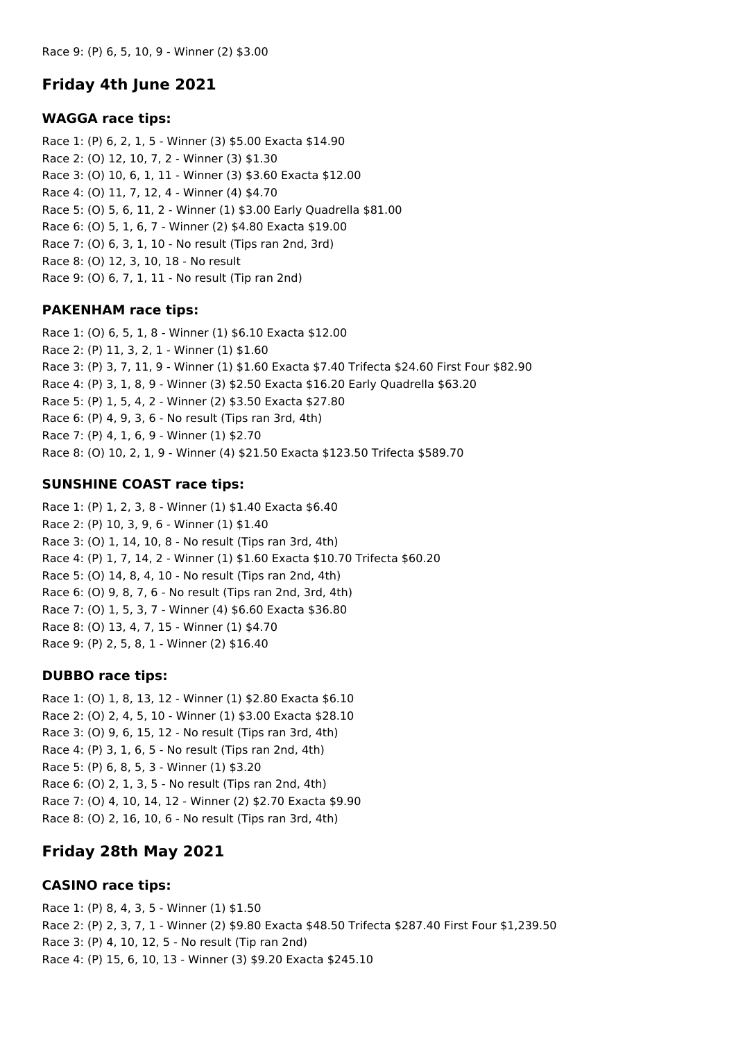Race 9: (P) 6, 5, 10, 9 - Winner (2) $3.00

## Friday 4th June 2021

### WAGGA race tips:

Race 1: (P) 6, 2, 1, 5 - Winner (3) $5.00 Exacta $14.90
Race 2: (O) 12, 10, 7, 2 - Winner (3) $1.30
Race 3: (O) 10, 6, 1, 11 - Winner (3) $3.60 Exacta $12.00
Race 4: (O) 11, 7, 12, 4 - Winner (4) $4.70
Race 5: (O) 5, 6, 11, 2 - Winner (1) $3.00 Early Quadrella $81.00
Race 6: (O) 5, 1, 6, 7 - Winner (2) $4.80 Exacta $19.00
Race 7: (O) 6, 3, 1, 10 - No result (Tips ran 2nd, 3rd)
Race 8: (O) 12, 3, 10, 18 - No result
Race 9: (O) 6, 7, 1, 11 - No result (Tip ran 2nd)

### PAKENHAM race tips:

Race 1: (O) 6, 5, 1, 8 - Winner (1) $6.10 Exacta $12.00
Race 2: (P) 11, 3, 2, 1 - Winner (1) $1.60
Race 3: (P) 3, 7, 11, 9 - Winner (1) $1.60 Exacta $7.40 Trifecta $24.60 First Four $82.90
Race 4: (P) 3, 1, 8, 9 - Winner (3) $2.50 Exacta $16.20 Early Quadrella $63.20
Race 5: (P) 1, 5, 4, 2 - Winner (2) $3.50 Exacta $27.80
Race 6: (P) 4, 9, 3, 6 - No result (Tips ran 3rd, 4th)
Race 7: (P) 4, 1, 6, 9 - Winner (1) $2.70
Race 8: (O) 10, 2, 1, 9 - Winner (4) $21.50 Exacta $123.50 Trifecta $589.70

### SUNSHINE COAST race tips:

Race 1: (P) 1, 2, 3, 8 - Winner (1) $1.40 Exacta $6.40
Race 2: (P) 10, 3, 9, 6 - Winner (1) $1.40
Race 3: (O) 1, 14, 10, 8 - No result (Tips ran 3rd, 4th)
Race 4: (P) 1, 7, 14, 2 - Winner (1) $1.60 Exacta $10.70 Trifecta $60.20
Race 5: (O) 14, 8, 4, 10 - No result (Tips ran 2nd, 4th)
Race 6: (O) 9, 8, 7, 6 - No result (Tips ran 2nd, 3rd, 4th)
Race 7: (O) 1, 5, 3, 7 - Winner (4) $6.60 Exacta $36.80
Race 8: (O) 13, 4, 7, 15 - Winner (1) $4.70
Race 9: (P) 2, 5, 8, 1 - Winner (2) $16.40

### DUBBO race tips:

Race 1: (O) 1, 8, 13, 12 - Winner (1) $2.80 Exacta $6.10
Race 2: (O) 2, 4, 5, 10 - Winner (1) $3.00 Exacta $28.10
Race 3: (O) 9, 6, 15, 12 - No result (Tips ran 3rd, 4th)
Race 4: (P) 3, 1, 6, 5 - No result (Tips ran 2nd, 4th)
Race 5: (P) 6, 8, 5, 3 - Winner (1) $3.20
Race 6: (O) 2, 1, 3, 5 - No result (Tips ran 2nd, 4th)
Race 7: (O) 4, 10, 14, 12 - Winner (2) $2.70 Exacta $9.90
Race 8: (O) 2, 16, 10, 6 - No result (Tips ran 3rd, 4th)

## Friday 28th May 2021

### CASINO race tips:

Race 1: (P) 8, 4, 3, 5 - Winner (1) $1.50
Race 2: (P) 2, 3, 7, 1 - Winner (2) $9.80 Exacta $48.50 Trifecta $287.40 First Four $1,239.50
Race 3: (P) 4, 10, 12, 5 - No result (Tip ran 2nd)
Race 4: (P) 15, 6, 10, 13 - Winner (3) $9.20 Exacta $245.10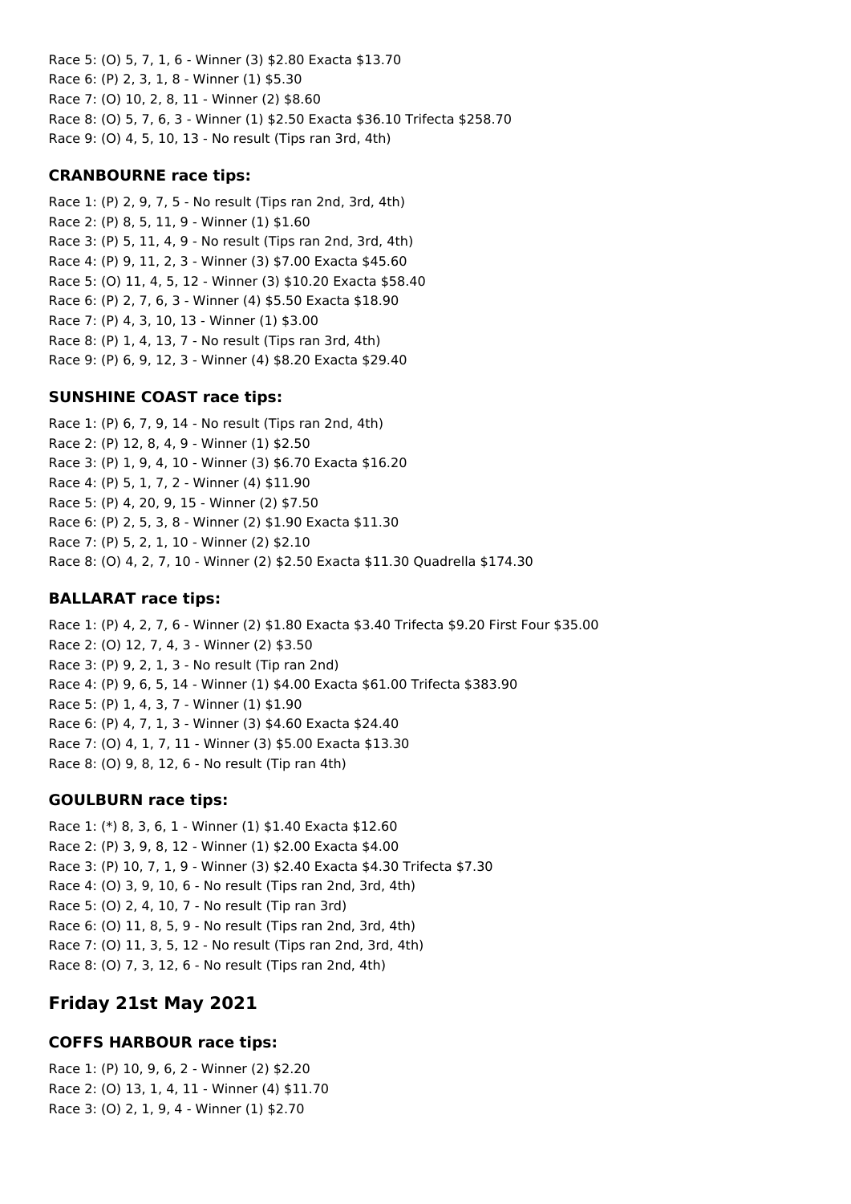Race 5: (O) 5, 7, 1, 6 - Winner (3) $2.80 Exacta $13.70
Race 6: (P) 2, 3, 1, 8 - Winner (1) $5.30
Race 7: (O) 10, 2, 8, 11 - Winner (2) $8.60
Race 8: (O) 5, 7, 6, 3 - Winner (1) $2.50 Exacta $36.10 Trifecta $258.70
Race 9: (O) 4, 5, 10, 13 - No result (Tips ran 3rd, 4th)

### CRANBOURNE race tips:

Race 1: (P) 2, 9, 7, 5 - No result (Tips ran 2nd, 3rd, 4th)
Race 2: (P) 8, 5, 11, 9 - Winner (1) $1.60
Race 3: (P) 5, 11, 4, 9 - No result (Tips ran 2nd, 3rd, 4th)
Race 4: (P) 9, 11, 2, 3 - Winner (3) $7.00 Exacta $45.60
Race 5: (O) 11, 4, 5, 12 - Winner (3) $10.20 Exacta $58.40
Race 6: (P) 2, 7, 6, 3 - Winner (4) $5.50 Exacta $18.90
Race 7: (P) 4, 3, 10, 13 - Winner (1) $3.00
Race 8: (P) 1, 4, 13, 7 - No result (Tips ran 3rd, 4th)
Race 9: (P) 6, 9, 12, 3 - Winner (4) $8.20 Exacta $29.40

### SUNSHINE COAST race tips:

Race 1: (P) 6, 7, 9, 14 - No result (Tips ran 2nd, 4th)
Race 2: (P) 12, 8, 4, 9 - Winner (1) $2.50
Race 3: (P) 1, 9, 4, 10 - Winner (3) $6.70 Exacta $16.20
Race 4: (P) 5, 1, 7, 2 - Winner (4) $11.90
Race 5: (P) 4, 20, 9, 15 - Winner (2) $7.50
Race 6: (P) 2, 5, 3, 8 - Winner (2) $1.90 Exacta $11.30
Race 7: (P) 5, 2, 1, 10 - Winner (2) $2.10
Race 8: (O) 4, 2, 7, 10 - Winner (2) $2.50 Exacta $11.30 Quadrella $174.30

### BALLARAT race tips:

Race 1: (P) 4, 2, 7, 6 - Winner (2) $1.80 Exacta $3.40 Trifecta $9.20 First Four $35.00
Race 2: (O) 12, 7, 4, 3 - Winner (2) $3.50
Race 3: (P) 9, 2, 1, 3 - No result (Tip ran 2nd)
Race 4: (P) 9, 6, 5, 14 - Winner (1) $4.00 Exacta $61.00 Trifecta $383.90
Race 5: (P) 1, 4, 3, 7 - Winner (1) $1.90
Race 6: (P) 4, 7, 1, 3 - Winner (3) $4.60 Exacta $24.40
Race 7: (O) 4, 1, 7, 11 - Winner (3) $5.00 Exacta $13.30
Race 8: (O) 9, 8, 12, 6 - No result (Tip ran 4th)

### GOULBURN race tips:

Race 1: (*) 8, 3, 6, 1 - Winner (1) $1.40 Exacta $12.60
Race 2: (P) 3, 9, 8, 12 - Winner (1) $2.00 Exacta $4.00
Race 3: (P) 10, 7, 1, 9 - Winner (3) $2.40 Exacta $4.30 Trifecta $7.30
Race 4: (O) 3, 9, 10, 6 - No result (Tips ran 2nd, 3rd, 4th)
Race 5: (O) 2, 4, 10, 7 - No result (Tip ran 3rd)
Race 6: (O) 11, 8, 5, 9 - No result (Tips ran 2nd, 3rd, 4th)
Race 7: (O) 11, 3, 5, 12 - No result (Tips ran 2nd, 3rd, 4th)
Race 8: (O) 7, 3, 12, 6 - No result (Tips ran 2nd, 4th)

## Friday 21st May 2021

### COFFS HARBOUR race tips:

Race 1: (P) 10, 9, 6, 2 - Winner (2) $2.20
Race 2: (O) 13, 1, 4, 11 - Winner (4) $11.70
Race 3: (O) 2, 1, 9, 4 - Winner (1) $2.70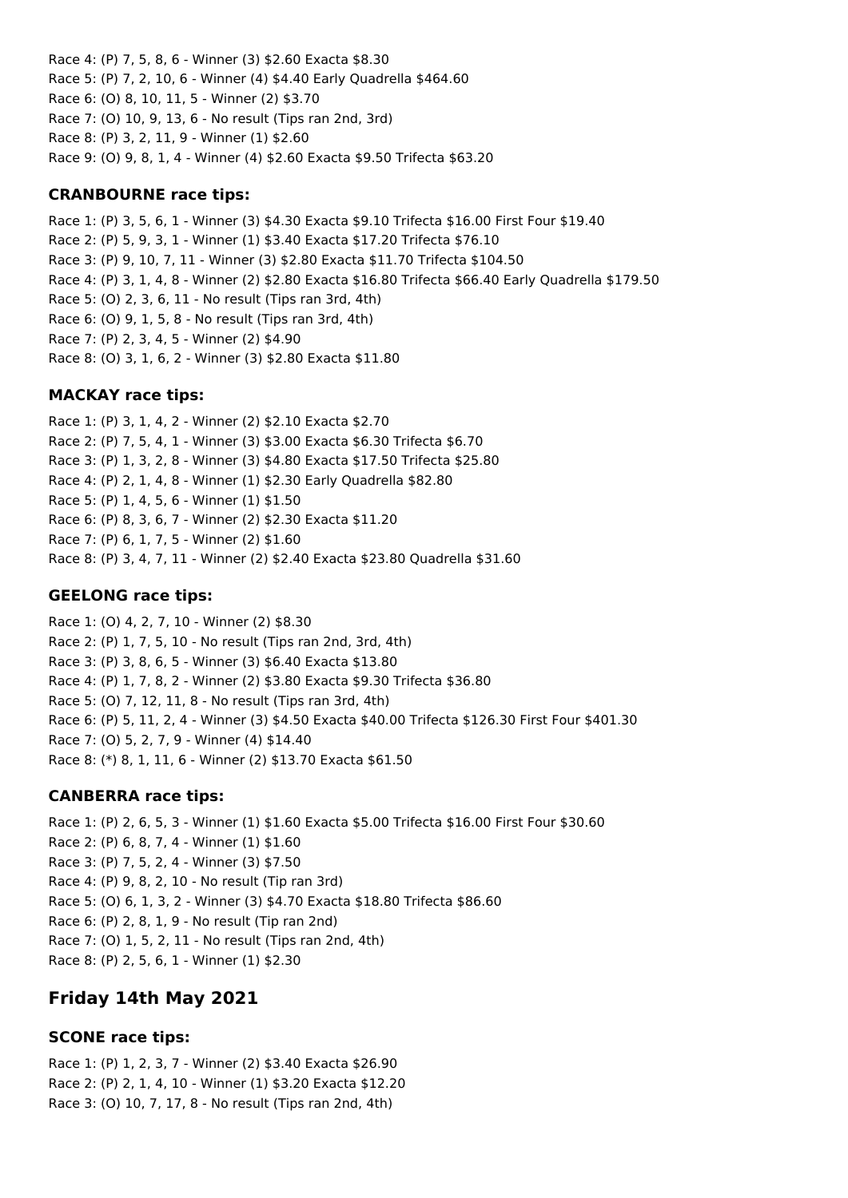Race 4: (P) 7, 5, 8, 6 - Winner (3) $2.60 Exacta $8.30
Race 5: (P) 7, 2, 10, 6 - Winner (4) $4.40 Early Quadrella $464.60
Race 6: (O) 8, 10, 11, 5 - Winner (2) $3.70
Race 7: (O) 10, 9, 13, 6 - No result (Tips ran 2nd, 3rd)
Race 8: (P) 3, 2, 11, 9 - Winner (1) $2.60
Race 9: (O) 9, 8, 1, 4 - Winner (4) $2.60 Exacta $9.50 Trifecta $63.20

### CRANBOURNE race tips:

Race 1: (P) 3, 5, 6, 1 - Winner (3) $4.30 Exacta $9.10 Trifecta $16.00 First Four $19.40
Race 2: (P) 5, 9, 3, 1 - Winner (1) $3.40 Exacta $17.20 Trifecta $76.10
Race 3: (P) 9, 10, 7, 11 - Winner (3) $2.80 Exacta $11.70 Trifecta $104.50
Race 4: (P) 3, 1, 4, 8 - Winner (2) $2.80 Exacta $16.80 Trifecta $66.40 Early Quadrella $179.50
Race 5: (O) 2, 3, 6, 11 - No result (Tips ran 3rd, 4th)
Race 6: (O) 9, 1, 5, 8 - No result (Tips ran 3rd, 4th)
Race 7: (P) 2, 3, 4, 5 - Winner (2) $4.90
Race 8: (O) 3, 1, 6, 2 - Winner (3) $2.80 Exacta $11.80

### MACKAY race tips:

Race 1: (P) 3, 1, 4, 2 - Winner (2) $2.10 Exacta $2.70
Race 2: (P) 7, 5, 4, 1 - Winner (3) $3.00 Exacta $6.30 Trifecta $6.70
Race 3: (P) 1, 3, 2, 8 - Winner (3) $4.80 Exacta $17.50 Trifecta $25.80
Race 4: (P) 2, 1, 4, 8 - Winner (1) $2.30 Early Quadrella $82.80
Race 5: (P) 1, 4, 5, 6 - Winner (1) $1.50
Race 6: (P) 8, 3, 6, 7 - Winner (2) $2.30 Exacta $11.20
Race 7: (P) 6, 1, 7, 5 - Winner (2) $1.60
Race 8: (P) 3, 4, 7, 11 - Winner (2) $2.40 Exacta $23.80 Quadrella $31.60

### GEELONG race tips:

Race 1: (O) 4, 2, 7, 10 - Winner (2) $8.30
Race 2: (P) 1, 7, 5, 10 - No result (Tips ran 2nd, 3rd, 4th)
Race 3: (P) 3, 8, 6, 5 - Winner (3) $6.40 Exacta $13.80
Race 4: (P) 1, 7, 8, 2 - Winner (2) $3.80 Exacta $9.30 Trifecta $36.80
Race 5: (O) 7, 12, 11, 8 - No result (Tips ran 3rd, 4th)
Race 6: (P) 5, 11, 2, 4 - Winner (3) $4.50 Exacta $40.00 Trifecta $126.30 First Four $401.30
Race 7: (O) 5, 2, 7, 9 - Winner (4) $14.40
Race 8: (*) 8, 1, 11, 6 - Winner (2) $13.70 Exacta $61.50

### CANBERRA race tips:

Race 1: (P) 2, 6, 5, 3 - Winner (1) $1.60 Exacta $5.00 Trifecta $16.00 First Four $30.60
Race 2: (P) 6, 8, 7, 4 - Winner (1) $1.60
Race 3: (P) 7, 5, 2, 4 - Winner (3) $7.50
Race 4: (P) 9, 8, 2, 10 - No result (Tip ran 3rd)
Race 5: (O) 6, 1, 3, 2 - Winner (3) $4.70 Exacta $18.80 Trifecta $86.60
Race 6: (P) 2, 8, 1, 9 - No result (Tip ran 2nd)
Race 7: (O) 1, 5, 2, 11 - No result (Tips ran 2nd, 4th)
Race 8: (P) 2, 5, 6, 1 - Winner (1) $2.30

## Friday 14th May 2021

### SCONE race tips:

Race 1: (P) 1, 2, 3, 7 - Winner (2) $3.40 Exacta $26.90
Race 2: (P) 2, 1, 4, 10 - Winner (1) $3.20 Exacta $12.20
Race 3: (O) 10, 7, 17, 8 - No result (Tips ran 2nd, 4th)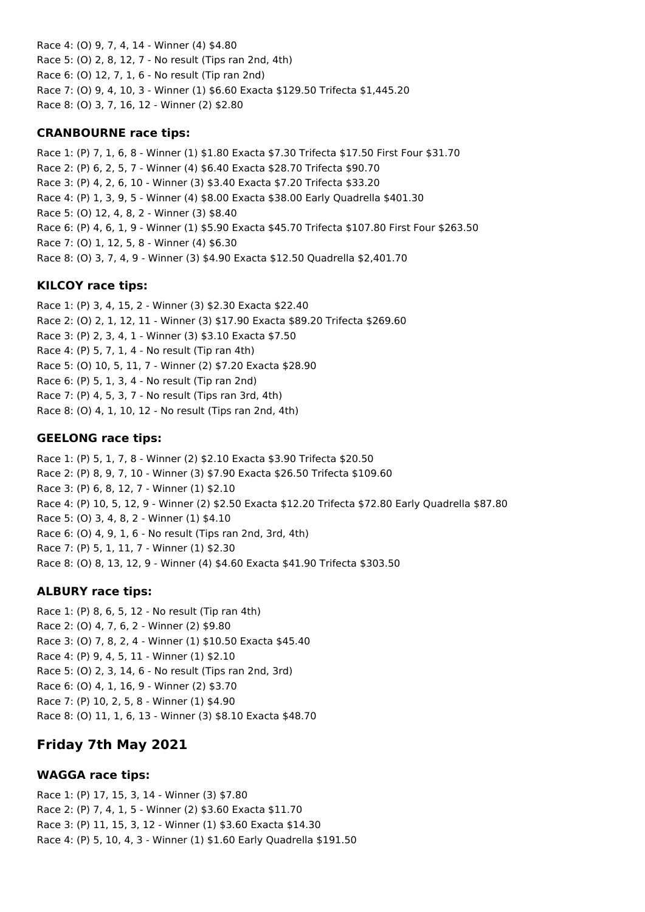Race 4: (O) 9, 7, 4, 14 - Winner (4) $4.80
Race 5: (O) 2, 8, 12, 7 - No result (Tips ran 2nd, 4th)
Race 6: (O) 12, 7, 1, 6 - No result (Tip ran 2nd)
Race 7: (O) 9, 4, 10, 3 - Winner (1) $6.60 Exacta $129.50 Trifecta $1,445.20
Race 8: (O) 3, 7, 16, 12 - Winner (2) $2.80

### CRANBOURNE race tips:

Race 1: (P) 7, 1, 6, 8 - Winner (1) $1.80 Exacta $7.30 Trifecta $17.50 First Four $31.70
Race 2: (P) 6, 2, 5, 7 - Winner (4) $6.40 Exacta $28.70 Trifecta $90.70
Race 3: (P) 4, 2, 6, 10 - Winner (3) $3.40 Exacta $7.20 Trifecta $33.20
Race 4: (P) 1, 3, 9, 5 - Winner (4) $8.00 Exacta $38.00 Early Quadrella $401.30
Race 5: (O) 12, 4, 8, 2 - Winner (3) $8.40
Race 6: (P) 4, 6, 1, 9 - Winner (1) $5.90 Exacta $45.70 Trifecta $107.80 First Four $263.50
Race 7: (O) 1, 12, 5, 8 - Winner (4) $6.30
Race 8: (O) 3, 7, 4, 9 - Winner (3) $4.90 Exacta $12.50 Quadrella $2,401.70

### KILCOY race tips:

Race 1: (P) 3, 4, 15, 2 - Winner (3) $2.30 Exacta $22.40
Race 2: (O) 2, 1, 12, 11 - Winner (3) $17.90 Exacta $89.20 Trifecta $269.60
Race 3: (P) 2, 3, 4, 1 - Winner (3) $3.10 Exacta $7.50
Race 4: (P) 5, 7, 1, 4 - No result (Tip ran 4th)
Race 5: (O) 10, 5, 11, 7 - Winner (2) $7.20 Exacta $28.90
Race 6: (P) 5, 1, 3, 4 - No result (Tip ran 2nd)
Race 7: (P) 4, 5, 3, 7 - No result (Tips ran 3rd, 4th)
Race 8: (O) 4, 1, 10, 12 - No result (Tips ran 2nd, 4th)

### GEELONG race tips:

Race 1: (P) 5, 1, 7, 8 - Winner (2) $2.10 Exacta $3.90 Trifecta $20.50
Race 2: (P) 8, 9, 7, 10 - Winner (3) $7.90 Exacta $26.50 Trifecta $109.60
Race 3: (P) 6, 8, 12, 7 - Winner (1) $2.10
Race 4: (P) 10, 5, 12, 9 - Winner (2) $2.50 Exacta $12.20 Trifecta $72.80 Early Quadrella $87.80
Race 5: (O) 3, 4, 8, 2 - Winner (1) $4.10
Race 6: (O) 4, 9, 1, 6 - No result (Tips ran 2nd, 3rd, 4th)
Race 7: (P) 5, 1, 11, 7 - Winner (1) $2.30
Race 8: (O) 8, 13, 12, 9 - Winner (4) $4.60 Exacta $41.90 Trifecta $303.50

### ALBURY race tips:

Race 1: (P) 8, 6, 5, 12 - No result (Tip ran 4th)
Race 2: (O) 4, 7, 6, 2 - Winner (2) $9.80
Race 3: (O) 7, 8, 2, 4 - Winner (1) $10.50 Exacta $45.40
Race 4: (P) 9, 4, 5, 11 - Winner (1) $2.10
Race 5: (O) 2, 3, 14, 6 - No result (Tips ran 2nd, 3rd)
Race 6: (O) 4, 1, 16, 9 - Winner (2) $3.70
Race 7: (P) 10, 2, 5, 8 - Winner (1) $4.90
Race 8: (O) 11, 1, 6, 13 - Winner (3) $8.10 Exacta $48.70

## Friday 7th May 2021

### WAGGA race tips:

Race 1: (P) 17, 15, 3, 14 - Winner (3) $7.80
Race 2: (P) 7, 4, 1, 5 - Winner (2) $3.60 Exacta $11.70
Race 3: (P) 11, 15, 3, 12 - Winner (1) $3.60 Exacta $14.30
Race 4: (P) 5, 10, 4, 3 - Winner (1) $1.60 Early Quadrella $191.50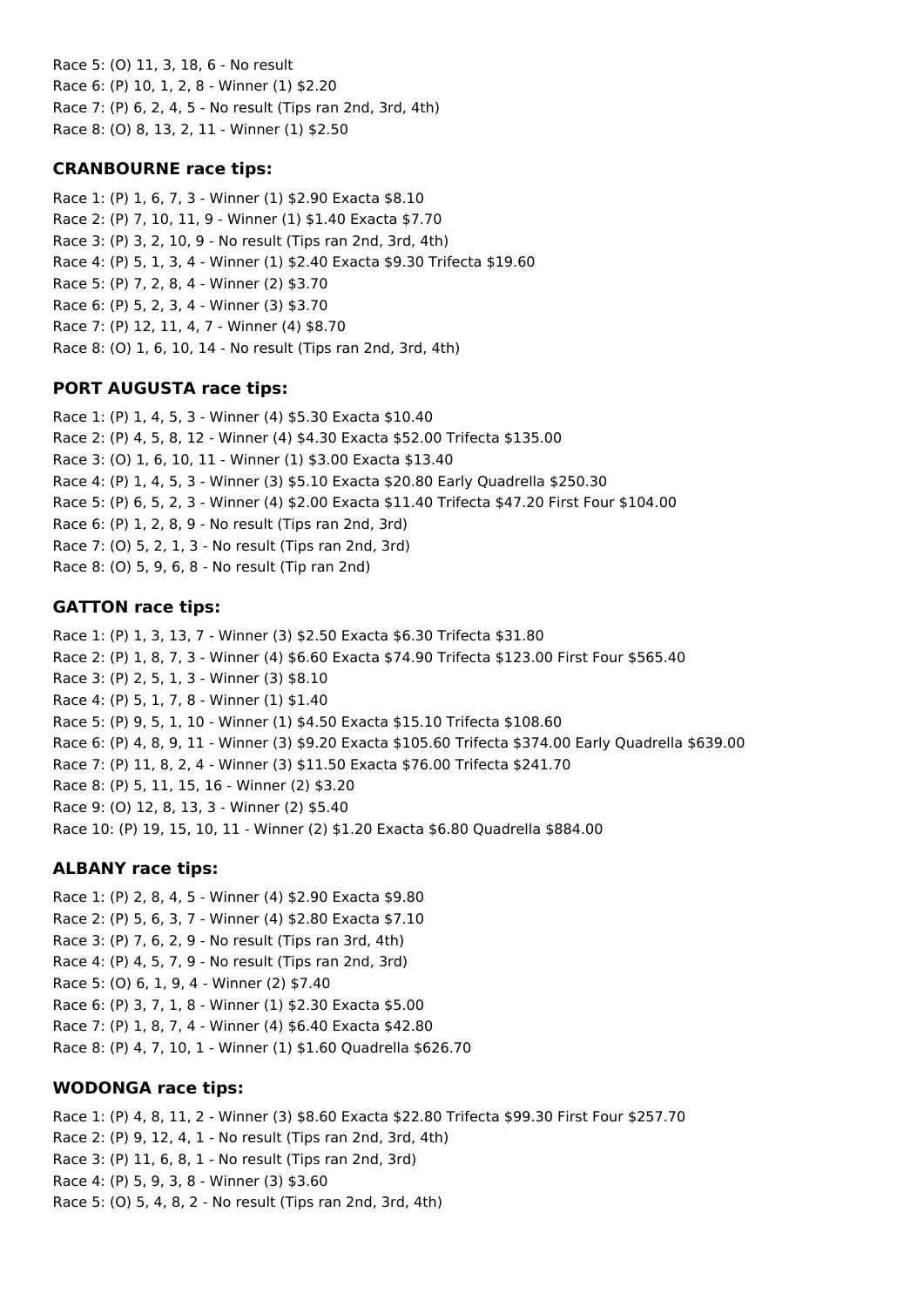Race 5: (O) 11, 3, 18, 6 - No result
Race 6: (P) 10, 1, 2, 8 - Winner (1) $2.20
Race 7: (P) 6, 2, 4, 5 - No result (Tips ran 2nd, 3rd, 4th)
Race 8: (O) 8, 13, 2, 11 - Winner (1) $2.50

### CRANBOURNE race tips:

Race 1: (P) 1, 6, 7, 3 - Winner (1) $2.90 Exacta $8.10
Race 2: (P) 7, 10, 11, 9 - Winner (1) $1.40 Exacta $7.70
Race 3: (P) 3, 2, 10, 9 - No result (Tips ran 2nd, 3rd, 4th)
Race 4: (P) 5, 1, 3, 4 - Winner (1) $2.40 Exacta $9.30 Trifecta $19.60
Race 5: (P) 7, 2, 8, 4 - Winner (2) $3.70
Race 6: (P) 5, 2, 3, 4 - Winner (3) $3.70
Race 7: (P) 12, 11, 4, 7 - Winner (4) $8.70
Race 8: (O) 1, 6, 10, 14 - No result (Tips ran 2nd, 3rd, 4th)

### PORT AUGUSTA race tips:

Race 1: (P) 1, 4, 5, 3 - Winner (4) $5.30 Exacta $10.40
Race 2: (P) 4, 5, 8, 12 - Winner (4) $4.30 Exacta $52.00 Trifecta $135.00
Race 3: (O) 1, 6, 10, 11 - Winner (1) $3.00 Exacta $13.40
Race 4: (P) 1, 4, 5, 3 - Winner (3) $5.10 Exacta $20.80 Early Quadrella $250.30
Race 5: (P) 6, 5, 2, 3 - Winner (4) $2.00 Exacta $11.40 Trifecta $47.20 First Four $104.00
Race 6: (P) 1, 2, 8, 9 - No result (Tips ran 2nd, 3rd)
Race 7: (O) 5, 2, 1, 3 - No result (Tips ran 2nd, 3rd)
Race 8: (O) 5, 9, 6, 8 - No result (Tip ran 2nd)

### GATTON race tips:

Race 1: (P) 1, 3, 13, 7 - Winner (3) $2.50 Exacta $6.30 Trifecta $31.80
Race 2: (P) 1, 8, 7, 3 - Winner (4) $6.60 Exacta $74.90 Trifecta $123.00 First Four $565.40
Race 3: (P) 2, 5, 1, 3 - Winner (3) $8.10
Race 4: (P) 5, 1, 7, 8 - Winner (1) $1.40
Race 5: (P) 9, 5, 1, 10 - Winner (1) $4.50 Exacta $15.10 Trifecta $108.60
Race 6: (P) 4, 8, 9, 11 - Winner (3) $9.20 Exacta $105.60 Trifecta $374.00 Early Quadrella $639.00
Race 7: (P) 11, 8, 2, 4 - Winner (3) $11.50 Exacta $76.00 Trifecta $241.70
Race 8: (P) 5, 11, 15, 16 - Winner (2) $3.20
Race 9: (O) 12, 8, 13, 3 - Winner (2) $5.40
Race 10: (P) 19, 15, 10, 11 - Winner (2) $1.20 Exacta $6.80 Quadrella $884.00

### ALBANY race tips:

Race 1: (P) 2, 8, 4, 5 - Winner (4) $2.90 Exacta $9.80
Race 2: (P) 5, 6, 3, 7 - Winner (4) $2.80 Exacta $7.10
Race 3: (P) 7, 6, 2, 9 - No result (Tips ran 3rd, 4th)
Race 4: (P) 4, 5, 7, 9 - No result (Tips ran 2nd, 3rd)
Race 5: (O) 6, 1, 9, 4 - Winner (2) $7.40
Race 6: (P) 3, 7, 1, 8 - Winner (1) $2.30 Exacta $5.00
Race 7: (P) 1, 8, 7, 4 - Winner (4) $6.40 Exacta $42.80
Race 8: (P) 4, 7, 10, 1 - Winner (1) $1.60 Quadrella $626.70

### WODONGA race tips:

Race 1: (P) 4, 8, 11, 2 - Winner (3) $8.60 Exacta $22.80 Trifecta $99.30 First Four $257.70
Race 2: (P) 9, 12, 4, 1 - No result (Tips ran 2nd, 3rd, 4th)
Race 3: (P) 11, 6, 8, 1 - No result (Tips ran 2nd, 3rd)
Race 4: (P) 5, 9, 3, 8 - Winner (3) $3.60
Race 5: (O) 5, 4, 8, 2 - No result (Tips ran 2nd, 3rd, 4th)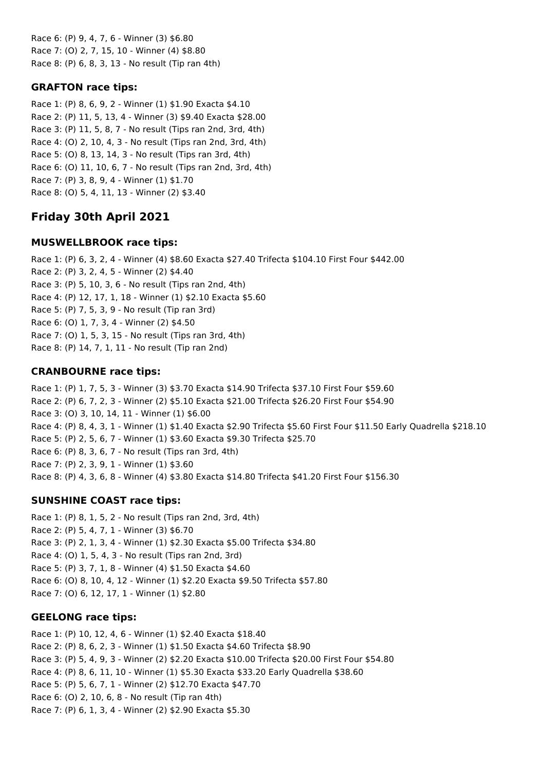Race 6: (P) 9, 4, 7, 6 - Winner (3) $6.80
Race 7: (O) 2, 7, 15, 10 - Winner (4) $8.80
Race 8: (P) 6, 8, 3, 13 - No result (Tip ran 4th)

### GRAFTON race tips:

Race 1: (P) 8, 6, 9, 2 - Winner (1) $1.90 Exacta $4.10
Race 2: (P) 11, 5, 13, 4 - Winner (3) $9.40 Exacta $28.00
Race 3: (P) 11, 5, 8, 7 - No result (Tips ran 2nd, 3rd, 4th)
Race 4: (O) 2, 10, 4, 3 - No result (Tips ran 2nd, 3rd, 4th)
Race 5: (O) 8, 13, 14, 3 - No result (Tips ran 3rd, 4th)
Race 6: (O) 11, 10, 6, 7 - No result (Tips ran 2nd, 3rd, 4th)
Race 7: (P) 3, 8, 9, 4 - Winner (1) $1.70
Race 8: (O) 5, 4, 11, 13 - Winner (2) $3.40

## Friday 30th April 2021

### MUSWELLBROOK race tips:

Race 1: (P) 6, 3, 2, 4 - Winner (4) $8.60 Exacta $27.40 Trifecta $104.10 First Four $442.00
Race 2: (P) 3, 2, 4, 5 - Winner (2) $4.40
Race 3: (P) 5, 10, 3, 6 - No result (Tips ran 2nd, 4th)
Race 4: (P) 12, 17, 1, 18 - Winner (1) $2.10 Exacta $5.60
Race 5: (P) 7, 5, 3, 9 - No result (Tip ran 3rd)
Race 6: (O) 1, 7, 3, 4 - Winner (2) $4.50
Race 7: (O) 1, 5, 3, 15 - No result (Tips ran 3rd, 4th)
Race 8: (P) 14, 7, 1, 11 - No result (Tip ran 2nd)

### CRANBOURNE race tips:

Race 1: (P) 1, 7, 5, 3 - Winner (3) $3.70 Exacta $14.90 Trifecta $37.10 First Four $59.60
Race 2: (P) 6, 7, 2, 3 - Winner (2) $5.10 Exacta $21.00 Trifecta $26.20 First Four $54.90
Race 3: (O) 3, 10, 14, 11 - Winner (1) $6.00
Race 4: (P) 8, 4, 3, 1 - Winner (1) $1.40 Exacta $2.90 Trifecta $5.60 First Four $11.50 Early Quadrella $218.10
Race 5: (P) 2, 5, 6, 7 - Winner (1) $3.60 Exacta $9.30 Trifecta $25.70
Race 6: (P) 8, 3, 6, 7 - No result (Tips ran 3rd, 4th)
Race 7: (P) 2, 3, 9, 1 - Winner (1) $3.60
Race 8: (P) 4, 3, 6, 8 - Winner (4) $3.80 Exacta $14.80 Trifecta $41.20 First Four $156.30

### SUNSHINE COAST race tips:

Race 1: (P) 8, 1, 5, 2 - No result (Tips ran 2nd, 3rd, 4th)
Race 2: (P) 5, 4, 7, 1 - Winner (3) $6.70
Race 3: (P) 2, 1, 3, 4 - Winner (1) $2.30 Exacta $5.00 Trifecta $34.80
Race 4: (O) 1, 5, 4, 3 - No result (Tips ran 2nd, 3rd)
Race 5: (P) 3, 7, 1, 8 - Winner (4) $1.50 Exacta $4.60
Race 6: (O) 8, 10, 4, 12 - Winner (1) $2.20 Exacta $9.50 Trifecta $57.80
Race 7: (O) 6, 12, 17, 1 - Winner (1) $2.80

### GEELONG race tips:

Race 1: (P) 10, 12, 4, 6 - Winner (1) $2.40 Exacta $18.40
Race 2: (P) 8, 6, 2, 3 - Winner (1) $1.50 Exacta $4.60 Trifecta $8.90
Race 3: (P) 5, 4, 9, 3 - Winner (2) $2.20 Exacta $10.00 Trifecta $20.00 First Four $54.80
Race 4: (P) 8, 6, 11, 10 - Winner (1) $5.30 Exacta $33.20 Early Quadrella $38.60
Race 5: (P) 5, 6, 7, 1 - Winner (2) $12.70 Exacta $47.70
Race 6: (O) 2, 10, 6, 8 - No result (Tip ran 4th)
Race 7: (P) 6, 1, 3, 4 - Winner (2) $2.90 Exacta $5.30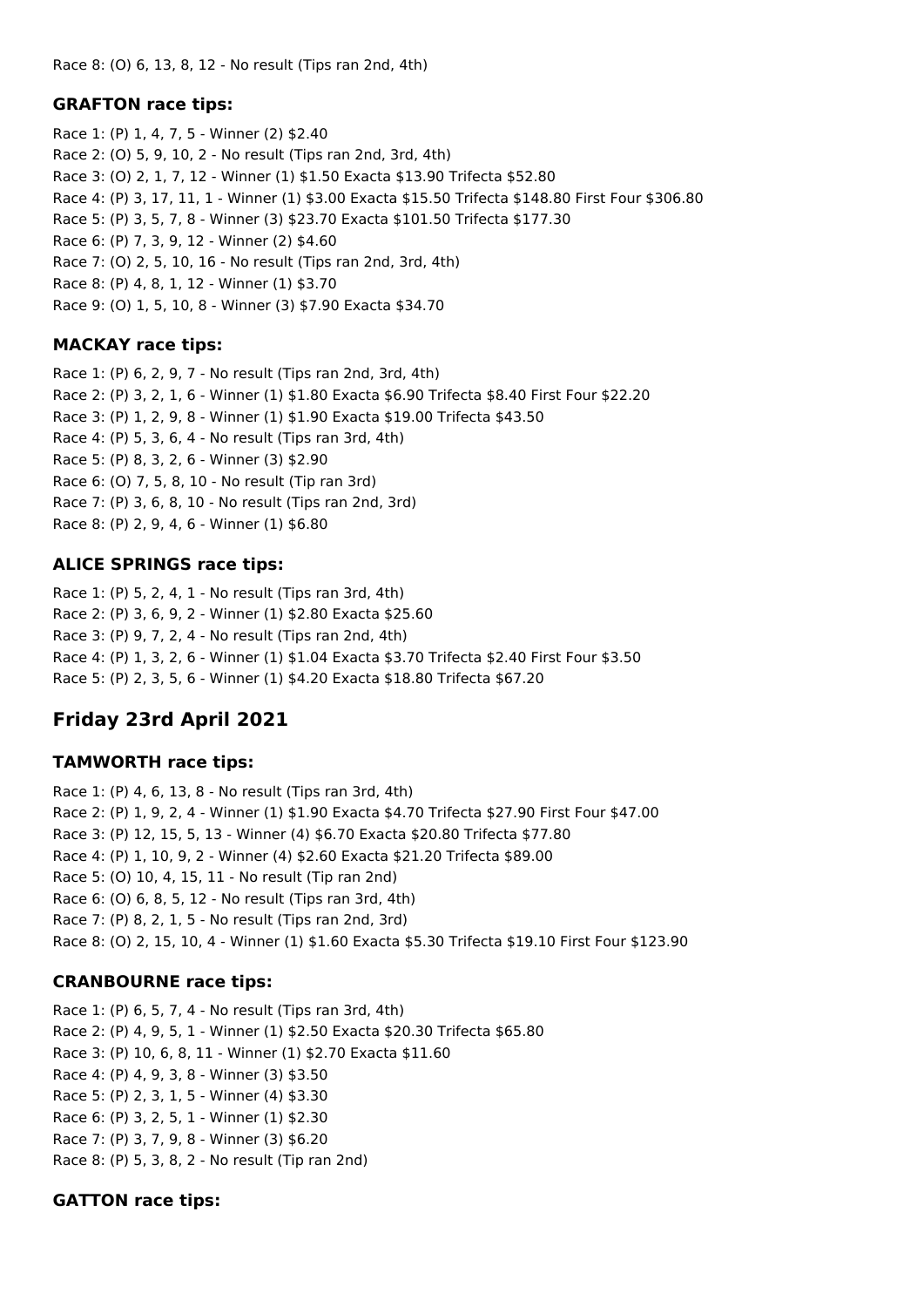Race 8: (O) 6, 13, 8, 12 - No result (Tips ran 2nd, 4th)

### GRAFTON race tips:

Race 1: (P) 1, 4, 7, 5 - Winner (2) $2.40
Race 2: (O) 5, 9, 10, 2 - No result (Tips ran 2nd, 3rd, 4th)
Race 3: (O) 2, 1, 7, 12 - Winner (1) $1.50 Exacta $13.90 Trifecta $52.80
Race 4: (P) 3, 17, 11, 1 - Winner (1) $3.00 Exacta $15.50 Trifecta $148.80 First Four $306.80
Race 5: (P) 3, 5, 7, 8 - Winner (3) $23.70 Exacta $101.50 Trifecta $177.30
Race 6: (P) 7, 3, 9, 12 - Winner (2) $4.60
Race 7: (O) 2, 5, 10, 16 - No result (Tips ran 2nd, 3rd, 4th)
Race 8: (P) 4, 8, 1, 12 - Winner (1) $3.70
Race 9: (O) 1, 5, 10, 8 - Winner (3) $7.90 Exacta $34.70

### MACKAY race tips:

Race 1: (P) 6, 2, 9, 7 - No result (Tips ran 2nd, 3rd, 4th)
Race 2: (P) 3, 2, 1, 6 - Winner (1) $1.80 Exacta $6.90 Trifecta $8.40 First Four $22.20
Race 3: (P) 1, 2, 9, 8 - Winner (1) $1.90 Exacta $19.00 Trifecta $43.50
Race 4: (P) 5, 3, 6, 4 - No result (Tips ran 3rd, 4th)
Race 5: (P) 8, 3, 2, 6 - Winner (3) $2.90
Race 6: (O) 7, 5, 8, 10 - No result (Tip ran 3rd)
Race 7: (P) 3, 6, 8, 10 - No result (Tips ran 2nd, 3rd)
Race 8: (P) 2, 9, 4, 6 - Winner (1) $6.80

### ALICE SPRINGS race tips:

Race 1: (P) 5, 2, 4, 1 - No result (Tips ran 3rd, 4th)
Race 2: (P) 3, 6, 9, 2 - Winner (1) $2.80 Exacta $25.60
Race 3: (P) 9, 7, 2, 4 - No result (Tips ran 2nd, 4th)
Race 4: (P) 1, 3, 2, 6 - Winner (1) $1.04 Exacta $3.70 Trifecta $2.40 First Four $3.50
Race 5: (P) 2, 3, 5, 6 - Winner (1) $4.20 Exacta $18.80 Trifecta $67.20

## Friday 23rd April 2021

### TAMWORTH race tips:

Race 1: (P) 4, 6, 13, 8 - No result (Tips ran 3rd, 4th)
Race 2: (P) 1, 9, 2, 4 - Winner (1) $1.90 Exacta $4.70 Trifecta $27.90 First Four $47.00
Race 3: (P) 12, 15, 5, 13 - Winner (4) $6.70 Exacta $20.80 Trifecta $77.80
Race 4: (P) 1, 10, 9, 2 - Winner (4) $2.60 Exacta $21.20 Trifecta $89.00
Race 5: (O) 10, 4, 15, 11 - No result (Tip ran 2nd)
Race 6: (O) 6, 8, 5, 12 - No result (Tips ran 3rd, 4th)
Race 7: (P) 8, 2, 1, 5 - No result (Tips ran 2nd, 3rd)
Race 8: (O) 2, 15, 10, 4 - Winner (1) $1.60 Exacta $5.30 Trifecta $19.10 First Four $123.90

### CRANBOURNE race tips:

Race 1: (P) 6, 5, 7, 4 - No result (Tips ran 3rd, 4th)
Race 2: (P) 4, 9, 5, 1 - Winner (1) $2.50 Exacta $20.30 Trifecta $65.80
Race 3: (P) 10, 6, 8, 11 - Winner (1) $2.70 Exacta $11.60
Race 4: (P) 4, 9, 3, 8 - Winner (3) $3.50
Race 5: (P) 2, 3, 1, 5 - Winner (4) $3.30
Race 6: (P) 3, 2, 5, 1 - Winner (1) $2.30
Race 7: (P) 3, 7, 9, 8 - Winner (3) $6.20
Race 8: (P) 5, 3, 8, 2 - No result (Tip ran 2nd)

### GATTON race tips: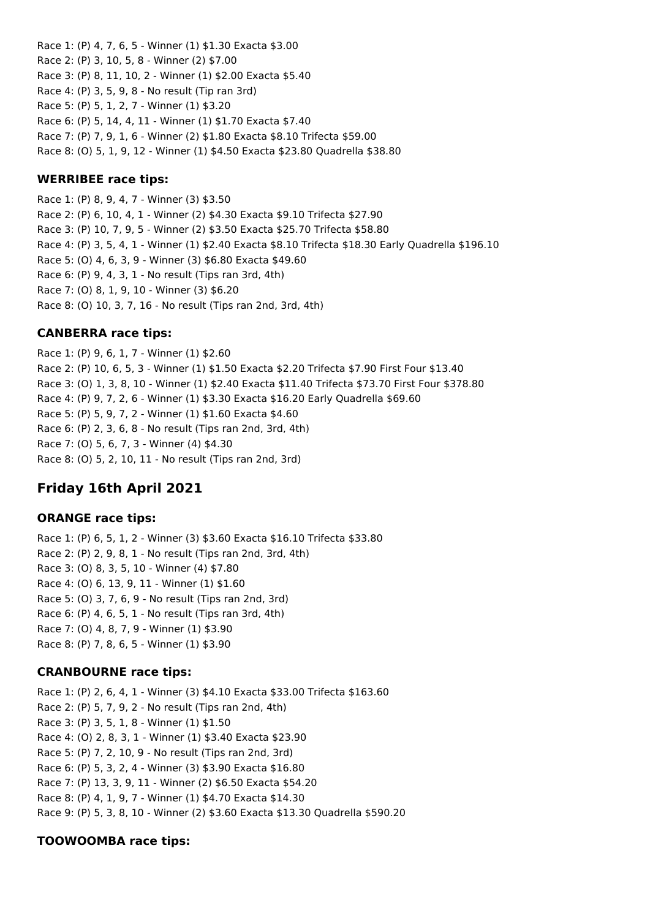Race 1: (P) 4, 7, 6, 5 - Winner (1) $1.30 Exacta $3.00
Race 2: (P) 3, 10, 5, 8 - Winner (2) $7.00
Race 3: (P) 8, 11, 10, 2 - Winner (1) $2.00 Exacta $5.40
Race 4: (P) 3, 5, 9, 8 - No result (Tip ran 3rd)
Race 5: (P) 5, 1, 2, 7 - Winner (1) $3.20
Race 6: (P) 5, 14, 4, 11 - Winner (1) $1.70 Exacta $7.40
Race 7: (P) 7, 9, 1, 6 - Winner (2) $1.80 Exacta $8.10 Trifecta $59.00
Race 8: (O) 5, 1, 9, 12 - Winner (1) $4.50 Exacta $23.80 Quadrella $38.80

### WERRIBEE race tips:

Race 1: (P) 8, 9, 4, 7 - Winner (3) $3.50
Race 2: (P) 6, 10, 4, 1 - Winner (2) $4.30 Exacta $9.10 Trifecta $27.90
Race 3: (P) 10, 7, 9, 5 - Winner (2) $3.50 Exacta $25.70 Trifecta $58.80
Race 4: (P) 3, 5, 4, 1 - Winner (1) $2.40 Exacta $8.10 Trifecta $18.30 Early Quadrella $196.10
Race 5: (O) 4, 6, 3, 9 - Winner (3) $6.80 Exacta $49.60
Race 6: (P) 9, 4, 3, 1 - No result (Tips ran 3rd, 4th)
Race 7: (O) 8, 1, 9, 10 - Winner (3) $6.20
Race 8: (O) 10, 3, 7, 16 - No result (Tips ran 2nd, 3rd, 4th)

### CANBERRA race tips:

Race 1: (P) 9, 6, 1, 7 - Winner (1) $2.60
Race 2: (P) 10, 6, 5, 3 - Winner (1) $1.50 Exacta $2.20 Trifecta $7.90 First Four $13.40
Race 3: (O) 1, 3, 8, 10 - Winner (1) $2.40 Exacta $11.40 Trifecta $73.70 First Four $378.80
Race 4: (P) 9, 7, 2, 6 - Winner (1) $3.30 Exacta $16.20 Early Quadrella $69.60
Race 5: (P) 5, 9, 7, 2 - Winner (1) $1.60 Exacta $4.60
Race 6: (P) 2, 3, 6, 8 - No result (Tips ran 2nd, 3rd, 4th)
Race 7: (O) 5, 6, 7, 3 - Winner (4) $4.30
Race 8: (O) 5, 2, 10, 11 - No result (Tips ran 2nd, 3rd)

## Friday 16th April 2021

### ORANGE race tips:

Race 1: (P) 6, 5, 1, 2 - Winner (3) $3.60 Exacta $16.10 Trifecta $33.80
Race 2: (P) 2, 9, 8, 1 - No result (Tips ran 2nd, 3rd, 4th)
Race 3: (O) 8, 3, 5, 10 - Winner (4) $7.80
Race 4: (O) 6, 13, 9, 11 - Winner (1) $1.60
Race 5: (O) 3, 7, 6, 9 - No result (Tips ran 2nd, 3rd)
Race 6: (P) 4, 6, 5, 1 - No result (Tips ran 3rd, 4th)
Race 7: (O) 4, 8, 7, 9 - Winner (1) $3.90
Race 8: (P) 7, 8, 6, 5 - Winner (1) $3.90

### CRANBOURNE race tips:

Race 1: (P) 2, 6, 4, 1 - Winner (3) $4.10 Exacta $33.00 Trifecta $163.60
Race 2: (P) 5, 7, 9, 2 - No result (Tips ran 2nd, 4th)
Race 3: (P) 3, 5, 1, 8 - Winner (1) $1.50
Race 4: (O) 2, 8, 3, 1 - Winner (1) $3.40 Exacta $23.90
Race 5: (P) 7, 2, 10, 9 - No result (Tips ran 2nd, 3rd)
Race 6: (P) 5, 3, 2, 4 - Winner (3) $3.90 Exacta $16.80
Race 7: (P) 13, 3, 9, 11 - Winner (2) $6.50 Exacta $54.20
Race 8: (P) 4, 1, 9, 7 - Winner (1) $4.70 Exacta $14.30
Race 9: (P) 5, 3, 8, 10 - Winner (2) $3.60 Exacta $13.30 Quadrella $590.20

### TOOWOOMBA race tips: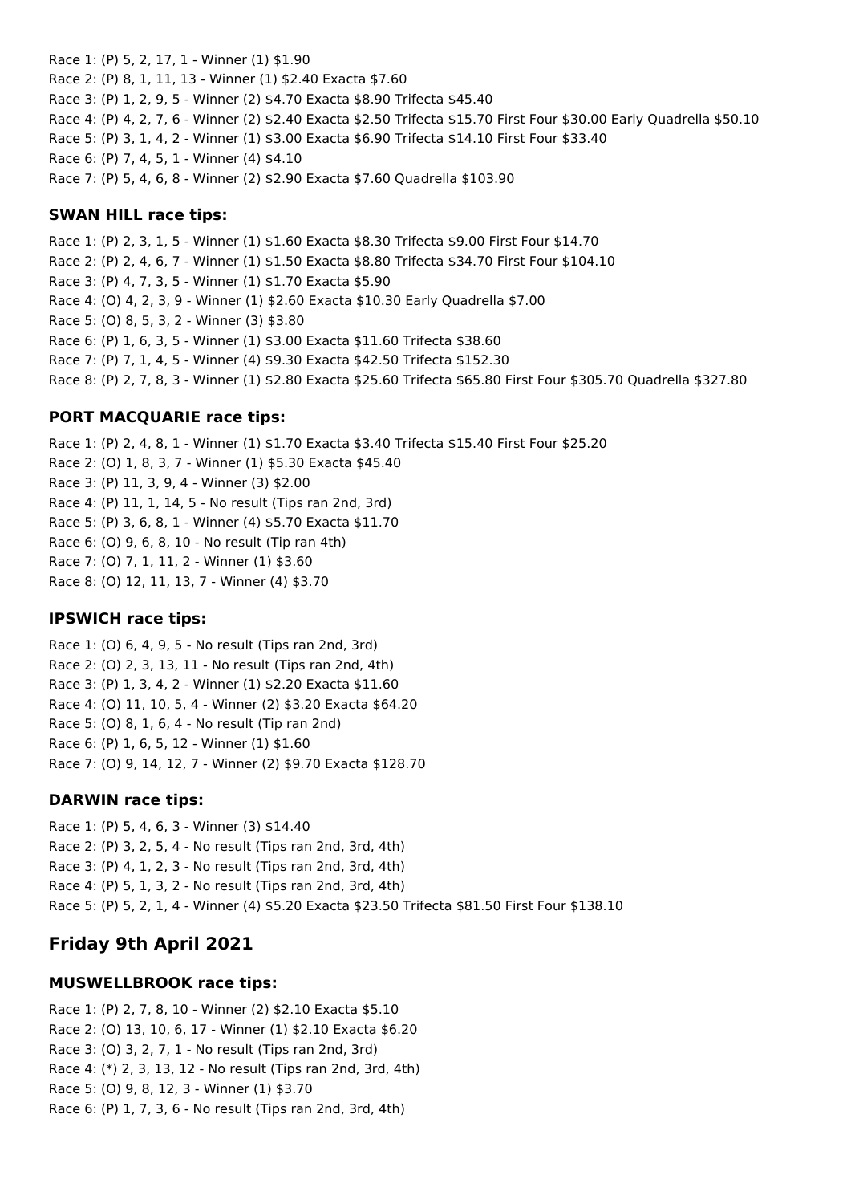Race 1: (P) 5, 2, 17, 1 - Winner (1) $1.90

Race 2: (P) 8, 1, 11, 13 - Winner (1) $2.40 Exacta $7.60

Race 3: (P) 1, 2, 9, 5 - Winner (2) $4.70 Exacta $8.90 Trifecta $45.40

Race 4: (P) 4, 2, 7, 6 - Winner (2) $2.40 Exacta $2.50 Trifecta $15.70 First Four $30.00 Early Quadrella $50.10

Race 5: (P) 3, 1, 4, 2 - Winner (1) $3.00 Exacta $6.90 Trifecta $14.10 First Four $33.40

Race 6: (P) 7, 4, 5, 1 - Winner (4) $4.10

Race 7: (P) 5, 4, 6, 8 - Winner (2) $2.90 Exacta $7.60 Quadrella $103.90

### SWAN HILL race tips:

Race 1: (P) 2, 3, 1, 5 - Winner (1) $1.60 Exacta $8.30 Trifecta $9.00 First Four $14.70

Race 2: (P) 2, 4, 6, 7 - Winner (1) $1.50 Exacta $8.80 Trifecta $34.70 First Four $104.10

Race 3: (P) 4, 7, 3, 5 - Winner (1) $1.70 Exacta $5.90

Race 4: (O) 4, 2, 3, 9 - Winner (1) $2.60 Exacta $10.30 Early Quadrella $7.00

Race 5: (O) 8, 5, 3, 2 - Winner (3) $3.80

Race 6: (P) 1, 6, 3, 5 - Winner (1) $3.00 Exacta $11.60 Trifecta $38.60

Race 7: (P) 7, 1, 4, 5 - Winner (4) $9.30 Exacta $42.50 Trifecta $152.30

Race 8: (P) 2, 7, 8, 3 - Winner (1) $2.80 Exacta $25.60 Trifecta $65.80 First Four $305.70 Quadrella $327.80

### PORT MACQUARIE race tips:

Race 1: (P) 2, 4, 8, 1 - Winner (1) $1.70 Exacta $3.40 Trifecta $15.40 First Four $25.20

Race 2: (O) 1, 8, 3, 7 - Winner (1) $5.30 Exacta $45.40

Race 3: (P) 11, 3, 9, 4 - Winner (3) $2.00

Race 4: (P) 11, 1, 14, 5 - No result (Tips ran 2nd, 3rd)

Race 5: (P) 3, 6, 8, 1 - Winner (4) $5.70 Exacta $11.70

Race 6: (O) 9, 6, 8, 10 - No result (Tip ran 4th)

Race 7: (O) 7, 1, 11, 2 - Winner (1) $3.60

Race 8: (O) 12, 11, 13, 7 - Winner (4) $3.70

### IPSWICH race tips:

Race 1: (O) 6, 4, 9, 5 - No result (Tips ran 2nd, 3rd)

Race 2: (O) 2, 3, 13, 11 - No result (Tips ran 2nd, 4th)

Race 3: (P) 1, 3, 4, 2 - Winner (1) $2.20 Exacta $11.60

Race 4: (O) 11, 10, 5, 4 - Winner (2) $3.20 Exacta $64.20

Race 5: (O) 8, 1, 6, 4 - No result (Tip ran 2nd)

Race 6: (P) 1, 6, 5, 12 - Winner (1) $1.60

Race 7: (O) 9, 14, 12, 7 - Winner (2) $9.70 Exacta $128.70

### DARWIN race tips:

Race 1: (P) 5, 4, 6, 3 - Winner (3) $14.40

Race 2: (P) 3, 2, 5, 4 - No result (Tips ran 2nd, 3rd, 4th)

Race 3: (P) 4, 1, 2, 3 - No result (Tips ran 2nd, 3rd, 4th)

Race 4: (P) 5, 1, 3, 2 - No result (Tips ran 2nd, 3rd, 4th)

Race 5: (P) 5, 2, 1, 4 - Winner (4) $5.20 Exacta $23.50 Trifecta $81.50 First Four $138.10

## Friday 9th April 2021

### MUSWELLBROOK race tips:

Race 1: (P) 2, 7, 8, 10 - Winner (2) $2.10 Exacta $5.10

Race 2: (O) 13, 10, 6, 17 - Winner (1) $2.10 Exacta $6.20

Race 3: (O) 3, 2, 7, 1 - No result (Tips ran 2nd, 3rd)

Race 4: (*) 2, 3, 13, 12 - No result (Tips ran 2nd, 3rd, 4th)

Race 5: (O) 9, 8, 12, 3 - Winner (1) $3.70

Race 6: (P) 1, 7, 3, 6 - No result (Tips ran 2nd, 3rd, 4th)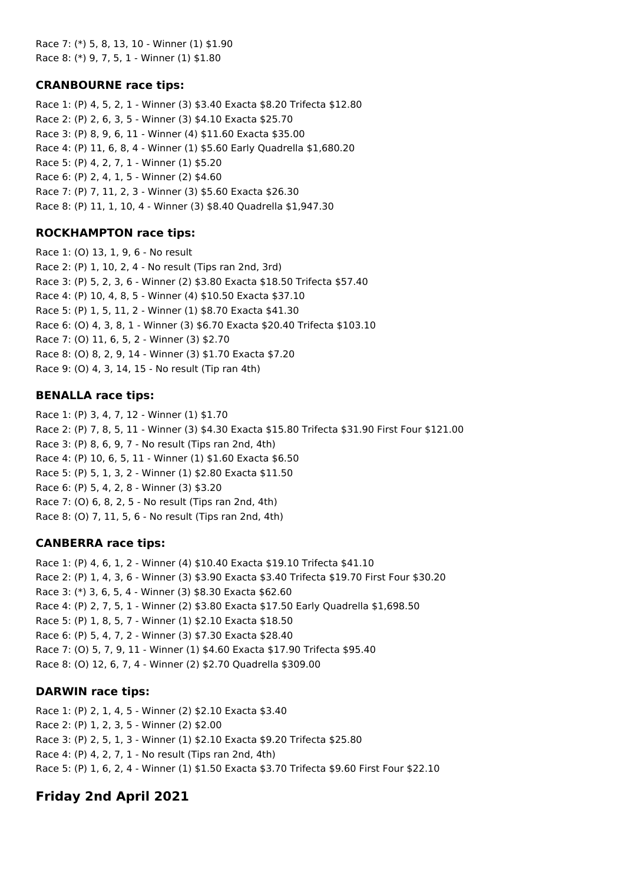Race 7: (*) 5, 8, 13, 10 - Winner (1) $1.90

Race 8: (*) 9, 7, 5, 1 - Winner (1) $1.80

### CRANBOURNE race tips:

Race 1: (P) 4, 5, 2, 1 - Winner (3) $3.40 Exacta $8.20 Trifecta $12.80

Race 2: (P) 2, 6, 3, 5 - Winner (3) $4.10 Exacta $25.70

Race 3: (P) 8, 9, 6, 11 - Winner (4) $11.60 Exacta $35.00

Race 4: (P) 11, 6, 8, 4 - Winner (1) $5.60 Early Quadrella $1,680.20

Race 5: (P) 4, 2, 7, 1 - Winner (1) $5.20

Race 6: (P) 2, 4, 1, 5 - Winner (2) $4.60

Race 7: (P) 7, 11, 2, 3 - Winner (3) $5.60 Exacta $26.30

Race 8: (P) 11, 1, 10, 4 - Winner (3) $8.40 Quadrella $1,947.30

### ROCKHAMPTON race tips:

Race 1: (O) 13, 1, 9, 6 - No result

Race 2: (P) 1, 10, 2, 4 - No result (Tips ran 2nd, 3rd)

Race 3: (P) 5, 2, 3, 6 - Winner (2) $3.80 Exacta $18.50 Trifecta $57.40

Race 4: (P) 10, 4, 8, 5 - Winner (4) $10.50 Exacta $37.10

Race 5: (P) 1, 5, 11, 2 - Winner (1) $8.70 Exacta $41.30

Race 6: (O) 4, 3, 8, 1 - Winner (3) $6.70 Exacta $20.40 Trifecta $103.10

Race 7: (O) 11, 6, 5, 2 - Winner (3) $2.70

Race 8: (O) 8, 2, 9, 14 - Winner (3) $1.70 Exacta $7.20

Race 9: (O) 4, 3, 14, 15 - No result (Tip ran 4th)

### BENALLA race tips:

Race 1: (P) 3, 4, 7, 12 - Winner (1) $1.70

Race 2: (P) 7, 8, 5, 11 - Winner (3) $4.30 Exacta $15.80 Trifecta $31.90 First Four $121.00

Race 3: (P) 8, 6, 9, 7 - No result (Tips ran 2nd, 4th)

Race 4: (P) 10, 6, 5, 11 - Winner (1) $1.60 Exacta $6.50

Race 5: (P) 5, 1, 3, 2 - Winner (1) $2.80 Exacta $11.50

Race 6: (P) 5, 4, 2, 8 - Winner (3) $3.20

Race 7: (O) 6, 8, 2, 5 - No result (Tips ran 2nd, 4th)

Race 8: (O) 7, 11, 5, 6 - No result (Tips ran 2nd, 4th)

### CANBERRA race tips:

Race 1: (P) 4, 6, 1, 2 - Winner (4) $10.40 Exacta $19.10 Trifecta $41.10

Race 2: (P) 1, 4, 3, 6 - Winner (3) $3.90 Exacta $3.40 Trifecta $19.70 First Four $30.20

Race 3: (*) 3, 6, 5, 4 - Winner (3) $8.30 Exacta $62.60

Race 4: (P) 2, 7, 5, 1 - Winner (2) $3.80 Exacta $17.50 Early Quadrella $1,698.50

Race 5: (P) 1, 8, 5, 7 - Winner (1) $2.10 Exacta $18.50

Race 6: (P) 5, 4, 7, 2 - Winner (3) $7.30 Exacta $28.40

Race 7: (O) 5, 7, 9, 11 - Winner (1) $4.60 Exacta $17.90 Trifecta $95.40

Race 8: (O) 12, 6, 7, 4 - Winner (2) $2.70 Quadrella $309.00

### DARWIN race tips:

Race 1: (P) 2, 1, 4, 5 - Winner (2) $2.10 Exacta $3.40

Race 2: (P) 1, 2, 3, 5 - Winner (2) $2.00

Race 3: (P) 2, 5, 1, 3 - Winner (1) $2.10 Exacta $9.20 Trifecta $25.80

Race 4: (P) 4, 2, 7, 1 - No result (Tips ran 2nd, 4th)

Race 5: (P) 1, 6, 2, 4 - Winner (1) $1.50 Exacta $3.70 Trifecta $9.60 First Four $22.10

## Friday 2nd April 2021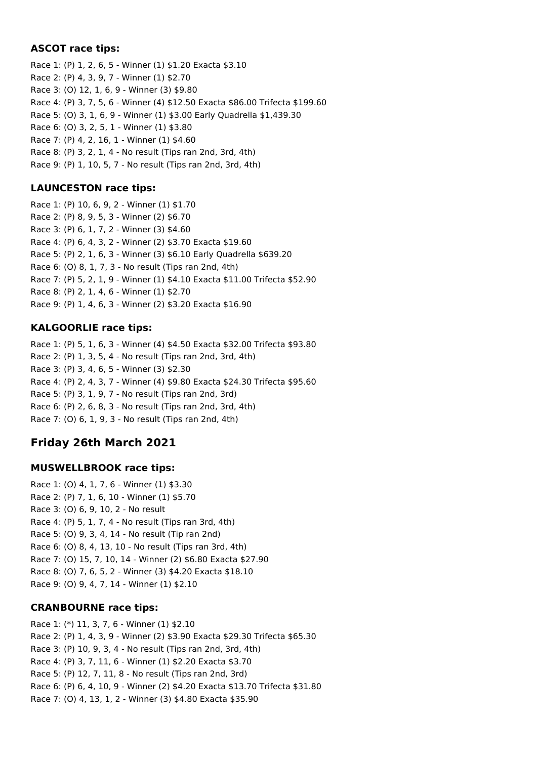### ASCOT race tips:

Race 1: (P) 1, 2, 6, 5 - Winner (1) $1.20 Exacta $3.10
Race 2: (P) 4, 3, 9, 7 - Winner (1) $2.70
Race 3: (O) 12, 1, 6, 9 - Winner (3) $9.80
Race 4: (P) 3, 7, 5, 6 - Winner (4) $12.50 Exacta $86.00 Trifecta $199.60
Race 5: (O) 3, 1, 6, 9 - Winner (1) $3.00 Early Quadrella $1,439.30
Race 6: (O) 3, 2, 5, 1 - Winner (1) $3.80
Race 7: (P) 4, 2, 16, 1 - Winner (1) $4.60
Race 8: (P) 3, 2, 1, 4 - No result (Tips ran 2nd, 3rd, 4th)
Race 9: (P) 1, 10, 5, 7 - No result (Tips ran 2nd, 3rd, 4th)

### LAUNCESTON race tips:

Race 1: (P) 10, 6, 9, 2 - Winner (1) $1.70
Race 2: (P) 8, 9, 5, 3 - Winner (2) $6.70
Race 3: (P) 6, 1, 7, 2 - Winner (3) $4.60
Race 4: (P) 6, 4, 3, 2 - Winner (2) $3.70 Exacta $19.60
Race 5: (P) 2, 1, 6, 3 - Winner (3) $6.10 Early Quadrella $639.20
Race 6: (O) 8, 1, 7, 3 - No result (Tips ran 2nd, 4th)
Race 7: (P) 5, 2, 1, 9 - Winner (1) $4.10 Exacta $11.00 Trifecta $52.90
Race 8: (P) 2, 1, 4, 6 - Winner (1) $2.70
Race 9: (P) 1, 4, 6, 3 - Winner (2) $3.20 Exacta $16.90

### KALGOORLIE race tips:

Race 1: (P) 5, 1, 6, 3 - Winner (4) $4.50 Exacta $32.00 Trifecta $93.80
Race 2: (P) 1, 3, 5, 4 - No result (Tips ran 2nd, 3rd, 4th)
Race 3: (P) 3, 4, 6, 5 - Winner (3) $2.30
Race 4: (P) 2, 4, 3, 7 - Winner (4) $9.80 Exacta $24.30 Trifecta $95.60
Race 5: (P) 3, 1, 9, 7 - No result (Tips ran 2nd, 3rd)
Race 6: (P) 2, 6, 8, 3 - No result (Tips ran 2nd, 3rd, 4th)
Race 7: (O) 6, 1, 9, 3 - No result (Tips ran 2nd, 4th)

## Friday 26th March 2021

### MUSWELLBROOK race tips:

Race 1: (O) 4, 1, 7, 6 - Winner (1) $3.30
Race 2: (P) 7, 1, 6, 10 - Winner (1) $5.70
Race 3: (O) 6, 9, 10, 2 - No result
Race 4: (P) 5, 1, 7, 4 - No result (Tips ran 3rd, 4th)
Race 5: (O) 9, 3, 4, 14 - No result (Tip ran 2nd)
Race 6: (O) 8, 4, 13, 10 - No result (Tips ran 3rd, 4th)
Race 7: (O) 15, 7, 10, 14 - Winner (2) $6.80 Exacta $27.90
Race 8: (O) 7, 6, 5, 2 - Winner (3) $4.20 Exacta $18.10
Race 9: (O) 9, 4, 7, 14 - Winner (1) $2.10

### CRANBOURNE race tips:

Race 1: (*) 11, 3, 7, 6 - Winner (1) $2.10
Race 2: (P) 1, 4, 3, 9 - Winner (2) $3.90 Exacta $29.30 Trifecta $65.30
Race 3: (P) 10, 9, 3, 4 - No result (Tips ran 2nd, 3rd, 4th)
Race 4: (P) 3, 7, 11, 6 - Winner (1) $2.20 Exacta $3.70
Race 5: (P) 12, 7, 11, 8 - No result (Tips ran 2nd, 3rd)
Race 6: (P) 6, 4, 10, 9 - Winner (2) $4.20 Exacta $13.70 Trifecta $31.80
Race 7: (O) 4, 13, 1, 2 - Winner (3) $4.80 Exacta $35.90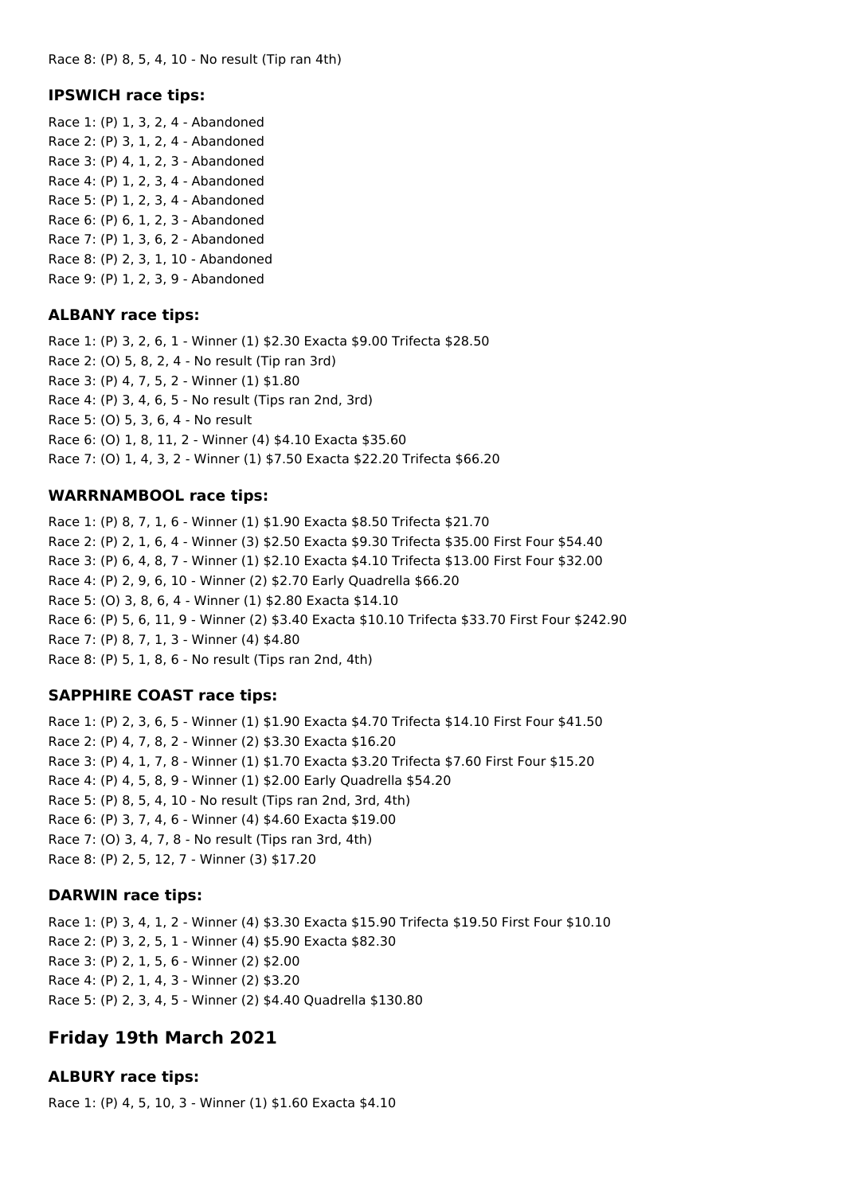Race 8: (P) 8, 5, 4, 10 - No result (Tip ran 4th)

### IPSWICH race tips:

Race 1: (P) 1, 3, 2, 4 - Abandoned
Race 2: (P) 3, 1, 2, 4 - Abandoned
Race 3: (P) 4, 1, 2, 3 - Abandoned
Race 4: (P) 1, 2, 3, 4 - Abandoned
Race 5: (P) 1, 2, 3, 4 - Abandoned
Race 6: (P) 6, 1, 2, 3 - Abandoned
Race 7: (P) 1, 3, 6, 2 - Abandoned
Race 8: (P) 2, 3, 1, 10 - Abandoned
Race 9: (P) 1, 2, 3, 9 - Abandoned

### ALBANY race tips:

Race 1: (P) 3, 2, 6, 1 - Winner (1) $2.30 Exacta $9.00 Trifecta $28.50
Race 2: (O) 5, 8, 2, 4 - No result (Tip ran 3rd)
Race 3: (P) 4, 7, 5, 2 - Winner (1) $1.80
Race 4: (P) 3, 4, 6, 5 - No result (Tips ran 2nd, 3rd)
Race 5: (O) 5, 3, 6, 4 - No result
Race 6: (O) 1, 8, 11, 2 - Winner (4) $4.10 Exacta $35.60
Race 7: (O) 1, 4, 3, 2 - Winner (1) $7.50 Exacta $22.20 Trifecta $66.20

### WARRNAMBOOL race tips:

Race 1: (P) 8, 7, 1, 6 - Winner (1) $1.90 Exacta $8.50 Trifecta $21.70
Race 2: (P) 2, 1, 6, 4 - Winner (3) $2.50 Exacta $9.30 Trifecta $35.00 First Four $54.40
Race 3: (P) 6, 4, 8, 7 - Winner (1) $2.10 Exacta $4.10 Trifecta $13.00 First Four $32.00
Race 4: (P) 2, 9, 6, 10 - Winner (2) $2.70 Early Quadrella $66.20
Race 5: (O) 3, 8, 6, 4 - Winner (1) $2.80 Exacta $14.10
Race 6: (P) 5, 6, 11, 9 - Winner (2) $3.40 Exacta $10.10 Trifecta $33.70 First Four $242.90
Race 7: (P) 8, 7, 1, 3 - Winner (4) $4.80
Race 8: (P) 5, 1, 8, 6 - No result (Tips ran 2nd, 4th)

### SAPPHIRE COAST race tips:

Race 1: (P) 2, 3, 6, 5 - Winner (1) $1.90 Exacta $4.70 Trifecta $14.10 First Four $41.50
Race 2: (P) 4, 7, 8, 2 - Winner (2) $3.30 Exacta $16.20
Race 3: (P) 4, 1, 7, 8 - Winner (1) $1.70 Exacta $3.20 Trifecta $7.60 First Four $15.20
Race 4: (P) 4, 5, 8, 9 - Winner (1) $2.00 Early Quadrella $54.20
Race 5: (P) 8, 5, 4, 10 - No result (Tips ran 2nd, 3rd, 4th)
Race 6: (P) 3, 7, 4, 6 - Winner (4) $4.60 Exacta $19.00
Race 7: (O) 3, 4, 7, 8 - No result (Tips ran 3rd, 4th)
Race 8: (P) 2, 5, 12, 7 - Winner (3) $17.20

### DARWIN race tips:

Race 1: (P) 3, 4, 1, 2 - Winner (4) $3.30 Exacta $15.90 Trifecta $19.50 First Four $10.10
Race 2: (P) 3, 2, 5, 1 - Winner (4) $5.90 Exacta $82.30
Race 3: (P) 2, 1, 5, 6 - Winner (2) $2.00
Race 4: (P) 2, 1, 4, 3 - Winner (2) $3.20
Race 5: (P) 2, 3, 4, 5 - Winner (2) $4.40 Quadrella $130.80

## Friday 19th March 2021

### ALBURY race tips:

Race 1: (P) 4, 5, 10, 3 - Winner (1) $1.60 Exacta $4.10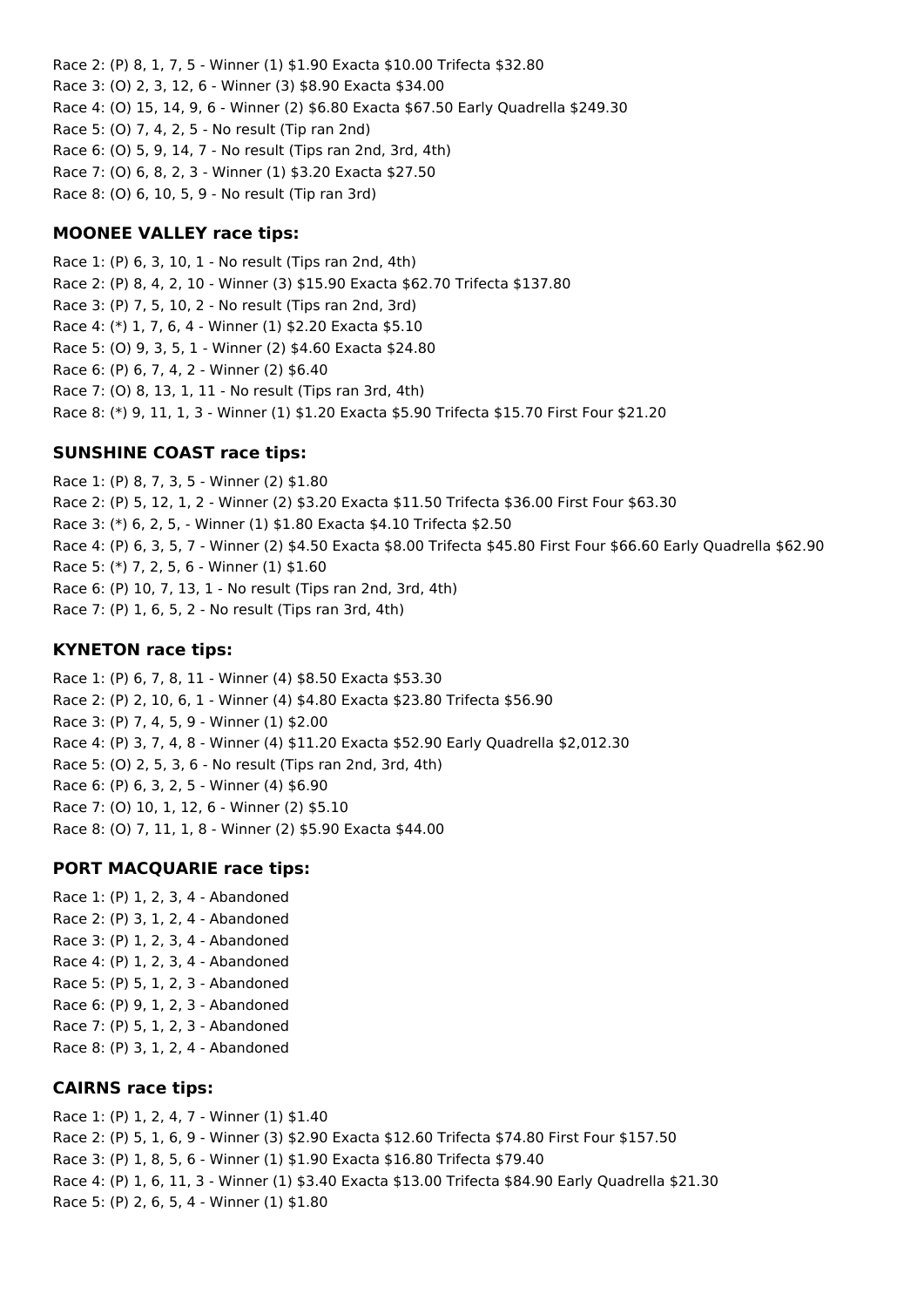Race 2: (P) 8, 1, 7, 5 - Winner (1) $1.90 Exacta $10.00 Trifecta $32.80
Race 3: (O) 2, 3, 12, 6 - Winner (3) $8.90 Exacta $34.00
Race 4: (O) 15, 14, 9, 6 - Winner (2) $6.80 Exacta $67.50 Early Quadrella $249.30
Race 5: (O) 7, 4, 2, 5 - No result (Tip ran 2nd)
Race 6: (O) 5, 9, 14, 7 - No result (Tips ran 2nd, 3rd, 4th)
Race 7: (O) 6, 8, 2, 3 - Winner (1) $3.20 Exacta $27.50
Race 8: (O) 6, 10, 5, 9 - No result (Tip ran 3rd)

### MOONEE VALLEY race tips:

Race 1: (P) 6, 3, 10, 1 - No result (Tips ran 2nd, 4th)
Race 2: (P) 8, 4, 2, 10 - Winner (3) $15.90 Exacta $62.70 Trifecta $137.80
Race 3: (P) 7, 5, 10, 2 - No result (Tips ran 2nd, 3rd)
Race 4: (*) 1, 7, 6, 4 - Winner (1) $2.20 Exacta $5.10
Race 5: (O) 9, 3, 5, 1 - Winner (2) $4.60 Exacta $24.80
Race 6: (P) 6, 7, 4, 2 - Winner (2) $6.40
Race 7: (O) 8, 13, 1, 11 - No result (Tips ran 3rd, 4th)
Race 8: (*) 9, 11, 1, 3 - Winner (1) $1.20 Exacta $5.90 Trifecta $15.70 First Four $21.20

### SUNSHINE COAST race tips:

Race 1: (P) 8, 7, 3, 5 - Winner (2) $1.80
Race 2: (P) 5, 12, 1, 2 - Winner (2) $3.20 Exacta $11.50 Trifecta $36.00 First Four $63.30
Race 3: (*) 6, 2, 5, - Winner (1) $1.80 Exacta $4.10 Trifecta $2.50
Race 4: (P) 6, 3, 5, 7 - Winner (2) $4.50 Exacta $8.00 Trifecta $45.80 First Four $66.60 Early Quadrella $62.90
Race 5: (*) 7, 2, 5, 6 - Winner (1) $1.60
Race 6: (P) 10, 7, 13, 1 - No result (Tips ran 2nd, 3rd, 4th)
Race 7: (P) 1, 6, 5, 2 - No result (Tips ran 3rd, 4th)

### KYNETON race tips:

Race 1: (P) 6, 7, 8, 11 - Winner (4) $8.50 Exacta $53.30
Race 2: (P) 2, 10, 6, 1 - Winner (4) $4.80 Exacta $23.80 Trifecta $56.90
Race 3: (P) 7, 4, 5, 9 - Winner (1) $2.00
Race 4: (P) 3, 7, 4, 8 - Winner (4) $11.20 Exacta $52.90 Early Quadrella $2,012.30
Race 5: (O) 2, 5, 3, 6 - No result (Tips ran 2nd, 3rd, 4th)
Race 6: (P) 6, 3, 2, 5 - Winner (4) $6.90
Race 7: (O) 10, 1, 12, 6 - Winner (2) $5.10
Race 8: (O) 7, 11, 1, 8 - Winner (2) $5.90 Exacta $44.00

### PORT MACQUARIE race tips:

Race 1: (P) 1, 2, 3, 4 - Abandoned
Race 2: (P) 3, 1, 2, 4 - Abandoned
Race 3: (P) 1, 2, 3, 4 - Abandoned
Race 4: (P) 1, 2, 3, 4 - Abandoned
Race 5: (P) 5, 1, 2, 3 - Abandoned
Race 6: (P) 9, 1, 2, 3 - Abandoned
Race 7: (P) 5, 1, 2, 3 - Abandoned
Race 8: (P) 3, 1, 2, 4 - Abandoned

### CAIRNS race tips:

Race 1: (P) 1, 2, 4, 7 - Winner (1) $1.40
Race 2: (P) 5, 1, 6, 9 - Winner (3) $2.90 Exacta $12.60 Trifecta $74.80 First Four $157.50
Race 3: (P) 1, 8, 5, 6 - Winner (1) $1.90 Exacta $16.80 Trifecta $79.40
Race 4: (P) 1, 6, 11, 3 - Winner (1) $3.40 Exacta $13.00 Trifecta $84.90 Early Quadrella $21.30
Race 5: (P) 2, 6, 5, 4 - Winner (1) $1.80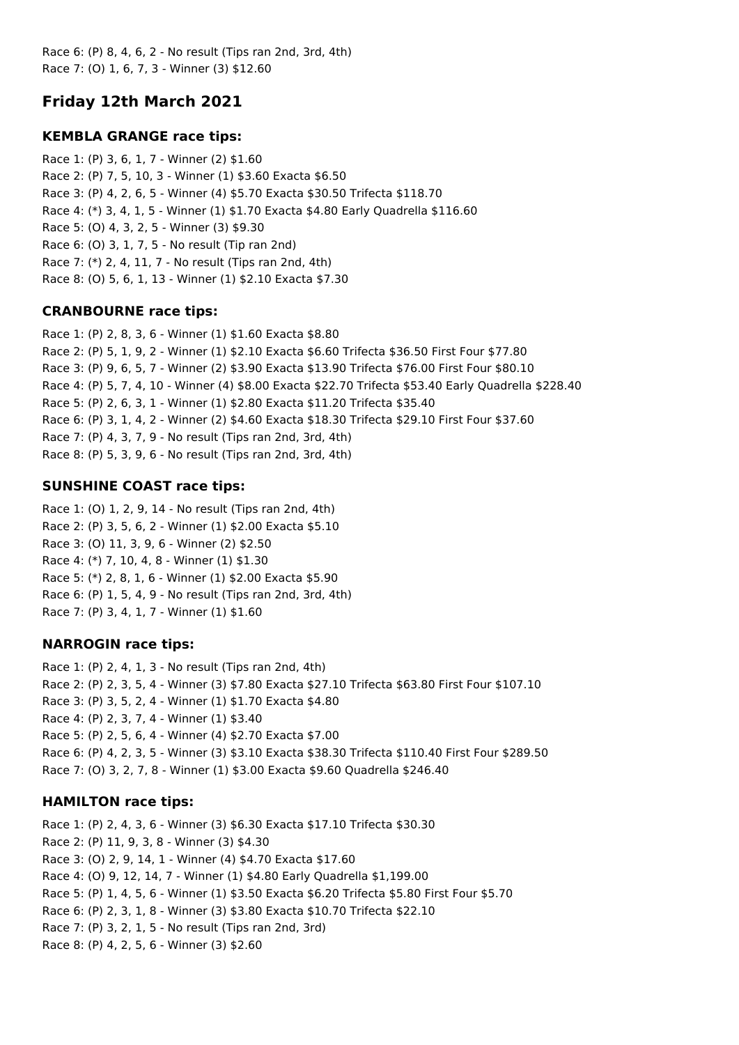Race 6: (P) 8, 4, 6, 2 - No result (Tips ran 2nd, 3rd, 4th)
Race 7: (O) 1, 6, 7, 3 - Winner (3) $12.60

## Friday 12th March 2021

### KEMBLA GRANGE race tips:

Race 1: (P) 3, 6, 1, 7 - Winner (2) $1.60
Race 2: (P) 7, 5, 10, 3 - Winner (1) $3.60 Exacta $6.50
Race 3: (P) 4, 2, 6, 5 - Winner (4) $5.70 Exacta $30.50 Trifecta $118.70
Race 4: (*) 3, 4, 1, 5 - Winner (1) $1.70 Exacta $4.80 Early Quadrella $116.60
Race 5: (O) 4, 3, 2, 5 - Winner (3) $9.30
Race 6: (O) 3, 1, 7, 5 - No result (Tip ran 2nd)
Race 7: (*) 2, 4, 11, 7 - No result (Tips ran 2nd, 4th)
Race 8: (O) 5, 6, 1, 13 - Winner (1) $2.10 Exacta $7.30

### CRANBOURNE race tips:

Race 1: (P) 2, 8, 3, 6 - Winner (1) $1.60 Exacta $8.80
Race 2: (P) 5, 1, 9, 2 - Winner (1) $2.10 Exacta $6.60 Trifecta $36.50 First Four $77.80
Race 3: (P) 9, 6, 5, 7 - Winner (2) $3.90 Exacta $13.90 Trifecta $76.00 First Four $80.10
Race 4: (P) 5, 7, 4, 10 - Winner (4) $8.00 Exacta $22.70 Trifecta $53.40 Early Quadrella $228.40
Race 5: (P) 2, 6, 3, 1 - Winner (1) $2.80 Exacta $11.20 Trifecta $35.40
Race 6: (P) 3, 1, 4, 2 - Winner (2) $4.60 Exacta $18.30 Trifecta $29.10 First Four $37.60
Race 7: (P) 4, 3, 7, 9 - No result (Tips ran 2nd, 3rd, 4th)
Race 8: (P) 5, 3, 9, 6 - No result (Tips ran 2nd, 3rd, 4th)

### SUNSHINE COAST race tips:

Race 1: (O) 1, 2, 9, 14 - No result (Tips ran 2nd, 4th)
Race 2: (P) 3, 5, 6, 2 - Winner (1) $2.00 Exacta $5.10
Race 3: (O) 11, 3, 9, 6 - Winner (2) $2.50
Race 4: (*) 7, 10, 4, 8 - Winner (1) $1.30
Race 5: (*) 2, 8, 1, 6 - Winner (1) $2.00 Exacta $5.90
Race 6: (P) 1, 5, 4, 9 - No result (Tips ran 2nd, 3rd, 4th)
Race 7: (P) 3, 4, 1, 7 - Winner (1) $1.60

### NARROGIN race tips:

Race 1: (P) 2, 4, 1, 3 - No result (Tips ran 2nd, 4th)
Race 2: (P) 2, 3, 5, 4 - Winner (3) $7.80 Exacta $27.10 Trifecta $63.80 First Four $107.10
Race 3: (P) 3, 5, 2, 4 - Winner (1) $1.70 Exacta $4.80
Race 4: (P) 2, 3, 7, 4 - Winner (1) $3.40
Race 5: (P) 2, 5, 6, 4 - Winner (4) $2.70 Exacta $7.00
Race 6: (P) 4, 2, 3, 5 - Winner (3) $3.10 Exacta $38.30 Trifecta $110.40 First Four $289.50
Race 7: (O) 3, 2, 7, 8 - Winner (1) $3.00 Exacta $9.60 Quadrella $246.40

### HAMILTON race tips:

Race 1: (P) 2, 4, 3, 6 - Winner (3) $6.30 Exacta $17.10 Trifecta $30.30
Race 2: (P) 11, 9, 3, 8 - Winner (3) $4.30
Race 3: (O) 2, 9, 14, 1 - Winner (4) $4.70 Exacta $17.60
Race 4: (O) 9, 12, 14, 7 - Winner (1) $4.80 Early Quadrella $1,199.00
Race 5: (P) 1, 4, 5, 6 - Winner (1) $3.50 Exacta $6.20 Trifecta $5.80 First Four $5.70
Race 6: (P) 2, 3, 1, 8 - Winner (3) $3.80 Exacta $10.70 Trifecta $22.10
Race 7: (P) 3, 2, 1, 5 - No result (Tips ran 2nd, 3rd)
Race 8: (P) 4, 2, 5, 6 - Winner (3) $2.60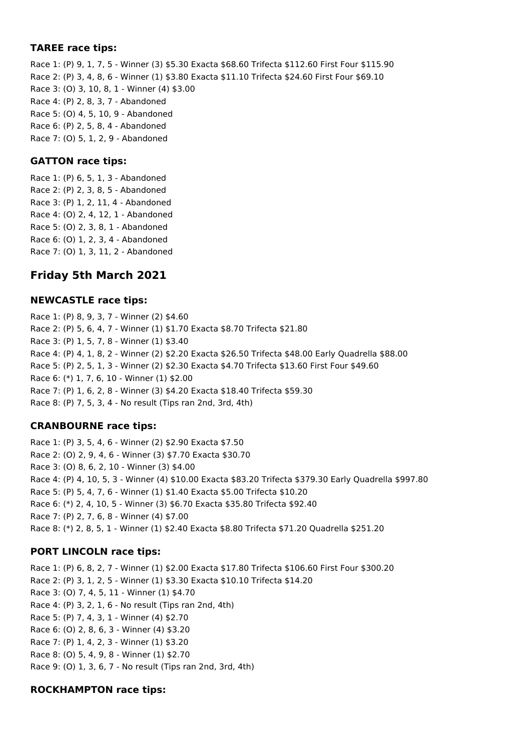### TAREE race tips:

Race 1: (P) 9, 1, 7, 5 - Winner (3) $5.30 Exacta $68.60 Trifecta $112.60 First Four $115.90
Race 2: (P) 3, 4, 8, 6 - Winner (1) $3.80 Exacta $11.10 Trifecta $24.60 First Four $69.10
Race 3: (O) 3, 10, 8, 1 - Winner (4) $3.00
Race 4: (P) 2, 8, 3, 7 - Abandoned
Race 5: (O) 4, 5, 10, 9 - Abandoned
Race 6: (P) 2, 5, 8, 4 - Abandoned
Race 7: (O) 5, 1, 2, 9 - Abandoned

### GATTON race tips:

Race 1: (P) 6, 5, 1, 3 - Abandoned
Race 2: (P) 2, 3, 8, 5 - Abandoned
Race 3: (P) 1, 2, 11, 4 - Abandoned
Race 4: (O) 2, 4, 12, 1 - Abandoned
Race 5: (O) 2, 3, 8, 1 - Abandoned
Race 6: (O) 1, 2, 3, 4 - Abandoned
Race 7: (O) 1, 3, 11, 2 - Abandoned

## Friday 5th March 2021

### NEWCASTLE race tips:

Race 1: (P) 8, 9, 3, 7 - Winner (2) $4.60
Race 2: (P) 5, 6, 4, 7 - Winner (1) $1.70 Exacta $8.70 Trifecta $21.80
Race 3: (P) 1, 5, 7, 8 - Winner (1) $3.40
Race 4: (P) 4, 1, 8, 2 - Winner (2) $2.20 Exacta $26.50 Trifecta $48.00 Early Quadrella $88.00
Race 5: (P) 2, 5, 1, 3 - Winner (2) $2.30 Exacta $4.70 Trifecta $13.60 First Four $49.60
Race 6: (*) 1, 7, 6, 10 - Winner (1) $2.00
Race 7: (P) 1, 6, 2, 8 - Winner (3) $4.20 Exacta $18.40 Trifecta $59.30
Race 8: (P) 7, 5, 3, 4 - No result (Tips ran 2nd, 3rd, 4th)

### CRANBOURNE race tips:

Race 1: (P) 3, 5, 4, 6 - Winner (2) $2.90 Exacta $7.50
Race 2: (O) 2, 9, 4, 6 - Winner (3) $7.70 Exacta $30.70
Race 3: (O) 8, 6, 2, 10 - Winner (3) $4.00
Race 4: (P) 4, 10, 5, 3 - Winner (4) $10.00 Exacta $83.20 Trifecta $379.30 Early Quadrella $997.80
Race 5: (P) 5, 4, 7, 6 - Winner (1) $1.40 Exacta $5.00 Trifecta $10.20
Race 6: (*) 2, 4, 10, 5 - Winner (3) $6.70 Exacta $35.80 Trifecta $92.40
Race 7: (P) 2, 7, 6, 8 - Winner (4) $7.00
Race 8: (*) 2, 8, 5, 1 - Winner (1) $2.40 Exacta $8.80 Trifecta $71.20 Quadrella $251.20

### PORT LINCOLN race tips:

Race 1: (P) 6, 8, 2, 7 - Winner (1) $2.00 Exacta $17.80 Trifecta $106.60 First Four $300.20
Race 2: (P) 3, 1, 2, 5 - Winner (1) $3.30 Exacta $10.10 Trifecta $14.20
Race 3: (O) 7, 4, 5, 11 - Winner (1) $4.70
Race 4: (P) 3, 2, 1, 6 - No result (Tips ran 2nd, 4th)
Race 5: (P) 7, 4, 3, 1 - Winner (4) $2.70
Race 6: (O) 2, 8, 6, 3 - Winner (4) $3.20
Race 7: (P) 1, 4, 2, 3 - Winner (1) $3.20
Race 8: (O) 5, 4, 9, 8 - Winner (1) $2.70
Race 9: (O) 1, 3, 6, 7 - No result (Tips ran 2nd, 3rd, 4th)

### ROCKHAMPTON race tips: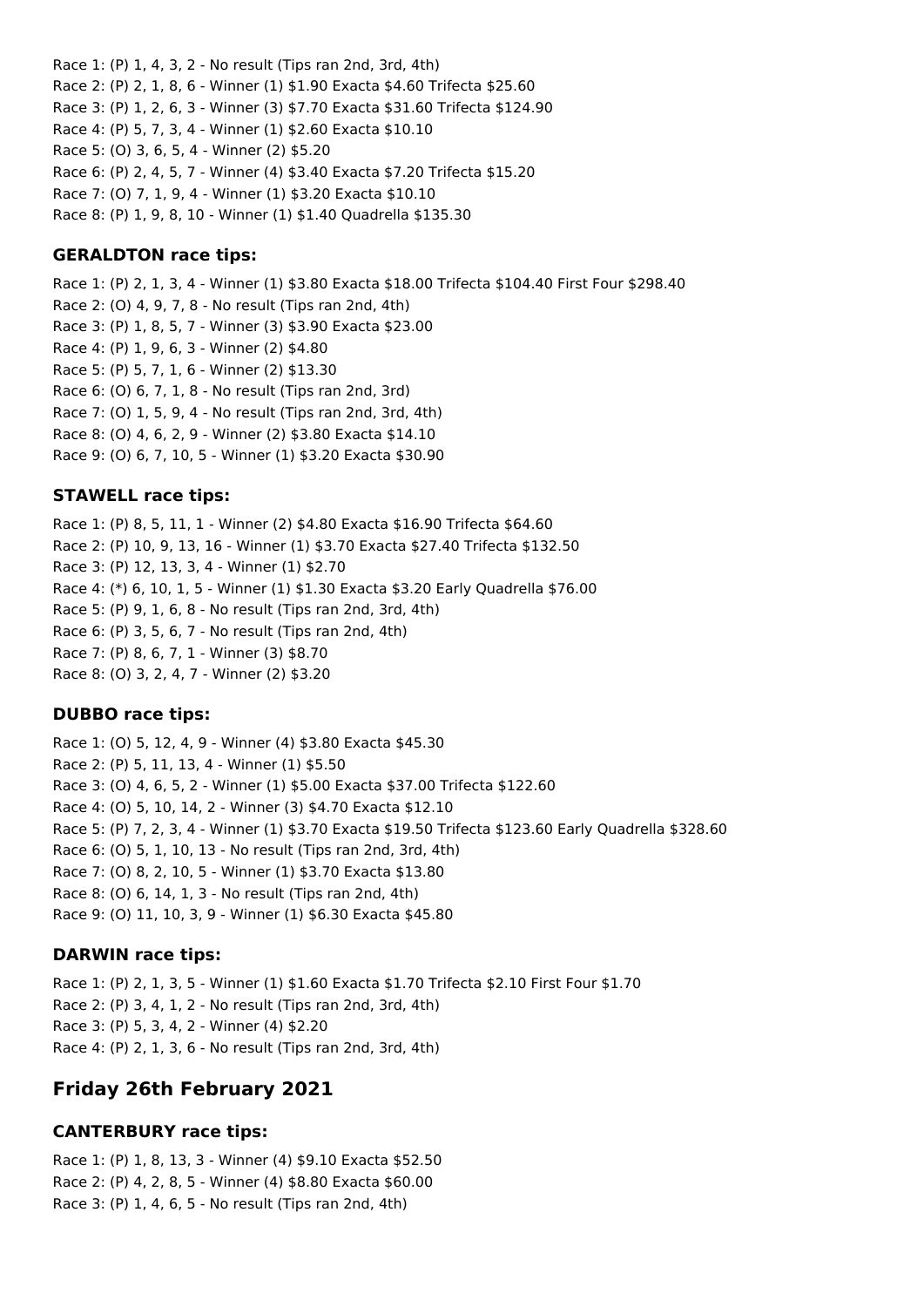Race 1: (P) 1, 4, 3, 2 - No result (Tips ran 2nd, 3rd, 4th)
Race 2: (P) 2, 1, 8, 6 - Winner (1) $1.90 Exacta $4.60 Trifecta $25.60
Race 3: (P) 1, 2, 6, 3 - Winner (3) $7.70 Exacta $31.60 Trifecta $124.90
Race 4: (P) 5, 7, 3, 4 - Winner (1) $2.60 Exacta $10.10
Race 5: (O) 3, 6, 5, 4 - Winner (2) $5.20
Race 6: (P) 2, 4, 5, 7 - Winner (4) $3.40 Exacta $7.20 Trifecta $15.20
Race 7: (O) 7, 1, 9, 4 - Winner (1) $3.20 Exacta $10.10
Race 8: (P) 1, 9, 8, 10 - Winner (1) $1.40 Quadrella $135.30

### GERALDTON race tips:

Race 1: (P) 2, 1, 3, 4 - Winner (1) $3.80 Exacta $18.00 Trifecta $104.40 First Four $298.40
Race 2: (O) 4, 9, 7, 8 - No result (Tips ran 2nd, 4th)
Race 3: (P) 1, 8, 5, 7 - Winner (3) $3.90 Exacta $23.00
Race 4: (P) 1, 9, 6, 3 - Winner (2) $4.80
Race 5: (P) 5, 7, 1, 6 - Winner (2) $13.30
Race 6: (O) 6, 7, 1, 8 - No result (Tips ran 2nd, 3rd)
Race 7: (O) 1, 5, 9, 4 - No result (Tips ran 2nd, 3rd, 4th)
Race 8: (O) 4, 6, 2, 9 - Winner (2) $3.80 Exacta $14.10
Race 9: (O) 6, 7, 10, 5 - Winner (1) $3.20 Exacta $30.90

### STAWELL race tips:

Race 1: (P) 8, 5, 11, 1 - Winner (2) $4.80 Exacta $16.90 Trifecta $64.60
Race 2: (P) 10, 9, 13, 16 - Winner (1) $3.70 Exacta $27.40 Trifecta $132.50
Race 3: (P) 12, 13, 3, 4 - Winner (1) $2.70
Race 4: (*) 6, 10, 1, 5 - Winner (1) $1.30 Exacta $3.20 Early Quadrella $76.00
Race 5: (P) 9, 1, 6, 8 - No result (Tips ran 2nd, 3rd, 4th)
Race 6: (P) 3, 5, 6, 7 - No result (Tips ran 2nd, 4th)
Race 7: (P) 8, 6, 7, 1 - Winner (3) $8.70
Race 8: (O) 3, 2, 4, 7 - Winner (2) $3.20

### DUBBO race tips:

Race 1: (O) 5, 12, 4, 9 - Winner (4) $3.80 Exacta $45.30
Race 2: (P) 5, 11, 13, 4 - Winner (1) $5.50
Race 3: (O) 4, 6, 5, 2 - Winner (1) $5.00 Exacta $37.00 Trifecta $122.60
Race 4: (O) 5, 10, 14, 2 - Winner (3) $4.70 Exacta $12.10
Race 5: (P) 7, 2, 3, 4 - Winner (1) $3.70 Exacta $19.50 Trifecta $123.60 Early Quadrella $328.60
Race 6: (O) 5, 1, 10, 13 - No result (Tips ran 2nd, 3rd, 4th)
Race 7: (O) 8, 2, 10, 5 - Winner (1) $3.70 Exacta $13.80
Race 8: (O) 6, 14, 1, 3 - No result (Tips ran 2nd, 4th)
Race 9: (O) 11, 10, 3, 9 - Winner (1) $6.30 Exacta $45.80

### DARWIN race tips:

Race 1: (P) 2, 1, 3, 5 - Winner (1) $1.60 Exacta $1.70 Trifecta $2.10 First Four $1.70
Race 2: (P) 3, 4, 1, 2 - No result (Tips ran 2nd, 3rd, 4th)
Race 3: (P) 5, 3, 4, 2 - Winner (4) $2.20
Race 4: (P) 2, 1, 3, 6 - No result (Tips ran 2nd, 3rd, 4th)

## Friday 26th February 2021

### CANTERBURY race tips:

Race 1: (P) 1, 8, 13, 3 - Winner (4) $9.10 Exacta $52.50
Race 2: (P) 4, 2, 8, 5 - Winner (4) $8.80 Exacta $60.00
Race 3: (P) 1, 4, 6, 5 - No result (Tips ran 2nd, 4th)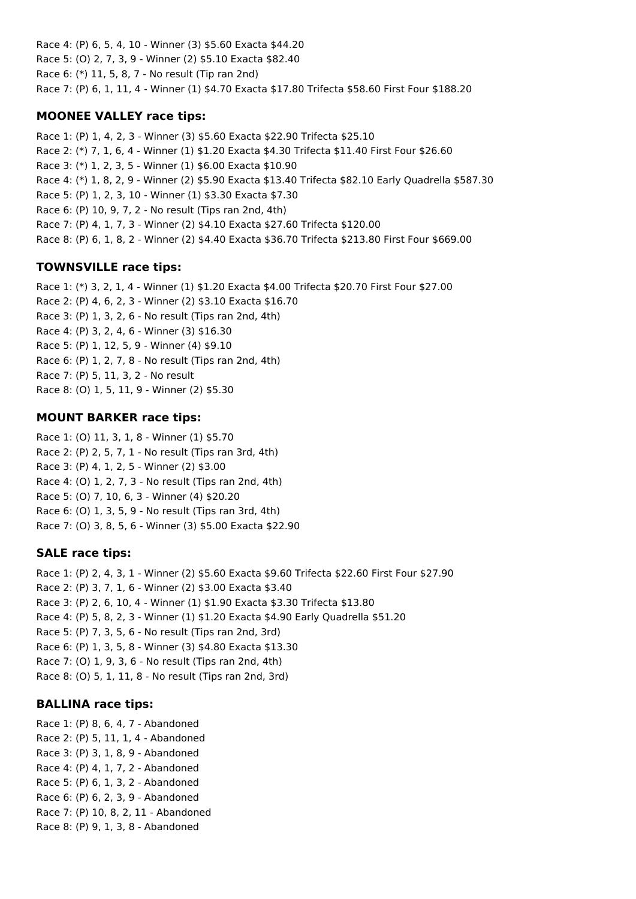Race 4: (P) 6, 5, 4, 10 - Winner (3) $5.60 Exacta $44.20
Race 5: (O) 2, 7, 3, 9 - Winner (2) $5.10 Exacta $82.40
Race 6: (*) 11, 5, 8, 7 - No result (Tip ran 2nd)
Race 7: (P) 6, 1, 11, 4 - Winner (1) $4.70 Exacta $17.80 Trifecta $58.60 First Four $188.20

### MOONEE VALLEY race tips:

Race 1: (P) 1, 4, 2, 3 - Winner (3) $5.60 Exacta $22.90 Trifecta $25.10
Race 2: (*) 7, 1, 6, 4 - Winner (1) $1.20 Exacta $4.30 Trifecta $11.40 First Four $26.60
Race 3: (*) 1, 2, 3, 5 - Winner (1) $6.00 Exacta $10.90
Race 4: (*) 1, 8, 2, 9 - Winner (2) $5.90 Exacta $13.40 Trifecta $82.10 Early Quadrella $587.30
Race 5: (P) 1, 2, 3, 10 - Winner (1) $3.30 Exacta $7.30
Race 6: (P) 10, 9, 7, 2 - No result (Tips ran 2nd, 4th)
Race 7: (P) 4, 1, 7, 3 - Winner (2) $4.10 Exacta $27.60 Trifecta $120.00
Race 8: (P) 6, 1, 8, 2 - Winner (2) $4.40 Exacta $36.70 Trifecta $213.80 First Four $669.00

### TOWNSVILLE race tips:

Race 1: (*) 3, 2, 1, 4 - Winner (1) $1.20 Exacta $4.00 Trifecta $20.70 First Four $27.00
Race 2: (P) 4, 6, 2, 3 - Winner (2) $3.10 Exacta $16.70
Race 3: (P) 1, 3, 2, 6 - No result (Tips ran 2nd, 4th)
Race 4: (P) 3, 2, 4, 6 - Winner (3) $16.30
Race 5: (P) 1, 12, 5, 9 - Winner (4) $9.10
Race 6: (P) 1, 2, 7, 8 - No result (Tips ran 2nd, 4th)
Race 7: (P) 5, 11, 3, 2 - No result
Race 8: (O) 1, 5, 11, 9 - Winner (2) $5.30

### MOUNT BARKER race tips:

Race 1: (O) 11, 3, 1, 8 - Winner (1) $5.70
Race 2: (P) 2, 5, 7, 1 - No result (Tips ran 3rd, 4th)
Race 3: (P) 4, 1, 2, 5 - Winner (2) $3.00
Race 4: (O) 1, 2, 7, 3 - No result (Tips ran 2nd, 4th)
Race 5: (O) 7, 10, 6, 3 - Winner (4) $20.20
Race 6: (O) 1, 3, 5, 9 - No result (Tips ran 3rd, 4th)
Race 7: (O) 3, 8, 5, 6 - Winner (3) $5.00 Exacta $22.90

### SALE race tips:

Race 1: (P) 2, 4, 3, 1 - Winner (2) $5.60 Exacta $9.60 Trifecta $22.60 First Four $27.90
Race 2: (P) 3, 7, 1, 6 - Winner (2) $3.00 Exacta $3.40
Race 3: (P) 2, 6, 10, 4 - Winner (1) $1.90 Exacta $3.30 Trifecta $13.80
Race 4: (P) 5, 8, 2, 3 - Winner (1) $1.20 Exacta $4.90 Early Quadrella $51.20
Race 5: (P) 7, 3, 5, 6 - No result (Tips ran 2nd, 3rd)
Race 6: (P) 1, 3, 5, 8 - Winner (3) $4.80 Exacta $13.30
Race 7: (O) 1, 9, 3, 6 - No result (Tips ran 2nd, 4th)
Race 8: (O) 5, 1, 11, 8 - No result (Tips ran 2nd, 3rd)

### BALLINA race tips:

Race 1: (P) 8, 6, 4, 7 - Abandoned
Race 2: (P) 5, 11, 1, 4 - Abandoned
Race 3: (P) 3, 1, 8, 9 - Abandoned
Race 4: (P) 4, 1, 7, 2 - Abandoned
Race 5: (P) 6, 1, 3, 2 - Abandoned
Race 6: (P) 6, 2, 3, 9 - Abandoned
Race 7: (P) 10, 8, 2, 11 - Abandoned
Race 8: (P) 9, 1, 3, 8 - Abandoned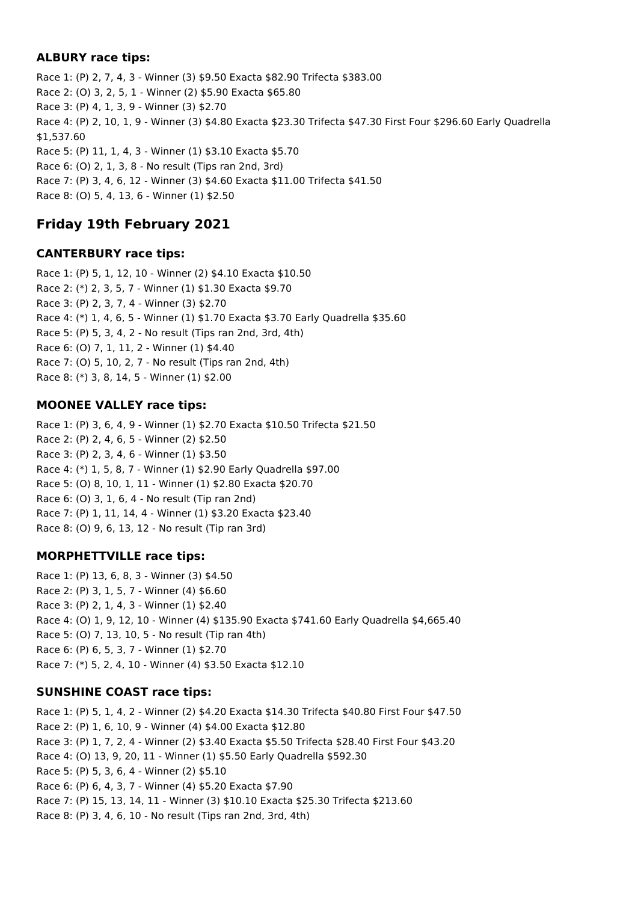### ALBURY race tips:

Race 1: (P) 2, 7, 4, 3 - Winner (3) $9.50 Exacta $82.90 Trifecta $383.00
Race 2: (O) 3, 2, 5, 1 - Winner (2) $5.90 Exacta $65.80
Race 3: (P) 4, 1, 3, 9 - Winner (3) $2.70
Race 4: (P) 2, 10, 1, 9 - Winner (3) $4.80 Exacta $23.30 Trifecta $47.30 First Four $296.60 Early Quadrella $1,537.60
Race 5: (P) 11, 1, 4, 3 - Winner (1) $3.10 Exacta $5.70
Race 6: (O) 2, 1, 3, 8 - No result (Tips ran 2nd, 3rd)
Race 7: (P) 3, 4, 6, 12 - Winner (3) $4.60 Exacta $11.00 Trifecta $41.50
Race 8: (O) 5, 4, 13, 6 - Winner (1) $2.50

## Friday 19th February 2021

### CANTERBURY race tips:

Race 1: (P) 5, 1, 12, 10 - Winner (2) $4.10 Exacta $10.50
Race 2: (*) 2, 3, 5, 7 - Winner (1) $1.30 Exacta $9.70
Race 3: (P) 2, 3, 7, 4 - Winner (3) $2.70
Race 4: (*) 1, 4, 6, 5 - Winner (1) $1.70 Exacta $3.70 Early Quadrella $35.60
Race 5: (P) 5, 3, 4, 2 - No result (Tips ran 2nd, 3rd, 4th)
Race 6: (O) 7, 1, 11, 2 - Winner (1) $4.40
Race 7: (O) 5, 10, 2, 7 - No result (Tips ran 2nd, 4th)
Race 8: (*) 3, 8, 14, 5 - Winner (1) $2.00

### MOONEE VALLEY race tips:

Race 1: (P) 3, 6, 4, 9 - Winner (1) $2.70 Exacta $10.50 Trifecta $21.50
Race 2: (P) 2, 4, 6, 5 - Winner (2) $2.50
Race 3: (P) 2, 3, 4, 6 - Winner (1) $3.50
Race 4: (*) 1, 5, 8, 7 - Winner (1) $2.90 Early Quadrella $97.00
Race 5: (O) 8, 10, 1, 11 - Winner (1) $2.80 Exacta $20.70
Race 6: (O) 3, 1, 6, 4 - No result (Tip ran 2nd)
Race 7: (P) 1, 11, 14, 4 - Winner (1) $3.20 Exacta $23.40
Race 8: (O) 9, 6, 13, 12 - No result (Tip ran 3rd)

### MORPHETTVILLE race tips:

Race 1: (P) 13, 6, 8, 3 - Winner (3) $4.50
Race 2: (P) 3, 1, 5, 7 - Winner (4) $6.60
Race 3: (P) 2, 1, 4, 3 - Winner (1) $2.40
Race 4: (O) 1, 9, 12, 10 - Winner (4) $135.90 Exacta $741.60 Early Quadrella $4,665.40
Race 5: (O) 7, 13, 10, 5 - No result (Tip ran 4th)
Race 6: (P) 6, 5, 3, 7 - Winner (1) $2.70
Race 7: (*) 5, 2, 4, 10 - Winner (4) $3.50 Exacta $12.10

### SUNSHINE COAST race tips:

Race 1: (P) 5, 1, 4, 2 - Winner (2) $4.20 Exacta $14.30 Trifecta $40.80 First Four $47.50
Race 2: (P) 1, 6, 10, 9 - Winner (4) $4.00 Exacta $12.80
Race 3: (P) 1, 7, 2, 4 - Winner (2) $3.40 Exacta $5.50 Trifecta $28.40 First Four $43.20
Race 4: (O) 13, 9, 20, 11 - Winner (1) $5.50 Early Quadrella $592.30
Race 5: (P) 5, 3, 6, 4 - Winner (2) $5.10
Race 6: (P) 6, 4, 3, 7 - Winner (4) $5.20 Exacta $7.90
Race 7: (P) 15, 13, 14, 11 - Winner (3) $10.10 Exacta $25.30 Trifecta $213.60
Race 8: (P) 3, 4, 6, 10 - No result (Tips ran 2nd, 3rd, 4th)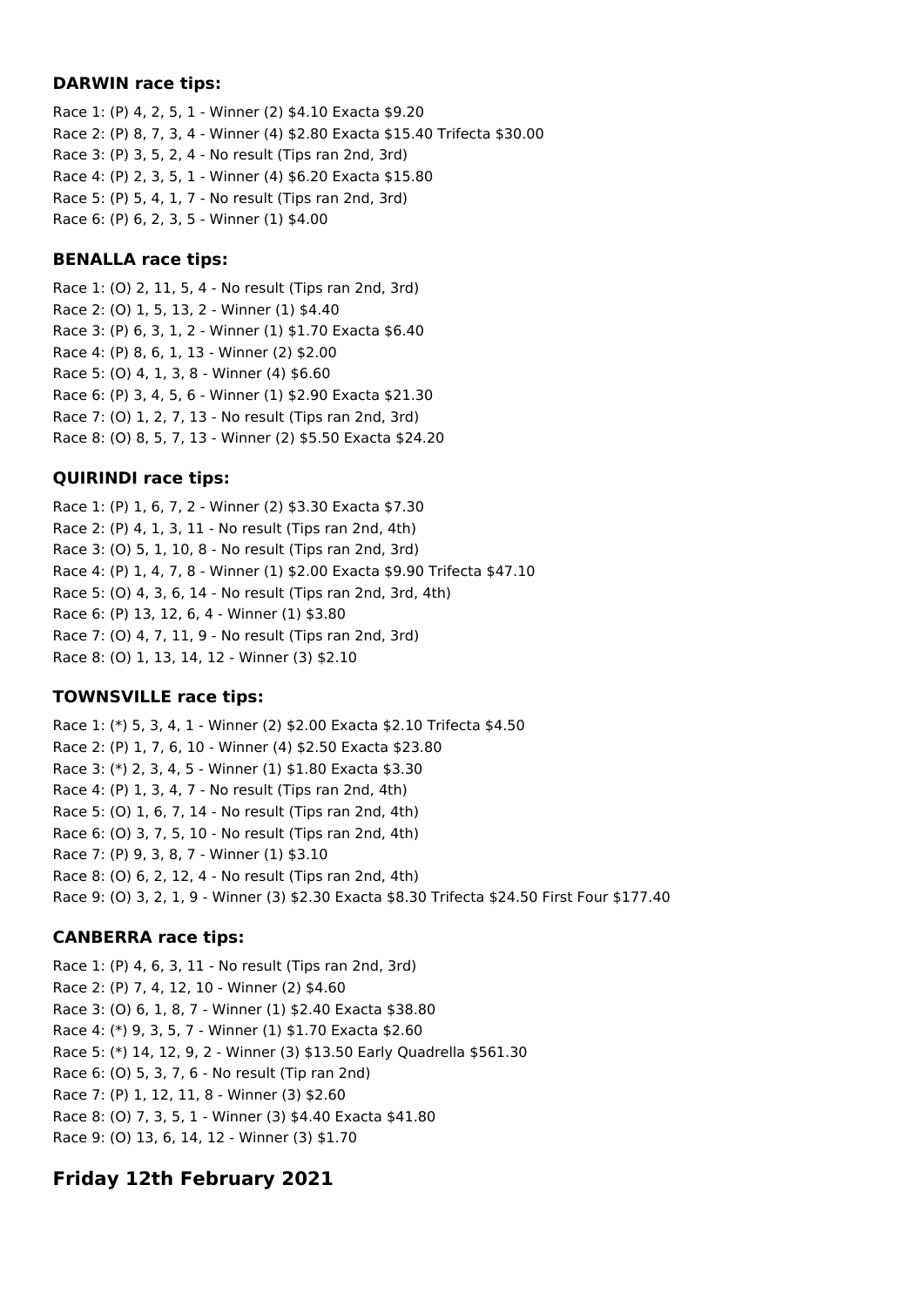### DARWIN race tips:

Race 1: (P) 4, 2, 5, 1 - Winner (2) $4.10 Exacta $9.20
Race 2: (P) 8, 7, 3, 4 - Winner (4) $2.80 Exacta $15.40 Trifecta $30.00
Race 3: (P) 3, 5, 2, 4 - No result (Tips ran 2nd, 3rd)
Race 4: (P) 2, 3, 5, 1 - Winner (4) $6.20 Exacta $15.80
Race 5: (P) 5, 4, 1, 7 - No result (Tips ran 2nd, 3rd)
Race 6: (P) 6, 2, 3, 5 - Winner (1) $4.00

### BENALLA race tips:

Race 1: (O) 2, 11, 5, 4 - No result (Tips ran 2nd, 3rd)
Race 2: (O) 1, 5, 13, 2 - Winner (1) $4.40
Race 3: (P) 6, 3, 1, 2 - Winner (1) $1.70 Exacta $6.40
Race 4: (P) 8, 6, 1, 13 - Winner (2) $2.00
Race 5: (O) 4, 1, 3, 8 - Winner (4) $6.60
Race 6: (P) 3, 4, 5, 6 - Winner (1) $2.90 Exacta $21.30
Race 7: (O) 1, 2, 7, 13 - No result (Tips ran 2nd, 3rd)
Race 8: (O) 8, 5, 7, 13 - Winner (2) $5.50 Exacta $24.20

### QUIRINDI race tips:

Race 1: (P) 1, 6, 7, 2 - Winner (2) $3.30 Exacta $7.30
Race 2: (P) 4, 1, 3, 11 - No result (Tips ran 2nd, 4th)
Race 3: (O) 5, 1, 10, 8 - No result (Tips ran 2nd, 3rd)
Race 4: (P) 1, 4, 7, 8 - Winner (1) $2.00 Exacta $9.90 Trifecta $47.10
Race 5: (O) 4, 3, 6, 14 - No result (Tips ran 2nd, 3rd, 4th)
Race 6: (P) 13, 12, 6, 4 - Winner (1) $3.80
Race 7: (O) 4, 7, 11, 9 - No result (Tips ran 2nd, 3rd)
Race 8: (O) 1, 13, 14, 12 - Winner (3) $2.10

### TOWNSVILLE race tips:

Race 1: (*) 5, 3, 4, 1 - Winner (2) $2.00 Exacta $2.10 Trifecta $4.50
Race 2: (P) 1, 7, 6, 10 - Winner (4) $2.50 Exacta $23.80
Race 3: (*) 2, 3, 4, 5 - Winner (1) $1.80 Exacta $3.30
Race 4: (P) 1, 3, 4, 7 - No result (Tips ran 2nd, 4th)
Race 5: (O) 1, 6, 7, 14 - No result (Tips ran 2nd, 4th)
Race 6: (O) 3, 7, 5, 10 - No result (Tips ran 2nd, 4th)
Race 7: (P) 9, 3, 8, 7 - Winner (1) $3.10
Race 8: (O) 6, 2, 12, 4 - No result (Tips ran 2nd, 4th)
Race 9: (O) 3, 2, 1, 9 - Winner (3) $2.30 Exacta $8.30 Trifecta $24.50 First Four $177.40

### CANBERRA race tips:

Race 1: (P) 4, 6, 3, 11 - No result (Tips ran 2nd, 3rd)
Race 2: (P) 7, 4, 12, 10 - Winner (2) $4.60
Race 3: (O) 6, 1, 8, 7 - Winner (1) $2.40 Exacta $38.80
Race 4: (*) 9, 3, 5, 7 - Winner (1) $1.70 Exacta $2.60
Race 5: (*) 14, 12, 9, 2 - Winner (3) $13.50 Early Quadrella $561.30
Race 6: (O) 5, 3, 7, 6 - No result (Tip ran 2nd)
Race 7: (P) 1, 12, 11, 8 - Winner (3) $2.60
Race 8: (O) 7, 3, 5, 1 - Winner (3) $4.40 Exacta $41.80
Race 9: (O) 13, 6, 14, 12 - Winner (3) $1.70

## Friday 12th February 2021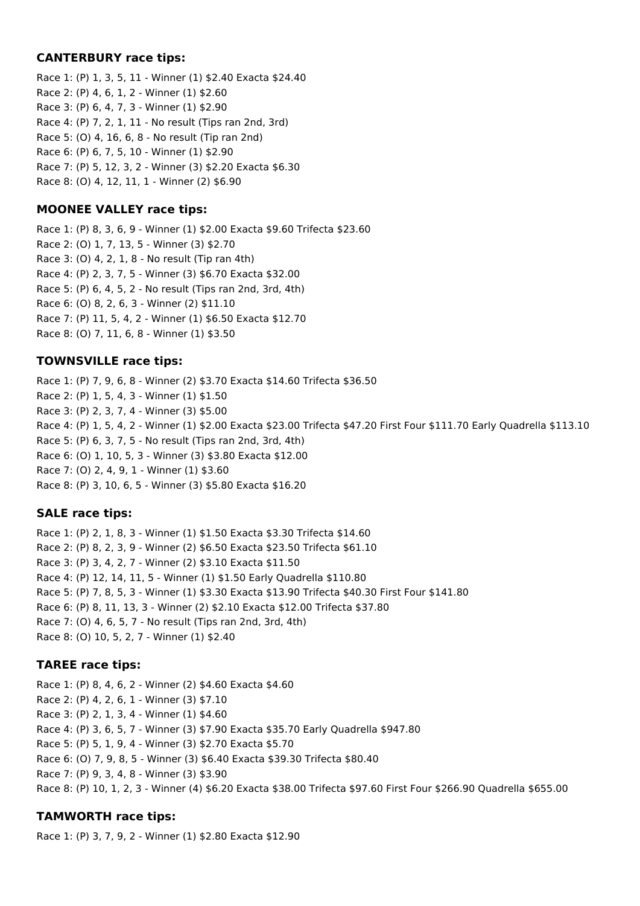### CANTERBURY race tips:

Race 1: (P) 1, 3, 5, 11 - Winner (1) $2.40 Exacta $24.40
Race 2: (P) 4, 6, 1, 2 - Winner (1) $2.60
Race 3: (P) 6, 4, 7, 3 - Winner (1) $2.90
Race 4: (P) 7, 2, 1, 11 - No result (Tips ran 2nd, 3rd)
Race 5: (O) 4, 16, 6, 8 - No result (Tip ran 2nd)
Race 6: (P) 6, 7, 5, 10 - Winner (1) $2.90
Race 7: (P) 5, 12, 3, 2 - Winner (3) $2.20 Exacta $6.30
Race 8: (O) 4, 12, 11, 1 - Winner (2) $6.90

### MOONEE VALLEY race tips:

Race 1: (P) 8, 3, 6, 9 - Winner (1) $2.00 Exacta $9.60 Trifecta $23.60
Race 2: (O) 1, 7, 13, 5 - Winner (3) $2.70
Race 3: (O) 4, 2, 1, 8 - No result (Tip ran 4th)
Race 4: (P) 2, 3, 7, 5 - Winner (3) $6.70 Exacta $32.00
Race 5: (P) 6, 4, 5, 2 - No result (Tips ran 2nd, 3rd, 4th)
Race 6: (O) 8, 2, 6, 3 - Winner (2) $11.10
Race 7: (P) 11, 5, 4, 2 - Winner (1) $6.50 Exacta $12.70
Race 8: (O) 7, 11, 6, 8 - Winner (1) $3.50

### TOWNSVILLE race tips:

Race 1: (P) 7, 9, 6, 8 - Winner (2) $3.70 Exacta $14.60 Trifecta $36.50
Race 2: (P) 1, 5, 4, 3 - Winner (1) $1.50
Race 3: (P) 2, 3, 7, 4 - Winner (3) $5.00
Race 4: (P) 1, 5, 4, 2 - Winner (1) $2.00 Exacta $23.00 Trifecta $47.20 First Four $111.70 Early Quadrella $113.10
Race 5: (P) 6, 3, 7, 5 - No result (Tips ran 2nd, 3rd, 4th)
Race 6: (O) 1, 10, 5, 3 - Winner (3) $3.80 Exacta $12.00
Race 7: (O) 2, 4, 9, 1 - Winner (1) $3.60
Race 8: (P) 3, 10, 6, 5 - Winner (3) $5.80 Exacta $16.20

### SALE race tips:

Race 1: (P) 2, 1, 8, 3 - Winner (1) $1.50 Exacta $3.30 Trifecta $14.60
Race 2: (P) 8, 2, 3, 9 - Winner (2) $6.50 Exacta $23.50 Trifecta $61.10
Race 3: (P) 3, 4, 2, 7 - Winner (2) $3.10 Exacta $11.50
Race 4: (P) 12, 14, 11, 5 - Winner (1) $1.50 Early Quadrella $110.80
Race 5: (P) 7, 8, 5, 3 - Winner (1) $3.30 Exacta $13.90 Trifecta $40.30 First Four $141.80
Race 6: (P) 8, 11, 13, 3 - Winner (2) $2.10 Exacta $12.00 Trifecta $37.80
Race 7: (O) 4, 6, 5, 7 - No result (Tips ran 2nd, 3rd, 4th)
Race 8: (O) 10, 5, 2, 7 - Winner (1) $2.40

### TAREE race tips:

Race 1: (P) 8, 4, 6, 2 - Winner (2) $4.60 Exacta $4.60
Race 2: (P) 4, 2, 6, 1 - Winner (3) $7.10
Race 3: (P) 2, 1, 3, 4 - Winner (1) $4.60
Race 4: (P) 3, 6, 5, 7 - Winner (3) $7.90 Exacta $35.70 Early Quadrella $947.80
Race 5: (P) 5, 1, 9, 4 - Winner (3) $2.70 Exacta $5.70
Race 6: (O) 7, 9, 8, 5 - Winner (3) $6.40 Exacta $39.30 Trifecta $80.40
Race 7: (P) 9, 3, 4, 8 - Winner (3) $3.90
Race 8: (P) 10, 1, 2, 3 - Winner (4) $6.20 Exacta $38.00 Trifecta $97.60 First Four $266.90 Quadrella $655.00

### TAMWORTH race tips:

Race 1: (P) 3, 7, 9, 2 - Winner (1) $2.80 Exacta $12.90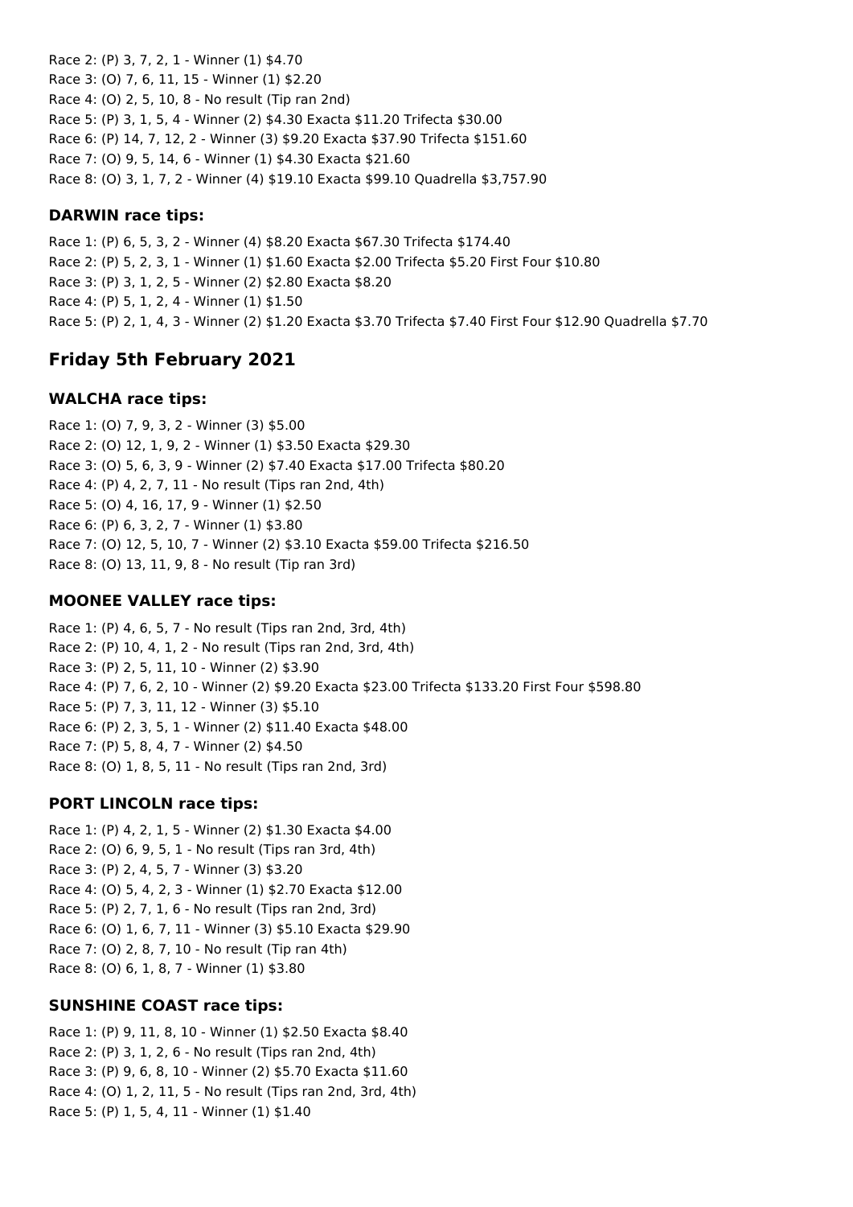Race 2: (P) 3, 7, 2, 1 - Winner (1) $4.70
Race 3: (O) 7, 6, 11, 15 - Winner (1) $2.20
Race 4: (O) 2, 5, 10, 8 - No result (Tip ran 2nd)
Race 5: (P) 3, 1, 5, 4 - Winner (2) $4.30 Exacta $11.20 Trifecta $30.00
Race 6: (P) 14, 7, 12, 2 - Winner (3) $9.20 Exacta $37.90 Trifecta $151.60
Race 7: (O) 9, 5, 14, 6 - Winner (1) $4.30 Exacta $21.60
Race 8: (O) 3, 1, 7, 2 - Winner (4) $19.10 Exacta $99.10 Quadrella $3,757.90

### DARWIN race tips:

Race 1: (P) 6, 5, 3, 2 - Winner (4) $8.20 Exacta $67.30 Trifecta $174.40
Race 2: (P) 5, 2, 3, 1 - Winner (1) $1.60 Exacta $2.00 Trifecta $5.20 First Four $10.80
Race 3: (P) 3, 1, 2, 5 - Winner (2) $2.80 Exacta $8.20
Race 4: (P) 5, 1, 2, 4 - Winner (1) $1.50
Race 5: (P) 2, 1, 4, 3 - Winner (2) $1.20 Exacta $3.70 Trifecta $7.40 First Four $12.90 Quadrella $7.70

## Friday 5th February 2021

### WALCHA race tips:

Race 1: (O) 7, 9, 3, 2 - Winner (3) $5.00
Race 2: (O) 12, 1, 9, 2 - Winner (1) $3.50 Exacta $29.30
Race 3: (O) 5, 6, 3, 9 - Winner (2) $7.40 Exacta $17.00 Trifecta $80.20
Race 4: (P) 4, 2, 7, 11 - No result (Tips ran 2nd, 4th)
Race 5: (O) 4, 16, 17, 9 - Winner (1) $2.50
Race 6: (P) 6, 3, 2, 7 - Winner (1) $3.80
Race 7: (O) 12, 5, 10, 7 - Winner (2) $3.10 Exacta $59.00 Trifecta $216.50
Race 8: (O) 13, 11, 9, 8 - No result (Tip ran 3rd)

### MOONEE VALLEY race tips:

Race 1: (P) 4, 6, 5, 7 - No result (Tips ran 2nd, 3rd, 4th)
Race 2: (P) 10, 4, 1, 2 - No result (Tips ran 2nd, 3rd, 4th)
Race 3: (P) 2, 5, 11, 10 - Winner (2) $3.90
Race 4: (P) 7, 6, 2, 10 - Winner (2) $9.20 Exacta $23.00 Trifecta $133.20 First Four $598.80
Race 5: (P) 7, 3, 11, 12 - Winner (3) $5.10
Race 6: (P) 2, 3, 5, 1 - Winner (2) $11.40 Exacta $48.00
Race 7: (P) 5, 8, 4, 7 - Winner (2) $4.50
Race 8: (O) 1, 8, 5, 11 - No result (Tips ran 2nd, 3rd)

### PORT LINCOLN race tips:

Race 1: (P) 4, 2, 1, 5 - Winner (2) $1.30 Exacta $4.00
Race 2: (O) 6, 9, 5, 1 - No result (Tips ran 3rd, 4th)
Race 3: (P) 2, 4, 5, 7 - Winner (3) $3.20
Race 4: (O) 5, 4, 2, 3 - Winner (1) $2.70 Exacta $12.00
Race 5: (P) 2, 7, 1, 6 - No result (Tips ran 2nd, 3rd)
Race 6: (O) 1, 6, 7, 11 - Winner (3) $5.10 Exacta $29.90
Race 7: (O) 2, 8, 7, 10 - No result (Tip ran 4th)
Race 8: (O) 6, 1, 8, 7 - Winner (1) $3.80

### SUNSHINE COAST race tips:

Race 1: (P) 9, 11, 8, 10 - Winner (1) $2.50 Exacta $8.40
Race 2: (P) 3, 1, 2, 6 - No result (Tips ran 2nd, 4th)
Race 3: (P) 9, 6, 8, 10 - Winner (2) $5.70 Exacta $11.60
Race 4: (O) 1, 2, 11, 5 - No result (Tips ran 2nd, 3rd, 4th)
Race 5: (P) 1, 5, 4, 11 - Winner (1) $1.40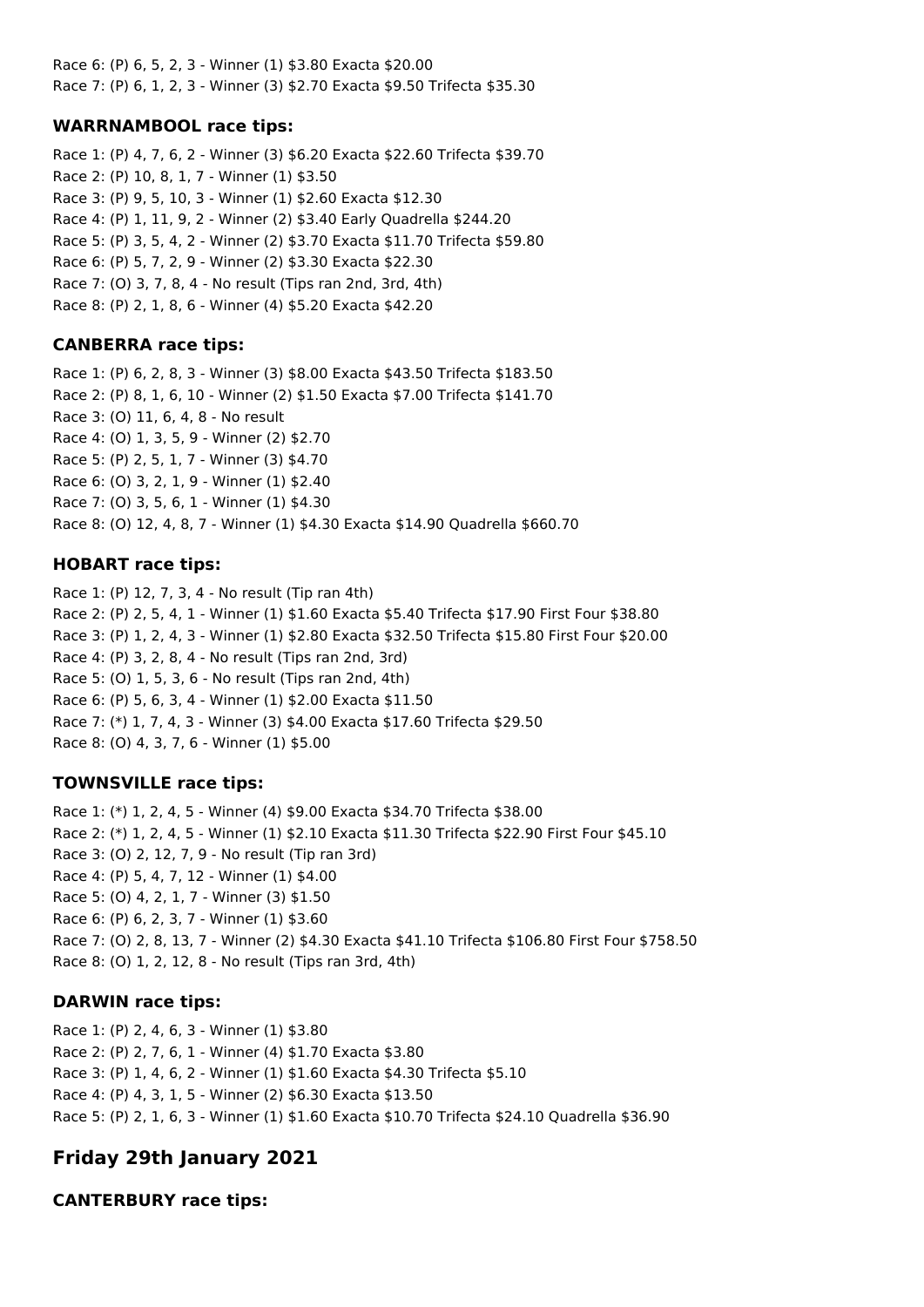Race 6: (P) 6, 5, 2, 3 - Winner (1) $3.80 Exacta $20.00
Race 7: (P) 6, 1, 2, 3 - Winner (3) $2.70 Exacta $9.50 Trifecta $35.30

### WARRNAMBOOL race tips:

Race 1: (P) 4, 7, 6, 2 - Winner (3) $6.20 Exacta $22.60 Trifecta $39.70
Race 2: (P) 10, 8, 1, 7 - Winner (1) $3.50
Race 3: (P) 9, 5, 10, 3 - Winner (1) $2.60 Exacta $12.30
Race 4: (P) 1, 11, 9, 2 - Winner (2) $3.40 Early Quadrella $244.20
Race 5: (P) 3, 5, 4, 2 - Winner (2) $3.70 Exacta $11.70 Trifecta $59.80
Race 6: (P) 5, 7, 2, 9 - Winner (2) $3.30 Exacta $22.30
Race 7: (O) 3, 7, 8, 4 - No result (Tips ran 2nd, 3rd, 4th)
Race 8: (P) 2, 1, 8, 6 - Winner (4) $5.20 Exacta $42.20

### CANBERRA race tips:

Race 1: (P) 6, 2, 8, 3 - Winner (3) $8.00 Exacta $43.50 Trifecta $183.50
Race 2: (P) 8, 1, 6, 10 - Winner (2) $1.50 Exacta $7.00 Trifecta $141.70
Race 3: (O) 11, 6, 4, 8 - No result
Race 4: (O) 1, 3, 5, 9 - Winner (2) $2.70
Race 5: (P) 2, 5, 1, 7 - Winner (3) $4.70
Race 6: (O) 3, 2, 1, 9 - Winner (1) $2.40
Race 7: (O) 3, 5, 6, 1 - Winner (1) $4.30
Race 8: (O) 12, 4, 8, 7 - Winner (1) $4.30 Exacta $14.90 Quadrella $660.70

### HOBART race tips:

Race 1: (P) 12, 7, 3, 4 - No result (Tip ran 4th)
Race 2: (P) 2, 5, 4, 1 - Winner (1) $1.60 Exacta $5.40 Trifecta $17.90 First Four $38.80
Race 3: (P) 1, 2, 4, 3 - Winner (1) $2.80 Exacta $32.50 Trifecta $15.80 First Four $20.00
Race 4: (P) 3, 2, 8, 4 - No result (Tips ran 2nd, 3rd)
Race 5: (O) 1, 5, 3, 6 - No result (Tips ran 2nd, 4th)
Race 6: (P) 5, 6, 3, 4 - Winner (1) $2.00 Exacta $11.50
Race 7: (*) 1, 7, 4, 3 - Winner (3) $4.00 Exacta $17.60 Trifecta $29.50
Race 8: (O) 4, 3, 7, 6 - Winner (1) $5.00

### TOWNSVILLE race tips:

Race 1: (*) 1, 2, 4, 5 - Winner (4) $9.00 Exacta $34.70 Trifecta $38.00
Race 2: (*) 1, 2, 4, 5 - Winner (1) $2.10 Exacta $11.30 Trifecta $22.90 First Four $45.10
Race 3: (O) 2, 12, 7, 9 - No result (Tip ran 3rd)
Race 4: (P) 5, 4, 7, 12 - Winner (1) $4.00
Race 5: (O) 4, 2, 1, 7 - Winner (3) $1.50
Race 6: (P) 6, 2, 3, 7 - Winner (1) $3.60
Race 7: (O) 2, 8, 13, 7 - Winner (2) $4.30 Exacta $41.10 Trifecta $106.80 First Four $758.50
Race 8: (O) 1, 2, 12, 8 - No result (Tips ran 3rd, 4th)

### DARWIN race tips:

Race 1: (P) 2, 4, 6, 3 - Winner (1) $3.80
Race 2: (P) 2, 7, 6, 1 - Winner (4) $1.70 Exacta $3.80
Race 3: (P) 1, 4, 6, 2 - Winner (1) $1.60 Exacta $4.30 Trifecta $5.10
Race 4: (P) 4, 3, 1, 5 - Winner (2) $6.30 Exacta $13.50
Race 5: (P) 2, 1, 6, 3 - Winner (1) $1.60 Exacta $10.70 Trifecta $24.10 Quadrella $36.90

## Friday 29th January 2021

### CANTERBURY race tips: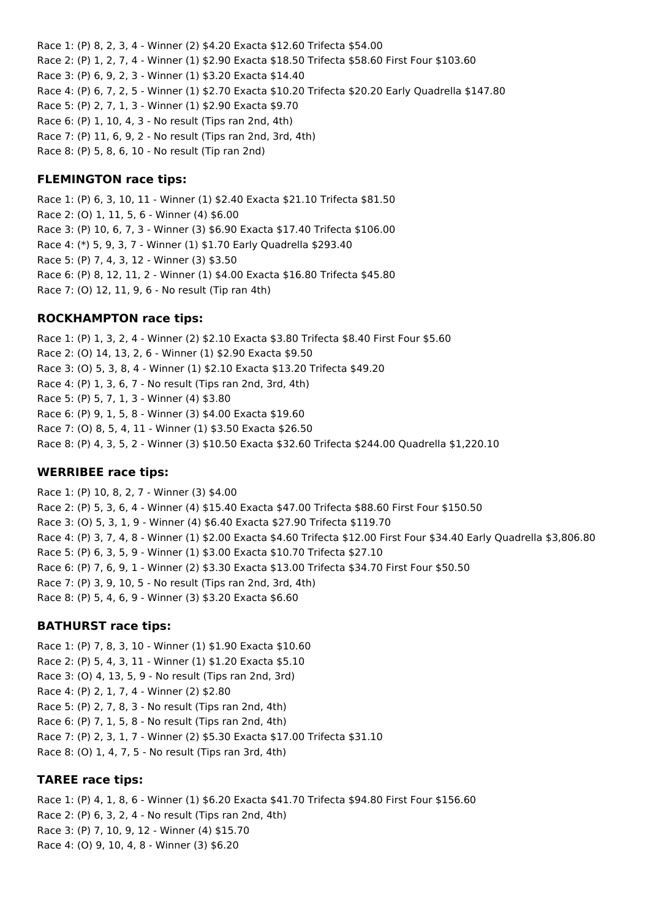Race 1: (P) 8, 2, 3, 4 - Winner (2) $4.20 Exacta $12.60 Trifecta $54.00
Race 2: (P) 1, 2, 7, 4 - Winner (1) $2.90 Exacta $18.50 Trifecta $58.60 First Four $103.60
Race 3: (P) 6, 9, 2, 3 - Winner (1) $3.20 Exacta $14.40
Race 4: (P) 6, 7, 2, 5 - Winner (1) $2.70 Exacta $10.20 Trifecta $20.20 Early Quadrella $147.80
Race 5: (P) 2, 7, 1, 3 - Winner (1) $2.90 Exacta $9.70
Race 6: (P) 1, 10, 4, 3 - No result (Tips ran 2nd, 4th)
Race 7: (P) 11, 6, 9, 2 - No result (Tips ran 2nd, 3rd, 4th)
Race 8: (P) 5, 8, 6, 10 - No result (Tip ran 2nd)

### FLEMINGTON race tips:

Race 1: (P) 6, 3, 10, 11 - Winner (1) $2.40 Exacta $21.10 Trifecta $81.50
Race 2: (O) 1, 11, 5, 6 - Winner (4) $6.00
Race 3: (P) 10, 6, 7, 3 - Winner (3) $6.90 Exacta $17.40 Trifecta $106.00
Race 4: (*) 5, 9, 3, 7 - Winner (1) $1.70 Early Quadrella $293.40
Race 5: (P) 7, 4, 3, 12 - Winner (3) $3.50
Race 6: (P) 8, 12, 11, 2 - Winner (1) $4.00 Exacta $16.80 Trifecta $45.80
Race 7: (O) 12, 11, 9, 6 - No result (Tip ran 4th)

### ROCKHAMPTON race tips:

Race 1: (P) 1, 3, 2, 4 - Winner (2) $2.10 Exacta $3.80 Trifecta $8.40 First Four $5.60
Race 2: (O) 14, 13, 2, 6 - Winner (1) $2.90 Exacta $9.50
Race 3: (O) 5, 3, 8, 4 - Winner (1) $2.10 Exacta $13.20 Trifecta $49.20
Race 4: (P) 1, 3, 6, 7 - No result (Tips ran 2nd, 3rd, 4th)
Race 5: (P) 5, 7, 1, 3 - Winner (4) $3.80
Race 6: (P) 9, 1, 5, 8 - Winner (3) $4.00 Exacta $19.60
Race 7: (O) 8, 5, 4, 11 - Winner (1) $3.50 Exacta $26.50
Race 8: (P) 4, 3, 5, 2 - Winner (3) $10.50 Exacta $32.60 Trifecta $244.00 Quadrella $1,220.10

### WERRIBEE race tips:

Race 1: (P) 10, 8, 2, 7 - Winner (3) $4.00
Race 2: (P) 5, 3, 6, 4 - Winner (4) $15.40 Exacta $47.00 Trifecta $88.60 First Four $150.50
Race 3: (O) 5, 3, 1, 9 - Winner (4) $6.40 Exacta $27.90 Trifecta $119.70
Race 4: (P) 3, 7, 4, 8 - Winner (1) $2.00 Exacta $4.60 Trifecta $12.00 First Four $34.40 Early Quadrella $3,806.80
Race 5: (P) 6, 3, 5, 9 - Winner (1) $3.00 Exacta $10.70 Trifecta $27.10
Race 6: (P) 7, 6, 9, 1 - Winner (2) $3.30 Exacta $13.00 Trifecta $34.70 First Four $50.50
Race 7: (P) 3, 9, 10, 5 - No result (Tips ran 2nd, 3rd, 4th)
Race 8: (P) 5, 4, 6, 9 - Winner (3) $3.20 Exacta $6.60

### BATHURST race tips:

Race 1: (P) 7, 8, 3, 10 - Winner (1) $1.90 Exacta $10.60
Race 2: (P) 5, 4, 3, 11 - Winner (1) $1.20 Exacta $5.10
Race 3: (O) 4, 13, 5, 9 - No result (Tips ran 2nd, 3rd)
Race 4: (P) 2, 1, 7, 4 - Winner (2) $2.80
Race 5: (P) 2, 7, 8, 3 - No result (Tips ran 2nd, 4th)
Race 6: (P) 7, 1, 5, 8 - No result (Tips ran 2nd, 4th)
Race 7: (P) 2, 3, 1, 7 - Winner (2) $5.30 Exacta $17.00 Trifecta $31.10
Race 8: (O) 1, 4, 7, 5 - No result (Tips ran 3rd, 4th)

### TAREE race tips:

Race 1: (P) 4, 1, 8, 6 - Winner (1) $6.20 Exacta $41.70 Trifecta $94.80 First Four $156.60
Race 2: (P) 6, 3, 2, 4 - No result (Tips ran 2nd, 4th)
Race 3: (P) 7, 10, 9, 12 - Winner (4) $15.70
Race 4: (O) 9, 10, 4, 8 - Winner (3) $6.20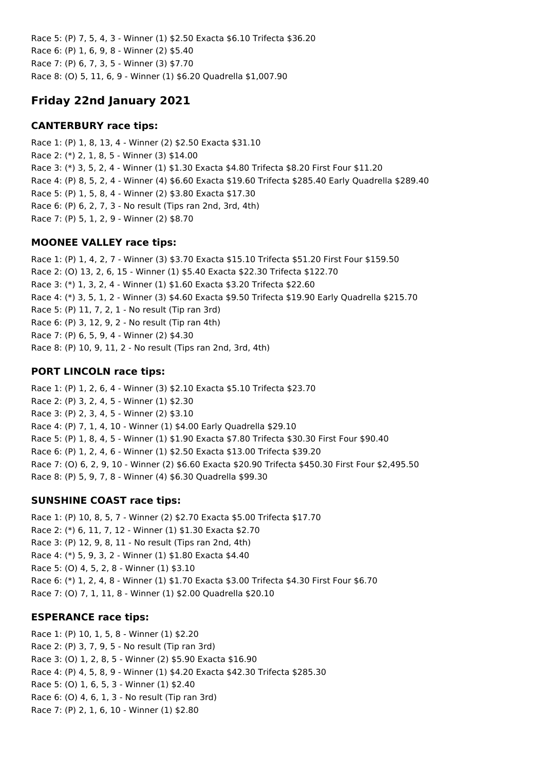Race 5: (P) 7, 5, 4, 3 - Winner (1) $2.50 Exacta $6.10 Trifecta $36.20
Race 6: (P) 1, 6, 9, 8 - Winner (2) $5.40
Race 7: (P) 6, 7, 3, 5 - Winner (3) $7.70
Race 8: (O) 5, 11, 6, 9 - Winner (1) $6.20 Quadrella $1,007.90

## Friday 22nd January 2021

### CANTERBURY race tips:

Race 1: (P) 1, 8, 13, 4 - Winner (2) $2.50 Exacta $31.10
Race 2: (*) 2, 1, 8, 5 - Winner (3) $14.00
Race 3: (*) 3, 5, 2, 4 - Winner (1) $1.30 Exacta $4.80 Trifecta $8.20 First Four $11.20
Race 4: (P) 8, 5, 2, 4 - Winner (4) $6.60 Exacta $19.60 Trifecta $285.40 Early Quadrella $289.40
Race 5: (P) 1, 5, 8, 4 - Winner (2) $3.80 Exacta $17.30
Race 6: (P) 6, 2, 7, 3 - No result (Tips ran 2nd, 3rd, 4th)
Race 7: (P) 5, 1, 2, 9 - Winner (2) $8.70

### MOONEE VALLEY race tips:

Race 1: (P) 1, 4, 2, 7 - Winner (3) $3.70 Exacta $15.10 Trifecta $51.20 First Four $159.50
Race 2: (O) 13, 2, 6, 15 - Winner (1) $5.40 Exacta $22.30 Trifecta $122.70
Race 3: (*) 1, 3, 2, 4 - Winner (1) $1.60 Exacta $3.20 Trifecta $22.60
Race 4: (*) 3, 5, 1, 2 - Winner (3) $4.60 Exacta $9.50 Trifecta $19.90 Early Quadrella $215.70
Race 5: (P) 11, 7, 2, 1 - No result (Tip ran 3rd)
Race 6: (P) 3, 12, 9, 2 - No result (Tip ran 4th)
Race 7: (P) 6, 5, 9, 4 - Winner (2) $4.30
Race 8: (P) 10, 9, 11, 2 - No result (Tips ran 2nd, 3rd, 4th)

### PORT LINCOLN race tips:

Race 1: (P) 1, 2, 6, 4 - Winner (3) $2.10 Exacta $5.10 Trifecta $23.70
Race 2: (P) 3, 2, 4, 5 - Winner (1) $2.30
Race 3: (P) 2, 3, 4, 5 - Winner (2) $3.10
Race 4: (P) 7, 1, 4, 10 - Winner (1) $4.00 Early Quadrella $29.10
Race 5: (P) 1, 8, 4, 5 - Winner (1) $1.90 Exacta $7.80 Trifecta $30.30 First Four $90.40
Race 6: (P) 1, 2, 4, 6 - Winner (1) $2.50 Exacta $13.00 Trifecta $39.20
Race 7: (O) 6, 2, 9, 10 - Winner (2) $6.60 Exacta $20.90 Trifecta $450.30 First Four $2,495.50
Race 8: (P) 5, 9, 7, 8 - Winner (4) $6.30 Quadrella $99.30

### SUNSHINE COAST race tips:

Race 1: (P) 10, 8, 5, 7 - Winner (2) $2.70 Exacta $5.00 Trifecta $17.70
Race 2: (*) 6, 11, 7, 12 - Winner (1) $1.30 Exacta $2.70
Race 3: (P) 12, 9, 8, 11 - No result (Tips ran 2nd, 4th)
Race 4: (*) 5, 9, 3, 2 - Winner (1) $1.80 Exacta $4.40
Race 5: (O) 4, 5, 2, 8 - Winner (1) $3.10
Race 6: (*) 1, 2, 4, 8 - Winner (1) $1.70 Exacta $3.00 Trifecta $4.30 First Four $6.70
Race 7: (O) 7, 1, 11, 8 - Winner (1) $2.00 Quadrella $20.10

### ESPERANCE race tips:

Race 1: (P) 10, 1, 5, 8 - Winner (1) $2.20
Race 2: (P) 3, 7, 9, 5 - No result (Tip ran 3rd)
Race 3: (O) 1, 2, 8, 5 - Winner (2) $5.90 Exacta $16.90
Race 4: (P) 4, 5, 8, 9 - Winner (1) $4.20 Exacta $42.30 Trifecta $285.30
Race 5: (O) 1, 6, 5, 3 - Winner (1) $2.40
Race 6: (O) 4, 6, 1, 3 - No result (Tip ran 3rd)
Race 7: (P) 2, 1, 6, 10 - Winner (1) $2.80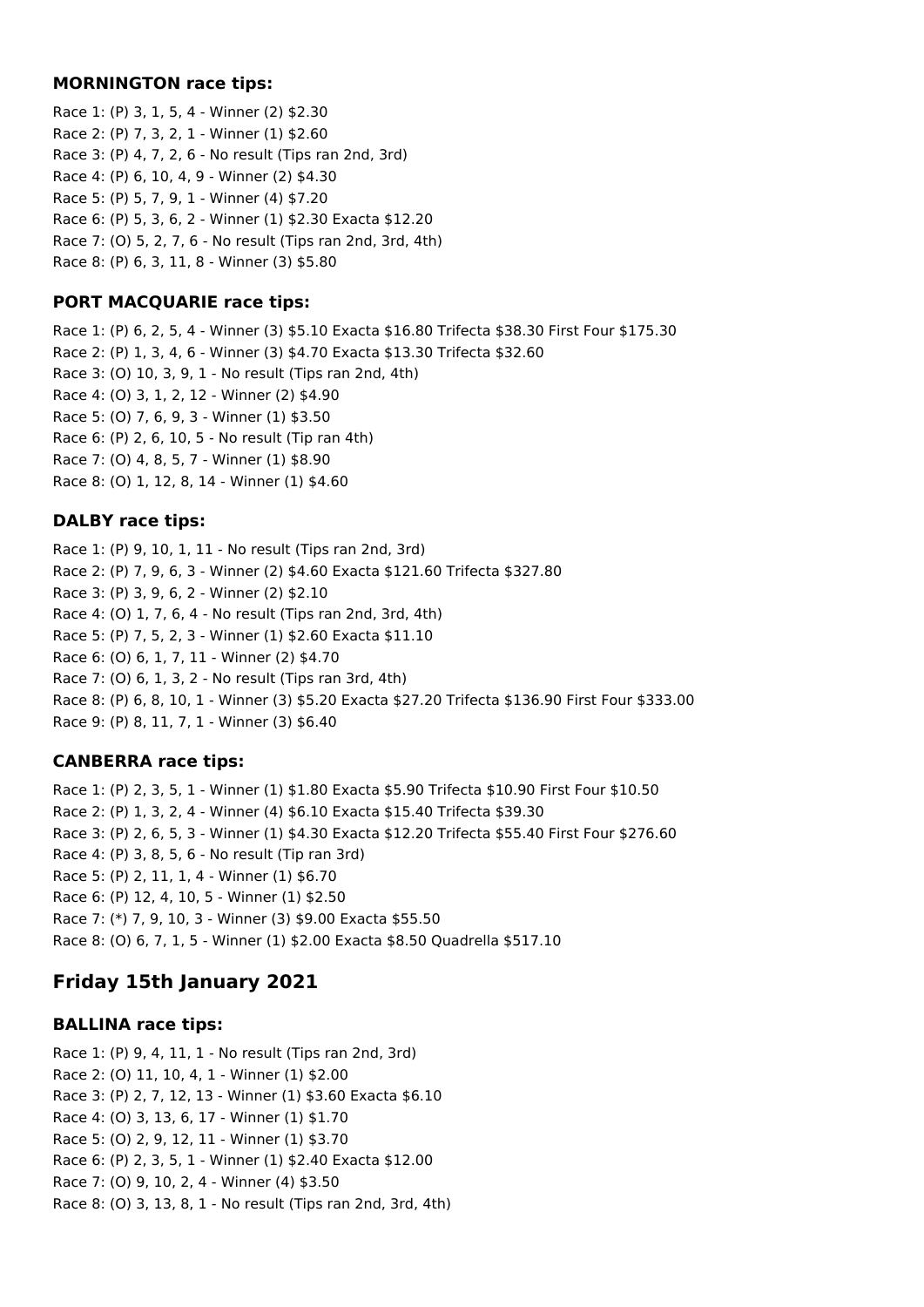### MORNINGTON race tips:

Race 1: (P) 3, 1, 5, 4 - Winner (2) $2.30
Race 2: (P) 7, 3, 2, 1 - Winner (1) $2.60
Race 3: (P) 4, 7, 2, 6 - No result (Tips ran 2nd, 3rd)
Race 4: (P) 6, 10, 4, 9 - Winner (2) $4.30
Race 5: (P) 5, 7, 9, 1 - Winner (4) $7.20
Race 6: (P) 5, 3, 6, 2 - Winner (1) $2.30 Exacta $12.20
Race 7: (O) 5, 2, 7, 6 - No result (Tips ran 2nd, 3rd, 4th)
Race 8: (P) 6, 3, 11, 8 - Winner (3) $5.80

### PORT MACQUARIE race tips:

Race 1: (P) 6, 2, 5, 4 - Winner (3) $5.10 Exacta $16.80 Trifecta $38.30 First Four $175.30
Race 2: (P) 1, 3, 4, 6 - Winner (3) $4.70 Exacta $13.30 Trifecta $32.60
Race 3: (O) 10, 3, 9, 1 - No result (Tips ran 2nd, 4th)
Race 4: (O) 3, 1, 2, 12 - Winner (2) $4.90
Race 5: (O) 7, 6, 9, 3 - Winner (1) $3.50
Race 6: (P) 2, 6, 10, 5 - No result (Tip ran 4th)
Race 7: (O) 4, 8, 5, 7 - Winner (1) $8.90
Race 8: (O) 1, 12, 8, 14 - Winner (1) $4.60

### DALBY race tips:

Race 1: (P) 9, 10, 1, 11 - No result (Tips ran 2nd, 3rd)
Race 2: (P) 7, 9, 6, 3 - Winner (2) $4.60 Exacta $121.60 Trifecta $327.80
Race 3: (P) 3, 9, 6, 2 - Winner (2) $2.10
Race 4: (O) 1, 7, 6, 4 - No result (Tips ran 2nd, 3rd, 4th)
Race 5: (P) 7, 5, 2, 3 - Winner (1) $2.60 Exacta $11.10
Race 6: (O) 6, 1, 7, 11 - Winner (2) $4.70
Race 7: (O) 6, 1, 3, 2 - No result (Tips ran 3rd, 4th)
Race 8: (P) 6, 8, 10, 1 - Winner (3) $5.20 Exacta $27.20 Trifecta $136.90 First Four $333.00
Race 9: (P) 8, 11, 7, 1 - Winner (3) $6.40

### CANBERRA race tips:

Race 1: (P) 2, 3, 5, 1 - Winner (1) $1.80 Exacta $5.90 Trifecta $10.90 First Four $10.50
Race 2: (P) 1, 3, 2, 4 - Winner (4) $6.10 Exacta $15.40 Trifecta $39.30
Race 3: (P) 2, 6, 5, 3 - Winner (1) $4.30 Exacta $12.20 Trifecta $55.40 First Four $276.60
Race 4: (P) 3, 8, 5, 6 - No result (Tip ran 3rd)
Race 5: (P) 2, 11, 1, 4 - Winner (1) $6.70
Race 6: (P) 12, 4, 10, 5 - Winner (1) $2.50
Race 7: (*) 7, 9, 10, 3 - Winner (3) $9.00 Exacta $55.50
Race 8: (O) 6, 7, 1, 5 - Winner (1) $2.00 Exacta $8.50 Quadrella $517.10

## Friday 15th January 2021

### BALLINA race tips:

Race 1: (P) 9, 4, 11, 1 - No result (Tips ran 2nd, 3rd)
Race 2: (O) 11, 10, 4, 1 - Winner (1) $2.00
Race 3: (P) 2, 7, 12, 13 - Winner (1) $3.60 Exacta $6.10
Race 4: (O) 3, 13, 6, 17 - Winner (1) $1.70
Race 5: (O) 2, 9, 12, 11 - Winner (1) $3.70
Race 6: (P) 2, 3, 5, 1 - Winner (1) $2.40 Exacta $12.00
Race 7: (O) 9, 10, 2, 4 - Winner (4) $3.50
Race 8: (O) 3, 13, 8, 1 - No result (Tips ran 2nd, 3rd, 4th)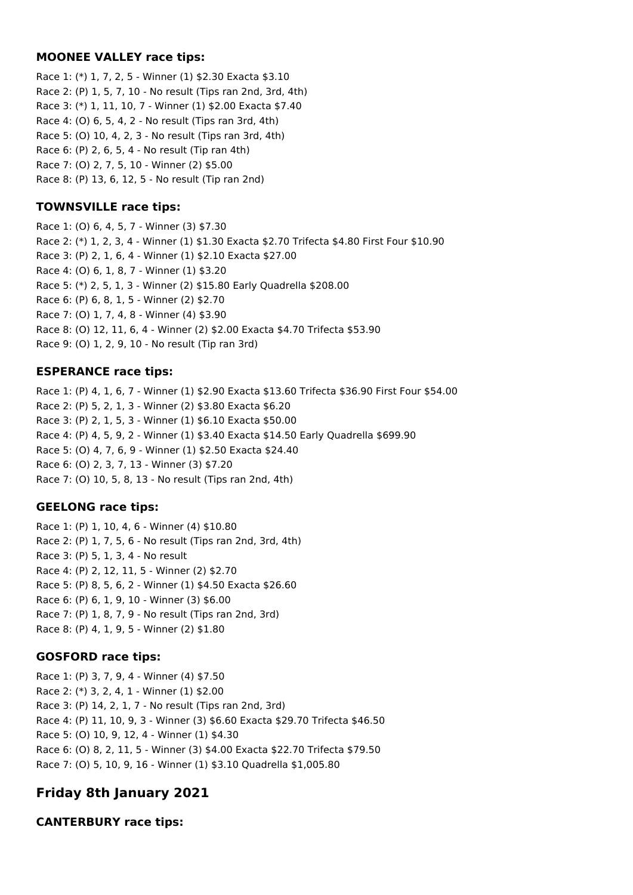### MOONEE VALLEY race tips:

Race 1: (*) 1, 7, 2, 5 - Winner (1) $2.30 Exacta $3.10
Race 2: (P) 1, 5, 7, 10 - No result (Tips ran 2nd, 3rd, 4th)
Race 3: (*) 1, 11, 10, 7 - Winner (1) $2.00 Exacta $7.40
Race 4: (O) 6, 5, 4, 2 - No result (Tips ran 3rd, 4th)
Race 5: (O) 10, 4, 2, 3 - No result (Tips ran 3rd, 4th)
Race 6: (P) 2, 6, 5, 4 - No result (Tip ran 4th)
Race 7: (O) 2, 7, 5, 10 - Winner (2) $5.00
Race 8: (P) 13, 6, 12, 5 - No result (Tip ran 2nd)

### TOWNSVILLE race tips:

Race 1: (O) 6, 4, 5, 7 - Winner (3) $7.30
Race 2: (*) 1, 2, 3, 4 - Winner (1) $1.30 Exacta $2.70 Trifecta $4.80 First Four $10.90
Race 3: (P) 2, 1, 6, 4 - Winner (1) $2.10 Exacta $27.00
Race 4: (O) 6, 1, 8, 7 - Winner (1) $3.20
Race 5: (*) 2, 5, 1, 3 - Winner (2) $15.80 Early Quadrella $208.00
Race 6: (P) 6, 8, 1, 5 - Winner (2) $2.70
Race 7: (O) 1, 7, 4, 8 - Winner (4) $3.90
Race 8: (O) 12, 11, 6, 4 - Winner (2) $2.00 Exacta $4.70 Trifecta $53.90
Race 9: (O) 1, 2, 9, 10 - No result (Tip ran 3rd)

### ESPERANCE race tips:

Race 1: (P) 4, 1, 6, 7 - Winner (1) $2.90 Exacta $13.60 Trifecta $36.90 First Four $54.00
Race 2: (P) 5, 2, 1, 3 - Winner (2) $3.80 Exacta $6.20
Race 3: (P) 2, 1, 5, 3 - Winner (1) $6.10 Exacta $50.00
Race 4: (P) 4, 5, 9, 2 - Winner (1) $3.40 Exacta $14.50 Early Quadrella $699.90
Race 5: (O) 4, 7, 6, 9 - Winner (1) $2.50 Exacta $24.40
Race 6: (O) 2, 3, 7, 13 - Winner (3) $7.20
Race 7: (O) 10, 5, 8, 13 - No result (Tips ran 2nd, 4th)

### GEELONG race tips:

Race 1: (P) 1, 10, 4, 6 - Winner (4) $10.80
Race 2: (P) 1, 7, 5, 6 - No result (Tips ran 2nd, 3rd, 4th)
Race 3: (P) 5, 1, 3, 4 - No result
Race 4: (P) 2, 12, 11, 5 - Winner (2) $2.70
Race 5: (P) 8, 5, 6, 2 - Winner (1) $4.50 Exacta $26.60
Race 6: (P) 6, 1, 9, 10 - Winner (3) $6.00
Race 7: (P) 1, 8, 7, 9 - No result (Tips ran 2nd, 3rd)
Race 8: (P) 4, 1, 9, 5 - Winner (2) $1.80

### GOSFORD race tips:

Race 1: (P) 3, 7, 9, 4 - Winner (4) $7.50
Race 2: (*) 3, 2, 4, 1 - Winner (1) $2.00
Race 3: (P) 14, 2, 1, 7 - No result (Tips ran 2nd, 3rd)
Race 4: (P) 11, 10, 9, 3 - Winner (3) $6.60 Exacta $29.70 Trifecta $46.50
Race 5: (O) 10, 9, 12, 4 - Winner (1) $4.30
Race 6: (O) 8, 2, 11, 5 - Winner (3) $4.00 Exacta $22.70 Trifecta $79.50
Race 7: (O) 5, 10, 9, 16 - Winner (1) $3.10 Quadrella $1,005.80

## Friday 8th January 2021

### CANTERBURY race tips: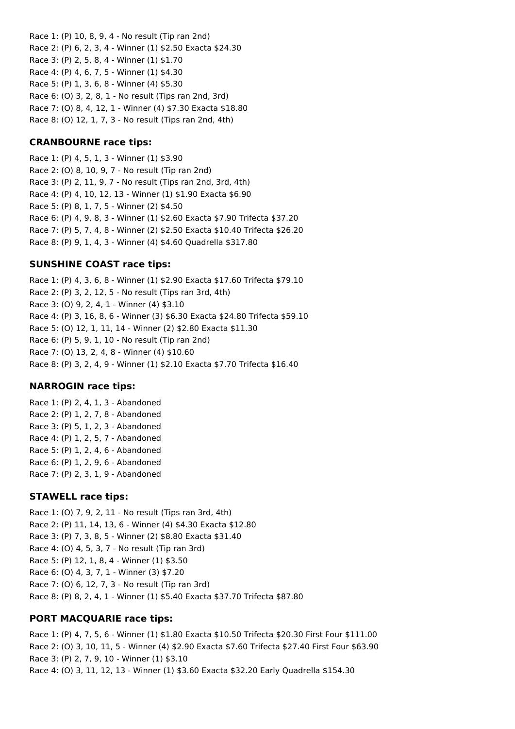Race 1: (P) 10, 8, 9, 4 - No result (Tip ran 2nd)
Race 2: (P) 6, 2, 3, 4 - Winner (1) $2.50 Exacta $24.30
Race 3: (P) 2, 5, 8, 4 - Winner (1) $1.70
Race 4: (P) 4, 6, 7, 5 - Winner (1) $4.30
Race 5: (P) 1, 3, 6, 8 - Winner (4) $5.30
Race 6: (O) 3, 2, 8, 1 - No result (Tips ran 2nd, 3rd)
Race 7: (O) 8, 4, 12, 1 - Winner (4) $7.30 Exacta $18.80
Race 8: (O) 12, 1, 7, 3 - No result (Tips ran 2nd, 4th)

### CRANBOURNE race tips:

Race 1: (P) 4, 5, 1, 3 - Winner (1) $3.90
Race 2: (O) 8, 10, 9, 7 - No result (Tip ran 2nd)
Race 3: (P) 2, 11, 9, 7 - No result (Tips ran 2nd, 3rd, 4th)
Race 4: (P) 4, 10, 12, 13 - Winner (1) $1.90 Exacta $6.90
Race 5: (P) 8, 1, 7, 5 - Winner (2) $4.50
Race 6: (P) 4, 9, 8, 3 - Winner (1) $2.60 Exacta $7.90 Trifecta $37.20
Race 7: (P) 5, 7, 4, 8 - Winner (2) $2.50 Exacta $10.40 Trifecta $26.20
Race 8: (P) 9, 1, 4, 3 - Winner (4) $4.60 Quadrella $317.80

### SUNSHINE COAST race tips:

Race 1: (P) 4, 3, 6, 8 - Winner (1) $2.90 Exacta $17.60 Trifecta $79.10
Race 2: (P) 3, 2, 12, 5 - No result (Tips ran 3rd, 4th)
Race 3: (O) 9, 2, 4, 1 - Winner (4) $3.10
Race 4: (P) 3, 16, 8, 6 - Winner (3) $6.30 Exacta $24.80 Trifecta $59.10
Race 5: (O) 12, 1, 11, 14 - Winner (2) $2.80 Exacta $11.30
Race 6: (P) 5, 9, 1, 10 - No result (Tip ran 2nd)
Race 7: (O) 13, 2, 4, 8 - Winner (4) $10.60
Race 8: (P) 3, 2, 4, 9 - Winner (1) $2.10 Exacta $7.70 Trifecta $16.40

### NARROGIN race tips:

Race 1: (P) 2, 4, 1, 3 - Abandoned
Race 2: (P) 1, 2, 7, 8 - Abandoned
Race 3: (P) 5, 1, 2, 3 - Abandoned
Race 4: (P) 1, 2, 5, 7 - Abandoned
Race 5: (P) 1, 2, 4, 6 - Abandoned
Race 6: (P) 1, 2, 9, 6 - Abandoned
Race 7: (P) 2, 3, 1, 9 - Abandoned

### STAWELL race tips:

Race 1: (O) 7, 9, 2, 11 - No result (Tips ran 3rd, 4th)
Race 2: (P) 11, 14, 13, 6 - Winner (4) $4.30 Exacta $12.80
Race 3: (P) 7, 3, 8, 5 - Winner (2) $8.80 Exacta $31.40
Race 4: (O) 4, 5, 3, 7 - No result (Tip ran 3rd)
Race 5: (P) 12, 1, 8, 4 - Winner (1) $3.50
Race 6: (O) 4, 3, 7, 1 - Winner (3) $7.20
Race 7: (O) 6, 12, 7, 3 - No result (Tip ran 3rd)
Race 8: (P) 8, 2, 4, 1 - Winner (1) $5.40 Exacta $37.70 Trifecta $87.80

### PORT MACQUARIE race tips:

Race 1: (P) 4, 7, 5, 6 - Winner (1) $1.80 Exacta $10.50 Trifecta $20.30 First Four $111.00
Race 2: (O) 3, 10, 11, 5 - Winner (4) $2.90 Exacta $7.60 Trifecta $27.40 First Four $63.90
Race 3: (P) 2, 7, 9, 10 - Winner (1) $3.10
Race 4: (O) 3, 11, 12, 13 - Winner (1) $3.60 Exacta $32.20 Early Quadrella $154.30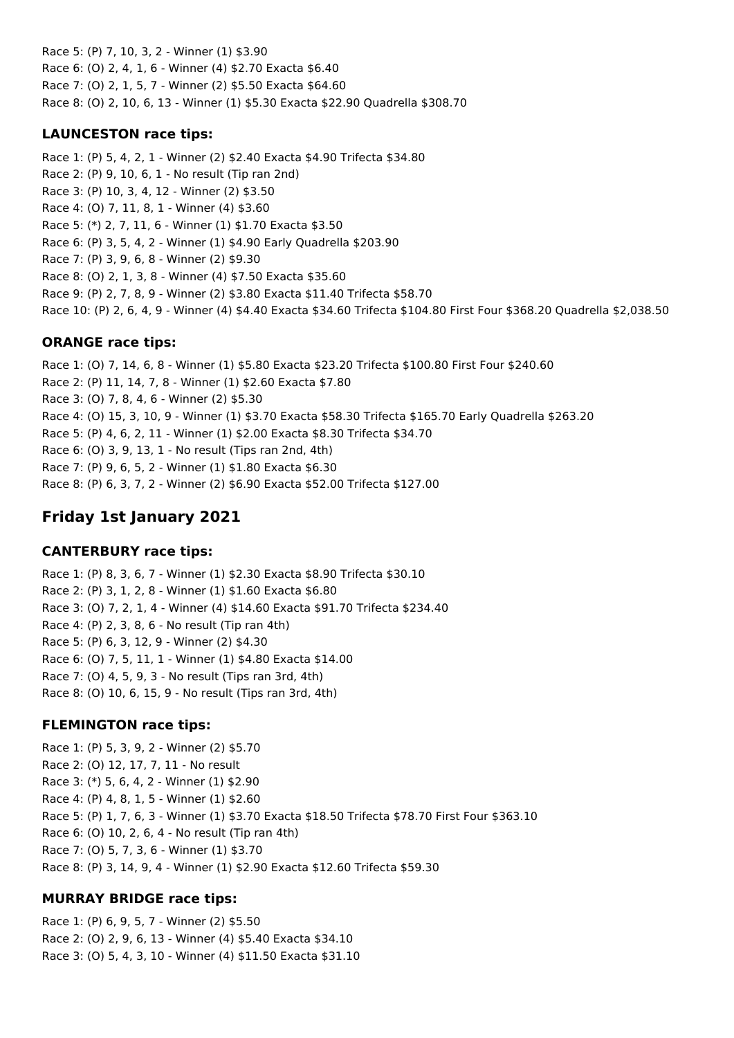Race 5: (P) 7, 10, 3, 2 - Winner (1) $3.90
Race 6: (O) 2, 4, 1, 6 - Winner (4) $2.70 Exacta $6.40
Race 7: (O) 2, 1, 5, 7 - Winner (2) $5.50 Exacta $64.60
Race 8: (O) 2, 10, 6, 13 - Winner (1) $5.30 Exacta $22.90 Quadrella $308.70

### LAUNCESTON race tips:

Race 1: (P) 5, 4, 2, 1 - Winner (2) $2.40 Exacta $4.90 Trifecta $34.80
Race 2: (P) 9, 10, 6, 1 - No result (Tip ran 2nd)
Race 3: (P) 10, 3, 4, 12 - Winner (2) $3.50
Race 4: (O) 7, 11, 8, 1 - Winner (4) $3.60
Race 5: (*) 2, 7, 11, 6 - Winner (1) $1.70 Exacta $3.50
Race 6: (P) 3, 5, 4, 2 - Winner (1) $4.90 Early Quadrella $203.90
Race 7: (P) 3, 9, 6, 8 - Winner (2) $9.30
Race 8: (O) 2, 1, 3, 8 - Winner (4) $7.50 Exacta $35.60
Race 9: (P) 2, 7, 8, 9 - Winner (2) $3.80 Exacta $11.40 Trifecta $58.70
Race 10: (P) 2, 6, 4, 9 - Winner (4) $4.40 Exacta $34.60 Trifecta $104.80 First Four $368.20 Quadrella $2,038.50

### ORANGE race tips:

Race 1: (O) 7, 14, 6, 8 - Winner (1) $5.80 Exacta $23.20 Trifecta $100.80 First Four $240.60
Race 2: (P) 11, 14, 7, 8 - Winner (1) $2.60 Exacta $7.80
Race 3: (O) 7, 8, 4, 6 - Winner (2) $5.30
Race 4: (O) 15, 3, 10, 9 - Winner (1) $3.70 Exacta $58.30 Trifecta $165.70 Early Quadrella $263.20
Race 5: (P) 4, 6, 2, 11 - Winner (1) $2.00 Exacta $8.30 Trifecta $34.70
Race 6: (O) 3, 9, 13, 1 - No result (Tips ran 2nd, 4th)
Race 7: (P) 9, 6, 5, 2 - Winner (1) $1.80 Exacta $6.30
Race 8: (P) 6, 3, 7, 2 - Winner (2) $6.90 Exacta $52.00 Trifecta $127.00

## Friday 1st January 2021

### CANTERBURY race tips:

Race 1: (P) 8, 3, 6, 7 - Winner (1) $2.30 Exacta $8.90 Trifecta $30.10
Race 2: (P) 3, 1, 2, 8 - Winner (1) $1.60 Exacta $6.80
Race 3: (O) 7, 2, 1, 4 - Winner (4) $14.60 Exacta $91.70 Trifecta $234.40
Race 4: (P) 2, 3, 8, 6 - No result (Tip ran 4th)
Race 5: (P) 6, 3, 12, 9 - Winner (2) $4.30
Race 6: (O) 7, 5, 11, 1 - Winner (1) $4.80 Exacta $14.00
Race 7: (O) 4, 5, 9, 3 - No result (Tips ran 3rd, 4th)
Race 8: (O) 10, 6, 15, 9 - No result (Tips ran 3rd, 4th)

### FLEMINGTON race tips:

Race 1: (P) 5, 3, 9, 2 - Winner (2) $5.70
Race 2: (O) 12, 17, 7, 11 - No result
Race 3: (*) 5, 6, 4, 2 - Winner (1) $2.90
Race 4: (P) 4, 8, 1, 5 - Winner (1) $2.60
Race 5: (P) 1, 7, 6, 3 - Winner (1) $3.70 Exacta $18.50 Trifecta $78.70 First Four $363.10
Race 6: (O) 10, 2, 6, 4 - No result (Tip ran 4th)
Race 7: (O) 5, 7, 3, 6 - Winner (1) $3.70
Race 8: (P) 3, 14, 9, 4 - Winner (1) $2.90 Exacta $12.60 Trifecta $59.30

### MURRAY BRIDGE race tips:

Race 1: (P) 6, 9, 5, 7 - Winner (2) $5.50
Race 2: (O) 2, 9, 6, 13 - Winner (4) $5.40 Exacta $34.10
Race 3: (O) 5, 4, 3, 10 - Winner (4) $11.50 Exacta $31.10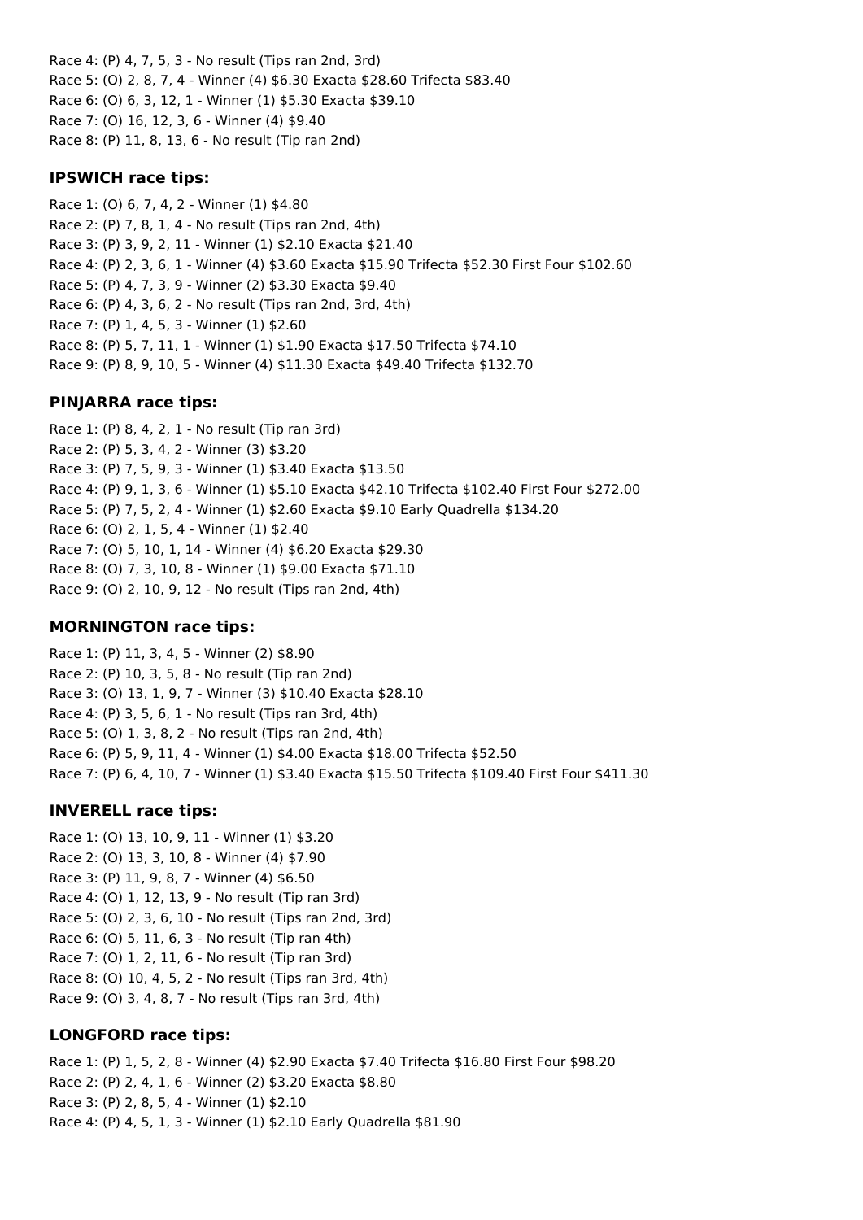Race 4: (P) 4, 7, 5, 3 - No result (Tips ran 2nd, 3rd)
Race 5: (O) 2, 8, 7, 4 - Winner (4) $6.30 Exacta $28.60 Trifecta $83.40
Race 6: (O) 6, 3, 12, 1 - Winner (1) $5.30 Exacta $39.10
Race 7: (O) 16, 12, 3, 6 - Winner (4) $9.40
Race 8: (P) 11, 8, 13, 6 - No result (Tip ran 2nd)

### IPSWICH race tips:

Race 1: (O) 6, 7, 4, 2 - Winner (1) $4.80
Race 2: (P) 7, 8, 1, 4 - No result (Tips ran 2nd, 4th)
Race 3: (P) 3, 9, 2, 11 - Winner (1) $2.10 Exacta $21.40
Race 4: (P) 2, 3, 6, 1 - Winner (4) $3.60 Exacta $15.90 Trifecta $52.30 First Four $102.60
Race 5: (P) 4, 7, 3, 9 - Winner (2) $3.30 Exacta $9.40
Race 6: (P) 4, 3, 6, 2 - No result (Tips ran 2nd, 3rd, 4th)
Race 7: (P) 1, 4, 5, 3 - Winner (1) $2.60
Race 8: (P) 5, 7, 11, 1 - Winner (1) $1.90 Exacta $17.50 Trifecta $74.10
Race 9: (P) 8, 9, 10, 5 - Winner (4) $11.30 Exacta $49.40 Trifecta $132.70

### PINJARRA race tips:

Race 1: (P) 8, 4, 2, 1 - No result (Tip ran 3rd)
Race 2: (P) 5, 3, 4, 2 - Winner (3) $3.20
Race 3: (P) 7, 5, 9, 3 - Winner (1) $3.40 Exacta $13.50
Race 4: (P) 9, 1, 3, 6 - Winner (1) $5.10 Exacta $42.10 Trifecta $102.40 First Four $272.00
Race 5: (P) 7, 5, 2, 4 - Winner (1) $2.60 Exacta $9.10 Early Quadrella $134.20
Race 6: (O) 2, 1, 5, 4 - Winner (1) $2.40
Race 7: (O) 5, 10, 1, 14 - Winner (4) $6.20 Exacta $29.30
Race 8: (O) 7, 3, 10, 8 - Winner (1) $9.00 Exacta $71.10
Race 9: (O) 2, 10, 9, 12 - No result (Tips ran 2nd, 4th)

### MORNINGTON race tips:

Race 1: (P) 11, 3, 4, 5 - Winner (2) $8.90
Race 2: (P) 10, 3, 5, 8 - No result (Tip ran 2nd)
Race 3: (O) 13, 1, 9, 7 - Winner (3) $10.40 Exacta $28.10
Race 4: (P) 3, 5, 6, 1 - No result (Tips ran 3rd, 4th)
Race 5: (O) 1, 3, 8, 2 - No result (Tips ran 2nd, 4th)
Race 6: (P) 5, 9, 11, 4 - Winner (1) $4.00 Exacta $18.00 Trifecta $52.50
Race 7: (P) 6, 4, 10, 7 - Winner (1) $3.40 Exacta $15.50 Trifecta $109.40 First Four $411.30

### INVERELL race tips:

Race 1: (O) 13, 10, 9, 11 - Winner (1) $3.20
Race 2: (O) 13, 3, 10, 8 - Winner (4) $7.90
Race 3: (P) 11, 9, 8, 7 - Winner (4) $6.50
Race 4: (O) 1, 12, 13, 9 - No result (Tip ran 3rd)
Race 5: (O) 2, 3, 6, 10 - No result (Tips ran 2nd, 3rd)
Race 6: (O) 5, 11, 6, 3 - No result (Tip ran 4th)
Race 7: (O) 1, 2, 11, 6 - No result (Tip ran 3rd)
Race 8: (O) 10, 4, 5, 2 - No result (Tips ran 3rd, 4th)
Race 9: (O) 3, 4, 8, 7 - No result (Tips ran 3rd, 4th)

### LONGFORD race tips:

Race 1: (P) 1, 5, 2, 8 - Winner (4) $2.90 Exacta $7.40 Trifecta $16.80 First Four $98.20
Race 2: (P) 2, 4, 1, 6 - Winner (2) $3.20 Exacta $8.80
Race 3: (P) 2, 8, 5, 4 - Winner (1) $2.10
Race 4: (P) 4, 5, 1, 3 - Winner (1) $2.10 Early Quadrella $81.90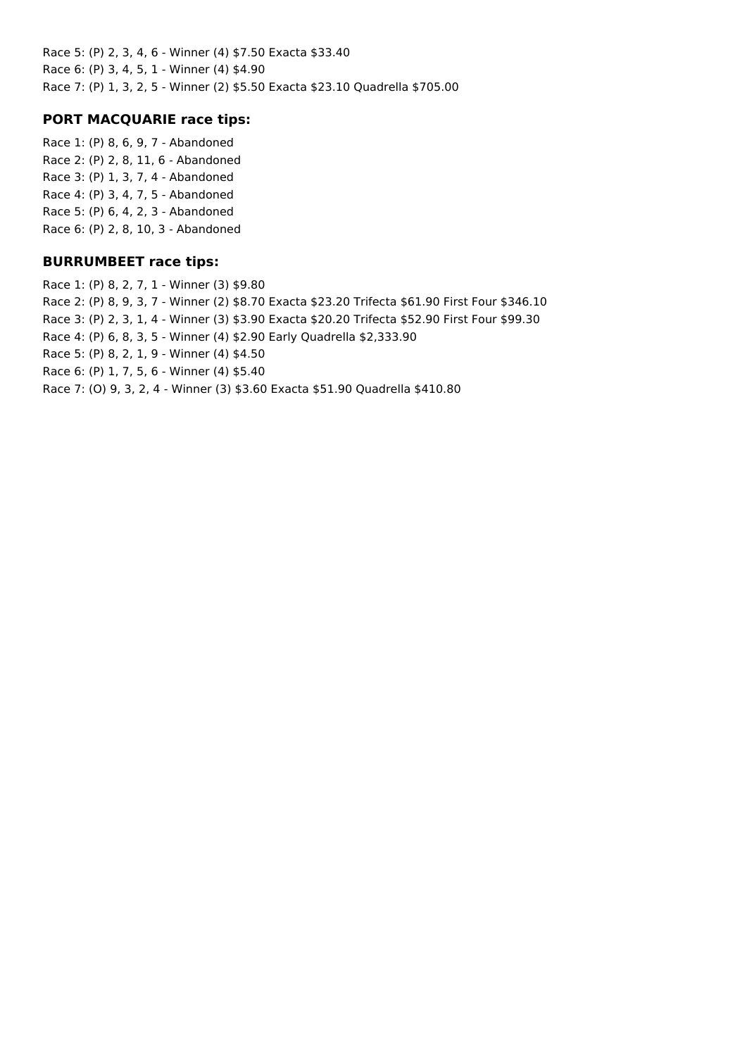Race 5: (P) 2, 3, 4, 6 - Winner (4) $7.50 Exacta $33.40

Race 6: (P) 3, 4, 5, 1 - Winner (4) $4.90

Race 7: (P) 1, 3, 2, 5 - Winner (2) $5.50 Exacta $23.10 Quadrella $705.00

### PORT MACQUARIE race tips:

Race 1: (P) 8, 6, 9, 7 - Abandoned

Race 2: (P) 2, 8, 11, 6 - Abandoned

Race 3: (P) 1, 3, 7, 4 - Abandoned

Race 4: (P) 3, 4, 7, 5 - Abandoned

Race 5: (P) 6, 4, 2, 3 - Abandoned

Race 6: (P) 2, 8, 10, 3 - Abandoned

### BURRUMBEET race tips:

Race 1: (P) 8, 2, 7, 1 - Winner (3) $9.80

Race 2: (P) 8, 9, 3, 7 - Winner (2) $8.70 Exacta $23.20 Trifecta $61.90 First Four $346.10

Race 3: (P) 2, 3, 1, 4 - Winner (3) $3.90 Exacta $20.20 Trifecta $52.90 First Four $99.30

Race 4: (P) 6, 8, 3, 5 - Winner (4) $2.90 Early Quadrella $2,333.90

Race 5: (P) 8, 2, 1, 9 - Winner (4) $4.50

Race 6: (P) 1, 7, 5, 6 - Winner (4) $5.40

Race 7: (O) 9, 3, 2, 4 - Winner (3) $3.60 Exacta $51.90 Quadrella $410.80